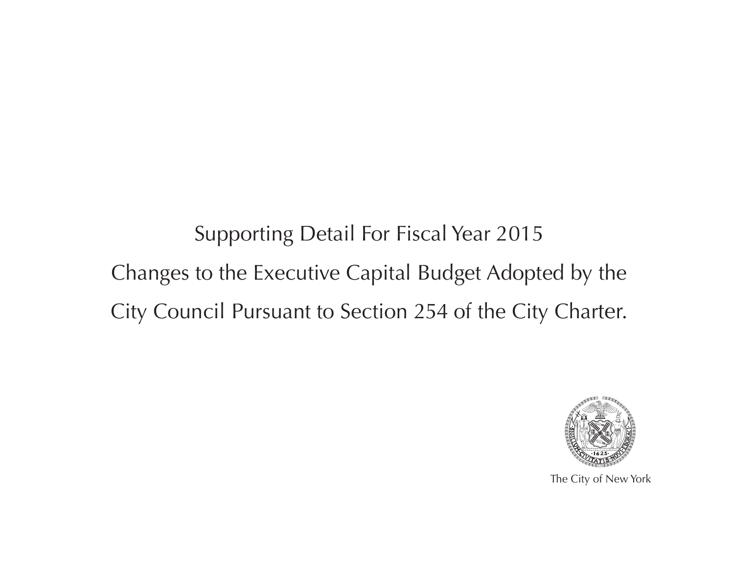# Supporting Detail For Fiscal Year 2015

# Changes to the Executive Capital Budget Adopted by the City Council Pursuant to Section 254 of the City Charter.

The City of New York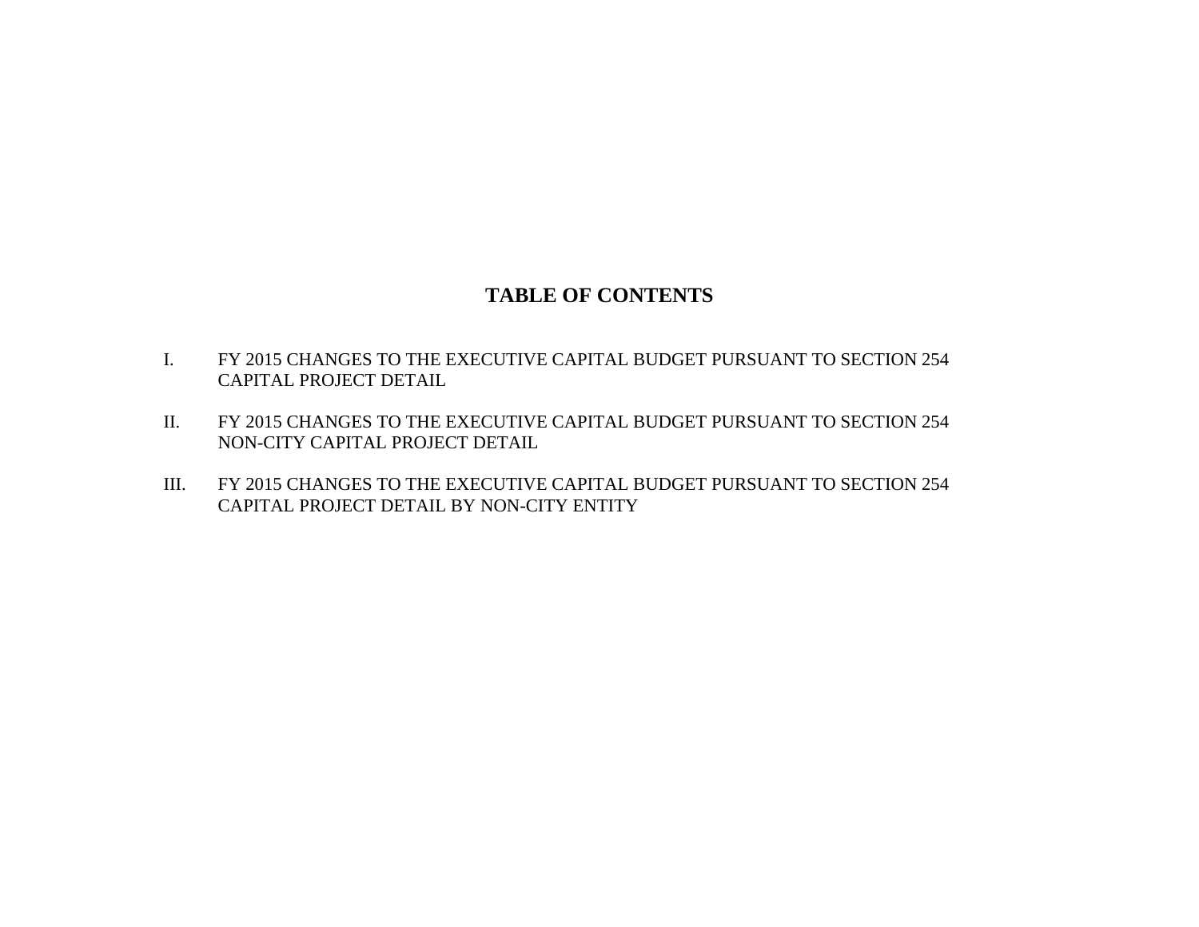# TABLE OF CONTENTS

I. FY 2015 CHANGES TO THE EXECUTIVE CAPITAL BUDGET PURSUANT TO SECTION 254 CAPITAL PROJECT DETAIL

II. FY 2015 CHANGES TO THE EXECUTIVE CAPITAL BUDGET PURSUANT TO SECTION 254 NON-CITY CAPITAL PROJECT DETAIL

III. FY 2015 CHANGES TO THE EXECUTIVE CAPITAL BUDGET PURSUANT TO SECTION 254 CAPITAL PROJECT DETAIL BY NON-CITY ENTITY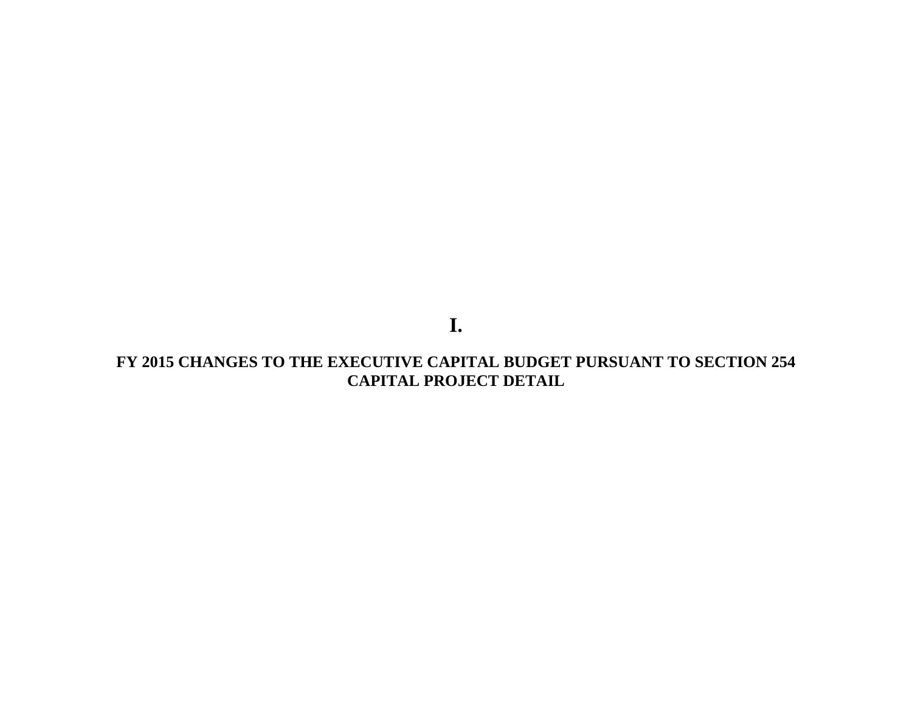# I.

## FY 2015 CHANGES TO THE EXECUTIVE CAPITAL BUDGET PURSUANT TO SECTION 254
## CAPITAL PROJECT DETAIL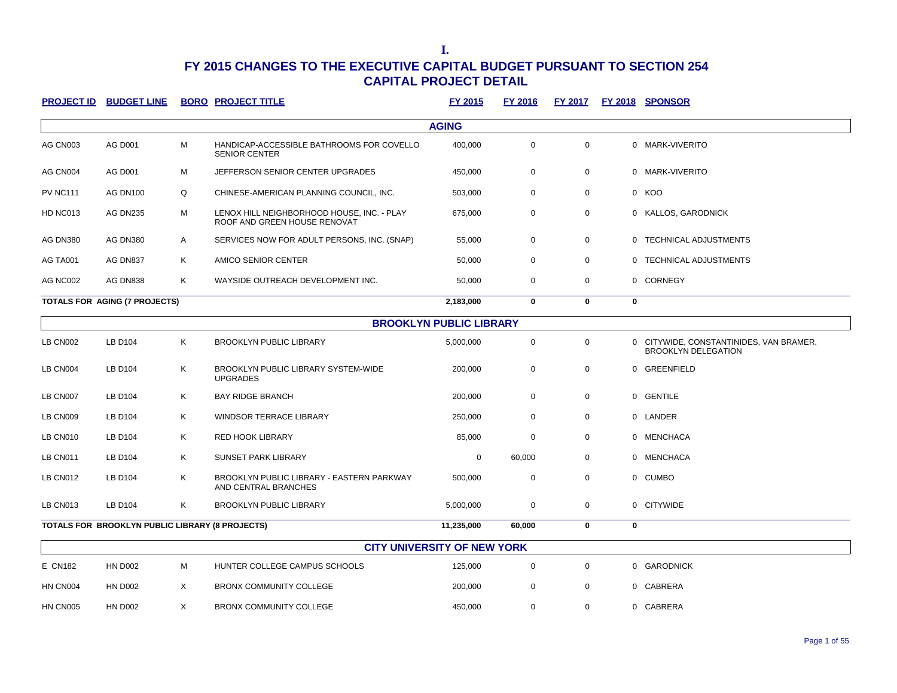**I.**

# FY 2015 CHANGES TO THE EXECUTIVE CAPITAL BUDGET PURSUANT TO SECTION 254
## CAPITAL PROJECT DETAIL

| PROJECT ID | BUDGET LINE | BORO | PROJECT TITLE | FY 2015 | FY 2016 | FY 2017 | FY 2018 | SPONSOR |
|---|---|---|---|---|---|---|---|---|
| **AGING** | | | | | | | | |
| AG CN003 | AG D001 | M | HANDICAP-ACCESSIBLE BATHROOMS FOR COVELLO SENIOR CENTER | 400,000 | 0 | 0 | 0 | MARK-VIVERITO |
| AG CN004 | AG D001 | M | JEFFERSON SENIOR CENTER UPGRADES | 450,000 | 0 | 0 | 0 | MARK-VIVERITO |
| PV NC111 | AG DN100 | Q | CHINESE-AMERICAN PLANNING COUNCIL, INC. | 503,000 | 0 | 0 | 0 | KOO |
| HD NC013 | AG DN235 | M | LENOX HILL NEIGHBORHOOD HOUSE, INC. - PLAY ROOF AND GREEN HOUSE RENOVAT | 675,000 | 0 | 0 | 0 | KALLOS, GARODNICK |
| AG DN380 | AG DN380 | A | SERVICES NOW FOR ADULT PERSONS, INC. (SNAP) | 55,000 | 0 | 0 | 0 | TECHNICAL ADJUSTMENTS |
| AG TA001 | AG DN837 | K | AMICO SENIOR CENTER | 50,000 | 0 | 0 | 0 | TECHNICAL ADJUSTMENTS |
| AG NC002 | AG DN838 | K | WAYSIDE OUTREACH DEVELOPMENT INC. | 50,000 | 0 | 0 | 0 | CORNEGY |
| **TOTALS FOR AGING (7 PROJECTS)** | | | | **2,183,000** | **0** | **0** | **0** | |
| **BROOKLYN PUBLIC LIBRARY** | | | | | | | | |
| LB CN002 | LB D104 | K | BROOKLYN PUBLIC LIBRARY | 5,000,000 | 0 | 0 | 0 | CITYWIDE, CONSTANTINIDES, VAN BRAMER, BROOKLYN DELEGATION |
| LB CN004 | LB D104 | K | BROOKLYN PUBLIC LIBRARY SYSTEM-WIDE UPGRADES | 200,000 | 0 | 0 | 0 | GREENFIELD |
| LB CN007 | LB D104 | K | BAY RIDGE BRANCH | 200,000 | 0 | 0 | 0 | GENTILE |
| LB CN009 | LB D104 | K | WINDSOR TERRACE LIBRARY | 250,000 | 0 | 0 | 0 | LANDER |
| LB CN010 | LB D104 | K | RED HOOK LIBRARY | 85,000 | 0 | 0 | 0 | MENCHACA |
| LB CN011 | LB D104 | K | SUNSET PARK LIBRARY | 0 | 60,000 | 0 | 0 | MENCHACA |
| LB CN012 | LB D104 | K | BROOKLYN PUBLIC LIBRARY - EASTERN PARKWAY AND CENTRAL BRANCHES | 500,000 | 0 | 0 | 0 | CUMBO |
| LB CN013 | LB D104 | K | BROOKLYN PUBLIC LIBRARY | 5,000,000 | 0 | 0 | 0 | CITYWIDE |
| **TOTALS FOR BROOKLYN PUBLIC LIBRARY (8 PROJECTS)** | | | | **11,235,000** | **60,000** | **0** | **0** | |
| **CITY UNIVERSITY OF NEW YORK** | | | | | | | | |
| E CN182 | HN D002 | M | HUNTER COLLEGE CAMPUS SCHOOLS | 125,000 | 0 | 0 | 0 | GARODNICK |
| HN CN004 | HN D002 | X | BRONX COMMUNITY COLLEGE | 200,000 | 0 | 0 | 0 | CABRERA |
| HN CN005 | HN D002 | X | BRONX COMMUNITY COLLEGE | 450,000 | 0 | 0 | 0 | CABRERA |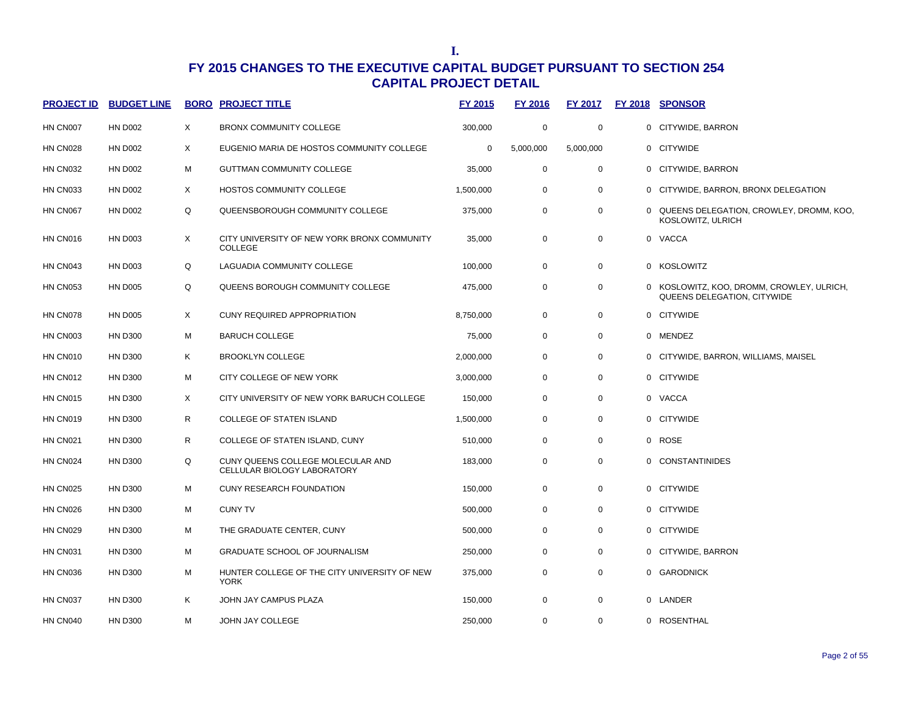**I.**

# FY 2015 CHANGES TO THE EXECUTIVE CAPITAL BUDGET PURSUANT TO SECTION 254
## CAPITAL PROJECT DETAIL

| PROJECT ID | BUDGET LINE | BORO | PROJECT TITLE | FY 2015 | FY 2016 | FY 2017 | FY 2018 | SPONSOR |
|---|---|---|---|---|---|---|---|---|
| HN CN007 | HN D002 | X | BRONX COMMUNITY COLLEGE | 300,000 | 0 | 0 | 0 | CITYWIDE, BARRON |
| HN CN028 | HN D002 | X | EUGENIO MARIA DE HOSTOS COMMUNITY COLLEGE | 0 | 5,000,000 | 5,000,000 | 0 | CITYWIDE |
| HN CN032 | HN D002 | M | GUTTMAN COMMUNITY COLLEGE | 35,000 | 0 | 0 | 0 | CITYWIDE, BARRON |
| HN CN033 | HN D002 | X | HOSTOS COMMUNITY COLLEGE | 1,500,000 | 0 | 0 | 0 | CITYWIDE, BARRON, BRONX DELEGATION |
| HN CN067 | HN D002 | Q | QUEENSBOROUGH COMMUNITY COLLEGE | 375,000 | 0 | 0 | 0 | QUEENS DELEGATION, CROWLEY, DROMM, KOO, KOSLOWITZ, ULRICH |
| HN CN016 | HN D003 | X | CITY UNIVERSITY OF NEW YORK BRONX COMMUNITY COLLEGE | 35,000 | 0 | 0 | 0 | VACCA |
| HN CN043 | HN D003 | Q | LAGUADIA COMMUNITY COLLEGE | 100,000 | 0 | 0 | 0 | KOSLOWITZ |
| HN CN053 | HN D005 | Q | QUEENS BOROUGH COMMUNITY COLLEGE | 475,000 | 0 | 0 | 0 | KOSLOWITZ, KOO, DROMM, CROWLEY, ULRICH, QUEENS DELEGATION, CITYWIDE |
| HN CN078 | HN D005 | X | CUNY REQUIRED APPROPRIATION | 8,750,000 | 0 | 0 | 0 | CITYWIDE |
| HN CN003 | HN D300 | M | BARUCH COLLEGE | 75,000 | 0 | 0 | 0 | MENDEZ |
| HN CN010 | HN D300 | K | BROOKLYN COLLEGE | 2,000,000 | 0 | 0 | 0 | CITYWIDE, BARRON, WILLIAMS, MAISEL |
| HN CN012 | HN D300 | M | CITY COLLEGE OF NEW YORK | 3,000,000 | 0 | 0 | 0 | CITYWIDE |
| HN CN015 | HN D300 | X | CITY UNIVERSITY OF NEW YORK BARUCH COLLEGE | 150,000 | 0 | 0 | 0 | VACCA |
| HN CN019 | HN D300 | R | COLLEGE OF STATEN ISLAND | 1,500,000 | 0 | 0 | 0 | CITYWIDE |
| HN CN021 | HN D300 | R | COLLEGE OF STATEN ISLAND, CUNY | 510,000 | 0 | 0 | 0 | ROSE |
| HN CN024 | HN D300 | Q | CUNY QUEENS COLLEGE MOLECULAR AND CELLULAR BIOLOGY LABORATORY | 183,000 | 0 | 0 | 0 | CONSTANTINIDES |
| HN CN025 | HN D300 | M | CUNY RESEARCH FOUNDATION | 150,000 | 0 | 0 | 0 | CITYWIDE |
| HN CN026 | HN D300 | M | CUNY TV | 500,000 | 0 | 0 | 0 | CITYWIDE |
| HN CN029 | HN D300 | M | THE GRADUATE CENTER, CUNY | 500,000 | 0 | 0 | 0 | CITYWIDE |
| HN CN031 | HN D300 | M | GRADUATE SCHOOL OF JOURNALISM | 250,000 | 0 | 0 | 0 | CITYWIDE, BARRON |
| HN CN036 | HN D300 | M | HUNTER COLLEGE OF THE CITY UNIVERSITY OF NEW YORK | 375,000 | 0 | 0 | 0 | GARODNICK |
| HN CN037 | HN D300 | K | JOHN JAY CAMPUS PLAZA | 150,000 | 0 | 0 | 0 | LANDER |
| HN CN040 | HN D300 | M | JOHN JAY COLLEGE | 250,000 | 0 | 0 | 0 | ROSENTHAL |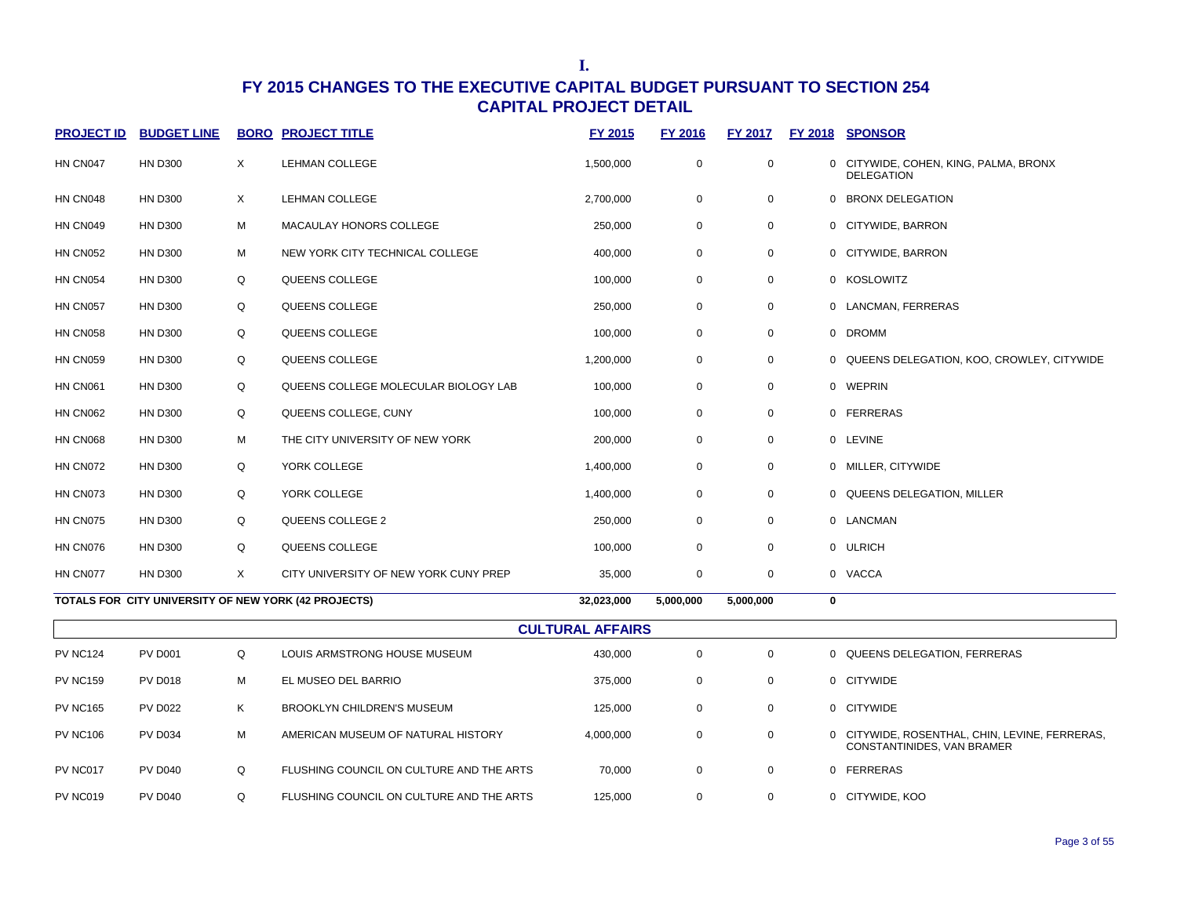I.

# FY 2015 CHANGES TO THE EXECUTIVE CAPITAL BUDGET PURSUANT TO SECTION 254
## CAPITAL PROJECT DETAIL

| PROJECT ID | BUDGET LINE | BORO | PROJECT TITLE | FY 2015 | FY 2016 | FY 2017 | FY 2018 | SPONSOR |
|---|---|---|---|---|---|---|---|---|
| HN CN047 | HN D300 | X | LEHMAN COLLEGE | 1,500,000 | 0 | 0 | 0 | CITYWIDE, COHEN, KING, PALMA, BRONX DELEGATION |
| HN CN048 | HN D300 | X | LEHMAN COLLEGE | 2,700,000 | 0 | 0 | 0 | BRONX DELEGATION |
| HN CN049 | HN D300 | M | MACAULAY HONORS COLLEGE | 250,000 | 0 | 0 | 0 | CITYWIDE, BARRON |
| HN CN052 | HN D300 | M | NEW YORK CITY TECHNICAL COLLEGE | 400,000 | 0 | 0 | 0 | CITYWIDE, BARRON |
| HN CN054 | HN D300 | Q | QUEENS COLLEGE | 100,000 | 0 | 0 | 0 | KOSLOWITZ |
| HN CN057 | HN D300 | Q | QUEENS COLLEGE | 250,000 | 0 | 0 | 0 | LANCMAN, FERRERAS |
| HN CN058 | HN D300 | Q | QUEENS COLLEGE | 100,000 | 0 | 0 | 0 | DROMM |
| HN CN059 | HN D300 | Q | QUEENS COLLEGE | 1,200,000 | 0 | 0 | 0 | QUEENS DELEGATION, KOO, CROWLEY, CITYWIDE |
| HN CN061 | HN D300 | Q | QUEENS COLLEGE MOLECULAR BIOLOGY LAB | 100,000 | 0 | 0 | 0 | WEPRIN |
| HN CN062 | HN D300 | Q | QUEENS COLLEGE, CUNY | 100,000 | 0 | 0 | 0 | FERRERAS |
| HN CN068 | HN D300 | M | THE CITY UNIVERSITY OF NEW YORK | 200,000 | 0 | 0 | 0 | LEVINE |
| HN CN072 | HN D300 | Q | YORK COLLEGE | 1,400,000 | 0 | 0 | 0 | MILLER, CITYWIDE |
| HN CN073 | HN D300 | Q | YORK COLLEGE | 1,400,000 | 0 | 0 | 0 | QUEENS DELEGATION, MILLER |
| HN CN075 | HN D300 | Q | QUEENS COLLEGE 2 | 250,000 | 0 | 0 | 0 | LANCMAN |
| HN CN076 | HN D300 | Q | QUEENS COLLEGE | 100,000 | 0 | 0 | 0 | ULRICH |
| HN CN077 | HN D300 | X | CITY UNIVERSITY OF NEW YORK CUNY PREP | 35,000 | 0 | 0 | 0 | VACCA |
| **TOTALS FOR CITY UNIVERSITY OF NEW YORK (42 PROJECTS)** | | | | **32,023,000** | **5,000,000** | **5,000,000** | **0** | |

### CULTURAL AFFAIRS

| PROJECT ID | BUDGET LINE | BORO | PROJECT TITLE | FY 2015 | FY 2016 | FY 2017 | FY 2018 | SPONSOR |
|---|---|---|---|---|---|---|---|---|
| PV NC124 | PV D001 | Q | LOUIS ARMSTRONG HOUSE MUSEUM | 430,000 | 0 | 0 | 0 | QUEENS DELEGATION, FERRERAS |
| PV NC159 | PV D018 | M | EL MUSEO DEL BARRIO | 375,000 | 0 | 0 | 0 | CITYWIDE |
| PV NC165 | PV D022 | K | BROOKLYN CHILDREN'S MUSEUM | 125,000 | 0 | 0 | 0 | CITYWIDE |
| PV NC106 | PV D034 | M | AMERICAN MUSEUM OF NATURAL HISTORY | 4,000,000 | 0 | 0 | 0 | CITYWIDE, ROSENTHAL, CHIN, LEVINE, FERRERAS, CONSTANTINIDES, VAN BRAMER |
| PV NC017 | PV D040 | Q | FLUSHING COUNCIL ON CULTURE AND THE ARTS | 70,000 | 0 | 0 | 0 | FERRERAS |
| PV NC019 | PV D040 | Q | FLUSHING COUNCIL ON CULTURE AND THE ARTS | 125,000 | 0 | 0 | 0 | CITYWIDE, KOO |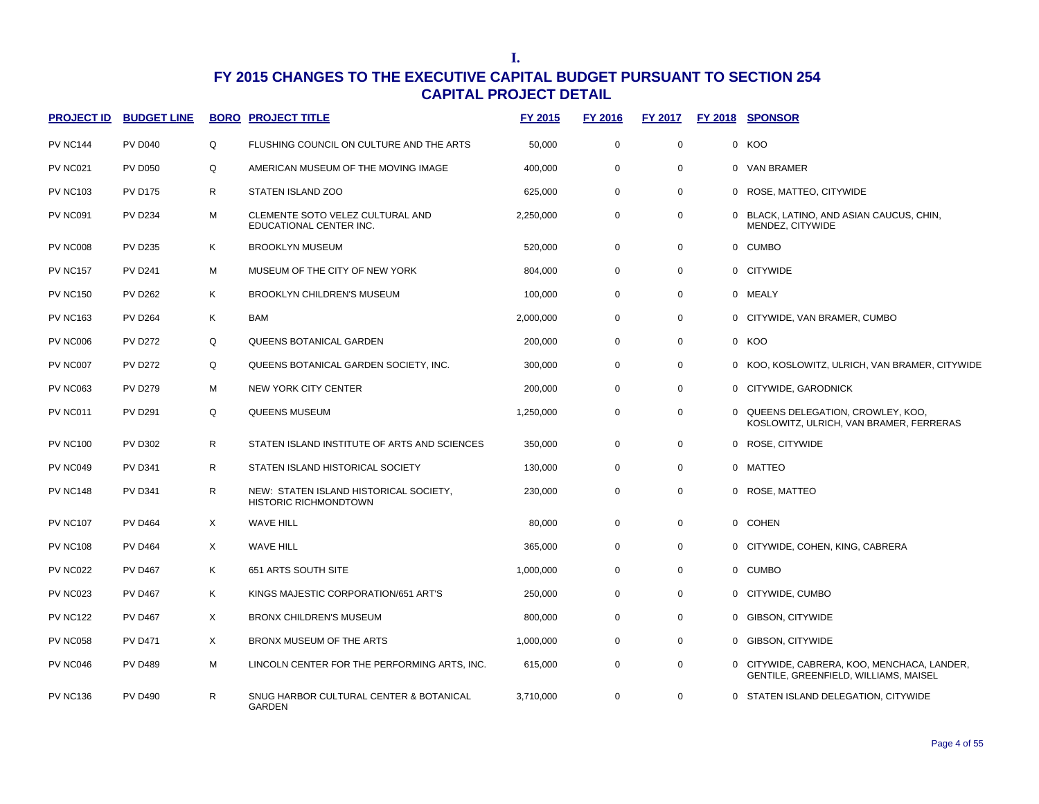**I.**

# FY 2015 CHANGES TO THE EXECUTIVE CAPITAL BUDGET PURSUANT TO SECTION 254

## CAPITAL PROJECT DETAIL

| PROJECT ID | BUDGET LINE | BORO | PROJECT TITLE | FY 2015 | FY 2016 | FY 2017 | FY 2018 | SPONSOR |
|---|---|---|---|---|---|---|---|---|
| PV NC144 | PV D040 | Q | FLUSHING COUNCIL ON CULTURE AND THE ARTS | 50,000 | 0 | 0 | 0 | KOO |
| PV NC021 | PV D050 | Q | AMERICAN MUSEUM OF THE MOVING IMAGE | 400,000 | 0 | 0 | 0 | VAN BRAMER |
| PV NC103 | PV D175 | R | STATEN ISLAND ZOO | 625,000 | 0 | 0 | 0 | ROSE, MATTEO, CITYWIDE |
| PV NC091 | PV D234 | M | CLEMENTE SOTO VELEZ CULTURAL AND EDUCATIONAL CENTER INC. | 2,250,000 | 0 | 0 | 0 | BLACK, LATINO, AND ASIAN CAUCUS, CHIN, MENDEZ, CITYWIDE |
| PV NC008 | PV D235 | K | BROOKLYN MUSEUM | 520,000 | 0 | 0 | 0 | CUMBO |
| PV NC157 | PV D241 | M | MUSEUM OF THE CITY OF NEW YORK | 804,000 | 0 | 0 | 0 | CITYWIDE |
| PV NC150 | PV D262 | K | BROOKLYN CHILDREN'S MUSEUM | 100,000 | 0 | 0 | 0 | MEALY |
| PV NC163 | PV D264 | K | BAM | 2,000,000 | 0 | 0 | 0 | CITYWIDE, VAN BRAMER, CUMBO |
| PV NC006 | PV D272 | Q | QUEENS BOTANICAL GARDEN | 200,000 | 0 | 0 | 0 | KOO |
| PV NC007 | PV D272 | Q | QUEENS BOTANICAL GARDEN SOCIETY, INC. | 300,000 | 0 | 0 | 0 | KOO, KOSLOWITZ, ULRICH, VAN BRAMER, CITYWIDE |
| PV NC063 | PV D279 | M | NEW YORK CITY CENTER | 200,000 | 0 | 0 | 0 | CITYWIDE, GARODNICK |
| PV NC011 | PV D291 | Q | QUEENS MUSEUM | 1,250,000 | 0 | 0 | 0 | QUEENS DELEGATION, CROWLEY, KOO, KOSLOWITZ, ULRICH, VAN BRAMER, FERRERAS |
| PV NC100 | PV D302 | R | STATEN ISLAND INSTITUTE OF ARTS AND SCIENCES | 350,000 | 0 | 0 | 0 | ROSE, CITYWIDE |
| PV NC049 | PV D341 | R | STATEN ISLAND HISTORICAL SOCIETY | 130,000 | 0 | 0 | 0 | MATTEO |
| PV NC148 | PV D341 | R | NEW: STATEN ISLAND HISTORICAL SOCIETY, HISTORIC RICHMONDTOWN | 230,000 | 0 | 0 | 0 | ROSE, MATTEO |
| PV NC107 | PV D464 | X | WAVE HILL | 80,000 | 0 | 0 | 0 | COHEN |
| PV NC108 | PV D464 | X | WAVE HILL | 365,000 | 0 | 0 | 0 | CITYWIDE, COHEN, KING, CABRERA |
| PV NC022 | PV D467 | K | 651 ARTS SOUTH SITE | 1,000,000 | 0 | 0 | 0 | CUMBO |
| PV NC023 | PV D467 | K | KINGS MAJESTIC CORPORATION/651 ART'S | 250,000 | 0 | 0 | 0 | CITYWIDE, CUMBO |
| PV NC122 | PV D467 | X | BRONX CHILDREN'S MUSEUM | 800,000 | 0 | 0 | 0 | GIBSON, CITYWIDE |
| PV NC058 | PV D471 | X | BRONX MUSEUM OF THE ARTS | 1,000,000 | 0 | 0 | 0 | GIBSON, CITYWIDE |
| PV NC046 | PV D489 | M | LINCOLN CENTER FOR THE PERFORMING ARTS, INC. | 615,000 | 0 | 0 | 0 | CITYWIDE, CABRERA, KOO, MENCHACA, LANDER, GENTILE, GREENFIELD, WILLIAMS, MAISEL |
| PV NC136 | PV D490 | R | SNUG HARBOR CULTURAL CENTER & BOTANICAL GARDEN | 3,710,000 | 0 | 0 | 0 | STATEN ISLAND DELEGATION, CITYWIDE |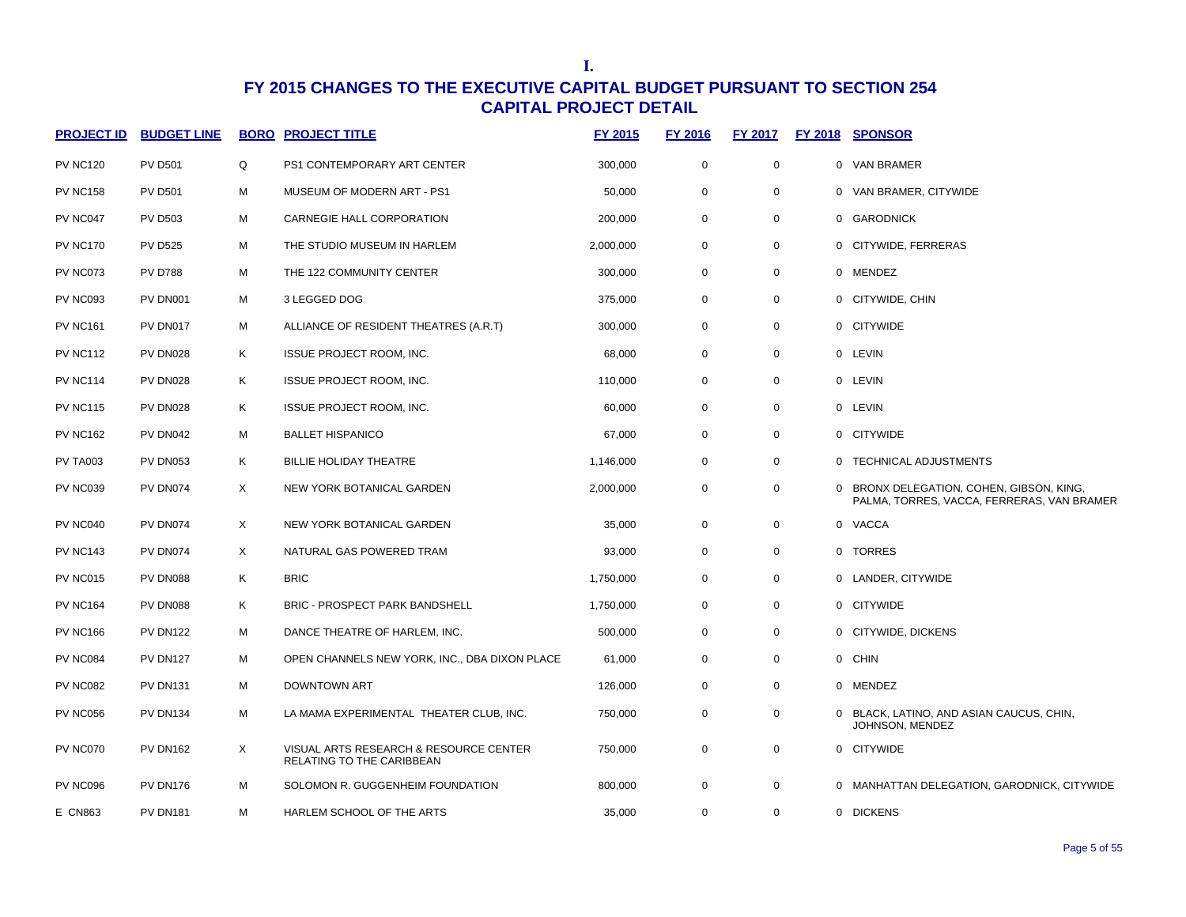**I.**

# FY 2015 CHANGES TO THE EXECUTIVE CAPITAL BUDGET PURSUANT TO SECTION 254
## CAPITAL PROJECT DETAIL

| PROJECT ID | BUDGET LINE | BORO | PROJECT TITLE | FY 2015 | FY 2016 | FY 2017 | FY 2018 | SPONSOR |
|---|---|---|---|---|---|---|---|---|
| PV NC120 | PV D501 | Q | PS1 CONTEMPORARY ART CENTER | 300,000 | 0 | 0 | 0 | VAN BRAMER |
| PV NC158 | PV D501 | M | MUSEUM OF MODERN ART - PS1 | 50,000 | 0 | 0 | 0 | VAN BRAMER, CITYWIDE |
| PV NC047 | PV D503 | M | CARNEGIE HALL CORPORATION | 200,000 | 0 | 0 | 0 | GARODNICK |
| PV NC170 | PV D525 | M | THE STUDIO MUSEUM IN HARLEM | 2,000,000 | 0 | 0 | 0 | CITYWIDE, FERRERAS |
| PV NC073 | PV D788 | M | THE 122 COMMUNITY CENTER | 300,000 | 0 | 0 | 0 | MENDEZ |
| PV NC093 | PV DN001 | M | 3 LEGGED DOG | 375,000 | 0 | 0 | 0 | CITYWIDE, CHIN |
| PV NC161 | PV DN017 | M | ALLIANCE OF RESIDENT THEATRES (A.R.T) | 300,000 | 0 | 0 | 0 | CITYWIDE |
| PV NC112 | PV DN028 | K | ISSUE PROJECT ROOM, INC. | 68,000 | 0 | 0 | 0 | LEVIN |
| PV NC114 | PV DN028 | K | ISSUE PROJECT ROOM, INC. | 110,000 | 0 | 0 | 0 | LEVIN |
| PV NC115 | PV DN028 | K | ISSUE PROJECT ROOM, INC. | 60,000 | 0 | 0 | 0 | LEVIN |
| PV NC162 | PV DN042 | M | BALLET HISPANICO | 67,000 | 0 | 0 | 0 | CITYWIDE |
| PV TA003 | PV DN053 | K | BILLIE HOLIDAY THEATRE | 1,146,000 | 0 | 0 | 0 | TECHNICAL ADJUSTMENTS |
| PV NC039 | PV DN074 | X | NEW YORK BOTANICAL GARDEN | 2,000,000 | 0 | 0 | 0 | BRONX DELEGATION, COHEN, GIBSON, KING, PALMA, TORRES, VACCA, FERRERAS, VAN BRAMER |
| PV NC040 | PV DN074 | X | NEW YORK BOTANICAL GARDEN | 35,000 | 0 | 0 | 0 | VACCA |
| PV NC143 | PV DN074 | X | NATURAL GAS POWERED TRAM | 93,000 | 0 | 0 | 0 | TORRES |
| PV NC015 | PV DN088 | K | BRIC | 1,750,000 | 0 | 0 | 0 | LANDER, CITYWIDE |
| PV NC164 | PV DN088 | K | BRIC - PROSPECT PARK BANDSHELL | 1,750,000 | 0 | 0 | 0 | CITYWIDE |
| PV NC166 | PV DN122 | M | DANCE THEATRE OF HARLEM, INC. | 500,000 | 0 | 0 | 0 | CITYWIDE, DICKENS |
| PV NC084 | PV DN127 | M | OPEN CHANNELS NEW YORK, INC., DBA DIXON PLACE | 61,000 | 0 | 0 | 0 | CHIN |
| PV NC082 | PV DN131 | M | DOWNTOWN ART | 126,000 | 0 | 0 | 0 | MENDEZ |
| PV NC056 | PV DN134 | M | LA MAMA EXPERIMENTAL THEATER CLUB, INC. | 750,000 | 0 | 0 | 0 | BLACK, LATINO, AND ASIAN CAUCUS, CHIN, JOHNSON, MENDEZ |
| PV NC070 | PV DN162 | X | VISUAL ARTS RESEARCH & RESOURCE CENTER RELATING TO THE CARIBBEAN | 750,000 | 0 | 0 | 0 | CITYWIDE |
| PV NC096 | PV DN176 | M | SOLOMON R. GUGGENHEIM FOUNDATION | 800,000 | 0 | 0 | 0 | MANHATTAN DELEGATION, GARODNICK, CITYWIDE |
| E CN863 | PV DN181 | M | HARLEM SCHOOL OF THE ARTS | 35,000 | 0 | 0 | 0 | DICKENS |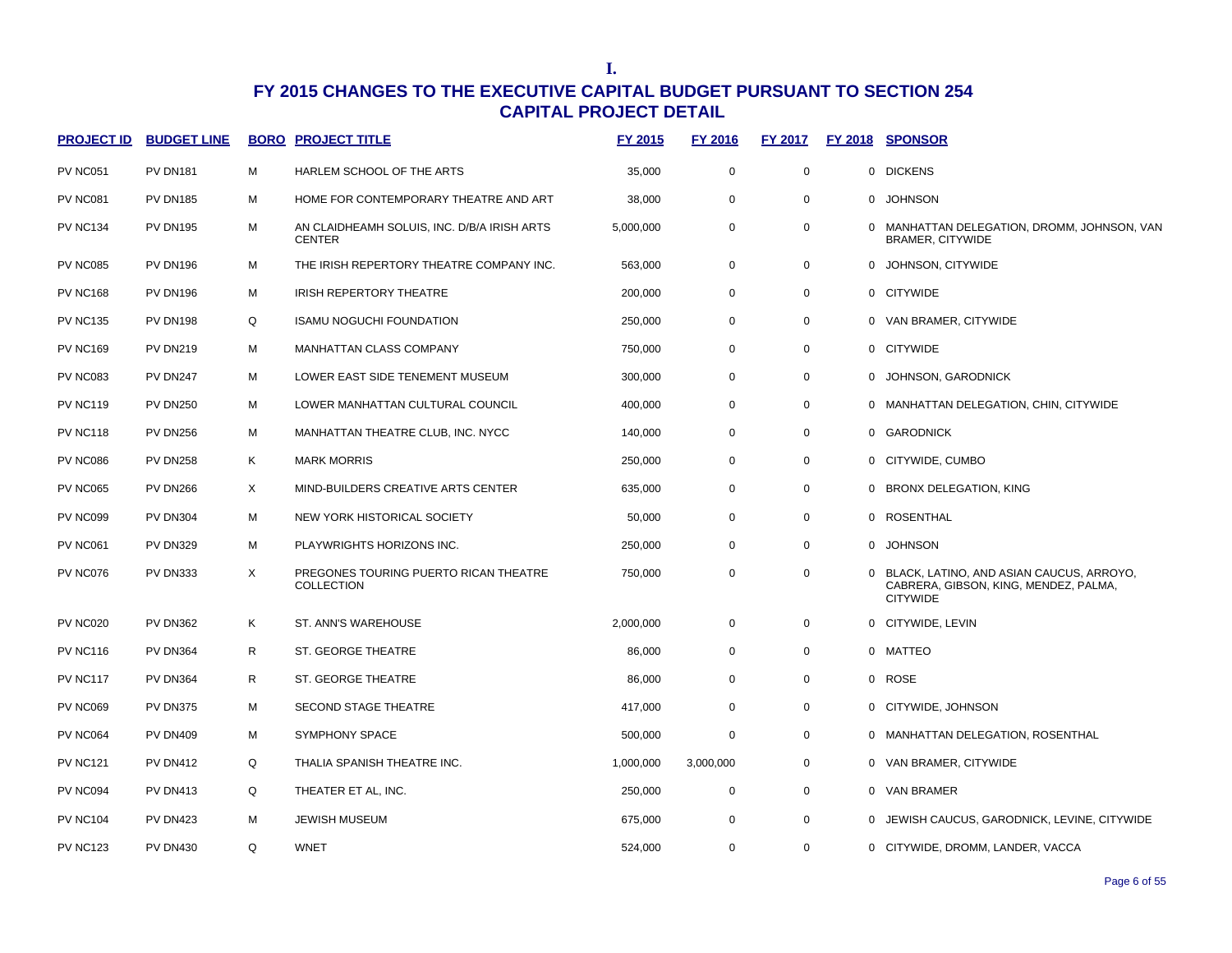**I.**

# FY 2015 CHANGES TO THE EXECUTIVE CAPITAL BUDGET PURSUANT TO SECTION 254

## CAPITAL PROJECT DETAIL

| PROJECT ID | BUDGET LINE | BORO | PROJECT TITLE | FY 2015 | FY 2016 | FY 2017 | FY 2018 | SPONSOR |
|---|---|---|---|---|---|---|---|---|
| PV NC051 | PV DN181 | M | HARLEM SCHOOL OF THE ARTS | 35,000 | 0 | 0 | 0 | DICKENS |
| PV NC081 | PV DN185 | M | HOME FOR CONTEMPORARY THEATRE AND ART | 38,000 | 0 | 0 | 0 | JOHNSON |
| PV NC134 | PV DN195 | M | AN CLAIDHEAMH SOLUIS, INC. D/B/A IRISH ARTS CENTER | 5,000,000 | 0 | 0 | 0 | MANHATTAN DELEGATION, DROMM, JOHNSON, VAN BRAMER, CITYWIDE |
| PV NC085 | PV DN196 | M | THE IRISH REPERTORY THEATRE COMPANY INC. | 563,000 | 0 | 0 | 0 | JOHNSON, CITYWIDE |
| PV NC168 | PV DN196 | M | IRISH REPERTORY THEATRE | 200,000 | 0 | 0 | 0 | CITYWIDE |
| PV NC135 | PV DN198 | Q | ISAMU NOGUCHI FOUNDATION | 250,000 | 0 | 0 | 0 | VAN BRAMER, CITYWIDE |
| PV NC169 | PV DN219 | M | MANHATTAN CLASS COMPANY | 750,000 | 0 | 0 | 0 | CITYWIDE |
| PV NC083 | PV DN247 | M | LOWER EAST SIDE TENEMENT MUSEUM | 300,000 | 0 | 0 | 0 | JOHNSON, GARODNICK |
| PV NC119 | PV DN250 | M | LOWER MANHATTAN CULTURAL COUNCIL | 400,000 | 0 | 0 | 0 | MANHATTAN DELEGATION, CHIN, CITYWIDE |
| PV NC118 | PV DN256 | M | MANHATTAN THEATRE CLUB, INC. NYCC | 140,000 | 0 | 0 | 0 | GARODNICK |
| PV NC086 | PV DN258 | K | MARK MORRIS | 250,000 | 0 | 0 | 0 | CITYWIDE, CUMBO |
| PV NC065 | PV DN266 | X | MIND-BUILDERS CREATIVE ARTS CENTER | 635,000 | 0 | 0 | 0 | BRONX DELEGATION, KING |
| PV NC099 | PV DN304 | M | NEW YORK HISTORICAL SOCIETY | 50,000 | 0 | 0 | 0 | ROSENTHAL |
| PV NC061 | PV DN329 | M | PLAYWRIGHTS HORIZONS INC. | 250,000 | 0 | 0 | 0 | JOHNSON |
| PV NC076 | PV DN333 | X | PREGONES TOURING PUERTO RICAN THEATRE COLLECTION | 750,000 | 0 | 0 | 0 | BLACK, LATINO, AND ASIAN CAUCUS, ARROYO, CABRERA, GIBSON, KING, MENDEZ, PALMA, CITYWIDE |
| PV NC020 | PV DN362 | K | ST. ANN'S WAREHOUSE | 2,000,000 | 0 | 0 | 0 | CITYWIDE, LEVIN |
| PV NC116 | PV DN364 | R | ST. GEORGE THEATRE | 86,000 | 0 | 0 | 0 | MATTEO |
| PV NC117 | PV DN364 | R | ST. GEORGE THEATRE | 86,000 | 0 | 0 | 0 | ROSE |
| PV NC069 | PV DN375 | M | SECOND STAGE THEATRE | 417,000 | 0 | 0 | 0 | CITYWIDE, JOHNSON |
| PV NC064 | PV DN409 | M | SYMPHONY SPACE | 500,000 | 0 | 0 | 0 | MANHATTAN DELEGATION, ROSENTHAL |
| PV NC121 | PV DN412 | Q | THALIA SPANISH THEATRE INC. | 1,000,000 | 3,000,000 | 0 | 0 | VAN BRAMER, CITYWIDE |
| PV NC094 | PV DN413 | Q | THEATER ET AL, INC. | 250,000 | 0 | 0 | 0 | VAN BRAMER |
| PV NC104 | PV DN423 | M | JEWISH MUSEUM | 675,000 | 0 | 0 | 0 | JEWISH CAUCUS, GARODNICK, LEVINE, CITYWIDE |
| PV NC123 | PV DN430 | Q | WNET | 524,000 | 0 | 0 | 0 | CITYWIDE, DROMM, LANDER, VACCA |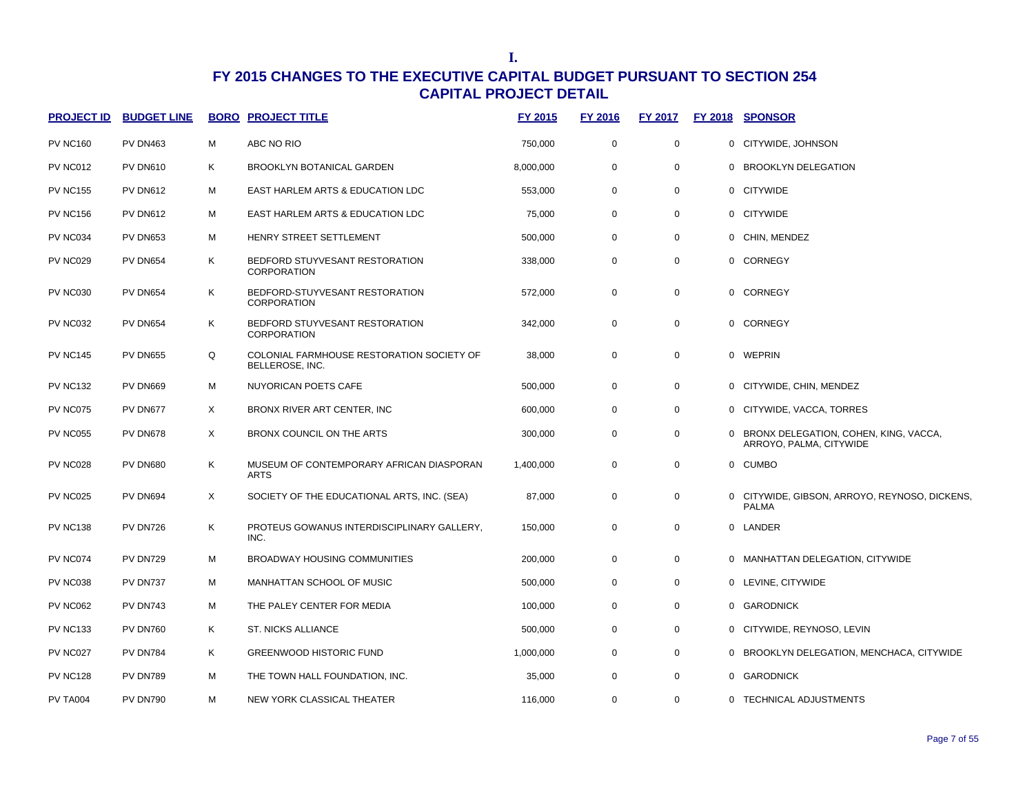I.

# FY 2015 CHANGES TO THE EXECUTIVE CAPITAL BUDGET PURSUANT TO SECTION 254
## CAPITAL PROJECT DETAIL

| PROJECT ID | BUDGET LINE | BORO | PROJECT TITLE | FY 2015 | FY 2016 | FY 2017 | FY 2018 | SPONSOR |
|---|---|---|---|---|---|---|---|---|
| PV NC160 | PV DN463 | M | ABC NO RIO | 750,000 | 0 | 0 | 0 | CITYWIDE, JOHNSON |
| PV NC012 | PV DN610 | K | BROOKLYN BOTANICAL GARDEN | 8,000,000 | 0 | 0 | 0 | BROOKLYN DELEGATION |
| PV NC155 | PV DN612 | M | EAST HARLEM ARTS & EDUCATION LDC | 553,000 | 0 | 0 | 0 | CITYWIDE |
| PV NC156 | PV DN612 | M | EAST HARLEM ARTS & EDUCATION LDC | 75,000 | 0 | 0 | 0 | CITYWIDE |
| PV NC034 | PV DN653 | M | HENRY STREET SETTLEMENT | 500,000 | 0 | 0 | 0 | CHIN, MENDEZ |
| PV NC029 | PV DN654 | K | BEDFORD STUYVESANT RESTORATION CORPORATION | 338,000 | 0 | 0 | 0 | CORNEGY |
| PV NC030 | PV DN654 | K | BEDFORD-STUYVESANT RESTORATION CORPORATION | 572,000 | 0 | 0 | 0 | CORNEGY |
| PV NC032 | PV DN654 | K | BEDFORD STUYVESANT RESTORATION CORPORATION | 342,000 | 0 | 0 | 0 | CORNEGY |
| PV NC145 | PV DN655 | Q | COLONIAL FARMHOUSE RESTORATION SOCIETY OF BELLEROSE, INC. | 38,000 | 0 | 0 | 0 | WEPRIN |
| PV NC132 | PV DN669 | M | NUYORICAN POETS CAFE | 500,000 | 0 | 0 | 0 | CITYWIDE, CHIN, MENDEZ |
| PV NC075 | PV DN677 | X | BRONX RIVER ART CENTER, INC | 600,000 | 0 | 0 | 0 | CITYWIDE, VACCA, TORRES |
| PV NC055 | PV DN678 | X | BRONX COUNCIL ON THE ARTS | 300,000 | 0 | 0 | 0 | BRONX DELEGATION, COHEN, KING, VACCA, ARROYO, PALMA, CITYWIDE |
| PV NC028 | PV DN680 | K | MUSEUM OF CONTEMPORARY AFRICAN DIASPORAN ARTS | 1,400,000 | 0 | 0 | 0 | CUMBO |
| PV NC025 | PV DN694 | X | SOCIETY OF THE EDUCATIONAL ARTS, INC. (SEA) | 87,000 | 0 | 0 | 0 | CITYWIDE, GIBSON, ARROYO, REYNOSO, DICKENS, PALMA |
| PV NC138 | PV DN726 | K | PROTEUS GOWANUS INTERDISCIPLINARY GALLERY, INC. | 150,000 | 0 | 0 | 0 | LANDER |
| PV NC074 | PV DN729 | M | BROADWAY HOUSING COMMUNITIES | 200,000 | 0 | 0 | 0 | MANHATTAN DELEGATION, CITYWIDE |
| PV NC038 | PV DN737 | M | MANHATTAN SCHOOL OF MUSIC | 500,000 | 0 | 0 | 0 | LEVINE, CITYWIDE |
| PV NC062 | PV DN743 | M | THE PALEY CENTER FOR MEDIA | 100,000 | 0 | 0 | 0 | GARODNICK |
| PV NC133 | PV DN760 | K | ST. NICKS ALLIANCE | 500,000 | 0 | 0 | 0 | CITYWIDE, REYNOSO, LEVIN |
| PV NC027 | PV DN784 | K | GREENWOOD HISTORIC FUND | 1,000,000 | 0 | 0 | 0 | BROOKLYN DELEGATION, MENCHACA, CITYWIDE |
| PV NC128 | PV DN789 | M | THE TOWN HALL FOUNDATION, INC. | 35,000 | 0 | 0 | 0 | GARODNICK |
| PV TA004 | PV DN790 | M | NEW YORK CLASSICAL THEATER | 116,000 | 0 | 0 | 0 | TECHNICAL ADJUSTMENTS |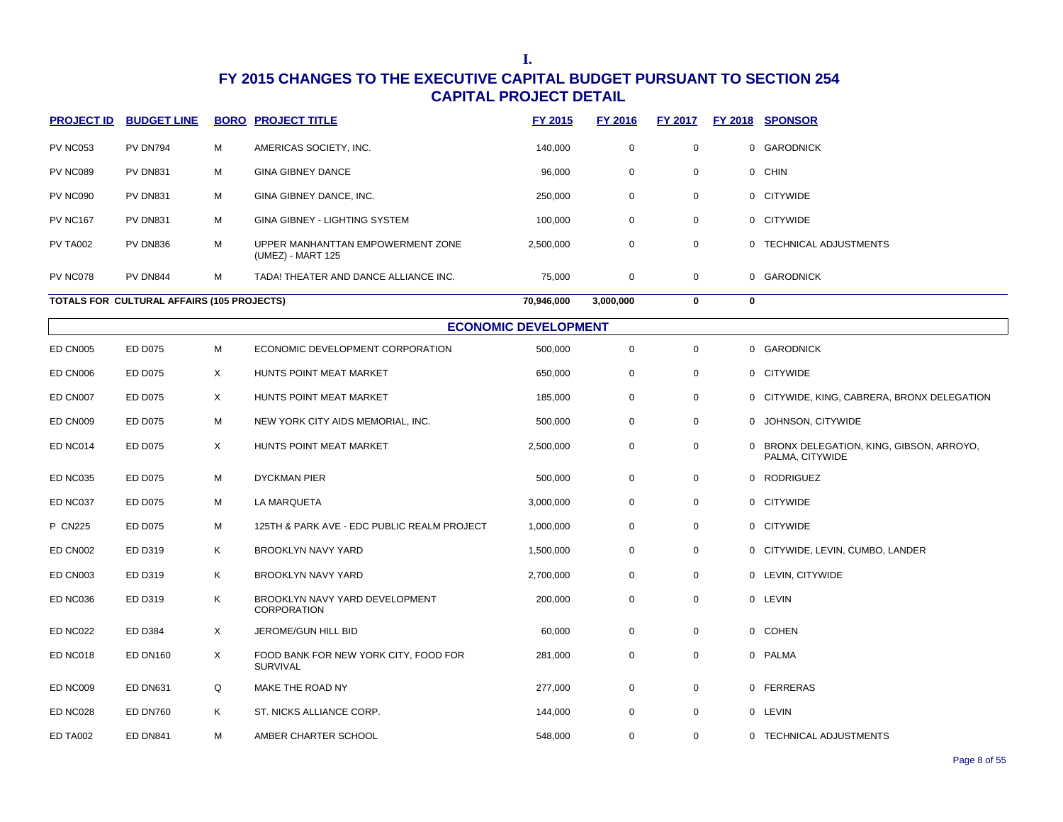I.

# FY 2015 CHANGES TO THE EXECUTIVE CAPITAL BUDGET PURSUANT TO SECTION 254
## CAPITAL PROJECT DETAIL

| PROJECT ID | BUDGET LINE | BORO | PROJECT TITLE | FY 2015 | FY 2016 | FY 2017 | FY 2018 | SPONSOR |
|---|---|---|---|---|---|---|---|---|
| PV NC053 | PV DN794 | M | AMERICAS SOCIETY, INC. | 140,000 | 0 | 0 | 0 | GARODNICK |
| PV NC089 | PV DN831 | M | GINA GIBNEY DANCE | 96,000 | 0 | 0 | 0 | CHIN |
| PV NC090 | PV DN831 | M | GINA GIBNEY DANCE, INC. | 250,000 | 0 | 0 | 0 | CITYWIDE |
| PV NC167 | PV DN831 | M | GINA GIBNEY - LIGHTING SYSTEM | 100,000 | 0 | 0 | 0 | CITYWIDE |
| PV TA002 | PV DN836 | M | UPPER MANHANTTAN EMPOWERMENT ZONE (UMEZ) - MART 125 | 2,500,000 | 0 | 0 | 0 | TECHNICAL ADJUSTMENTS |
| PV NC078 | PV DN844 | M | TADA! THEATER AND DANCE ALLIANCE INC. | 75,000 | 0 | 0 | 0 | GARODNICK |
| **TOTALS FOR CULTURAL AFFAIRS (105 PROJECTS)** | | | | **70,946,000** | **3,000,000** | **0** | **0** | |
| | | | **ECONOMIC DEVELOPMENT** | | | | | |
| ED CN005 | ED D075 | M | ECONOMIC DEVELOPMENT CORPORATION | 500,000 | 0 | 0 | 0 | GARODNICK |
| ED CN006 | ED D075 | X | HUNTS POINT MEAT MARKET | 650,000 | 0 | 0 | 0 | CITYWIDE |
| ED CN007 | ED D075 | X | HUNTS POINT MEAT MARKET | 185,000 | 0 | 0 | 0 | CITYWIDE, KING, CABRERA, BRONX DELEGATION |
| ED CN009 | ED D075 | M | NEW YORK CITY AIDS MEMORIAL, INC. | 500,000 | 0 | 0 | 0 | JOHNSON, CITYWIDE |
| ED NC014 | ED D075 | X | HUNTS POINT MEAT MARKET | 2,500,000 | 0 | 0 | 0 | BRONX DELEGATION, KING, GIBSON, ARROYO, PALMA, CITYWIDE |
| ED NC035 | ED D075 | M | DYCKMAN PIER | 500,000 | 0 | 0 | 0 | RODRIGUEZ |
| ED NC037 | ED D075 | M | LA MARQUETA | 3,000,000 | 0 | 0 | 0 | CITYWIDE |
| P CN225 | ED D075 | M | 125TH & PARK AVE - EDC PUBLIC REALM PROJECT | 1,000,000 | 0 | 0 | 0 | CITYWIDE |
| ED CN002 | ED D319 | K | BROOKLYN NAVY YARD | 1,500,000 | 0 | 0 | 0 | CITYWIDE, LEVIN, CUMBO, LANDER |
| ED CN003 | ED D319 | K | BROOKLYN NAVY YARD | 2,700,000 | 0 | 0 | 0 | LEVIN, CITYWIDE |
| ED NC036 | ED D319 | K | BROOKLYN NAVY YARD DEVELOPMENT CORPORATION | 200,000 | 0 | 0 | 0 | LEVIN |
| ED NC022 | ED D384 | X | JEROME/GUN HILL BID | 60,000 | 0 | 0 | 0 | COHEN |
| ED NC018 | ED DN160 | X | FOOD BANK FOR NEW YORK CITY, FOOD FOR SURVIVAL | 281,000 | 0 | 0 | 0 | PALMA |
| ED NC009 | ED DN631 | Q | MAKE THE ROAD NY | 277,000 | 0 | 0 | 0 | FERRERAS |
| ED NC028 | ED DN760 | K | ST. NICKS ALLIANCE CORP. | 144,000 | 0 | 0 | 0 | LEVIN |
| ED TA002 | ED DN841 | M | AMBER CHARTER SCHOOL | 548,000 | 0 | 0 | 0 | TECHNICAL ADJUSTMENTS |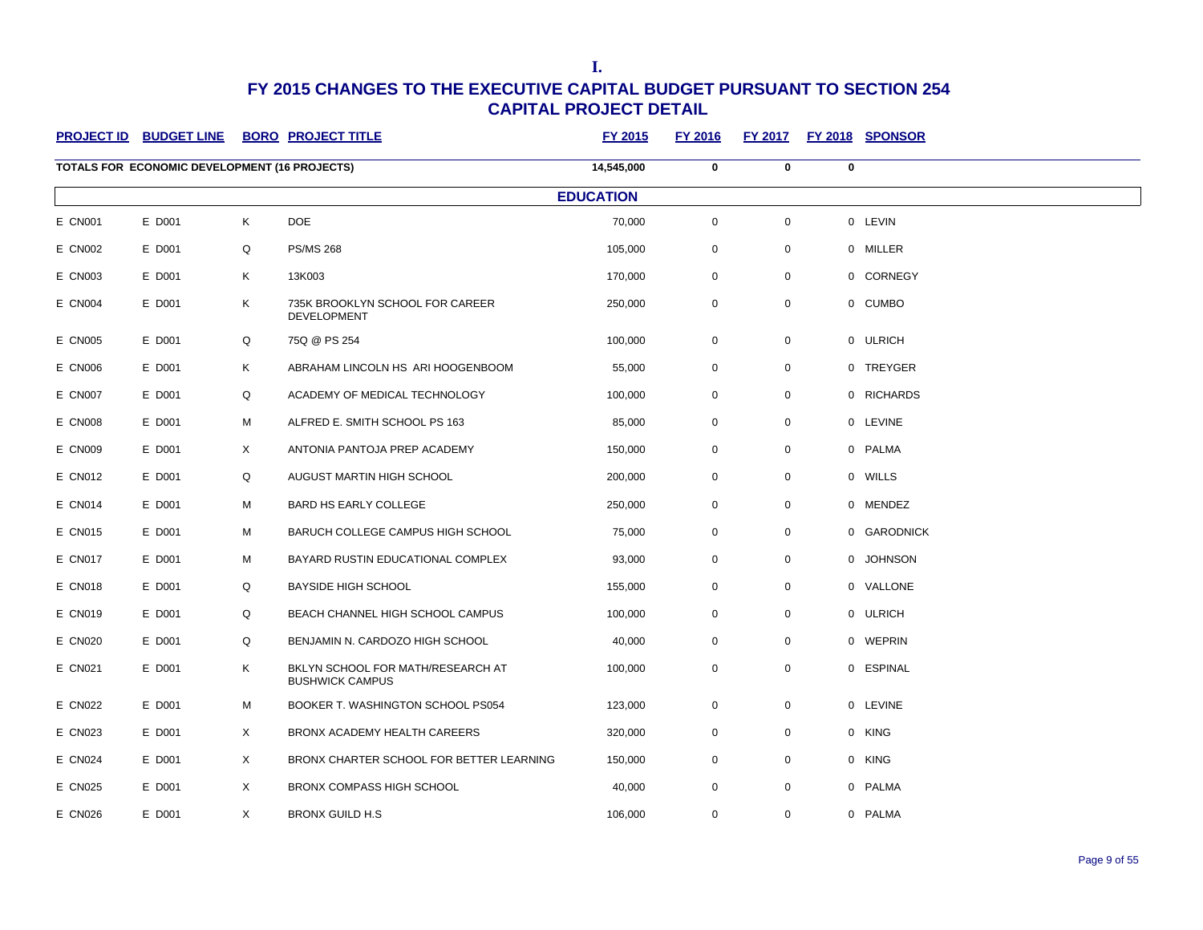**I.**

# FY 2015 CHANGES TO THE EXECUTIVE CAPITAL BUDGET PURSUANT TO SECTION 254
## CAPITAL PROJECT DETAIL

| PROJECT ID | BUDGET LINE | BORO | PROJECT TITLE | FY 2015 | FY 2016 | FY 2017 | FY 2018 | SPONSOR |
|---|---|---|---|---|---|---|---|---|
| **TOTALS FOR ECONOMIC DEVELOPMENT (16 PROJECTS)** | | | | **14,545,000** | **0** | **0** | **0** | |
| | | | **EDUCATION** | | | | | |
| E CN001 | E D001 | K | DOE | 70,000 | 0 | 0 | 0 | LEVIN |
| E CN002 | E D001 | Q | PS/MS 268 | 105,000 | 0 | 0 | 0 | MILLER |
| E CN003 | E D001 | K | 13K003 | 170,000 | 0 | 0 | 0 | CORNEGY |
| E CN004 | E D001 | K | 735K BROOKLYN SCHOOL FOR CAREER DEVELOPMENT | 250,000 | 0 | 0 | 0 | CUMBO |
| E CN005 | E D001 | Q | 75Q @ PS 254 | 100,000 | 0 | 0 | 0 | ULRICH |
| E CN006 | E D001 | K | ABRAHAM LINCOLN HS ARI HOOGENBOOM | 55,000 | 0 | 0 | 0 | TREYGER |
| E CN007 | E D001 | Q | ACADEMY OF MEDICAL TECHNOLOGY | 100,000 | 0 | 0 | 0 | RICHARDS |
| E CN008 | E D001 | M | ALFRED E. SMITH SCHOOL PS 163 | 85,000 | 0 | 0 | 0 | LEVINE |
| E CN009 | E D001 | X | ANTONIA PANTOJA PREP ACADEMY | 150,000 | 0 | 0 | 0 | PALMA |
| E CN012 | E D001 | Q | AUGUST MARTIN HIGH SCHOOL | 200,000 | 0 | 0 | 0 | WILLS |
| E CN014 | E D001 | M | BARD HS EARLY COLLEGE | 250,000 | 0 | 0 | 0 | MENDEZ |
| E CN015 | E D001 | M | BARUCH COLLEGE CAMPUS HIGH SCHOOL | 75,000 | 0 | 0 | 0 | GARODNICK |
| E CN017 | E D001 | M | BAYARD RUSTIN EDUCATIONAL COMPLEX | 93,000 | 0 | 0 | 0 | JOHNSON |
| E CN018 | E D001 | Q | BAYSIDE HIGH SCHOOL | 155,000 | 0 | 0 | 0 | VALLONE |
| E CN019 | E D001 | Q | BEACH CHANNEL HIGH SCHOOL CAMPUS | 100,000 | 0 | 0 | 0 | ULRICH |
| E CN020 | E D001 | Q | BENJAMIN N. CARDOZO HIGH SCHOOL | 40,000 | 0 | 0 | 0 | WEPRIN |
| E CN021 | E D001 | K | BKLYN SCHOOL FOR MATH/RESEARCH AT BUSHWICK CAMPUS | 100,000 | 0 | 0 | 0 | ESPINAL |
| E CN022 | E D001 | M | BOOKER T. WASHINGTON SCHOOL PS054 | 123,000 | 0 | 0 | 0 | LEVINE |
| E CN023 | E D001 | X | BRONX ACADEMY HEALTH CAREERS | 320,000 | 0 | 0 | 0 | KING |
| E CN024 | E D001 | X | BRONX CHARTER SCHOOL FOR BETTER LEARNING | 150,000 | 0 | 0 | 0 | KING |
| E CN025 | E D001 | X | BRONX COMPASS HIGH SCHOOL | 40,000 | 0 | 0 | 0 | PALMA |
| E CN026 | E D001 | X | BRONX GUILD H.S | 106,000 | 0 | 0 | 0 | PALMA |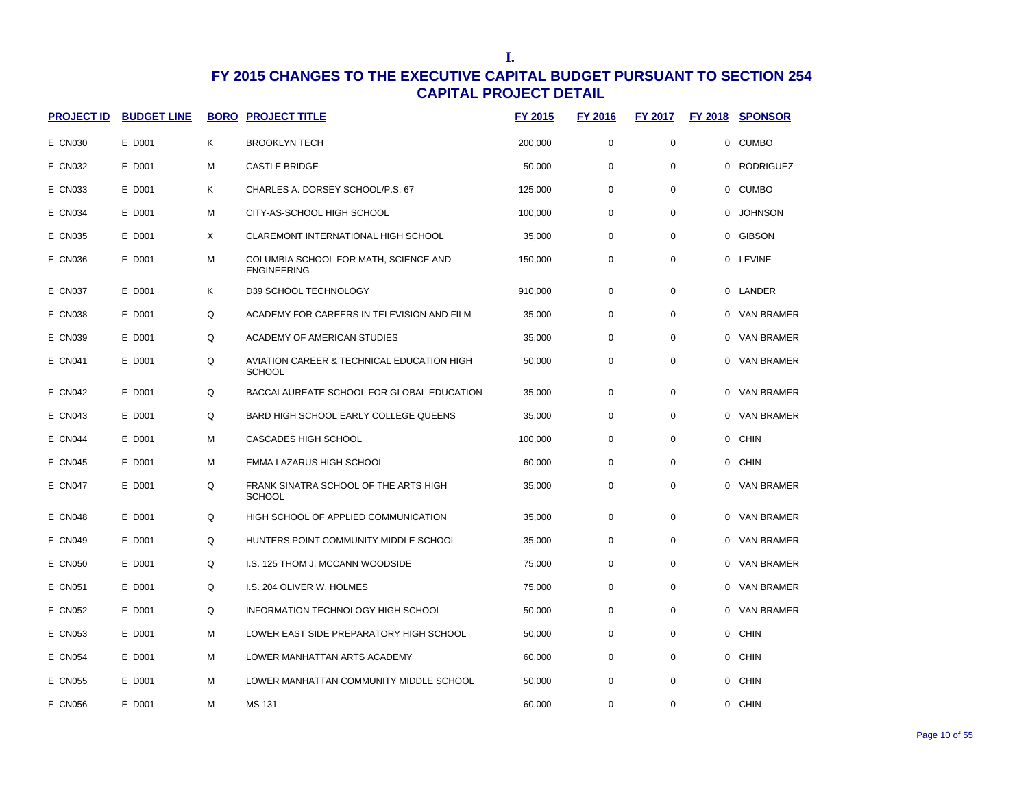I.

# FY 2015 CHANGES TO THE EXECUTIVE CAPITAL BUDGET PURSUANT TO SECTION 254
## CAPITAL PROJECT DETAIL

| PROJECT ID | BUDGET LINE | BORO | PROJECT TITLE | FY 2015 | FY 2016 | FY 2017 | FY 2018 | SPONSOR |
|---|---|---|---|---|---|---|---|---|
| E CN030 | E D001 | K | BROOKLYN TECH | 200,000 | 0 | 0 | 0 | CUMBO |
| E CN032 | E D001 | M | CASTLE BRIDGE | 50,000 | 0 | 0 | 0 | RODRIGUEZ |
| E CN033 | E D001 | K | CHARLES A. DORSEY SCHOOL/P.S. 67 | 125,000 | 0 | 0 | 0 | CUMBO |
| E CN034 | E D001 | M | CITY-AS-SCHOOL HIGH SCHOOL | 100,000 | 0 | 0 | 0 | JOHNSON |
| E CN035 | E D001 | X | CLAREMONT INTERNATIONAL HIGH SCHOOL | 35,000 | 0 | 0 | 0 | GIBSON |
| E CN036 | E D001 | M | COLUMBIA SCHOOL FOR MATH, SCIENCE AND ENGINEERING | 150,000 | 0 | 0 | 0 | LEVINE |
| E CN037 | E D001 | K | D39 SCHOOL TECHNOLOGY | 910,000 | 0 | 0 | 0 | LANDER |
| E CN038 | E D001 | Q | ACADEMY FOR CAREERS IN TELEVISION AND FILM | 35,000 | 0 | 0 | 0 | VAN BRAMER |
| E CN039 | E D001 | Q | ACADEMY OF AMERICAN STUDIES | 35,000 | 0 | 0 | 0 | VAN BRAMER |
| E CN041 | E D001 | Q | AVIATION CAREER & TECHNICAL EDUCATION HIGH SCHOOL | 50,000 | 0 | 0 | 0 | VAN BRAMER |
| E CN042 | E D001 | Q | BACCALAUREATE SCHOOL FOR GLOBAL EDUCATION | 35,000 | 0 | 0 | 0 | VAN BRAMER |
| E CN043 | E D001 | Q | BARD HIGH SCHOOL EARLY COLLEGE QUEENS | 35,000 | 0 | 0 | 0 | VAN BRAMER |
| E CN044 | E D001 | M | CASCADES HIGH SCHOOL | 100,000 | 0 | 0 | 0 | CHIN |
| E CN045 | E D001 | M | EMMA LAZARUS HIGH SCHOOL | 60,000 | 0 | 0 | 0 | CHIN |
| E CN047 | E D001 | Q | FRANK SINATRA SCHOOL OF THE ARTS HIGH SCHOOL | 35,000 | 0 | 0 | 0 | VAN BRAMER |
| E CN048 | E D001 | Q | HIGH SCHOOL OF APPLIED COMMUNICATION | 35,000 | 0 | 0 | 0 | VAN BRAMER |
| E CN049 | E D001 | Q | HUNTERS POINT COMMUNITY MIDDLE SCHOOL | 35,000 | 0 | 0 | 0 | VAN BRAMER |
| E CN050 | E D001 | Q | I.S. 125 THOM J. MCCANN WOODSIDE | 75,000 | 0 | 0 | 0 | VAN BRAMER |
| E CN051 | E D001 | Q | I.S. 204 OLIVER W. HOLMES | 75,000 | 0 | 0 | 0 | VAN BRAMER |
| E CN052 | E D001 | Q | INFORMATION TECHNOLOGY HIGH SCHOOL | 50,000 | 0 | 0 | 0 | VAN BRAMER |
| E CN053 | E D001 | M | LOWER EAST SIDE PREPARATORY HIGH SCHOOL | 50,000 | 0 | 0 | 0 | CHIN |
| E CN054 | E D001 | M | LOWER MANHATTAN ARTS ACADEMY | 60,000 | 0 | 0 | 0 | CHIN |
| E CN055 | E D001 | M | LOWER MANHATTAN COMMUNITY MIDDLE SCHOOL | 50,000 | 0 | 0 | 0 | CHIN |
| E CN056 | E D001 | M | MS 131 | 60,000 | 0 | 0 | 0 | CHIN |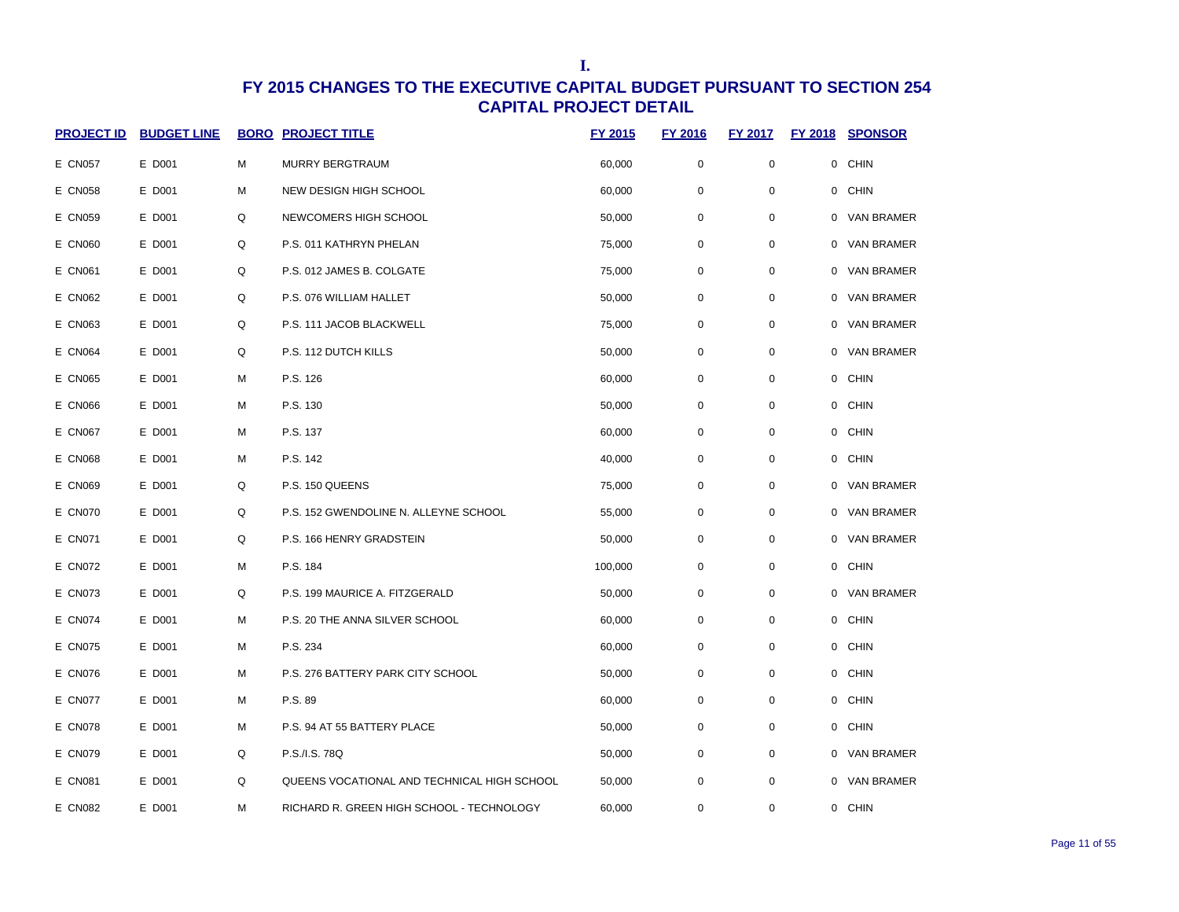# I.

## FY 2015 CHANGES TO THE EXECUTIVE CAPITAL BUDGET PURSUANT TO SECTION 254
## CAPITAL PROJECT DETAIL

| PROJECT ID | BUDGET LINE | BORO | PROJECT TITLE | FY 2015 | FY 2016 | FY 2017 | FY 2018 | SPONSOR |
|---|---|---|---|---|---|---|---|---|
| E CN057 | E D001 | M | MURRY BERGTRAUM | 60,000 | 0 | 0 | 0 | CHIN |
| E CN058 | E D001 | M | NEW DESIGN HIGH SCHOOL | 60,000 | 0 | 0 | 0 | CHIN |
| E CN059 | E D001 | Q | NEWCOMERS HIGH SCHOOL | 50,000 | 0 | 0 | 0 | VAN BRAMER |
| E CN060 | E D001 | Q | P.S. 011 KATHRYN PHELAN | 75,000 | 0 | 0 | 0 | VAN BRAMER |
| E CN061 | E D001 | Q | P.S. 012 JAMES B. COLGATE | 75,000 | 0 | 0 | 0 | VAN BRAMER |
| E CN062 | E D001 | Q | P.S. 076 WILLIAM HALLET | 50,000 | 0 | 0 | 0 | VAN BRAMER |
| E CN063 | E D001 | Q | P.S. 111 JACOB BLACKWELL | 75,000 | 0 | 0 | 0 | VAN BRAMER |
| E CN064 | E D001 | Q | P.S. 112 DUTCH KILLS | 50,000 | 0 | 0 | 0 | VAN BRAMER |
| E CN065 | E D001 | M | P.S. 126 | 60,000 | 0 | 0 | 0 | CHIN |
| E CN066 | E D001 | M | P.S. 130 | 50,000 | 0 | 0 | 0 | CHIN |
| E CN067 | E D001 | M | P.S. 137 | 60,000 | 0 | 0 | 0 | CHIN |
| E CN068 | E D001 | M | P.S. 142 | 40,000 | 0 | 0 | 0 | CHIN |
| E CN069 | E D001 | Q | P.S. 150 QUEENS | 75,000 | 0 | 0 | 0 | VAN BRAMER |
| E CN070 | E D001 | Q | P.S. 152 GWENDOLINE N. ALLEYNE SCHOOL | 55,000 | 0 | 0 | 0 | VAN BRAMER |
| E CN071 | E D001 | Q | P.S. 166 HENRY GRADSTEIN | 50,000 | 0 | 0 | 0 | VAN BRAMER |
| E CN072 | E D001 | M | P.S. 184 | 100,000 | 0 | 0 | 0 | CHIN |
| E CN073 | E D001 | Q | P.S. 199 MAURICE A. FITZGERALD | 50,000 | 0 | 0 | 0 | VAN BRAMER |
| E CN074 | E D001 | M | P.S. 20 THE ANNA SILVER SCHOOL | 60,000 | 0 | 0 | 0 | CHIN |
| E CN075 | E D001 | M | P.S. 234 | 60,000 | 0 | 0 | 0 | CHIN |
| E CN076 | E D001 | M | P.S. 276 BATTERY PARK CITY SCHOOL | 50,000 | 0 | 0 | 0 | CHIN |
| E CN077 | E D001 | M | P.S. 89 | 60,000 | 0 | 0 | 0 | CHIN |
| E CN078 | E D001 | M | P.S. 94 AT 55 BATTERY PLACE | 50,000 | 0 | 0 | 0 | CHIN |
| E CN079 | E D001 | Q | P.S./I.S. 78Q | 50,000 | 0 | 0 | 0 | VAN BRAMER |
| E CN081 | E D001 | Q | QUEENS VOCATIONAL AND TECHNICAL HIGH SCHOOL | 50,000 | 0 | 0 | 0 | VAN BRAMER |
| E CN082 | E D001 | M | RICHARD R. GREEN HIGH SCHOOL - TECHNOLOGY | 60,000 | 0 | 0 | 0 | CHIN |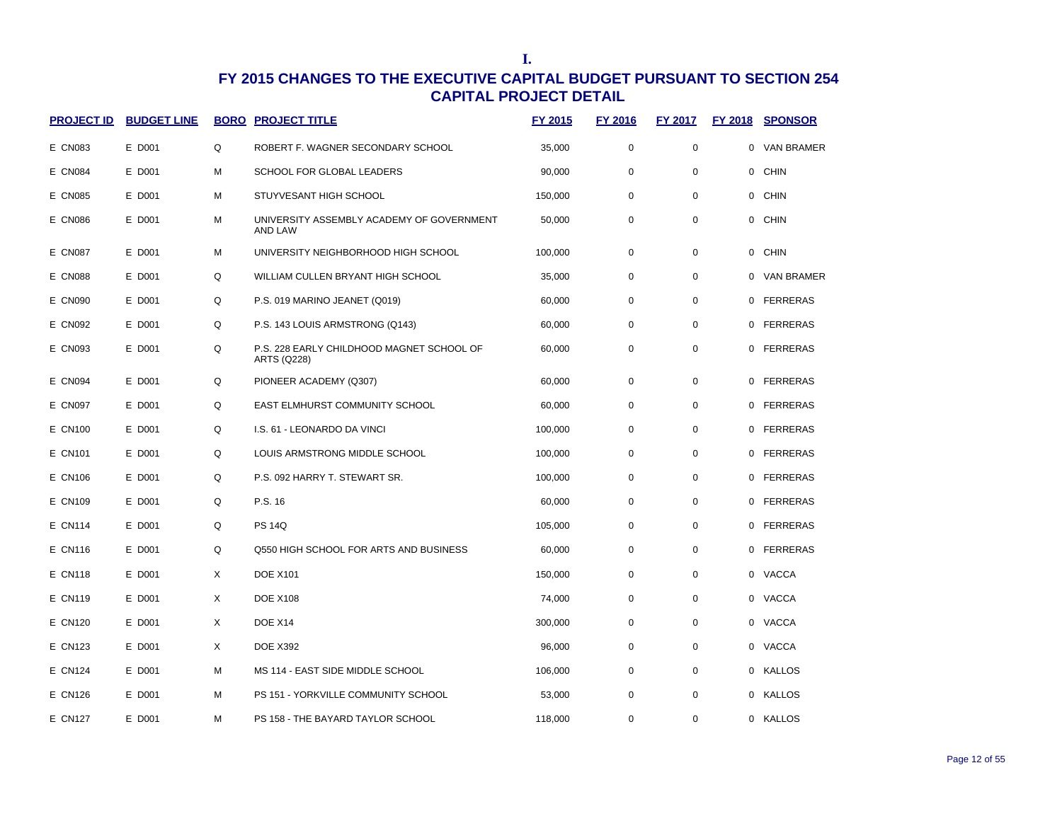I.

# FY 2015 CHANGES TO THE EXECUTIVE CAPITAL BUDGET PURSUANT TO SECTION 254
## CAPITAL PROJECT DETAIL

| PROJECT ID | BUDGET LINE | BORO | PROJECT TITLE | FY 2015 | FY 2016 | FY 2017 | FY 2018 | SPONSOR |
|---|---|---|---|---|---|---|---|---|
| E CN083 | E D001 | Q | ROBERT F. WAGNER SECONDARY SCHOOL | 35,000 | 0 | 0 | 0 | VAN BRAMER |
| E CN084 | E D001 | M | SCHOOL FOR GLOBAL LEADERS | 90,000 | 0 | 0 | 0 | CHIN |
| E CN085 | E D001 | M | STUYVESANT HIGH SCHOOL | 150,000 | 0 | 0 | 0 | CHIN |
| E CN086 | E D001 | M | UNIVERSITY ASSEMBLY ACADEMY OF GOVERNMENT AND LAW | 50,000 | 0 | 0 | 0 | CHIN |
| E CN087 | E D001 | M | UNIVERSITY NEIGHBORHOOD HIGH SCHOOL | 100,000 | 0 | 0 | 0 | CHIN |
| E CN088 | E D001 | Q | WILLIAM CULLEN BRYANT HIGH SCHOOL | 35,000 | 0 | 0 | 0 | VAN BRAMER |
| E CN090 | E D001 | Q | P.S. 019 MARINO JEANET (Q019) | 60,000 | 0 | 0 | 0 | FERRERAS |
| E CN092 | E D001 | Q | P.S. 143 LOUIS ARMSTRONG (Q143) | 60,000 | 0 | 0 | 0 | FERRERAS |
| E CN093 | E D001 | Q | P.S. 228 EARLY CHILDHOOD MAGNET SCHOOL OF ARTS (Q228) | 60,000 | 0 | 0 | 0 | FERRERAS |
| E CN094 | E D001 | Q | PIONEER ACADEMY (Q307) | 60,000 | 0 | 0 | 0 | FERRERAS |
| E CN097 | E D001 | Q | EAST ELMHURST COMMUNITY SCHOOL | 60,000 | 0 | 0 | 0 | FERRERAS |
| E CN100 | E D001 | Q | I.S. 61 - LEONARDO DA VINCI | 100,000 | 0 | 0 | 0 | FERRERAS |
| E CN101 | E D001 | Q | LOUIS ARMSTRONG MIDDLE SCHOOL | 100,000 | 0 | 0 | 0 | FERRERAS |
| E CN106 | E D001 | Q | P.S. 092 HARRY T. STEWART SR. | 100,000 | 0 | 0 | 0 | FERRERAS |
| E CN109 | E D001 | Q | P.S. 16 | 60,000 | 0 | 0 | 0 | FERRERAS |
| E CN114 | E D001 | Q | PS 14Q | 105,000 | 0 | 0 | 0 | FERRERAS |
| E CN116 | E D001 | Q | Q550 HIGH SCHOOL FOR ARTS AND BUSINESS | 60,000 | 0 | 0 | 0 | FERRERAS |
| E CN118 | E D001 | X | DOE X101 | 150,000 | 0 | 0 | 0 | VACCA |
| E CN119 | E D001 | X | DOE X108 | 74,000 | 0 | 0 | 0 | VACCA |
| E CN120 | E D001 | X | DOE X14 | 300,000 | 0 | 0 | 0 | VACCA |
| E CN123 | E D001 | X | DOE X392 | 96,000 | 0 | 0 | 0 | VACCA |
| E CN124 | E D001 | M | MS 114 - EAST SIDE MIDDLE SCHOOL | 106,000 | 0 | 0 | 0 | KALLOS |
| E CN126 | E D001 | M | PS 151 - YORKVILLE COMMUNITY SCHOOL | 53,000 | 0 | 0 | 0 | KALLOS |
| E CN127 | E D001 | M | PS 158 - THE BAYARD TAYLOR SCHOOL | 118,000 | 0 | 0 | 0 | KALLOS |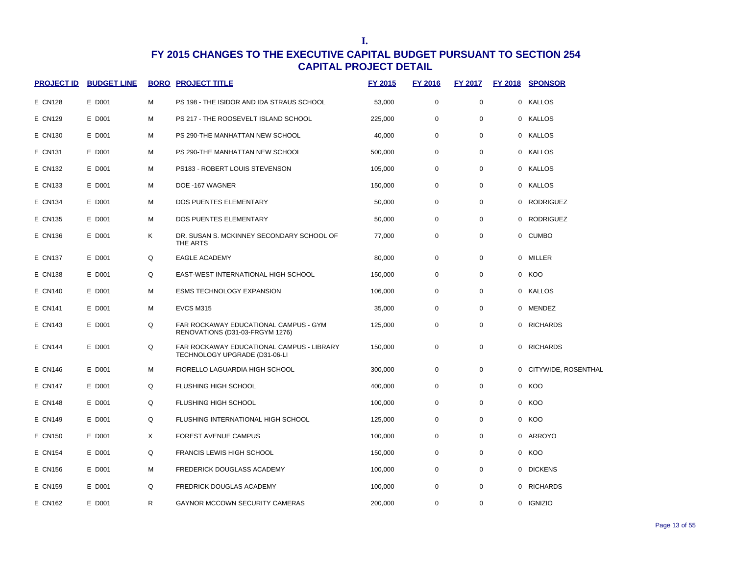# I.

## FY 2015 CHANGES TO THE EXECUTIVE CAPITAL BUDGET PURSUANT TO SECTION 254
## CAPITAL PROJECT DETAIL

| PROJECT ID | BUDGET LINE | BORO | PROJECT TITLE | FY 2015 | FY 2016 | FY 2017 | FY 2018 | SPONSOR |
|---|---|---|---|---|---|---|---|---|
| E CN128 | E D001 | M | PS 198 - THE ISIDOR AND IDA STRAUS SCHOOL | 53,000 | 0 | 0 | 0 | KALLOS |
| E CN129 | E D001 | M | PS 217 - THE ROOSEVELT ISLAND SCHOOL | 225,000 | 0 | 0 | 0 | KALLOS |
| E CN130 | E D001 | M | PS 290-THE MANHATTAN NEW SCHOOL | 40,000 | 0 | 0 | 0 | KALLOS |
| E CN131 | E D001 | M | PS 290-THE MANHATTAN NEW SCHOOL | 500,000 | 0 | 0 | 0 | KALLOS |
| E CN132 | E D001 | M | PS183 - ROBERT LOUIS STEVENSON | 105,000 | 0 | 0 | 0 | KALLOS |
| E CN133 | E D001 | M | DOE -167 WAGNER | 150,000 | 0 | 0 | 0 | KALLOS |
| E CN134 | E D001 | M | DOS PUENTES ELEMENTARY | 50,000 | 0 | 0 | 0 | RODRIGUEZ |
| E CN135 | E D001 | M | DOS PUENTES ELEMENTARY | 50,000 | 0 | 0 | 0 | RODRIGUEZ |
| E CN136 | E D001 | K | DR. SUSAN S. MCKINNEY SECONDARY SCHOOL OF THE ARTS | 77,000 | 0 | 0 | 0 | CUMBO |
| E CN137 | E D001 | Q | EAGLE ACADEMY | 80,000 | 0 | 0 | 0 | MILLER |
| E CN138 | E D001 | Q | EAST-WEST INTERNATIONAL HIGH SCHOOL | 150,000 | 0 | 0 | 0 | KOO |
| E CN140 | E D001 | M | ESMS TECHNOLOGY EXPANSION | 106,000 | 0 | 0 | 0 | KALLOS |
| E CN141 | E D001 | M | EVCS M315 | 35,000 | 0 | 0 | 0 | MENDEZ |
| E CN143 | E D001 | Q | FAR ROCKAWAY EDUCATIONAL CAMPUS - GYM RENOVATIONS (D31-03-FRGYM 1276) | 125,000 | 0 | 0 | 0 | RICHARDS |
| E CN144 | E D001 | Q | FAR ROCKAWAY EDUCATIONAL CAMPUS - LIBRARY TECHNOLOGY UPGRADE (D31-06-LI | 150,000 | 0 | 0 | 0 | RICHARDS |
| E CN146 | E D001 | M | FIORELLO LAGUARDIA HIGH SCHOOL | 300,000 | 0 | 0 | 0 | CITYWIDE, ROSENTHAL |
| E CN147 | E D001 | Q | FLUSHING HIGH SCHOOL | 400,000 | 0 | 0 | 0 | KOO |
| E CN148 | E D001 | Q | FLUSHING HIGH SCHOOL | 100,000 | 0 | 0 | 0 | KOO |
| E CN149 | E D001 | Q | FLUSHING INTERNATIONAL HIGH SCHOOL | 125,000 | 0 | 0 | 0 | KOO |
| E CN150 | E D001 | X | FOREST AVENUE CAMPUS | 100,000 | 0 | 0 | 0 | ARROYO |
| E CN154 | E D001 | Q | FRANCIS LEWIS HIGH SCHOOL | 150,000 | 0 | 0 | 0 | KOO |
| E CN156 | E D001 | M | FREDERICK DOUGLASS ACADEMY | 100,000 | 0 | 0 | 0 | DICKENS |
| E CN159 | E D001 | Q | FREDRICK DOUGLAS ACADEMY | 100,000 | 0 | 0 | 0 | RICHARDS |
| E CN162 | E D001 | R | GAYNOR MCCOWN SECURITY CAMERAS | 200,000 | 0 | 0 | 0 | IGNIZIO |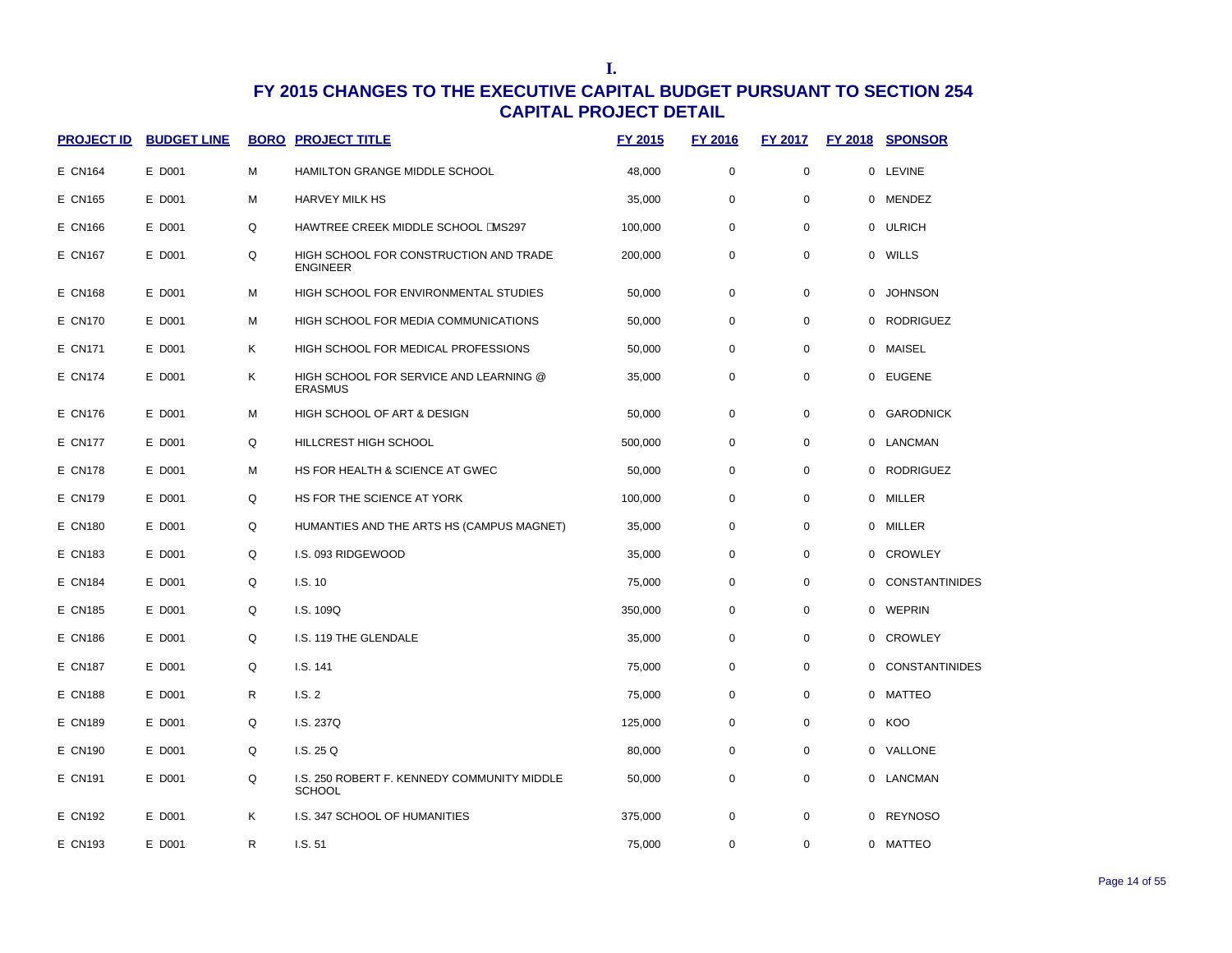I.

# FY 2015 CHANGES TO THE EXECUTIVE CAPITAL BUDGET PURSUANT TO SECTION 254
## CAPITAL PROJECT DETAIL

| PROJECT ID | BUDGET LINE | BORO | PROJECT TITLE | FY 2015 | FY 2016 | FY 2017 | FY 2018 | SPONSOR |
|---|---|---|---|---|---|---|---|---|
| E CN164 | E D001 | M | HAMILTON GRANGE MIDDLE SCHOOL | 48,000 | 0 | 0 | 0 | LEVINE |
| E CN165 | E D001 | M | HARVEY MILK HS | 35,000 | 0 | 0 | 0 | MENDEZ |
| E CN166 | E D001 | Q | HAWTREE CREEK MIDDLE SCHOOL MS297 | 100,000 | 0 | 0 | 0 | ULRICH |
| E CN167 | E D001 | Q | HIGH SCHOOL FOR CONSTRUCTION AND TRADE ENGINEER | 200,000 | 0 | 0 | 0 | WILLS |
| E CN168 | E D001 | M | HIGH SCHOOL FOR ENVIRONMENTAL STUDIES | 50,000 | 0 | 0 | 0 | JOHNSON |
| E CN170 | E D001 | M | HIGH SCHOOL FOR MEDIA COMMUNICATIONS | 50,000 | 0 | 0 | 0 | RODRIGUEZ |
| E CN171 | E D001 | K | HIGH SCHOOL FOR MEDICAL PROFESSIONS | 50,000 | 0 | 0 | 0 | MAISEL |
| E CN174 | E D001 | K | HIGH SCHOOL FOR SERVICE AND LEARNING @ ERASMUS | 35,000 | 0 | 0 | 0 | EUGENE |
| E CN176 | E D001 | M | HIGH SCHOOL OF ART & DESIGN | 50,000 | 0 | 0 | 0 | GARODNICK |
| E CN177 | E D001 | Q | HILLCREST HIGH SCHOOL | 500,000 | 0 | 0 | 0 | LANCMAN |
| E CN178 | E D001 | M | HS FOR HEALTH & SCIENCE AT GWEC | 50,000 | 0 | 0 | 0 | RODRIGUEZ |
| E CN179 | E D001 | Q | HS FOR THE SCIENCE AT YORK | 100,000 | 0 | 0 | 0 | MILLER |
| E CN180 | E D001 | Q | HUMANTIES AND THE ARTS HS (CAMPUS MAGNET) | 35,000 | 0 | 0 | 0 | MILLER |
| E CN183 | E D001 | Q | I.S. 093 RIDGEWOOD | 35,000 | 0 | 0 | 0 | CROWLEY |
| E CN184 | E D001 | Q | I.S. 10 | 75,000 | 0 | 0 | 0 | CONSTANTINIDES |
| E CN185 | E D001 | Q | I.S. 109Q | 350,000 | 0 | 0 | 0 | WEPRIN |
| E CN186 | E D001 | Q | I.S. 119 THE GLENDALE | 35,000 | 0 | 0 | 0 | CROWLEY |
| E CN187 | E D001 | Q | I.S. 141 | 75,000 | 0 | 0 | 0 | CONSTANTINIDES |
| E CN188 | E D001 | R | I.S. 2 | 75,000 | 0 | 0 | 0 | MATTEO |
| E CN189 | E D001 | Q | I.S. 237Q | 125,000 | 0 | 0 | 0 | KOO |
| E CN190 | E D001 | Q | I.S. 25 Q | 80,000 | 0 | 0 | 0 | VALLONE |
| E CN191 | E D001 | Q | I.S. 250 ROBERT F. KENNEDY COMMUNITY MIDDLE SCHOOL | 50,000 | 0 | 0 | 0 | LANCMAN |
| E CN192 | E D001 | K | I.S. 347 SCHOOL OF HUMANITIES | 375,000 | 0 | 0 | 0 | REYNOSO |
| E CN193 | E D001 | R | I.S. 51 | 75,000 | 0 | 0 | 0 | MATTEO |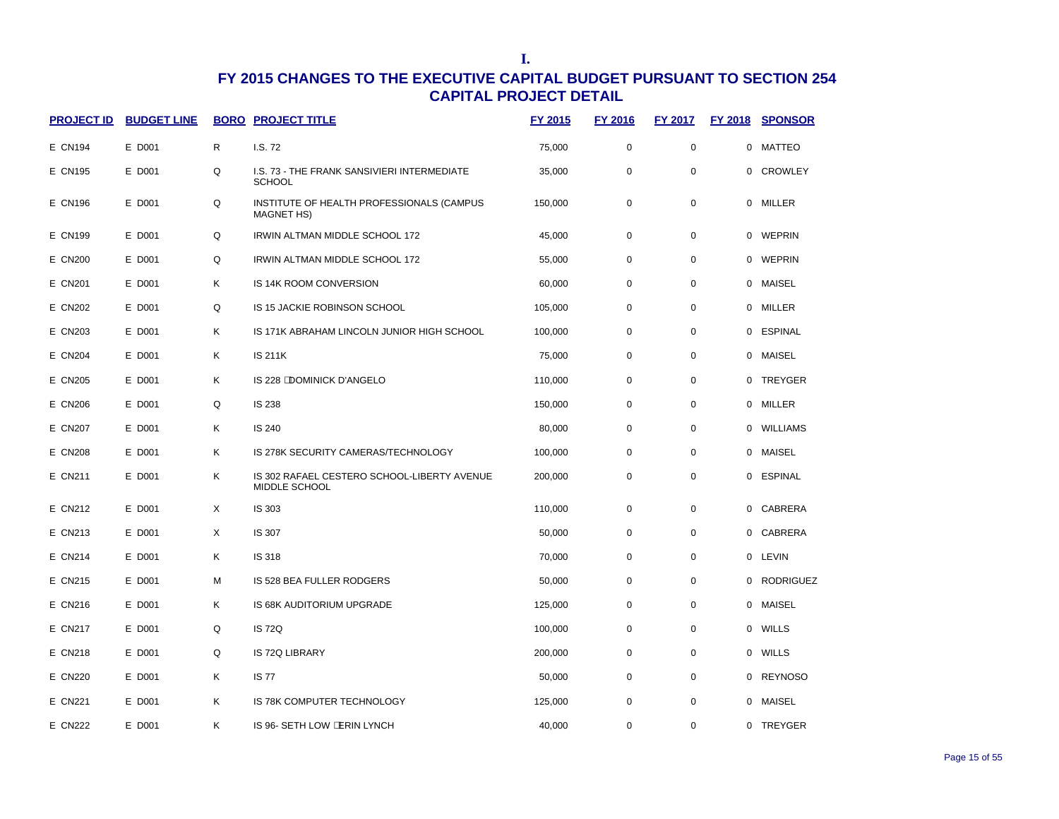I.

# FY 2015 CHANGES TO THE EXECUTIVE CAPITAL BUDGET PURSUANT TO SECTION 254
## CAPITAL PROJECT DETAIL

| PROJECT ID | BUDGET LINE | BORO | PROJECT TITLE | FY 2015 | FY 2016 | FY 2017 | FY 2018 | SPONSOR |
|---|---|---|---|---|---|---|---|---|
| E CN194 | E D001 | R | I.S. 72 | 75,000 | 0 | 0 | 0 | MATTEO |
| E CN195 | E D001 | Q | I.S. 73 - THE FRANK SANSIVIERI INTERMEDIATE SCHOOL | 35,000 | 0 | 0 | 0 | CROWLEY |
| E CN196 | E D001 | Q | INSTITUTE OF HEALTH PROFESSIONALS (CAMPUS MAGNET HS) | 150,000 | 0 | 0 | 0 | MILLER |
| E CN199 | E D001 | Q | IRWIN ALTMAN MIDDLE SCHOOL 172 | 45,000 | 0 | 0 | 0 | WEPRIN |
| E CN200 | E D001 | Q | IRWIN ALTMAN MIDDLE SCHOOL 172 | 55,000 | 0 | 0 | 0 | WEPRIN |
| E CN201 | E D001 | K | IS 14K ROOM CONVERSION | 60,000 | 0 | 0 | 0 | MAISEL |
| E CN202 | E D001 | Q | IS 15 JACKIE ROBINSON SCHOOL | 105,000 | 0 | 0 | 0 | MILLER |
| E CN203 | E D001 | K | IS 171K ABRAHAM LINCOLN JUNIOR HIGH SCHOOL | 100,000 | 0 | 0 | 0 | ESPINAL |
| E CN204 | E D001 | K | IS 211K | 75,000 | 0 | 0 | 0 | MAISEL |
| E CN205 | E D001 | K | IS 228 DOMINICK D'ANGELO | 110,000 | 0 | 0 | 0 | TREYGER |
| E CN206 | E D001 | Q | IS 238 | 150,000 | 0 | 0 | 0 | MILLER |
| E CN207 | E D001 | K | IS 240 | 80,000 | 0 | 0 | 0 | WILLIAMS |
| E CN208 | E D001 | K | IS 278K SECURITY CAMERAS/TECHNOLOGY | 100,000 | 0 | 0 | 0 | MAISEL |
| E CN211 | E D001 | K | IS 302 RAFAEL CESTERO SCHOOL-LIBERTY AVENUE MIDDLE SCHOOL | 200,000 | 0 | 0 | 0 | ESPINAL |
| E CN212 | E D001 | X | IS 303 | 110,000 | 0 | 0 | 0 | CABRERA |
| E CN213 | E D001 | X | IS 307 | 50,000 | 0 | 0 | 0 | CABRERA |
| E CN214 | E D001 | K | IS 318 | 70,000 | 0 | 0 | 0 | LEVIN |
| E CN215 | E D001 | M | IS 528 BEA FULLER RODGERS | 50,000 | 0 | 0 | 0 | RODRIGUEZ |
| E CN216 | E D001 | K | IS 68K AUDITORIUM UPGRADE | 125,000 | 0 | 0 | 0 | MAISEL |
| E CN217 | E D001 | Q | IS 72Q | 100,000 | 0 | 0 | 0 | WILLS |
| E CN218 | E D001 | Q | IS 72Q LIBRARY | 200,000 | 0 | 0 | 0 | WILLS |
| E CN220 | E D001 | K | IS 77 | 50,000 | 0 | 0 | 0 | REYNOSO |
| E CN221 | E D001 | K | IS 78K COMPUTER TECHNOLOGY | 125,000 | 0 | 0 | 0 | MAISEL |
| E CN222 | E D001 | K | IS 96- SETH LOW ERIN LYNCH | 40,000 | 0 | 0 | 0 | TREYGER |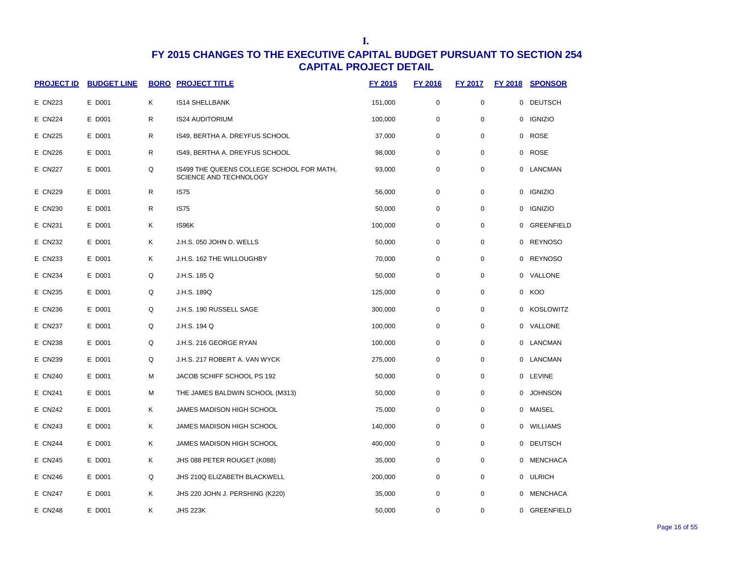**I.**

# FY 2015 CHANGES TO THE EXECUTIVE CAPITAL BUDGET PURSUANT TO SECTION 254
## CAPITAL PROJECT DETAIL

| PROJECT ID | BUDGET LINE | BORO | PROJECT TITLE | FY 2015 | FY 2016 | FY 2017 | FY 2018 | SPONSOR |
|---|---|---|---|---|---|---|---|---|
| E CN223 | E D001 | K | IS14 SHELLBANK | 151,000 | 0 | 0 | 0 | DEUTSCH |
| E CN224 | E D001 | R | IS24 AUDITORIUM | 100,000 | 0 | 0 | 0 | IGNIZIO |
| E CN225 | E D001 | R | IS49, BERTHA A. DREYFUS SCHOOL | 37,000 | 0 | 0 | 0 | ROSE |
| E CN226 | E D001 | R | IS49, BERTHA A. DREYFUS SCHOOL | 98,000 | 0 | 0 | 0 | ROSE |
| E CN227 | E D001 | Q | IS499 THE QUEENS COLLEGE SCHOOL FOR MATH, SCIENCE AND TECHNOLOGY | 93,000 | 0 | 0 | 0 | LANCMAN |
| E CN229 | E D001 | R | IS75 | 56,000 | 0 | 0 | 0 | IGNIZIO |
| E CN230 | E D001 | R | IS75 | 50,000 | 0 | 0 | 0 | IGNIZIO |
| E CN231 | E D001 | K | IS96K | 100,000 | 0 | 0 | 0 | GREENFIELD |
| E CN232 | E D001 | K | J.H.S. 050 JOHN D. WELLS | 50,000 | 0 | 0 | 0 | REYNOSO |
| E CN233 | E D001 | K | J.H.S. 162 THE WILLOUGHBY | 70,000 | 0 | 0 | 0 | REYNOSO |
| E CN234 | E D001 | Q | J.H.S. 185 Q | 50,000 | 0 | 0 | 0 | VALLONE |
| E CN235 | E D001 | Q | J.H.S. 189Q | 125,000 | 0 | 0 | 0 | KOO |
| E CN236 | E D001 | Q | J.H.S. 190 RUSSELL SAGE | 300,000 | 0 | 0 | 0 | KOSLOWITZ |
| E CN237 | E D001 | Q | J.H.S. 194 Q | 100,000 | 0 | 0 | 0 | VALLONE |
| E CN238 | E D001 | Q | J.H.S. 216 GEORGE RYAN | 100,000 | 0 | 0 | 0 | LANCMAN |
| E CN239 | E D001 | Q | J.H.S. 217 ROBERT A. VAN WYCK | 275,000 | 0 | 0 | 0 | LANCMAN |
| E CN240 | E D001 | M | JACOB SCHIFF SCHOOL PS 192 | 50,000 | 0 | 0 | 0 | LEVINE |
| E CN241 | E D001 | M | THE JAMES BALDWIN SCHOOL (M313) | 50,000 | 0 | 0 | 0 | JOHNSON |
| E CN242 | E D001 | K | JAMES MADISON HIGH SCHOOL | 75,000 | 0 | 0 | 0 | MAISEL |
| E CN243 | E D001 | K | JAMES MADISON HIGH SCHOOL | 140,000 | 0 | 0 | 0 | WILLIAMS |
| E CN244 | E D001 | K | JAMES MADISON HIGH SCHOOL | 400,000 | 0 | 0 | 0 | DEUTSCH |
| E CN245 | E D001 | K | JHS 088 PETER ROUGET (K088) | 35,000 | 0 | 0 | 0 | MENCHACA |
| E CN246 | E D001 | Q | JHS 210Q ELIZABETH BLACKWELL | 200,000 | 0 | 0 | 0 | ULRICH |
| E CN247 | E D001 | K | JHS 220 JOHN J. PERSHING (K220) | 35,000 | 0 | 0 | 0 | MENCHACA |
| E CN248 | E D001 | K | JHS 223K | 50,000 | 0 | 0 | 0 | GREENFIELD |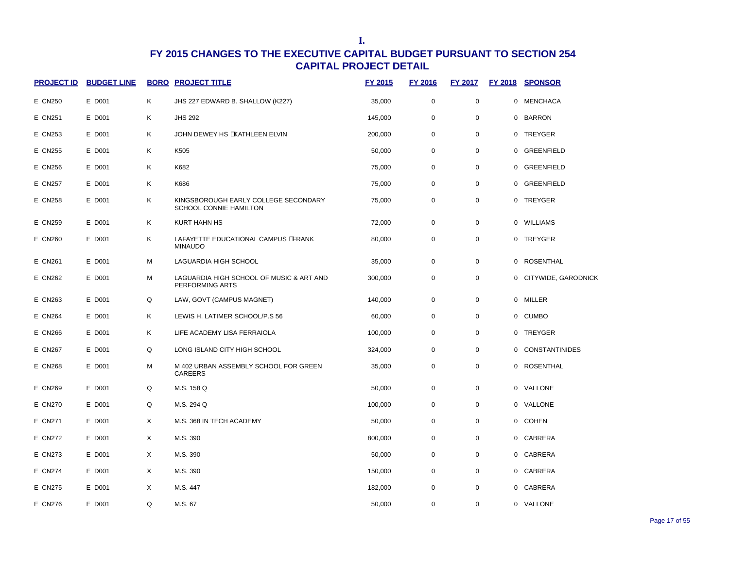**I.**

# FY 2015 CHANGES TO THE EXECUTIVE CAPITAL BUDGET PURSUANT TO SECTION 254
## CAPITAL PROJECT DETAIL

| PROJECT ID | BUDGET LINE | BORO | PROJECT TITLE | FY 2015 | FY 2016 | FY 2017 | FY 2018 | SPONSOR |
|---|---|---|---|---|---|---|---|---|
| E CN250 | E D001 | K | JHS 227 EDWARD B. SHALLOW (K227) | 35,000 | 0 | 0 | 0 | MENCHACA |
| E CN251 | E D001 | K | JHS 292 | 145,000 | 0 | 0 | 0 | BARRON |
| E CN253 | E D001 | K | JOHN DEWEY HS KATHLEEN ELVIN | 200,000 | 0 | 0 | 0 | TREYGER |
| E CN255 | E D001 | K | K505 | 50,000 | 0 | 0 | 0 | GREENFIELD |
| E CN256 | E D001 | K | K682 | 75,000 | 0 | 0 | 0 | GREENFIELD |
| E CN257 | E D001 | K | K686 | 75,000 | 0 | 0 | 0 | GREENFIELD |
| E CN258 | E D001 | K | KINGSBOROUGH EARLY COLLEGE SECONDARY SCHOOL CONNIE HAMILTON | 75,000 | 0 | 0 | 0 | TREYGER |
| E CN259 | E D001 | K | KURT HAHN HS | 72,000 | 0 | 0 | 0 | WILLIAMS |
| E CN260 | E D001 | K | LAFAYETTE EDUCATIONAL CAMPUS FRANK MINAUDO | 80,000 | 0 | 0 | 0 | TREYGER |
| E CN261 | E D001 | M | LAGUARDIA HIGH SCHOOL | 35,000 | 0 | 0 | 0 | ROSENTHAL |
| E CN262 | E D001 | M | LAGUARDIA HIGH SCHOOL OF MUSIC & ART AND PERFORMING ARTS | 300,000 | 0 | 0 | 0 | CITYWIDE, GARODNICK |
| E CN263 | E D001 | Q | LAW, GOVT (CAMPUS MAGNET) | 140,000 | 0 | 0 | 0 | MILLER |
| E CN264 | E D001 | K | LEWIS H. LATIMER SCHOOL/P.S 56 | 60,000 | 0 | 0 | 0 | CUMBO |
| E CN266 | E D001 | K | LIFE ACADEMY LISA FERRAIOLA | 100,000 | 0 | 0 | 0 | TREYGER |
| E CN267 | E D001 | Q | LONG ISLAND CITY HIGH SCHOOL | 324,000 | 0 | 0 | 0 | CONSTANTINIDES |
| E CN268 | E D001 | M | M 402 URBAN ASSEMBLY SCHOOL FOR GREEN CAREERS | 35,000 | 0 | 0 | 0 | ROSENTHAL |
| E CN269 | E D001 | Q | M.S. 158 Q | 50,000 | 0 | 0 | 0 | VALLONE |
| E CN270 | E D001 | Q | M.S. 294 Q | 100,000 | 0 | 0 | 0 | VALLONE |
| E CN271 | E D001 | X | M.S. 368 IN TECH ACADEMY | 50,000 | 0 | 0 | 0 | COHEN |
| E CN272 | E D001 | X | M.S. 390 | 800,000 | 0 | 0 | 0 | CABRERA |
| E CN273 | E D001 | X | M.S. 390 | 50,000 | 0 | 0 | 0 | CABRERA |
| E CN274 | E D001 | X | M.S. 390 | 150,000 | 0 | 0 | 0 | CABRERA |
| E CN275 | E D001 | X | M.S. 447 | 182,000 | 0 | 0 | 0 | CABRERA |
| E CN276 | E D001 | Q | M.S. 67 | 50,000 | 0 | 0 | 0 | VALLONE |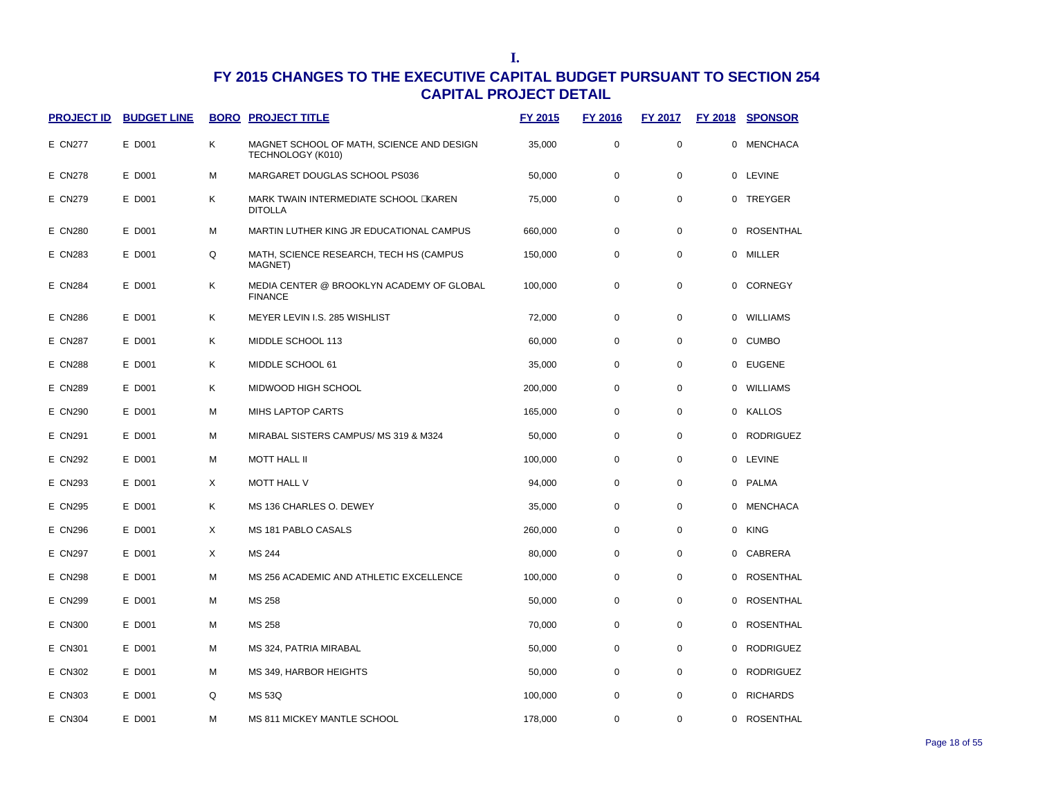I.

# FY 2015 CHANGES TO THE EXECUTIVE CAPITAL BUDGET PURSUANT TO SECTION 254
## CAPITAL PROJECT DETAIL

| PROJECT ID | BUDGET LINE | BORO | PROJECT TITLE | FY 2015 | FY 2016 | FY 2017 | FY 2018 | SPONSOR |
|---|---|---|---|---|---|---|---|---|
| E CN277 | E D001 | K | MAGNET SCHOOL OF MATH, SCIENCE AND DESIGN TECHNOLOGY (K010) | 35,000 | 0 | 0 | 0 | MENCHACA |
| E CN278 | E D001 | M | MARGARET DOUGLAS SCHOOL PS036 | 50,000 | 0 | 0 | 0 | LEVINE |
| E CN279 | E D001 | K | MARK TWAIN INTERMEDIATE SCHOOL KAREN DITOLLA | 75,000 | 0 | 0 | 0 | TREYGER |
| E CN280 | E D001 | M | MARTIN LUTHER KING JR EDUCATIONAL CAMPUS | 660,000 | 0 | 0 | 0 | ROSENTHAL |
| E CN283 | E D001 | Q | MATH, SCIENCE RESEARCH, TECH HS (CAMPUS MAGNET) | 150,000 | 0 | 0 | 0 | MILLER |
| E CN284 | E D001 | K | MEDIA CENTER @ BROOKLYN ACADEMY OF GLOBAL FINANCE | 100,000 | 0 | 0 | 0 | CORNEGY |
| E CN286 | E D001 | K | MEYER LEVIN I.S. 285 WISHLIST | 72,000 | 0 | 0 | 0 | WILLIAMS |
| E CN287 | E D001 | K | MIDDLE SCHOOL 113 | 60,000 | 0 | 0 | 0 | CUMBO |
| E CN288 | E D001 | K | MIDDLE SCHOOL 61 | 35,000 | 0 | 0 | 0 | EUGENE |
| E CN289 | E D001 | K | MIDWOOD HIGH SCHOOL | 200,000 | 0 | 0 | 0 | WILLIAMS |
| E CN290 | E D001 | M | MIHS LAPTOP CARTS | 165,000 | 0 | 0 | 0 | KALLOS |
| E CN291 | E D001 | M | MIRABAL SISTERS CAMPUS/ MS 319 & M324 | 50,000 | 0 | 0 | 0 | RODRIGUEZ |
| E CN292 | E D001 | M | MOTT HALL II | 100,000 | 0 | 0 | 0 | LEVINE |
| E CN293 | E D001 | X | MOTT HALL V | 94,000 | 0 | 0 | 0 | PALMA |
| E CN295 | E D001 | K | MS 136 CHARLES O. DEWEY | 35,000 | 0 | 0 | 0 | MENCHACA |
| E CN296 | E D001 | X | MS 181 PABLO CASALS | 260,000 | 0 | 0 | 0 | KING |
| E CN297 | E D001 | X | MS 244 | 80,000 | 0 | 0 | 0 | CABRERA |
| E CN298 | E D001 | M | MS 256 ACADEMIC AND ATHLETIC EXCELLENCE | 100,000 | 0 | 0 | 0 | ROSENTHAL |
| E CN299 | E D001 | M | MS 258 | 50,000 | 0 | 0 | 0 | ROSENTHAL |
| E CN300 | E D001 | M | MS 258 | 70,000 | 0 | 0 | 0 | ROSENTHAL |
| E CN301 | E D001 | M | MS 324, PATRIA MIRABAL | 50,000 | 0 | 0 | 0 | RODRIGUEZ |
| E CN302 | E D001 | M | MS 349, HARBOR HEIGHTS | 50,000 | 0 | 0 | 0 | RODRIGUEZ |
| E CN303 | E D001 | Q | MS 53Q | 100,000 | 0 | 0 | 0 | RICHARDS |
| E CN304 | E D001 | M | MS 811 MICKEY MANTLE SCHOOL | 178,000 | 0 | 0 | 0 | ROSENTHAL |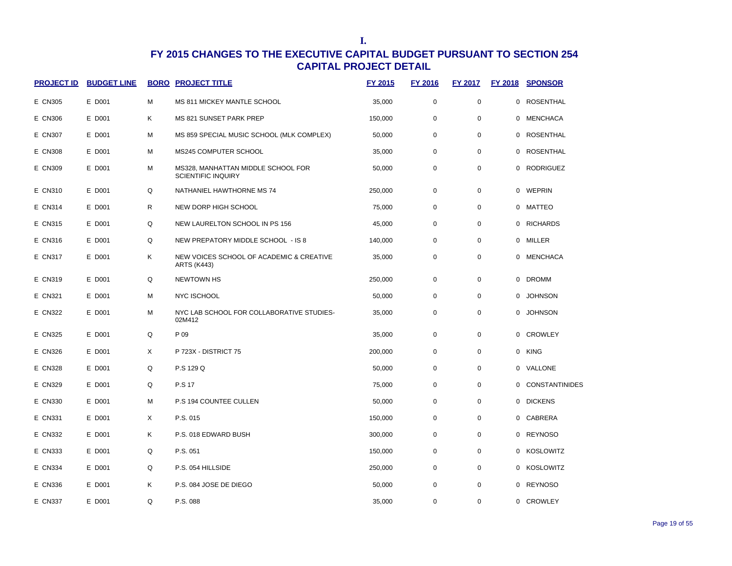I.

# FY 2015 CHANGES TO THE EXECUTIVE CAPITAL BUDGET PURSUANT TO SECTION 254
## CAPITAL PROJECT DETAIL

| PROJECT ID | BUDGET LINE | BORO | PROJECT TITLE | FY 2015 | FY 2016 | FY 2017 | FY 2018 | SPONSOR |
|---|---|---|---|---|---|---|---|---|
| E CN305 | E D001 | M | MS 811 MICKEY MANTLE SCHOOL | 35,000 | 0 | 0 | 0 | ROSENTHAL |
| E CN306 | E D001 | K | MS 821 SUNSET PARK PREP | 150,000 | 0 | 0 | 0 | MENCHACA |
| E CN307 | E D001 | M | MS 859 SPECIAL MUSIC SCHOOL (MLK COMPLEX) | 50,000 | 0 | 0 | 0 | ROSENTHAL |
| E CN308 | E D001 | M | MS245 COMPUTER SCHOOL | 35,000 | 0 | 0 | 0 | ROSENTHAL |
| E CN309 | E D001 | M | MS328, MANHATTAN MIDDLE SCHOOL FOR SCIENTIFIC INQUIRY | 50,000 | 0 | 0 | 0 | RODRIGUEZ |
| E CN310 | E D001 | Q | NATHANIEL HAWTHORNE MS 74 | 250,000 | 0 | 0 | 0 | WEPRIN |
| E CN314 | E D001 | R | NEW DORP HIGH SCHOOL | 75,000 | 0 | 0 | 0 | MATTEO |
| E CN315 | E D001 | Q | NEW LAURELTON SCHOOL IN PS 156 | 45,000 | 0 | 0 | 0 | RICHARDS |
| E CN316 | E D001 | Q | NEW PREPATORY MIDDLE SCHOOL - IS 8 | 140,000 | 0 | 0 | 0 | MILLER |
| E CN317 | E D001 | K | NEW VOICES SCHOOL OF ACADEMIC & CREATIVE ARTS (K443) | 35,000 | 0 | 0 | 0 | MENCHACA |
| E CN319 | E D001 | Q | NEWTOWN HS | 250,000 | 0 | 0 | 0 | DROMM |
| E CN321 | E D001 | M | NYC ISCHOOL | 50,000 | 0 | 0 | 0 | JOHNSON |
| E CN322 | E D001 | M | NYC LAB SCHOOL FOR COLLABORATIVE STUDIES-02M412 | 35,000 | 0 | 0 | 0 | JOHNSON |
| E CN325 | E D001 | Q | P 09 | 35,000 | 0 | 0 | 0 | CROWLEY |
| E CN326 | E D001 | X | P 723X - DISTRICT 75 | 200,000 | 0 | 0 | 0 | KING |
| E CN328 | E D001 | Q | P.S 129 Q | 50,000 | 0 | 0 | 0 | VALLONE |
| E CN329 | E D001 | Q | P.S 17 | 75,000 | 0 | 0 | 0 | CONSTANTINIDES |
| E CN330 | E D001 | M | P.S 194 COUNTEE CULLEN | 50,000 | 0 | 0 | 0 | DICKENS |
| E CN331 | E D001 | X | P.S. 015 | 150,000 | 0 | 0 | 0 | CABRERA |
| E CN332 | E D001 | K | P.S. 018 EDWARD BUSH | 300,000 | 0 | 0 | 0 | REYNOSO |
| E CN333 | E D001 | Q | P.S. 051 | 150,000 | 0 | 0 | 0 | KOSLOWITZ |
| E CN334 | E D001 | Q | P.S. 054 HILLSIDE | 250,000 | 0 | 0 | 0 | KOSLOWITZ |
| E CN336 | E D001 | K | P.S. 084 JOSE DE DIEGO | 50,000 | 0 | 0 | 0 | REYNOSO |
| E CN337 | E D001 | Q | P.S. 088 | 35,000 | 0 | 0 | 0 | CROWLEY |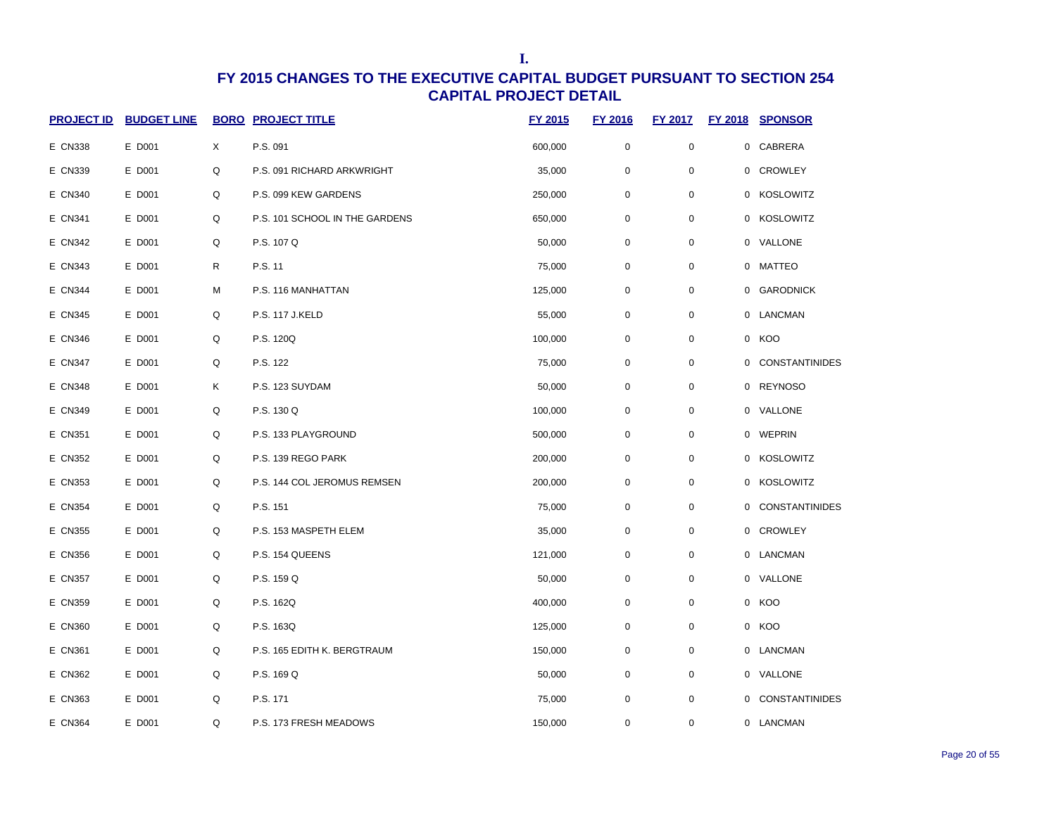**I.**

# FY 2015 CHANGES TO THE EXECUTIVE CAPITAL BUDGET PURSUANT TO SECTION 254
## CAPITAL PROJECT DETAIL

| PROJECT ID | BUDGET LINE | BORO | PROJECT TITLE | FY 2015 | FY 2016 | FY 2017 | FY 2018 | SPONSOR |
|---|---|---|---|---|---|---|---|---|
| E CN338 | E D001 | X | P.S. 091 | 600,000 | 0 | 0 | 0 | CABRERA |
| E CN339 | E D001 | Q | P.S. 091 RICHARD ARKWRIGHT | 35,000 | 0 | 0 | 0 | CROWLEY |
| E CN340 | E D001 | Q | P.S. 099 KEW GARDENS | 250,000 | 0 | 0 | 0 | KOSLOWITZ |
| E CN341 | E D001 | Q | P.S. 101 SCHOOL IN THE GARDENS | 650,000 | 0 | 0 | 0 | KOSLOWITZ |
| E CN342 | E D001 | Q | P.S. 107 Q | 50,000 | 0 | 0 | 0 | VALLONE |
| E CN343 | E D001 | R | P.S. 11 | 75,000 | 0 | 0 | 0 | MATTEO |
| E CN344 | E D001 | M | P.S. 116 MANHATTAN | 125,000 | 0 | 0 | 0 | GARODNICK |
| E CN345 | E D001 | Q | P.S. 117 J.KELD | 55,000 | 0 | 0 | 0 | LANCMAN |
| E CN346 | E D001 | Q | P.S. 120Q | 100,000 | 0 | 0 | 0 | KOO |
| E CN347 | E D001 | Q | P.S. 122 | 75,000 | 0 | 0 | 0 | CONSTANTINIDES |
| E CN348 | E D001 | K | P.S. 123 SUYDAM | 50,000 | 0 | 0 | 0 | REYNOSO |
| E CN349 | E D001 | Q | P.S. 130 Q | 100,000 | 0 | 0 | 0 | VALLONE |
| E CN351 | E D001 | Q | P.S. 133 PLAYGROUND | 500,000 | 0 | 0 | 0 | WEPRIN |
| E CN352 | E D001 | Q | P.S. 139 REGO PARK | 200,000 | 0 | 0 | 0 | KOSLOWITZ |
| E CN353 | E D001 | Q | P.S. 144 COL JEROMUS REMSEN | 200,000 | 0 | 0 | 0 | KOSLOWITZ |
| E CN354 | E D001 | Q | P.S. 151 | 75,000 | 0 | 0 | 0 | CONSTANTINIDES |
| E CN355 | E D001 | Q | P.S. 153 MASPETH ELEM | 35,000 | 0 | 0 | 0 | CROWLEY |
| E CN356 | E D001 | Q | P.S. 154 QUEENS | 121,000 | 0 | 0 | 0 | LANCMAN |
| E CN357 | E D001 | Q | P.S. 159 Q | 50,000 | 0 | 0 | 0 | VALLONE |
| E CN359 | E D001 | Q | P.S. 162Q | 400,000 | 0 | 0 | 0 | KOO |
| E CN360 | E D001 | Q | P.S. 163Q | 125,000 | 0 | 0 | 0 | KOO |
| E CN361 | E D001 | Q | P.S. 165 EDITH K. BERGTRAUM | 150,000 | 0 | 0 | 0 | LANCMAN |
| E CN362 | E D001 | Q | P.S. 169 Q | 50,000 | 0 | 0 | 0 | VALLONE |
| E CN363 | E D001 | Q | P.S. 171 | 75,000 | 0 | 0 | 0 | CONSTANTINIDES |
| E CN364 | E D001 | Q | P.S. 173 FRESH MEADOWS | 150,000 | 0 | 0 | 0 | LANCMAN |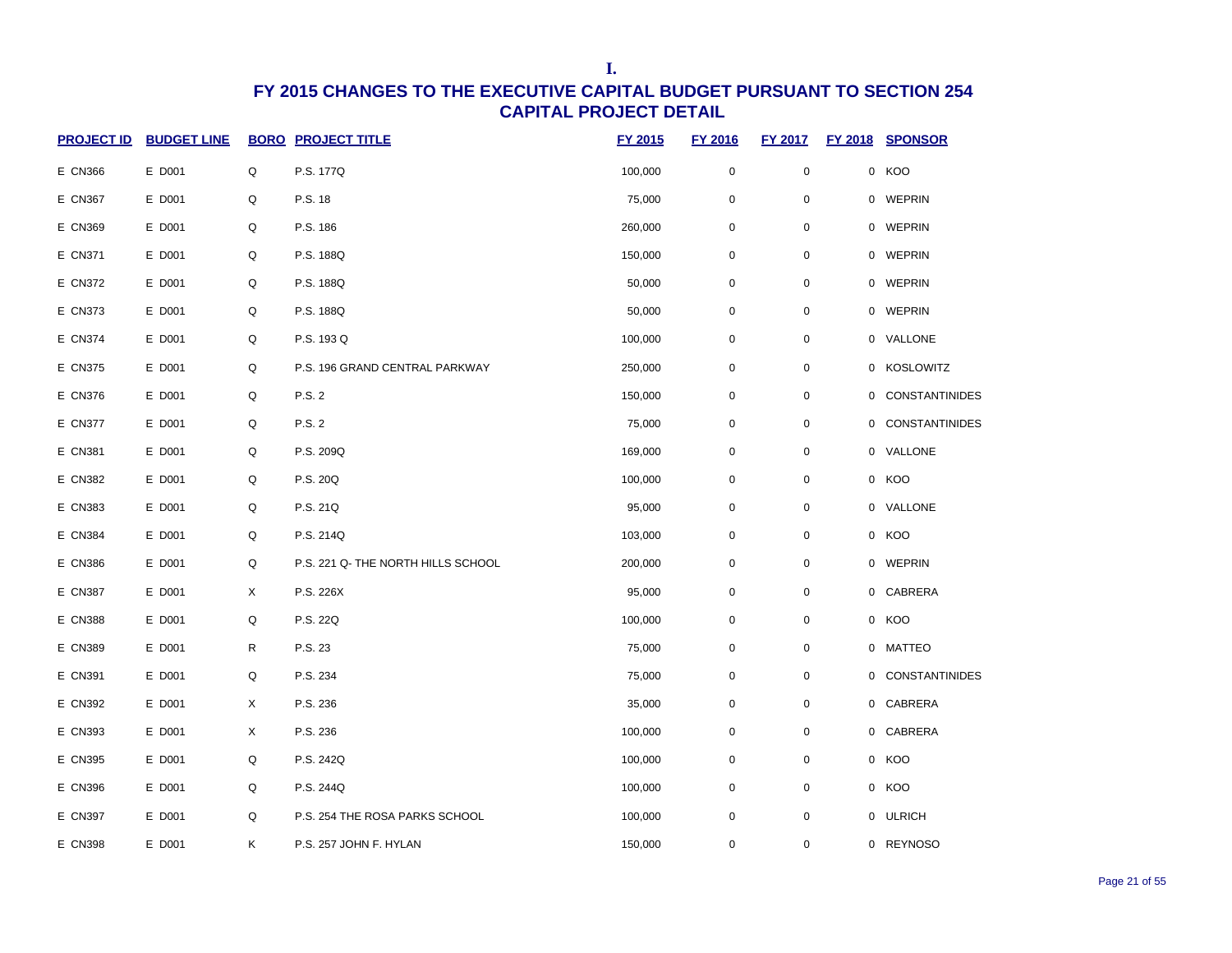I.

# FY 2015 CHANGES TO THE EXECUTIVE CAPITAL BUDGET PURSUANT TO SECTION 254
## CAPITAL PROJECT DETAIL

| PROJECT ID | BUDGET LINE | BORO | PROJECT TITLE | FY 2015 | FY 2016 | FY 2017 | FY 2018 | SPONSOR |
|---|---|---|---|---|---|---|---|---|
| E CN366 | E D001 | Q | P.S. 177Q | 100,000 | 0 | 0 | 0 | KOO |
| E CN367 | E D001 | Q | P.S. 18 | 75,000 | 0 | 0 | 0 | WEPRIN |
| E CN369 | E D001 | Q | P.S. 186 | 260,000 | 0 | 0 | 0 | WEPRIN |
| E CN371 | E D001 | Q | P.S. 188Q | 150,000 | 0 | 0 | 0 | WEPRIN |
| E CN372 | E D001 | Q | P.S. 188Q | 50,000 | 0 | 0 | 0 | WEPRIN |
| E CN373 | E D001 | Q | P.S. 188Q | 50,000 | 0 | 0 | 0 | WEPRIN |
| E CN374 | E D001 | Q | P.S. 193 Q | 100,000 | 0 | 0 | 0 | VALLONE |
| E CN375 | E D001 | Q | P.S. 196 GRAND CENTRAL PARKWAY | 250,000 | 0 | 0 | 0 | KOSLOWITZ |
| E CN376 | E D001 | Q | P.S. 2 | 150,000 | 0 | 0 | 0 | CONSTANTINIDES |
| E CN377 | E D001 | Q | P.S. 2 | 75,000 | 0 | 0 | 0 | CONSTANTINIDES |
| E CN381 | E D001 | Q | P.S. 209Q | 169,000 | 0 | 0 | 0 | VALLONE |
| E CN382 | E D001 | Q | P.S. 20Q | 100,000 | 0 | 0 | 0 | KOO |
| E CN383 | E D001 | Q | P.S. 21Q | 95,000 | 0 | 0 | 0 | VALLONE |
| E CN384 | E D001 | Q | P.S. 214Q | 103,000 | 0 | 0 | 0 | KOO |
| E CN386 | E D001 | Q | P.S. 221 Q- THE NORTH HILLS SCHOOL | 200,000 | 0 | 0 | 0 | WEPRIN |
| E CN387 | E D001 | X | P.S. 226X | 95,000 | 0 | 0 | 0 | CABRERA |
| E CN388 | E D001 | Q | P.S. 22Q | 100,000 | 0 | 0 | 0 | KOO |
| E CN389 | E D001 | R | P.S. 23 | 75,000 | 0 | 0 | 0 | MATTEO |
| E CN391 | E D001 | Q | P.S. 234 | 75,000 | 0 | 0 | 0 | CONSTANTINIDES |
| E CN392 | E D001 | X | P.S. 236 | 35,000 | 0 | 0 | 0 | CABRERA |
| E CN393 | E D001 | X | P.S. 236 | 100,000 | 0 | 0 | 0 | CABRERA |
| E CN395 | E D001 | Q | P.S. 242Q | 100,000 | 0 | 0 | 0 | KOO |
| E CN396 | E D001 | Q | P.S. 244Q | 100,000 | 0 | 0 | 0 | KOO |
| E CN397 | E D001 | Q | P.S. 254 THE ROSA PARKS SCHOOL | 100,000 | 0 | 0 | 0 | ULRICH |
| E CN398 | E D001 | K | P.S. 257 JOHN F. HYLAN | 150,000 | 0 | 0 | 0 | REYNOSO |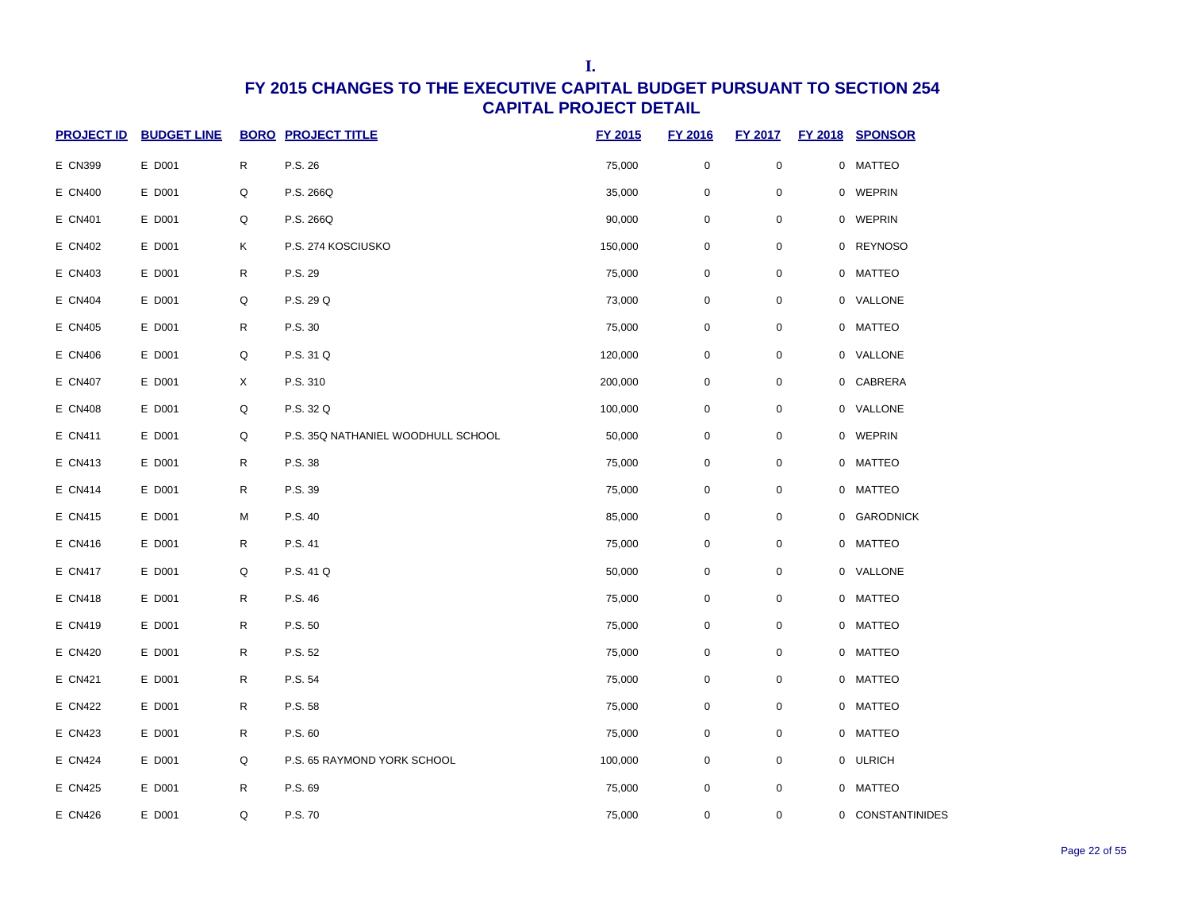I.

# FY 2015 CHANGES TO THE EXECUTIVE CAPITAL BUDGET PURSUANT TO SECTION 254
## CAPITAL PROJECT DETAIL

| PROJECT ID | BUDGET LINE | BORO | PROJECT TITLE | FY 2015 | FY 2016 | FY 2017 | FY 2018 | SPONSOR |
|---|---|---|---|---|---|---|---|---|
| E CN399 | E D001 | R | P.S. 26 | 75,000 | 0 | 0 | 0 | MATTEO |
| E CN400 | E D001 | Q | P.S. 266Q | 35,000 | 0 | 0 | 0 | WEPRIN |
| E CN401 | E D001 | Q | P.S. 266Q | 90,000 | 0 | 0 | 0 | WEPRIN |
| E CN402 | E D001 | K | P.S. 274 KOSCIUSKO | 150,000 | 0 | 0 | 0 | REYNOSO |
| E CN403 | E D001 | R | P.S. 29 | 75,000 | 0 | 0 | 0 | MATTEO |
| E CN404 | E D001 | Q | P.S. 29 Q | 73,000 | 0 | 0 | 0 | VALLONE |
| E CN405 | E D001 | R | P.S. 30 | 75,000 | 0 | 0 | 0 | MATTEO |
| E CN406 | E D001 | Q | P.S. 31 Q | 120,000 | 0 | 0 | 0 | VALLONE |
| E CN407 | E D001 | X | P.S. 310 | 200,000 | 0 | 0 | 0 | CABRERA |
| E CN408 | E D001 | Q | P.S. 32 Q | 100,000 | 0 | 0 | 0 | VALLONE |
| E CN411 | E D001 | Q | P.S. 35Q NATHANIEL WOODHULL SCHOOL | 50,000 | 0 | 0 | 0 | WEPRIN |
| E CN413 | E D001 | R | P.S. 38 | 75,000 | 0 | 0 | 0 | MATTEO |
| E CN414 | E D001 | R | P.S. 39 | 75,000 | 0 | 0 | 0 | MATTEO |
| E CN415 | E D001 | M | P.S. 40 | 85,000 | 0 | 0 | 0 | GARODNICK |
| E CN416 | E D001 | R | P.S. 41 | 75,000 | 0 | 0 | 0 | MATTEO |
| E CN417 | E D001 | Q | P.S. 41 Q | 50,000 | 0 | 0 | 0 | VALLONE |
| E CN418 | E D001 | R | P.S. 46 | 75,000 | 0 | 0 | 0 | MATTEO |
| E CN419 | E D001 | R | P.S. 50 | 75,000 | 0 | 0 | 0 | MATTEO |
| E CN420 | E D001 | R | P.S. 52 | 75,000 | 0 | 0 | 0 | MATTEO |
| E CN421 | E D001 | R | P.S. 54 | 75,000 | 0 | 0 | 0 | MATTEO |
| E CN422 | E D001 | R | P.S. 58 | 75,000 | 0 | 0 | 0 | MATTEO |
| E CN423 | E D001 | R | P.S. 60 | 75,000 | 0 | 0 | 0 | MATTEO |
| E CN424 | E D001 | Q | P.S. 65 RAYMOND YORK SCHOOL | 100,000 | 0 | 0 | 0 | ULRICH |
| E CN425 | E D001 | R | P.S. 69 | 75,000 | 0 | 0 | 0 | MATTEO |
| E CN426 | E D001 | Q | P.S. 70 | 75,000 | 0 | 0 | 0 | CONSTANTINIDES |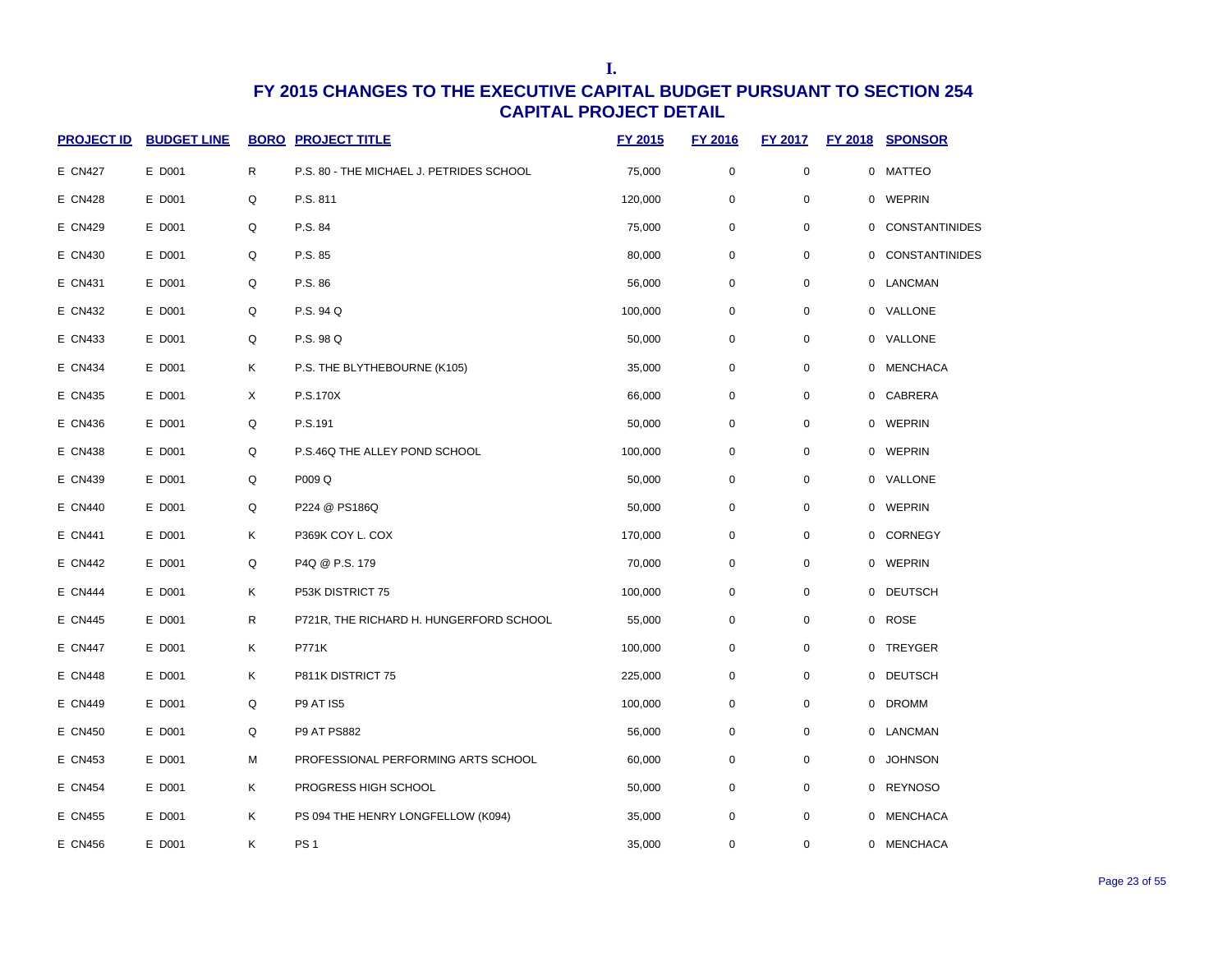I.

# FY 2015 CHANGES TO THE EXECUTIVE CAPITAL BUDGET PURSUANT TO SECTION 254
## CAPITAL PROJECT DETAIL

| PROJECT ID | BUDGET LINE | BORO | PROJECT TITLE | FY 2015 | FY 2016 | FY 2017 | FY 2018 | SPONSOR |
|---|---|---|---|---|---|---|---|---|
| E CN427 | E D001 | R | P.S. 80 - THE MICHAEL J. PETRIDES SCHOOL | 75,000 | 0 | 0 | 0 | MATTEO |
| E CN428 | E D001 | Q | P.S. 811 | 120,000 | 0 | 0 | 0 | WEPRIN |
| E CN429 | E D001 | Q | P.S. 84 | 75,000 | 0 | 0 | 0 | CONSTANTINIDES |
| E CN430 | E D001 | Q | P.S. 85 | 80,000 | 0 | 0 | 0 | CONSTANTINIDES |
| E CN431 | E D001 | Q | P.S. 86 | 56,000 | 0 | 0 | 0 | LANCMAN |
| E CN432 | E D001 | Q | P.S. 94 Q | 100,000 | 0 | 0 | 0 | VALLONE |
| E CN433 | E D001 | Q | P.S. 98 Q | 50,000 | 0 | 0 | 0 | VALLONE |
| E CN434 | E D001 | K | P.S. THE BLYTHEBOURNE (K105) | 35,000 | 0 | 0 | 0 | MENCHACA |
| E CN435 | E D001 | X | P.S.170X | 66,000 | 0 | 0 | 0 | CABRERA |
| E CN436 | E D001 | Q | P.S.191 | 50,000 | 0 | 0 | 0 | WEPRIN |
| E CN438 | E D001 | Q | P.S.46Q THE ALLEY POND SCHOOL | 100,000 | 0 | 0 | 0 | WEPRIN |
| E CN439 | E D001 | Q | P009 Q | 50,000 | 0 | 0 | 0 | VALLONE |
| E CN440 | E D001 | Q | P224 @ PS186Q | 50,000 | 0 | 0 | 0 | WEPRIN |
| E CN441 | E D001 | K | P369K COY L. COX | 170,000 | 0 | 0 | 0 | CORNEGY |
| E CN442 | E D001 | Q | P4Q @ P.S. 179 | 70,000 | 0 | 0 | 0 | WEPRIN |
| E CN444 | E D001 | K | P53K DISTRICT 75 | 100,000 | 0 | 0 | 0 | DEUTSCH |
| E CN445 | E D001 | R | P721R, THE RICHARD H. HUNGERFORD SCHOOL | 55,000 | 0 | 0 | 0 | ROSE |
| E CN447 | E D001 | K | P771K | 100,000 | 0 | 0 | 0 | TREYGER |
| E CN448 | E D001 | K | P811K DISTRICT 75 | 225,000 | 0 | 0 | 0 | DEUTSCH |
| E CN449 | E D001 | Q | P9 AT IS5 | 100,000 | 0 | 0 | 0 | DROMM |
| E CN450 | E D001 | Q | P9 AT PS882 | 56,000 | 0 | 0 | 0 | LANCMAN |
| E CN453 | E D001 | M | PROFESSIONAL PERFORMING ARTS SCHOOL | 60,000 | 0 | 0 | 0 | JOHNSON |
| E CN454 | E D001 | K | PROGRESS HIGH SCHOOL | 50,000 | 0 | 0 | 0 | REYNOSO |
| E CN455 | E D001 | K | PS 094 THE HENRY LONGFELLOW (K094) | 35,000 | 0 | 0 | 0 | MENCHACA |
| E CN456 | E D001 | K | PS 1 | 35,000 | 0 | 0 | 0 | MENCHACA |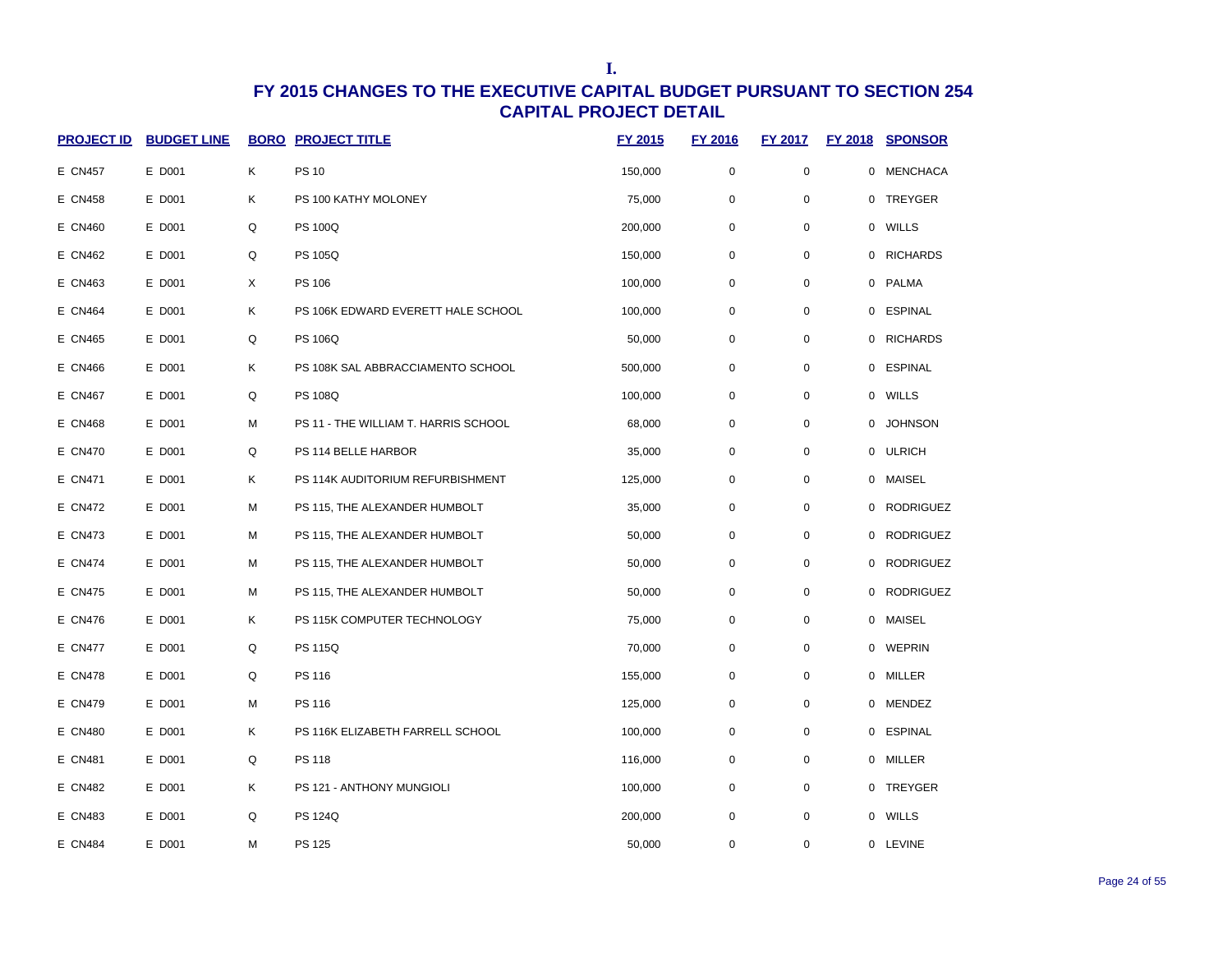I.

# FY 2015 CHANGES TO THE EXECUTIVE CAPITAL BUDGET PURSUANT TO SECTION 254
## CAPITAL PROJECT DETAIL

| PROJECT ID | BUDGET LINE | BORO | PROJECT TITLE | FY 2015 | FY 2016 | FY 2017 | FY 2018 | SPONSOR |
|---|---|---|---|---|---|---|---|---|
| E CN457 | E D001 | K | PS 10 | 150,000 | 0 | 0 | 0 | MENCHACA |
| E CN458 | E D001 | K | PS 100 KATHY MOLONEY | 75,000 | 0 | 0 | 0 | TREYGER |
| E CN460 | E D001 | Q | PS 100Q | 200,000 | 0 | 0 | 0 | WILLS |
| E CN462 | E D001 | Q | PS 105Q | 150,000 | 0 | 0 | 0 | RICHARDS |
| E CN463 | E D001 | X | PS 106 | 100,000 | 0 | 0 | 0 | PALMA |
| E CN464 | E D001 | K | PS 106K EDWARD EVERETT HALE SCHOOL | 100,000 | 0 | 0 | 0 | ESPINAL |
| E CN465 | E D001 | Q | PS 106Q | 50,000 | 0 | 0 | 0 | RICHARDS |
| E CN466 | E D001 | K | PS 108K SAL ABBRACCIAMENTO SCHOOL | 500,000 | 0 | 0 | 0 | ESPINAL |
| E CN467 | E D001 | Q | PS 108Q | 100,000 | 0 | 0 | 0 | WILLS |
| E CN468 | E D001 | M | PS 11 - THE WILLIAM T. HARRIS SCHOOL | 68,000 | 0 | 0 | 0 | JOHNSON |
| E CN470 | E D001 | Q | PS 114 BELLE HARBOR | 35,000 | 0 | 0 | 0 | ULRICH |
| E CN471 | E D001 | K | PS 114K AUDITORIUM REFURBISHMENT | 125,000 | 0 | 0 | 0 | MAISEL |
| E CN472 | E D001 | M | PS 115, THE ALEXANDER HUMBOLT | 35,000 | 0 | 0 | 0 | RODRIGUEZ |
| E CN473 | E D001 | M | PS 115, THE ALEXANDER HUMBOLT | 50,000 | 0 | 0 | 0 | RODRIGUEZ |
| E CN474 | E D001 | M | PS 115, THE ALEXANDER HUMBOLT | 50,000 | 0 | 0 | 0 | RODRIGUEZ |
| E CN475 | E D001 | M | PS 115, THE ALEXANDER HUMBOLT | 50,000 | 0 | 0 | 0 | RODRIGUEZ |
| E CN476 | E D001 | K | PS 115K COMPUTER TECHNOLOGY | 75,000 | 0 | 0 | 0 | MAISEL |
| E CN477 | E D001 | Q | PS 115Q | 70,000 | 0 | 0 | 0 | WEPRIN |
| E CN478 | E D001 | Q | PS 116 | 155,000 | 0 | 0 | 0 | MILLER |
| E CN479 | E D001 | M | PS 116 | 125,000 | 0 | 0 | 0 | MENDEZ |
| E CN480 | E D001 | K | PS 116K ELIZABETH FARRELL SCHOOL | 100,000 | 0 | 0 | 0 | ESPINAL |
| E CN481 | E D001 | Q | PS 118 | 116,000 | 0 | 0 | 0 | MILLER |
| E CN482 | E D001 | K | PS 121 - ANTHONY MUNGIOLI | 100,000 | 0 | 0 | 0 | TREYGER |
| E CN483 | E D001 | Q | PS 124Q | 200,000 | 0 | 0 | 0 | WILLS |
| E CN484 | E D001 | M | PS 125 | 50,000 | 0 | 0 | 0 | LEVINE |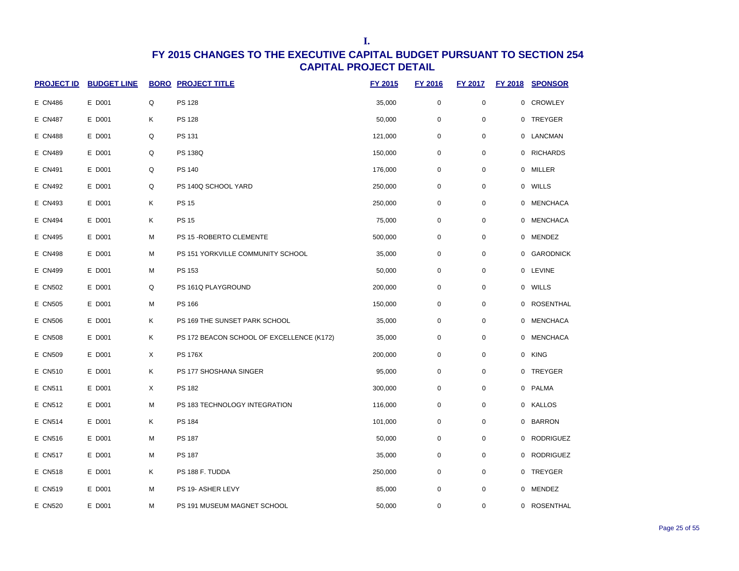I.

# FY 2015 CHANGES TO THE EXECUTIVE CAPITAL BUDGET PURSUANT TO SECTION 254
## CAPITAL PROJECT DETAIL

| PROJECT ID | BUDGET LINE | BORO | PROJECT TITLE | FY 2015 | FY 2016 | FY 2017 | FY 2018 | SPONSOR |
|---|---|---|---|---|---|---|---|---|
| E CN486 | E D001 | Q | PS 128 | 35,000 | 0 | 0 | 0 | CROWLEY |
| E CN487 | E D001 | K | PS 128 | 50,000 | 0 | 0 | 0 | TREYGER |
| E CN488 | E D001 | Q | PS 131 | 121,000 | 0 | 0 | 0 | LANCMAN |
| E CN489 | E D001 | Q | PS 138Q | 150,000 | 0 | 0 | 0 | RICHARDS |
| E CN491 | E D001 | Q | PS 140 | 176,000 | 0 | 0 | 0 | MILLER |
| E CN492 | E D001 | Q | PS 140Q SCHOOL YARD | 250,000 | 0 | 0 | 0 | WILLS |
| E CN493 | E D001 | K | PS 15 | 250,000 | 0 | 0 | 0 | MENCHACA |
| E CN494 | E D001 | K | PS 15 | 75,000 | 0 | 0 | 0 | MENCHACA |
| E CN495 | E D001 | M | PS 15 -ROBERTO CLEMENTE | 500,000 | 0 | 0 | 0 | MENDEZ |
| E CN498 | E D001 | M | PS 151 YORKVILLE COMMUNITY SCHOOL | 35,000 | 0 | 0 | 0 | GARODNICK |
| E CN499 | E D001 | M | PS 153 | 50,000 | 0 | 0 | 0 | LEVINE |
| E CN502 | E D001 | Q | PS 161Q PLAYGROUND | 200,000 | 0 | 0 | 0 | WILLS |
| E CN505 | E D001 | M | PS 166 | 150,000 | 0 | 0 | 0 | ROSENTHAL |
| E CN506 | E D001 | K | PS 169 THE SUNSET PARK SCHOOL | 35,000 | 0 | 0 | 0 | MENCHACA |
| E CN508 | E D001 | K | PS 172 BEACON SCHOOL OF EXCELLENCE (K172) | 35,000 | 0 | 0 | 0 | MENCHACA |
| E CN509 | E D001 | X | PS 176X | 200,000 | 0 | 0 | 0 | KING |
| E CN510 | E D001 | K | PS 177 SHOSHANA SINGER | 95,000 | 0 | 0 | 0 | TREYGER |
| E CN511 | E D001 | X | PS 182 | 300,000 | 0 | 0 | 0 | PALMA |
| E CN512 | E D001 | M | PS 183 TECHNOLOGY INTEGRATION | 116,000 | 0 | 0 | 0 | KALLOS |
| E CN514 | E D001 | K | PS 184 | 101,000 | 0 | 0 | 0 | BARRON |
| E CN516 | E D001 | M | PS 187 | 50,000 | 0 | 0 | 0 | RODRIGUEZ |
| E CN517 | E D001 | M | PS 187 | 35,000 | 0 | 0 | 0 | RODRIGUEZ |
| E CN518 | E D001 | K | PS 188 F. TUDDA | 250,000 | 0 | 0 | 0 | TREYGER |
| E CN519 | E D001 | M | PS 19- ASHER LEVY | 85,000 | 0 | 0 | 0 | MENDEZ |
| E CN520 | E D001 | M | PS 191 MUSEUM MAGNET SCHOOL | 50,000 | 0 | 0 | 0 | ROSENTHAL |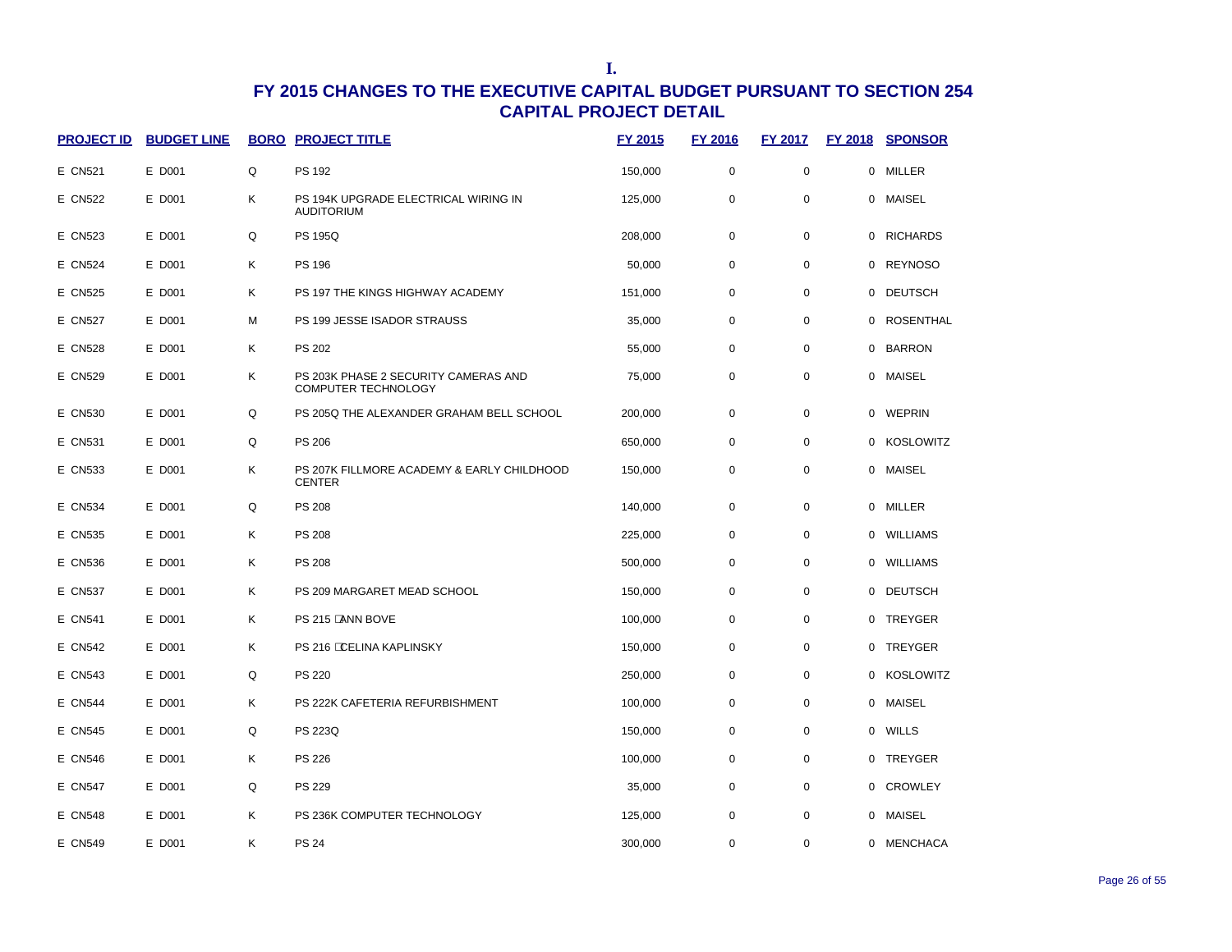I.

# FY 2015 CHANGES TO THE EXECUTIVE CAPITAL BUDGET PURSUANT TO SECTION 254
## CAPITAL PROJECT DETAIL

| PROJECT ID | BUDGET LINE | BORO | PROJECT TITLE | FY 2015 | FY 2016 | FY 2017 | FY 2018 | SPONSOR |
|---|---|---|---|---|---|---|---|---|
| E CN521 | E D001 | Q | PS 192 | 150,000 | 0 | 0 | 0 | MILLER |
| E CN522 | E D001 | K | PS 194K UPGRADE ELECTRICAL WIRING IN AUDITORIUM | 125,000 | 0 | 0 | 0 | MAISEL |
| E CN523 | E D001 | Q | PS 195Q | 208,000 | 0 | 0 | 0 | RICHARDS |
| E CN524 | E D001 | K | PS 196 | 50,000 | 0 | 0 | 0 | REYNOSO |
| E CN525 | E D001 | K | PS 197 THE KINGS HIGHWAY ACADEMY | 151,000 | 0 | 0 | 0 | DEUTSCH |
| E CN527 | E D001 | M | PS 199 JESSE ISADOR STRAUSS | 35,000 | 0 | 0 | 0 | ROSENTHAL |
| E CN528 | E D001 | K | PS 202 | 55,000 | 0 | 0 | 0 | BARRON |
| E CN529 | E D001 | K | PS 203K PHASE 2 SECURITY CAMERAS AND COMPUTER TECHNOLOGY | 75,000 | 0 | 0 | 0 | MAISEL |
| E CN530 | E D001 | Q | PS 205Q THE ALEXANDER GRAHAM BELL SCHOOL | 200,000 | 0 | 0 | 0 | WEPRIN |
| E CN531 | E D001 | Q | PS 206 | 650,000 | 0 | 0 | 0 | KOSLOWITZ |
| E CN533 | E D001 | K | PS 207K FILLMORE ACADEMY & EARLY CHILDHOOD CENTER | 150,000 | 0 | 0 | 0 | MAISEL |
| E CN534 | E D001 | Q | PS 208 | 140,000 | 0 | 0 | 0 | MILLER |
| E CN535 | E D001 | K | PS 208 | 225,000 | 0 | 0 | 0 | WILLIAMS |
| E CN536 | E D001 | K | PS 208 | 500,000 | 0 | 0 | 0 | WILLIAMS |
| E CN537 | E D001 | K | PS 209 MARGARET MEAD SCHOOL | 150,000 | 0 | 0 | 0 | DEUTSCH |
| E CN541 | E D001 | K | PS 215 ANN BOVE | 100,000 | 0 | 0 | 0 | TREYGER |
| E CN542 | E D001 | K | PS 216 CELINA KAPLINSKY | 150,000 | 0 | 0 | 0 | TREYGER |
| E CN543 | E D001 | Q | PS 220 | 250,000 | 0 | 0 | 0 | KOSLOWITZ |
| E CN544 | E D001 | K | PS 222K CAFETERIA REFURBISHMENT | 100,000 | 0 | 0 | 0 | MAISEL |
| E CN545 | E D001 | Q | PS 223Q | 150,000 | 0 | 0 | 0 | WILLS |
| E CN546 | E D001 | K | PS 226 | 100,000 | 0 | 0 | 0 | TREYGER |
| E CN547 | E D001 | Q | PS 229 | 35,000 | 0 | 0 | 0 | CROWLEY |
| E CN548 | E D001 | K | PS 236K COMPUTER TECHNOLOGY | 125,000 | 0 | 0 | 0 | MAISEL |
| E CN549 | E D001 | K | PS 24 | 300,000 | 0 | 0 | 0 | MENCHACA |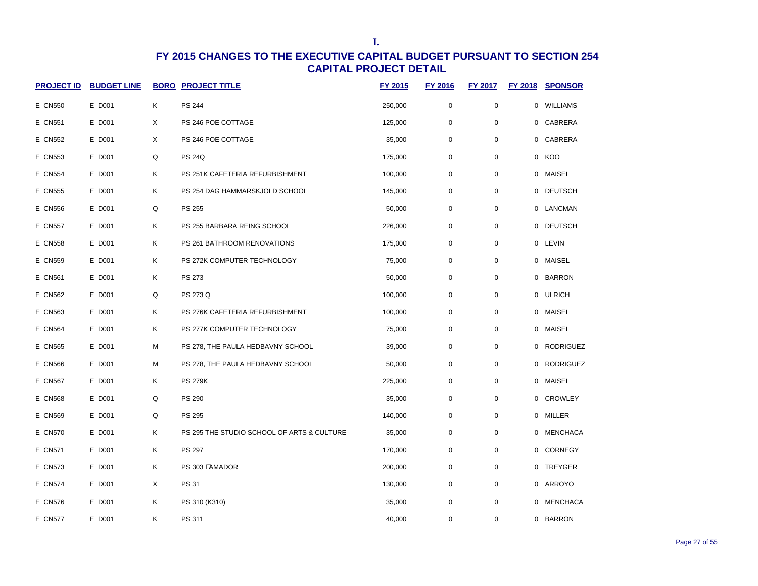I.

# FY 2015 CHANGES TO THE EXECUTIVE CAPITAL BUDGET PURSUANT TO SECTION 254
## CAPITAL PROJECT DETAIL

| PROJECT ID | BUDGET LINE | BORO | PROJECT TITLE | FY 2015 | FY 2016 | FY 2017 | FY 2018 | SPONSOR |
|---|---|---|---|---|---|---|---|---|
| E CN550 | E D001 | K | PS 244 | 250,000 | 0 | 0 | 0 | WILLIAMS |
| E CN551 | E D001 | X | PS 246 POE COTTAGE | 125,000 | 0 | 0 | 0 | CABRERA |
| E CN552 | E D001 | X | PS 246 POE COTTAGE | 35,000 | 0 | 0 | 0 | CABRERA |
| E CN553 | E D001 | Q | PS 24Q | 175,000 | 0 | 0 | 0 | KOO |
| E CN554 | E D001 | K | PS 251K CAFETERIA REFURBISHMENT | 100,000 | 0 | 0 | 0 | MAISEL |
| E CN555 | E D001 | K | PS 254 DAG HAMMARSKJOLD SCHOOL | 145,000 | 0 | 0 | 0 | DEUTSCH |
| E CN556 | E D001 | Q | PS 255 | 50,000 | 0 | 0 | 0 | LANCMAN |
| E CN557 | E D001 | K | PS 255 BARBARA REING SCHOOL | 226,000 | 0 | 0 | 0 | DEUTSCH |
| E CN558 | E D001 | K | PS 261 BATHROOM RENOVATIONS | 175,000 | 0 | 0 | 0 | LEVIN |
| E CN559 | E D001 | K | PS 272K COMPUTER TECHNOLOGY | 75,000 | 0 | 0 | 0 | MAISEL |
| E CN561 | E D001 | K | PS 273 | 50,000 | 0 | 0 | 0 | BARRON |
| E CN562 | E D001 | Q | PS 273 Q | 100,000 | 0 | 0 | 0 | ULRICH |
| E CN563 | E D001 | K | PS 276K CAFETERIA REFURBISHMENT | 100,000 | 0 | 0 | 0 | MAISEL |
| E CN564 | E D001 | K | PS 277K COMPUTER TECHNOLOGY | 75,000 | 0 | 0 | 0 | MAISEL |
| E CN565 | E D001 | M | PS 278, THE PAULA HEDBAVNY SCHOOL | 39,000 | 0 | 0 | 0 | RODRIGUEZ |
| E CN566 | E D001 | M | PS 278, THE PAULA HEDBAVNY SCHOOL | 50,000 | 0 | 0 | 0 | RODRIGUEZ |
| E CN567 | E D001 | K | PS 279K | 225,000 | 0 | 0 | 0 | MAISEL |
| E CN568 | E D001 | Q | PS 290 | 35,000 | 0 | 0 | 0 | CROWLEY |
| E CN569 | E D001 | Q | PS 295 | 140,000 | 0 | 0 | 0 | MILLER |
| E CN570 | E D001 | K | PS 295 THE STUDIO SCHOOL OF ARTS & CULTURE | 35,000 | 0 | 0 | 0 | MENCHACA |
| E CN571 | E D001 | K | PS 297 | 170,000 | 0 | 0 | 0 | CORNEGY |
| E CN573 | E D001 | K | PS 303 AMADOR | 200,000 | 0 | 0 | 0 | TREYGER |
| E CN574 | E D001 | X | PS 31 | 130,000 | 0 | 0 | 0 | ARROYO |
| E CN576 | E D001 | K | PS 310 (K310) | 35,000 | 0 | 0 | 0 | MENCHACA |
| E CN577 | E D001 | K | PS 311 | 40,000 | 0 | 0 | 0 | BARRON |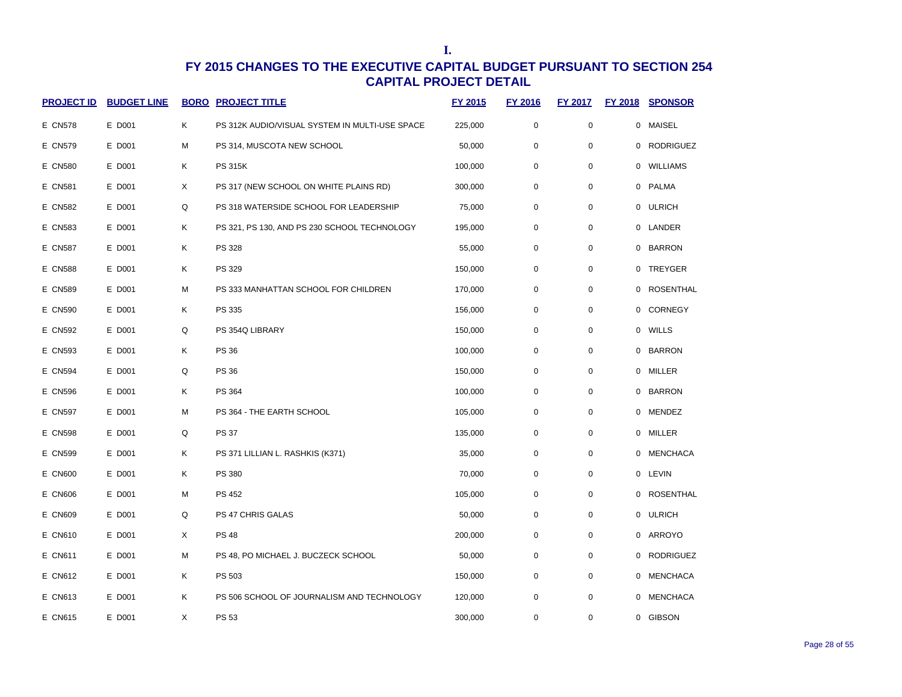**I.**

## FY 2015 CHANGES TO THE EXECUTIVE CAPITAL BUDGET PURSUANT TO SECTION 254
## CAPITAL PROJECT DETAIL

| PROJECT ID | BUDGET LINE | BORO | PROJECT TITLE | FY 2015 | FY 2016 | FY 2017 | FY 2018 | SPONSOR |
|---|---|---|---|---|---|---|---|---|
| E CN578 | E D001 | K | PS 312K AUDIO/VISUAL SYSTEM IN MULTI-USE SPACE | 225,000 | 0 | 0 | 0 | MAISEL |
| E CN579 | E D001 | M | PS 314, MUSCOTA NEW SCHOOL | 50,000 | 0 | 0 | 0 | RODRIGUEZ |
| E CN580 | E D001 | K | PS 315K | 100,000 | 0 | 0 | 0 | WILLIAMS |
| E CN581 | E D001 | X | PS 317 (NEW SCHOOL ON WHITE PLAINS RD) | 300,000 | 0 | 0 | 0 | PALMA |
| E CN582 | E D001 | Q | PS 318 WATERSIDE SCHOOL FOR LEADERSHIP | 75,000 | 0 | 0 | 0 | ULRICH |
| E CN583 | E D001 | K | PS 321, PS 130, AND PS 230 SCHOOL TECHNOLOGY | 195,000 | 0 | 0 | 0 | LANDER |
| E CN587 | E D001 | K | PS 328 | 55,000 | 0 | 0 | 0 | BARRON |
| E CN588 | E D001 | K | PS 329 | 150,000 | 0 | 0 | 0 | TREYGER |
| E CN589 | E D001 | M | PS 333 MANHATTAN SCHOOL FOR CHILDREN | 170,000 | 0 | 0 | 0 | ROSENTHAL |
| E CN590 | E D001 | K | PS 335 | 156,000 | 0 | 0 | 0 | CORNEGY |
| E CN592 | E D001 | Q | PS 354Q LIBRARY | 150,000 | 0 | 0 | 0 | WILLS |
| E CN593 | E D001 | K | PS 36 | 100,000 | 0 | 0 | 0 | BARRON |
| E CN594 | E D001 | Q | PS 36 | 150,000 | 0 | 0 | 0 | MILLER |
| E CN596 | E D001 | K | PS 364 | 100,000 | 0 | 0 | 0 | BARRON |
| E CN597 | E D001 | M | PS 364 - THE EARTH SCHOOL | 105,000 | 0 | 0 | 0 | MENDEZ |
| E CN598 | E D001 | Q | PS 37 | 135,000 | 0 | 0 | 0 | MILLER |
| E CN599 | E D001 | K | PS 371 LILLIAN L. RASHKIS (K371) | 35,000 | 0 | 0 | 0 | MENCHACA |
| E CN600 | E D001 | K | PS 380 | 70,000 | 0 | 0 | 0 | LEVIN |
| E CN606 | E D001 | M | PS 452 | 105,000 | 0 | 0 | 0 | ROSENTHAL |
| E CN609 | E D001 | Q | PS 47 CHRIS GALAS | 50,000 | 0 | 0 | 0 | ULRICH |
| E CN610 | E D001 | X | PS 48 | 200,000 | 0 | 0 | 0 | ARROYO |
| E CN611 | E D001 | M | PS 48, PO MICHAEL J. BUCZECK SCHOOL | 50,000 | 0 | 0 | 0 | RODRIGUEZ |
| E CN612 | E D001 | K | PS 503 | 150,000 | 0 | 0 | 0 | MENCHACA |
| E CN613 | E D001 | K | PS 506 SCHOOL OF JOURNALISM AND TECHNOLOGY | 120,000 | 0 | 0 | 0 | MENCHACA |
| E CN615 | E D001 | X | PS 53 | 300,000 | 0 | 0 | 0 | GIBSON |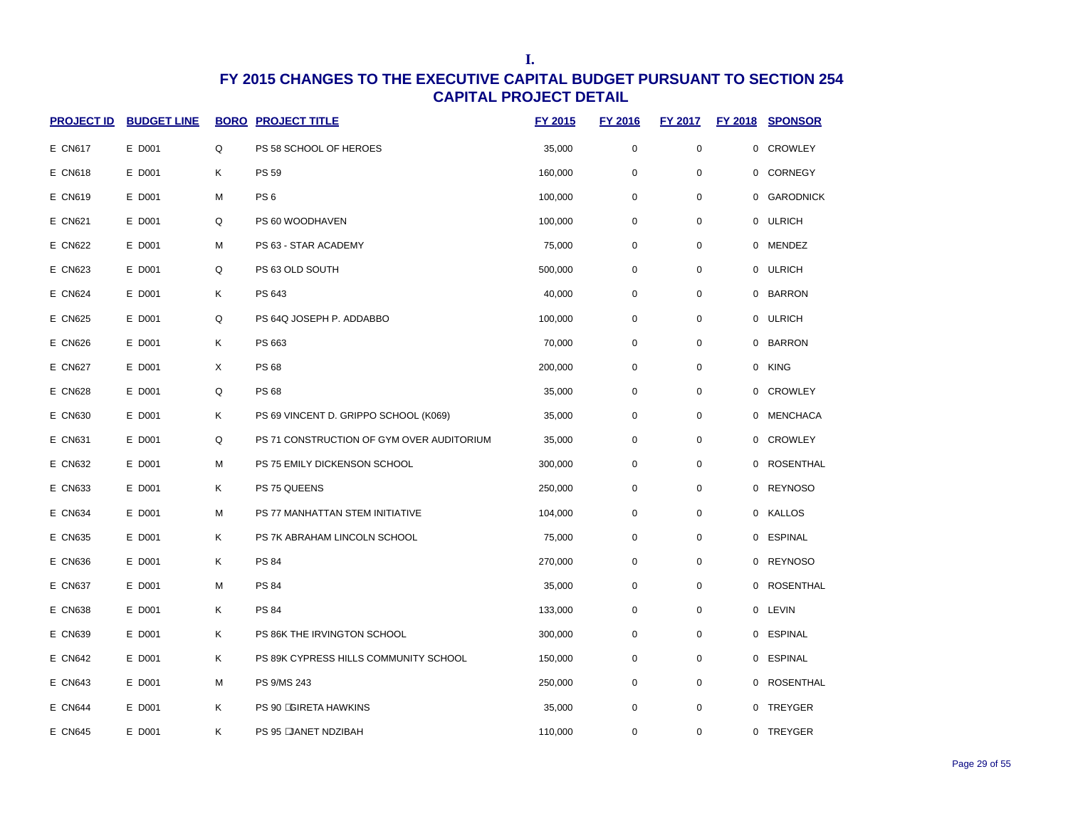I.

# FY 2015 CHANGES TO THE EXECUTIVE CAPITAL BUDGET PURSUANT TO SECTION 254

## CAPITAL PROJECT DETAIL

| PROJECT ID | BUDGET LINE | BORO | PROJECT TITLE | FY 2015 | FY 2016 | FY 2017 | FY 2018 | SPONSOR |
|---|---|---|---|---|---|---|---|---|
| E CN617 | E D001 | Q | PS 58 SCHOOL OF HEROES | 35,000 | 0 | 0 | 0 | CROWLEY |
| E CN618 | E D001 | K | PS 59 | 160,000 | 0 | 0 | 0 | CORNEGY |
| E CN619 | E D001 | M | PS 6 | 100,000 | 0 | 0 | 0 | GARODNICK |
| E CN621 | E D001 | Q | PS 60 WOODHAVEN | 100,000 | 0 | 0 | 0 | ULRICH |
| E CN622 | E D001 | M | PS 63 - STAR ACADEMY | 75,000 | 0 | 0 | 0 | MENDEZ |
| E CN623 | E D001 | Q | PS 63 OLD SOUTH | 500,000 | 0 | 0 | 0 | ULRICH |
| E CN624 | E D001 | K | PS 643 | 40,000 | 0 | 0 | 0 | BARRON |
| E CN625 | E D001 | Q | PS 64Q JOSEPH P. ADDABBO | 100,000 | 0 | 0 | 0 | ULRICH |
| E CN626 | E D001 | K | PS 663 | 70,000 | 0 | 0 | 0 | BARRON |
| E CN627 | E D001 | X | PS 68 | 200,000 | 0 | 0 | 0 | KING |
| E CN628 | E D001 | Q | PS 68 | 35,000 | 0 | 0 | 0 | CROWLEY |
| E CN630 | E D001 | K | PS 69 VINCENT D. GRIPPO SCHOOL (K069) | 35,000 | 0 | 0 | 0 | MENCHACA |
| E CN631 | E D001 | Q | PS 71 CONSTRUCTION OF GYM OVER AUDITORIUM | 35,000 | 0 | 0 | 0 | CROWLEY |
| E CN632 | E D001 | M | PS 75 EMILY DICKENSON SCHOOL | 300,000 | 0 | 0 | 0 | ROSENTHAL |
| E CN633 | E D001 | K | PS 75 QUEENS | 250,000 | 0 | 0 | 0 | REYNOSO |
| E CN634 | E D001 | M | PS 77 MANHATTAN STEM INITIATIVE | 104,000 | 0 | 0 | 0 | KALLOS |
| E CN635 | E D001 | K | PS 7K ABRAHAM LINCOLN SCHOOL | 75,000 | 0 | 0 | 0 | ESPINAL |
| E CN636 | E D001 | K | PS 84 | 270,000 | 0 | 0 | 0 | REYNOSO |
| E CN637 | E D001 | M | PS 84 | 35,000 | 0 | 0 | 0 | ROSENTHAL |
| E CN638 | E D001 | K | PS 84 | 133,000 | 0 | 0 | 0 | LEVIN |
| E CN639 | E D001 | K | PS 86K THE IRVINGTON SCHOOL | 300,000 | 0 | 0 | 0 | ESPINAL |
| E CN642 | E D001 | K | PS 89K CYPRESS HILLS COMMUNITY SCHOOL | 150,000 | 0 | 0 | 0 | ESPINAL |
| E CN643 | E D001 | M | PS 9/MS 243 | 250,000 | 0 | 0 | 0 | ROSENTHAL |
| E CN644 | E D001 | K | PS 90 GIRETA HAWKINS | 35,000 | 0 | 0 | 0 | TREYGER |
| E CN645 | E D001 | K | PS 95 JANET NDZIBAH | 110,000 | 0 | 0 | 0 | TREYGER |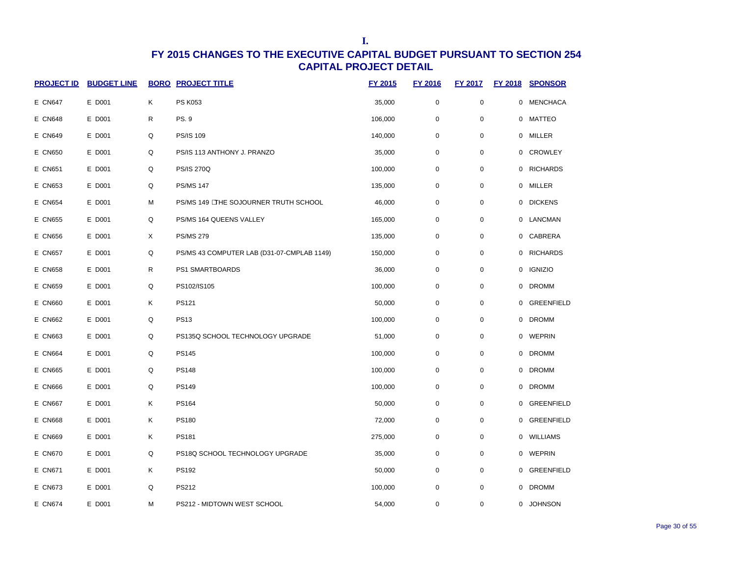I.

# FY 2015 CHANGES TO THE EXECUTIVE CAPITAL BUDGET PURSUANT TO SECTION 254

## CAPITAL PROJECT DETAIL

| PROJECT ID | BUDGET LINE | BORO | PROJECT TITLE | FY 2015 | FY 2016 | FY 2017 | FY 2018 | SPONSOR |
|---|---|---|---|---|---|---|---|---|
| E CN647 | E D001 | K | PS K053 | 35,000 | 0 | 0 | 0 | MENCHACA |
| E CN648 | E D001 | R | PS. 9 | 106,000 | 0 | 0 | 0 | MATTEO |
| E CN649 | E D001 | Q | PS/IS 109 | 140,000 | 0 | 0 | 0 | MILLER |
| E CN650 | E D001 | Q | PS/IS 113 ANTHONY J. PRANZO | 35,000 | 0 | 0 | 0 | CROWLEY |
| E CN651 | E D001 | Q | PS/IS 270Q | 100,000 | 0 | 0 | 0 | RICHARDS |
| E CN653 | E D001 | Q | PS/MS 147 | 135,000 | 0 | 0 | 0 | MILLER |
| E CN654 | E D001 | M | PS/MS 149 THE SOJOURNER TRUTH SCHOOL | 46,000 | 0 | 0 | 0 | DICKENS |
| E CN655 | E D001 | Q | PS/MS 164 QUEENS VALLEY | 165,000 | 0 | 0 | 0 | LANCMAN |
| E CN656 | E D001 | X | PS/MS 279 | 135,000 | 0 | 0 | 0 | CABRERA |
| E CN657 | E D001 | Q | PS/MS 43 COMPUTER LAB (D31-07-CMPLAB 1149) | 150,000 | 0 | 0 | 0 | RICHARDS |
| E CN658 | E D001 | R | PS1 SMARTBOARDS | 36,000 | 0 | 0 | 0 | IGNIZIO |
| E CN659 | E D001 | Q | PS102/IS105 | 100,000 | 0 | 0 | 0 | DROMM |
| E CN660 | E D001 | K | PS121 | 50,000 | 0 | 0 | 0 | GREENFIELD |
| E CN662 | E D001 | Q | PS13 | 100,000 | 0 | 0 | 0 | DROMM |
| E CN663 | E D001 | Q | PS135Q SCHOOL TECHNOLOGY UPGRADE | 51,000 | 0 | 0 | 0 | WEPRIN |
| E CN664 | E D001 | Q | PS145 | 100,000 | 0 | 0 | 0 | DROMM |
| E CN665 | E D001 | Q | PS148 | 100,000 | 0 | 0 | 0 | DROMM |
| E CN666 | E D001 | Q | PS149 | 100,000 | 0 | 0 | 0 | DROMM |
| E CN667 | E D001 | K | PS164 | 50,000 | 0 | 0 | 0 | GREENFIELD |
| E CN668 | E D001 | K | PS180 | 72,000 | 0 | 0 | 0 | GREENFIELD |
| E CN669 | E D001 | K | PS181 | 275,000 | 0 | 0 | 0 | WILLIAMS |
| E CN670 | E D001 | Q | PS18Q SCHOOL TECHNOLOGY UPGRADE | 35,000 | 0 | 0 | 0 | WEPRIN |
| E CN671 | E D001 | K | PS192 | 50,000 | 0 | 0 | 0 | GREENFIELD |
| E CN673 | E D001 | Q | PS212 | 100,000 | 0 | 0 | 0 | DROMM |
| E CN674 | E D001 | M | PS212 - MIDTOWN WEST SCHOOL | 54,000 | 0 | 0 | 0 | JOHNSON |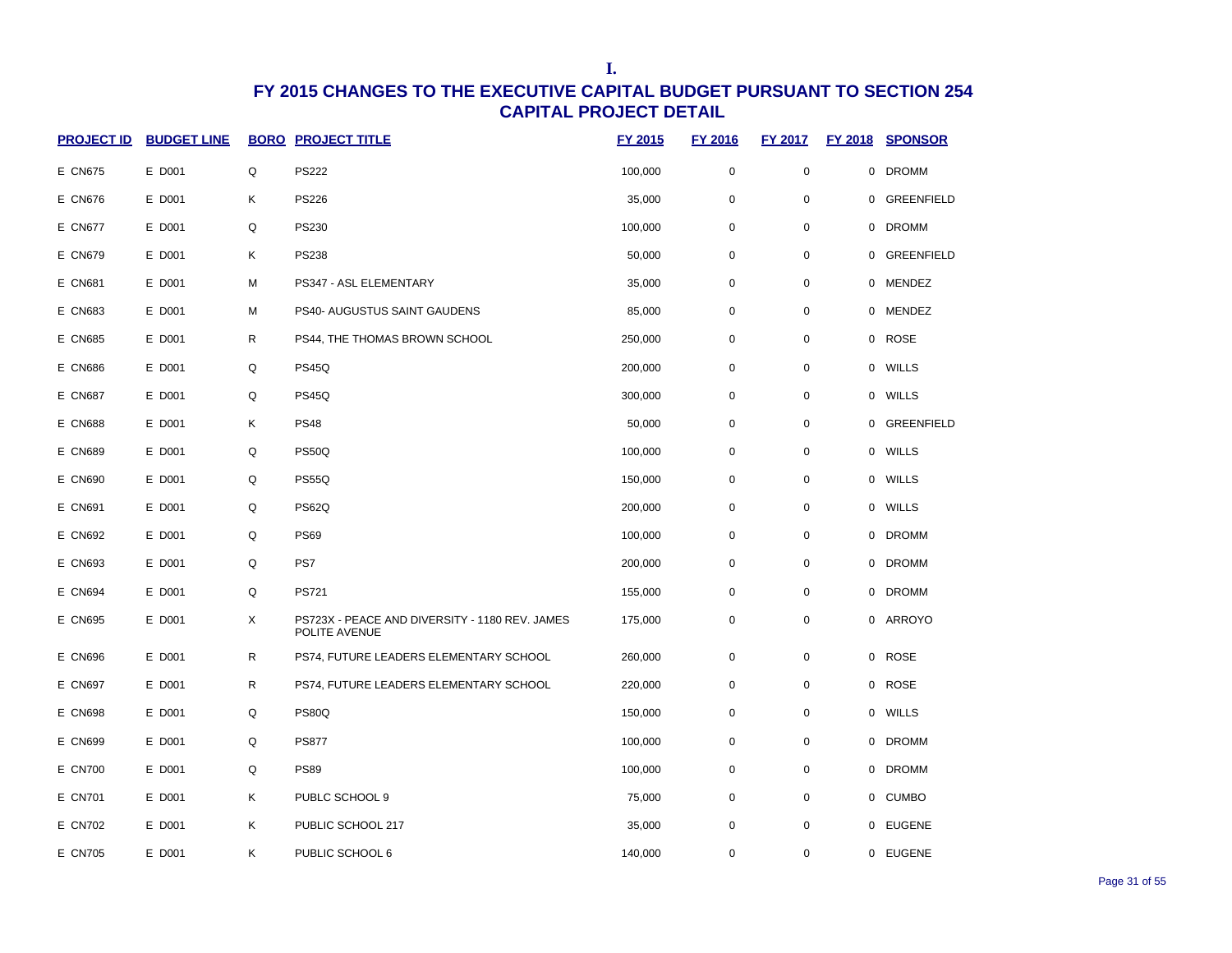**I.**

# FY 2015 CHANGES TO THE EXECUTIVE CAPITAL BUDGET PURSUANT TO SECTION 254

## CAPITAL PROJECT DETAIL

| PROJECT ID | BUDGET LINE | BORO | PROJECT TITLE | FY 2015 | FY 2016 | FY 2017 | FY 2018 | SPONSOR |
|---|---|---|---|---|---|---|---|---|
| E CN675 | E D001 | Q | PS222 | 100,000 | 0 | 0 | 0 | DROMM |
| E CN676 | E D001 | K | PS226 | 35,000 | 0 | 0 | 0 | GREENFIELD |
| E CN677 | E D001 | Q | PS230 | 100,000 | 0 | 0 | 0 | DROMM |
| E CN679 | E D001 | K | PS238 | 50,000 | 0 | 0 | 0 | GREENFIELD |
| E CN681 | E D001 | M | PS347 - ASL ELEMENTARY | 35,000 | 0 | 0 | 0 | MENDEZ |
| E CN683 | E D001 | M | PS40- AUGUSTUS SAINT GAUDENS | 85,000 | 0 | 0 | 0 | MENDEZ |
| E CN685 | E D001 | R | PS44, THE THOMAS BROWN SCHOOL | 250,000 | 0 | 0 | 0 | ROSE |
| E CN686 | E D001 | Q | PS45Q | 200,000 | 0 | 0 | 0 | WILLS |
| E CN687 | E D001 | Q | PS45Q | 300,000 | 0 | 0 | 0 | WILLS |
| E CN688 | E D001 | K | PS48 | 50,000 | 0 | 0 | 0 | GREENFIELD |
| E CN689 | E D001 | Q | PS50Q | 100,000 | 0 | 0 | 0 | WILLS |
| E CN690 | E D001 | Q | PS55Q | 150,000 | 0 | 0 | 0 | WILLS |
| E CN691 | E D001 | Q | PS62Q | 200,000 | 0 | 0 | 0 | WILLS |
| E CN692 | E D001 | Q | PS69 | 100,000 | 0 | 0 | 0 | DROMM |
| E CN693 | E D001 | Q | PS7 | 200,000 | 0 | 0 | 0 | DROMM |
| E CN694 | E D001 | Q | PS721 | 155,000 | 0 | 0 | 0 | DROMM |
| E CN695 | E D001 | X | PS723X - PEACE AND DIVERSITY - 1180 REV. JAMES POLITE AVENUE | 175,000 | 0 | 0 | 0 | ARROYO |
| E CN696 | E D001 | R | PS74, FUTURE LEADERS ELEMENTARY SCHOOL | 260,000 | 0 | 0 | 0 | ROSE |
| E CN697 | E D001 | R | PS74, FUTURE LEADERS ELEMENTARY SCHOOL | 220,000 | 0 | 0 | 0 | ROSE |
| E CN698 | E D001 | Q | PS80Q | 150,000 | 0 | 0 | 0 | WILLS |
| E CN699 | E D001 | Q | PS877 | 100,000 | 0 | 0 | 0 | DROMM |
| E CN700 | E D001 | Q | PS89 | 100,000 | 0 | 0 | 0 | DROMM |
| E CN701 | E D001 | K | PUBLC SCHOOL 9 | 75,000 | 0 | 0 | 0 | CUMBO |
| E CN702 | E D001 | K | PUBLIC SCHOOL 217 | 35,000 | 0 | 0 | 0 | EUGENE |
| E CN705 | E D001 | K | PUBLIC SCHOOL 6 | 140,000 | 0 | 0 | 0 | EUGENE |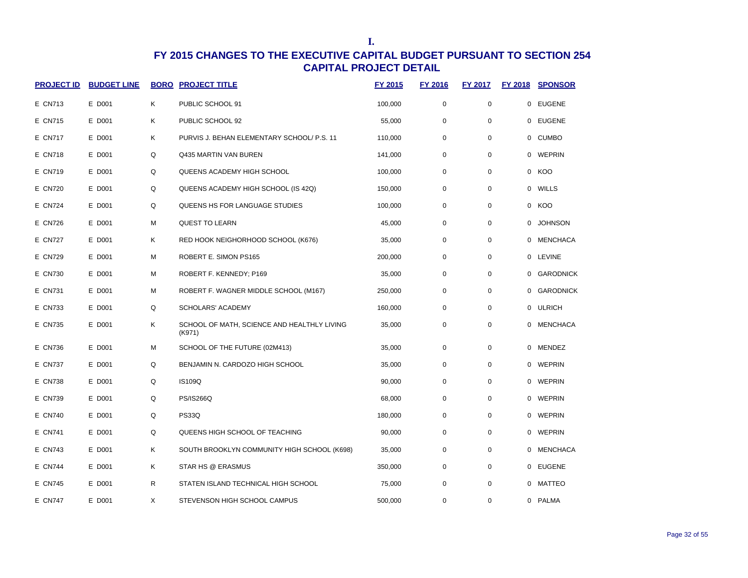I.

# FY 2015 CHANGES TO THE EXECUTIVE CAPITAL BUDGET PURSUANT TO SECTION 254
## CAPITAL PROJECT DETAIL

| PROJECT ID | BUDGET LINE | BORO | PROJECT TITLE | FY 2015 | FY 2016 | FY 2017 | FY 2018 | SPONSOR |
|---|---|---|---|---|---|---|---|---|
| E CN713 | E D001 | K | PUBLIC SCHOOL 91 | 100,000 | 0 | 0 | 0 | EUGENE |
| E CN715 | E D001 | K | PUBLIC SCHOOL 92 | 55,000 | 0 | 0 | 0 | EUGENE |
| E CN717 | E D001 | K | PURVIS J. BEHAN ELEMENTARY SCHOOL/ P.S. 11 | 110,000 | 0 | 0 | 0 | CUMBO |
| E CN718 | E D001 | Q | Q435 MARTIN VAN BUREN | 141,000 | 0 | 0 | 0 | WEPRIN |
| E CN719 | E D001 | Q | QUEENS ACADEMY HIGH SCHOOL | 100,000 | 0 | 0 | 0 | KOO |
| E CN720 | E D001 | Q | QUEENS ACADEMY HIGH SCHOOL (IS 42Q) | 150,000 | 0 | 0 | 0 | WILLS |
| E CN724 | E D001 | Q | QUEENS HS FOR LANGUAGE STUDIES | 100,000 | 0 | 0 | 0 | KOO |
| E CN726 | E D001 | M | QUEST TO LEARN | 45,000 | 0 | 0 | 0 | JOHNSON |
| E CN727 | E D001 | K | RED HOOK NEIGHORHOOD SCHOOL (K676) | 35,000 | 0 | 0 | 0 | MENCHACA |
| E CN729 | E D001 | M | ROBERT E. SIMON PS165 | 200,000 | 0 | 0 | 0 | LEVINE |
| E CN730 | E D001 | M | ROBERT F. KENNEDY; P169 | 35,000 | 0 | 0 | 0 | GARODNICK |
| E CN731 | E D001 | M | ROBERT F. WAGNER MIDDLE SCHOOL (M167) | 250,000 | 0 | 0 | 0 | GARODNICK |
| E CN733 | E D001 | Q | SCHOLARS' ACADEMY | 160,000 | 0 | 0 | 0 | ULRICH |
| E CN735 | E D001 | K | SCHOOL OF MATH, SCIENCE AND HEALTHLY LIVING (K971) | 35,000 | 0 | 0 | 0 | MENCHACA |
| E CN736 | E D001 | M | SCHOOL OF THE FUTURE (02M413) | 35,000 | 0 | 0 | 0 | MENDEZ |
| E CN737 | E D001 | Q | BENJAMIN N. CARDOZO HIGH SCHOOL | 35,000 | 0 | 0 | 0 | WEPRIN |
| E CN738 | E D001 | Q | IS109Q | 90,000 | 0 | 0 | 0 | WEPRIN |
| E CN739 | E D001 | Q | PS/IS266Q | 68,000 | 0 | 0 | 0 | WEPRIN |
| E CN740 | E D001 | Q | PS33Q | 180,000 | 0 | 0 | 0 | WEPRIN |
| E CN741 | E D001 | Q | QUEENS HIGH SCHOOL OF TEACHING | 90,000 | 0 | 0 | 0 | WEPRIN |
| E CN743 | E D001 | K | SOUTH BROOKLYN COMMUNITY HIGH SCHOOL (K698) | 35,000 | 0 | 0 | 0 | MENCHACA |
| E CN744 | E D001 | K | STAR HS @ ERASMUS | 350,000 | 0 | 0 | 0 | EUGENE |
| E CN745 | E D001 | R | STATEN ISLAND TECHNICAL HIGH SCHOOL | 75,000 | 0 | 0 | 0 | MATTEO |
| E CN747 | E D001 | X | STEVENSON HIGH SCHOOL CAMPUS | 500,000 | 0 | 0 | 0 | PALMA |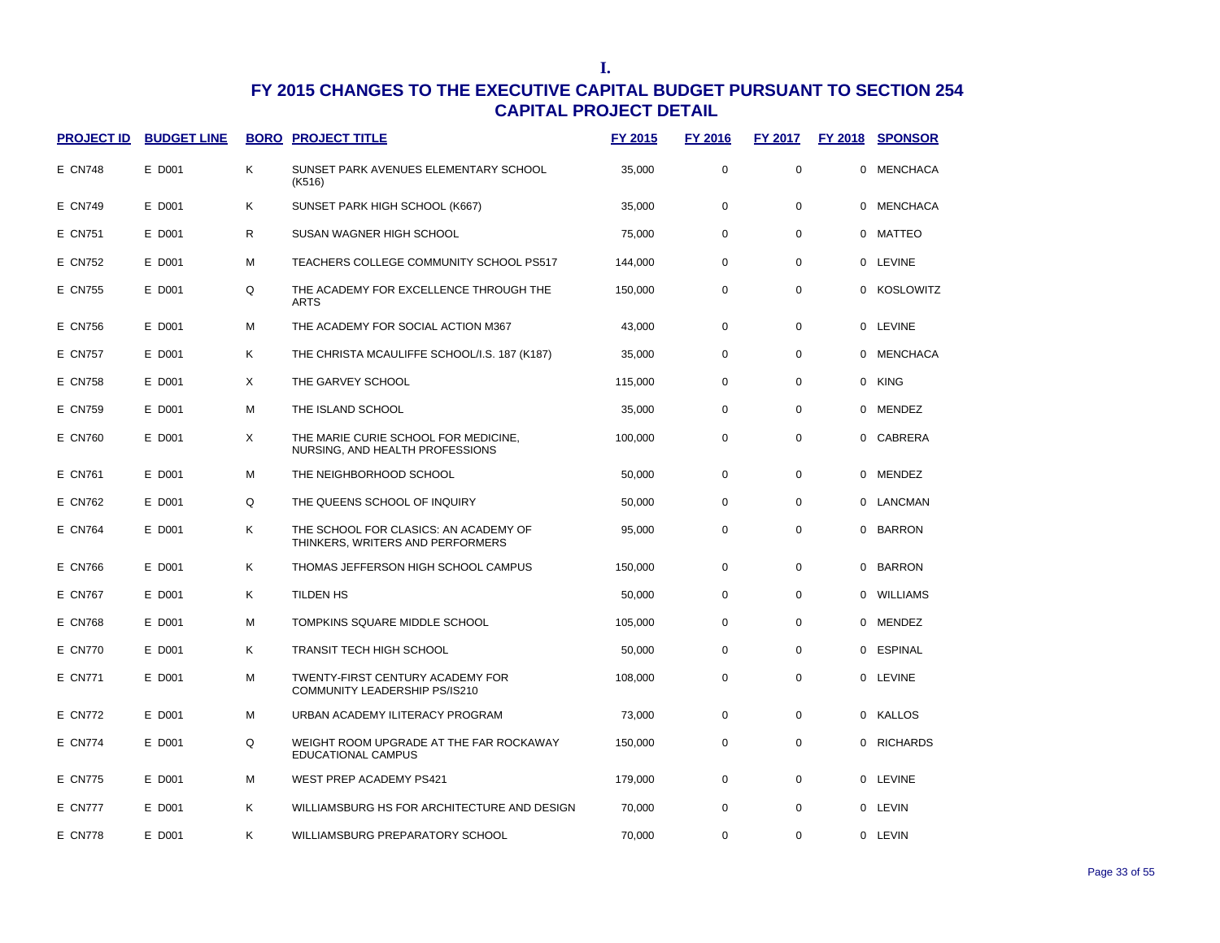# I.

## FY 2015 CHANGES TO THE EXECUTIVE CAPITAL BUDGET PURSUANT TO SECTION 254
## CAPITAL PROJECT DETAIL

| PROJECT ID | BUDGET LINE | BORO | PROJECT TITLE | FY 2015 | FY 2016 | FY 2017 | FY 2018 | SPONSOR |
|---|---|---|---|---|---|---|---|---|
| E CN748 | E D001 | K | SUNSET PARK AVENUES ELEMENTARY SCHOOL (K516) | 35,000 | 0 | 0 | 0 | MENCHACA |
| E CN749 | E D001 | K | SUNSET PARK HIGH SCHOOL (K667) | 35,000 | 0 | 0 | 0 | MENCHACA |
| E CN751 | E D001 | R | SUSAN WAGNER HIGH SCHOOL | 75,000 | 0 | 0 | 0 | MATTEO |
| E CN752 | E D001 | M | TEACHERS COLLEGE COMMUNITY SCHOOL PS517 | 144,000 | 0 | 0 | 0 | LEVINE |
| E CN755 | E D001 | Q | THE ACADEMY FOR EXCELLENCE THROUGH THE ARTS | 150,000 | 0 | 0 | 0 | KOSLOWITZ |
| E CN756 | E D001 | M | THE ACADEMY FOR SOCIAL ACTION M367 | 43,000 | 0 | 0 | 0 | LEVINE |
| E CN757 | E D001 | K | THE CHRISTA MCAULIFFE SCHOOL/I.S. 187 (K187) | 35,000 | 0 | 0 | 0 | MENCHACA |
| E CN758 | E D001 | X | THE GARVEY SCHOOL | 115,000 | 0 | 0 | 0 | KING |
| E CN759 | E D001 | M | THE ISLAND SCHOOL | 35,000 | 0 | 0 | 0 | MENDEZ |
| E CN760 | E D001 | X | THE MARIE CURIE SCHOOL FOR MEDICINE, NURSING, AND HEALTH PROFESSIONS | 100,000 | 0 | 0 | 0 | CABRERA |
| E CN761 | E D001 | M | THE NEIGHBORHOOD SCHOOL | 50,000 | 0 | 0 | 0 | MENDEZ |
| E CN762 | E D001 | Q | THE QUEENS SCHOOL OF INQUIRY | 50,000 | 0 | 0 | 0 | LANCMAN |
| E CN764 | E D001 | K | THE SCHOOL FOR CLASICS: AN ACADEMY OF THINKERS, WRITERS AND PERFORMERS | 95,000 | 0 | 0 | 0 | BARRON |
| E CN766 | E D001 | K | THOMAS JEFFERSON HIGH SCHOOL CAMPUS | 150,000 | 0 | 0 | 0 | BARRON |
| E CN767 | E D001 | K | TILDEN HS | 50,000 | 0 | 0 | 0 | WILLIAMS |
| E CN768 | E D001 | M | TOMPKINS SQUARE MIDDLE SCHOOL | 105,000 | 0 | 0 | 0 | MENDEZ |
| E CN770 | E D001 | K | TRANSIT TECH HIGH SCHOOL | 50,000 | 0 | 0 | 0 | ESPINAL |
| E CN771 | E D001 | M | TWENTY-FIRST CENTURY ACADEMY FOR COMMUNITY LEADERSHIP PS/IS210 | 108,000 | 0 | 0 | 0 | LEVINE |
| E CN772 | E D001 | M | URBAN ACADEMY ILITERACY PROGRAM | 73,000 | 0 | 0 | 0 | KALLOS |
| E CN774 | E D001 | Q | WEIGHT ROOM UPGRADE AT THE FAR ROCKAWAY EDUCATIONAL CAMPUS | 150,000 | 0 | 0 | 0 | RICHARDS |
| E CN775 | E D001 | M | WEST PREP ACADEMY PS421 | 179,000 | 0 | 0 | 0 | LEVINE |
| E CN777 | E D001 | K | WILLIAMSBURG HS FOR ARCHITECTURE AND DESIGN | 70,000 | 0 | 0 | 0 | LEVIN |
| E CN778 | E D001 | K | WILLIAMSBURG PREPARATORY SCHOOL | 70,000 | 0 | 0 | 0 | LEVIN |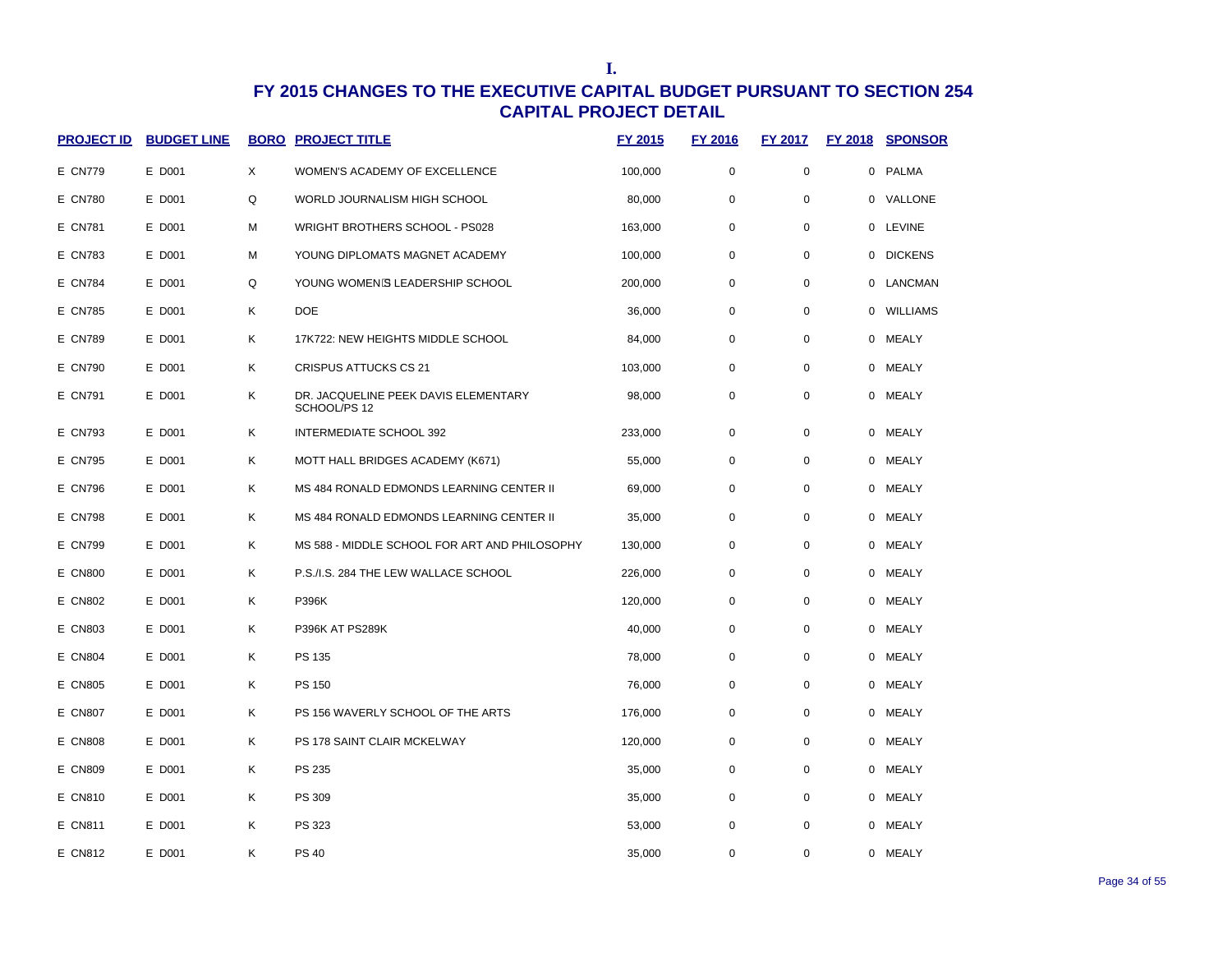I.

# FY 2015 CHANGES TO THE EXECUTIVE CAPITAL BUDGET PURSUANT TO SECTION 254
## CAPITAL PROJECT DETAIL

| PROJECT ID | BUDGET LINE | BORO | PROJECT TITLE | FY 2015 | FY 2016 | FY 2017 | FY 2018 | SPONSOR |
|---|---|---|---|---|---|---|---|---|
| E CN779 | E D001 | X | WOMEN'S ACADEMY OF EXCELLENCE | 100,000 | 0 | 0 | 0 | PALMA |
| E CN780 | E D001 | Q | WORLD JOURNALISM HIGH SCHOOL | 80,000 | 0 | 0 | 0 | VALLONE |
| E CN781 | E D001 | M | WRIGHT BROTHERS SCHOOL - PS028 | 163,000 | 0 | 0 | 0 | LEVINE |
| E CN783 | E D001 | M | YOUNG DIPLOMATS MAGNET ACADEMY | 100,000 | 0 | 0 | 0 | DICKENS |
| E CN784 | E D001 | Q | YOUNG WOMEN'S LEADERSHIP SCHOOL | 200,000 | 0 | 0 | 0 | LANCMAN |
| E CN785 | E D001 | K | DOE | 36,000 | 0 | 0 | 0 | WILLIAMS |
| E CN789 | E D001 | K | 17K722: NEW HEIGHTS MIDDLE SCHOOL | 84,000 | 0 | 0 | 0 | MEALY |
| E CN790 | E D001 | K | CRISPUS ATTUCKS CS 21 | 103,000 | 0 | 0 | 0 | MEALY |
| E CN791 | E D001 | K | DR. JACQUELINE PEEK DAVIS ELEMENTARY SCHOOL/PS 12 | 98,000 | 0 | 0 | 0 | MEALY |
| E CN793 | E D001 | K | INTERMEDIATE SCHOOL 392 | 233,000 | 0 | 0 | 0 | MEALY |
| E CN795 | E D001 | K | MOTT HALL BRIDGES ACADEMY (K671) | 55,000 | 0 | 0 | 0 | MEALY |
| E CN796 | E D001 | K | MS 484 RONALD EDMONDS LEARNING CENTER II | 69,000 | 0 | 0 | 0 | MEALY |
| E CN798 | E D001 | K | MS 484 RONALD EDMONDS LEARNING CENTER II | 35,000 | 0 | 0 | 0 | MEALY |
| E CN799 | E D001 | K | MS 588 - MIDDLE SCHOOL FOR ART AND PHILOSOPHY | 130,000 | 0 | 0 | 0 | MEALY |
| E CN800 | E D001 | K | P.S./I.S. 284 THE LEW WALLACE SCHOOL | 226,000 | 0 | 0 | 0 | MEALY |
| E CN802 | E D001 | K | P396K | 120,000 | 0 | 0 | 0 | MEALY |
| E CN803 | E D001 | K | P396K AT PS289K | 40,000 | 0 | 0 | 0 | MEALY |
| E CN804 | E D001 | K | PS 135 | 78,000 | 0 | 0 | 0 | MEALY |
| E CN805 | E D001 | K | PS 150 | 76,000 | 0 | 0 | 0 | MEALY |
| E CN807 | E D001 | K | PS 156 WAVERLY SCHOOL OF THE ARTS | 176,000 | 0 | 0 | 0 | MEALY |
| E CN808 | E D001 | K | PS 178 SAINT CLAIR MCKELWAY | 120,000 | 0 | 0 | 0 | MEALY |
| E CN809 | E D001 | K | PS 235 | 35,000 | 0 | 0 | 0 | MEALY |
| E CN810 | E D001 | K | PS 309 | 35,000 | 0 | 0 | 0 | MEALY |
| E CN811 | E D001 | K | PS 323 | 53,000 | 0 | 0 | 0 | MEALY |
| E CN812 | E D001 | K | PS 40 | 35,000 | 0 | 0 | 0 | MEALY |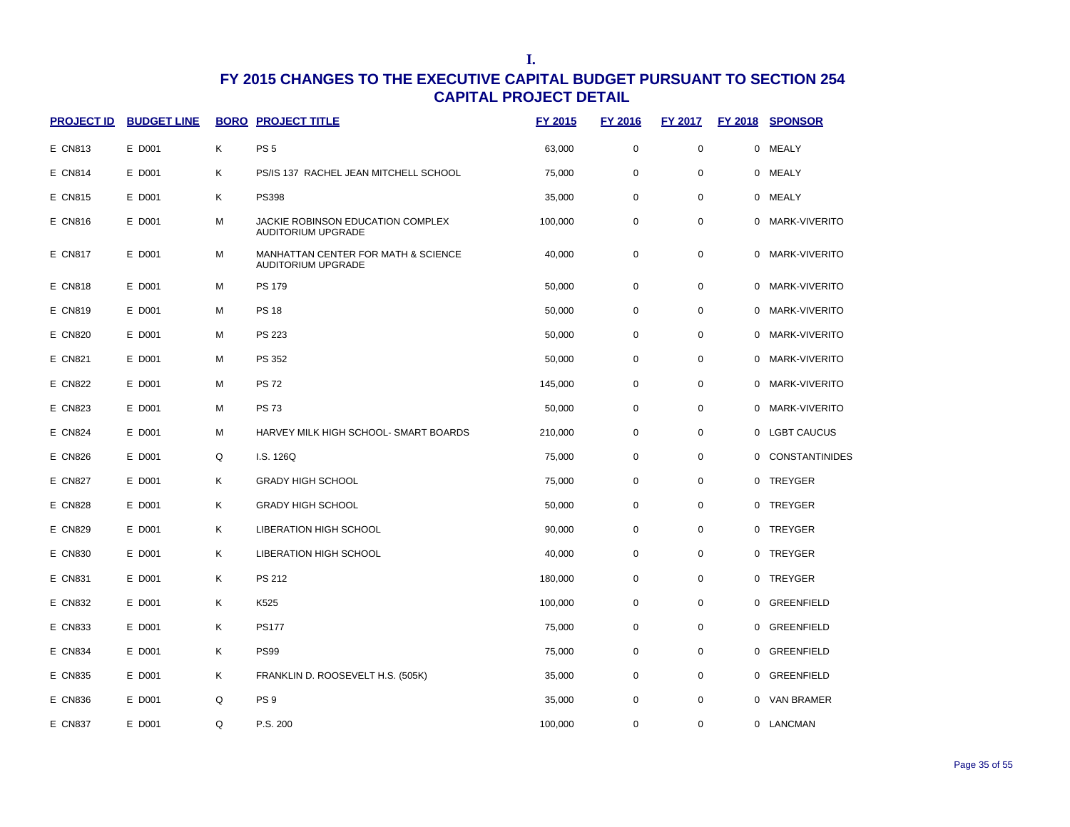I.

# FY 2015 CHANGES TO THE EXECUTIVE CAPITAL BUDGET PURSUANT TO SECTION 254
## CAPITAL PROJECT DETAIL

| PROJECT ID | BUDGET LINE | BORO | PROJECT TITLE | FY 2015 | FY 2016 | FY 2017 | FY 2018 | SPONSOR |
|---|---|---|---|---|---|---|---|---|
| E CN813 | E D001 | K | PS 5 | 63,000 | 0 | 0 | 0 | MEALY |
| E CN814 | E D001 | K | PS/IS 137 RACHEL JEAN MITCHELL SCHOOL | 75,000 | 0 | 0 | 0 | MEALY |
| E CN815 | E D001 | K | PS398 | 35,000 | 0 | 0 | 0 | MEALY |
| E CN816 | E D001 | M | JACKIE ROBINSON EDUCATION COMPLEX AUDITORIUM UPGRADE | 100,000 | 0 | 0 | 0 | MARK-VIVERITO |
| E CN817 | E D001 | M | MANHATTAN CENTER FOR MATH & SCIENCE AUDITORIUM UPGRADE | 40,000 | 0 | 0 | 0 | MARK-VIVERITO |
| E CN818 | E D001 | M | PS 179 | 50,000 | 0 | 0 | 0 | MARK-VIVERITO |
| E CN819 | E D001 | M | PS 18 | 50,000 | 0 | 0 | 0 | MARK-VIVERITO |
| E CN820 | E D001 | M | PS 223 | 50,000 | 0 | 0 | 0 | MARK-VIVERITO |
| E CN821 | E D001 | M | PS 352 | 50,000 | 0 | 0 | 0 | MARK-VIVERITO |
| E CN822 | E D001 | M | PS 72 | 145,000 | 0 | 0 | 0 | MARK-VIVERITO |
| E CN823 | E D001 | M | PS 73 | 50,000 | 0 | 0 | 0 | MARK-VIVERITO |
| E CN824 | E D001 | M | HARVEY MILK HIGH SCHOOL- SMART BOARDS | 210,000 | 0 | 0 | 0 | LGBT CAUCUS |
| E CN826 | E D001 | Q | I.S. 126Q | 75,000 | 0 | 0 | 0 | CONSTANTINIDES |
| E CN827 | E D001 | K | GRADY HIGH SCHOOL | 75,000 | 0 | 0 | 0 | TREYGER |
| E CN828 | E D001 | K | GRADY HIGH SCHOOL | 50,000 | 0 | 0 | 0 | TREYGER |
| E CN829 | E D001 | K | LIBERATION HIGH SCHOOL | 90,000 | 0 | 0 | 0 | TREYGER |
| E CN830 | E D001 | K | LIBERATION HIGH SCHOOL | 40,000 | 0 | 0 | 0 | TREYGER |
| E CN831 | E D001 | K | PS 212 | 180,000 | 0 | 0 | 0 | TREYGER |
| E CN832 | E D001 | K | K525 | 100,000 | 0 | 0 | 0 | GREENFIELD |
| E CN833 | E D001 | K | PS177 | 75,000 | 0 | 0 | 0 | GREENFIELD |
| E CN834 | E D001 | K | PS99 | 75,000 | 0 | 0 | 0 | GREENFIELD |
| E CN835 | E D001 | K | FRANKLIN D. ROOSEVELT H.S. (505K) | 35,000 | 0 | 0 | 0 | GREENFIELD |
| E CN836 | E D001 | Q | PS 9 | 35,000 | 0 | 0 | 0 | VAN BRAMER |
| E CN837 | E D001 | Q | P.S. 200 | 100,000 | 0 | 0 | 0 | LANCMAN |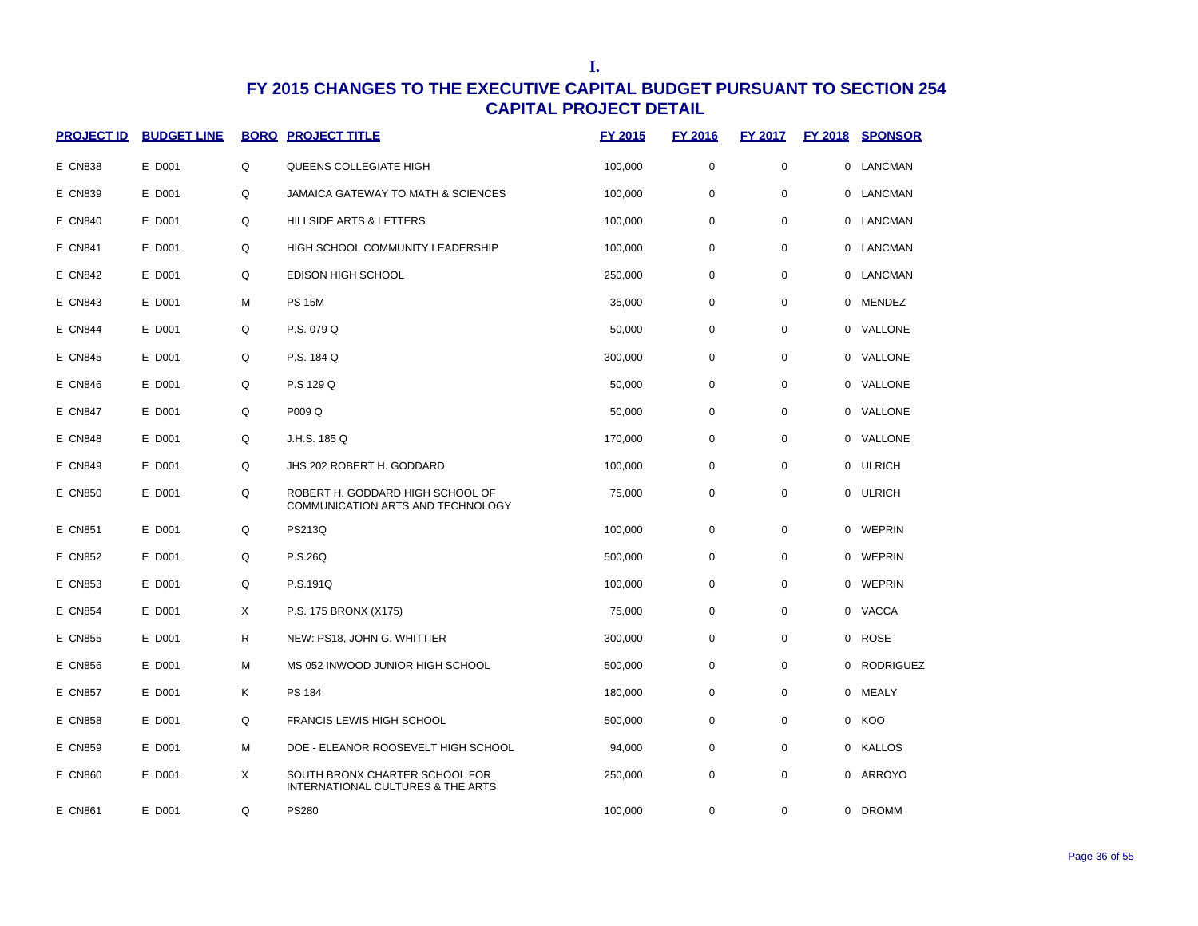I.

# FY 2015 CHANGES TO THE EXECUTIVE CAPITAL BUDGET PURSUANT TO SECTION 254
## CAPITAL PROJECT DETAIL

| PROJECT ID | BUDGET LINE | BORO | PROJECT TITLE | FY 2015 | FY 2016 | FY 2017 | FY 2018 | SPONSOR |
|---|---|---|---|---|---|---|---|---|
| E CN838 | E D001 | Q | QUEENS COLLEGIATE HIGH | 100,000 | 0 | 0 | 0 | LANCMAN |
| E CN839 | E D001 | Q | JAMAICA GATEWAY TO MATH & SCIENCES | 100,000 | 0 | 0 | 0 | LANCMAN |
| E CN840 | E D001 | Q | HILLSIDE ARTS & LETTERS | 100,000 | 0 | 0 | 0 | LANCMAN |
| E CN841 | E D001 | Q | HIGH SCHOOL COMMUNITY LEADERSHIP | 100,000 | 0 | 0 | 0 | LANCMAN |
| E CN842 | E D001 | Q | EDISON HIGH SCHOOL | 250,000 | 0 | 0 | 0 | LANCMAN |
| E CN843 | E D001 | M | PS 15M | 35,000 | 0 | 0 | 0 | MENDEZ |
| E CN844 | E D001 | Q | P.S. 079 Q | 50,000 | 0 | 0 | 0 | VALLONE |
| E CN845 | E D001 | Q | P.S. 184 Q | 300,000 | 0 | 0 | 0 | VALLONE |
| E CN846 | E D001 | Q | P.S 129 Q | 50,000 | 0 | 0 | 0 | VALLONE |
| E CN847 | E D001 | Q | P009 Q | 50,000 | 0 | 0 | 0 | VALLONE |
| E CN848 | E D001 | Q | J.H.S. 185 Q | 170,000 | 0 | 0 | 0 | VALLONE |
| E CN849 | E D001 | Q | JHS 202 ROBERT H. GODDARD | 100,000 | 0 | 0 | 0 | ULRICH |
| E CN850 | E D001 | Q | ROBERT H. GODDARD HIGH SCHOOL OF COMMUNICATION ARTS AND TECHNOLOGY | 75,000 | 0 | 0 | 0 | ULRICH |
| E CN851 | E D001 | Q | PS213Q | 100,000 | 0 | 0 | 0 | WEPRIN |
| E CN852 | E D001 | Q | P.S.26Q | 500,000 | 0 | 0 | 0 | WEPRIN |
| E CN853 | E D001 | Q | P.S.191Q | 100,000 | 0 | 0 | 0 | WEPRIN |
| E CN854 | E D001 | X | P.S. 175 BRONX (X175) | 75,000 | 0 | 0 | 0 | VACCA |
| E CN855 | E D001 | R | NEW: PS18, JOHN G. WHITTIER | 300,000 | 0 | 0 | 0 | ROSE |
| E CN856 | E D001 | M | MS 052 INWOOD JUNIOR HIGH SCHOOL | 500,000 | 0 | 0 | 0 | RODRIGUEZ |
| E CN857 | E D001 | K | PS 184 | 180,000 | 0 | 0 | 0 | MEALY |
| E CN858 | E D001 | Q | FRANCIS LEWIS HIGH SCHOOL | 500,000 | 0 | 0 | 0 | KOO |
| E CN859 | E D001 | M | DOE - ELEANOR ROOSEVELT HIGH SCHOOL | 94,000 | 0 | 0 | 0 | KALLOS |
| E CN860 | E D001 | X | SOUTH BRONX CHARTER SCHOOL FOR INTERNATIONAL CULTURES & THE ARTS | 250,000 | 0 | 0 | 0 | ARROYO |
| E CN861 | E D001 | Q | PS280 | 100,000 | 0 | 0 | 0 | DROMM |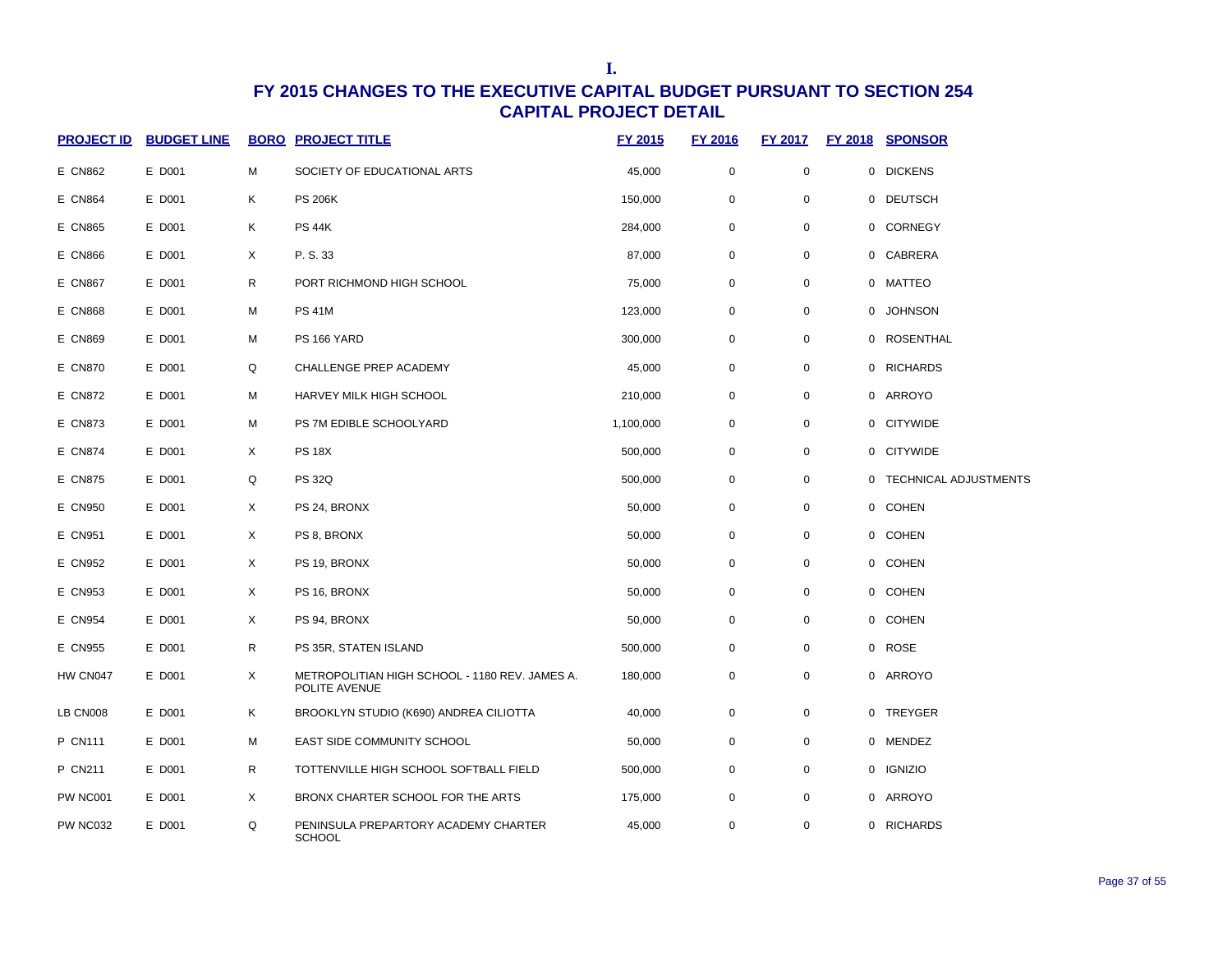I.

# FY 2015 CHANGES TO THE EXECUTIVE CAPITAL BUDGET PURSUANT TO SECTION 254
## CAPITAL PROJECT DETAIL

| PROJECT ID | BUDGET LINE | BORO | PROJECT TITLE | FY 2015 | FY 2016 | FY 2017 | FY 2018 | SPONSOR |
|---|---|---|---|---|---|---|---|---|
| E CN862 | E D001 | M | SOCIETY OF EDUCATIONAL ARTS | 45,000 | 0 | 0 | 0 | DICKENS |
| E CN864 | E D001 | K | PS 206K | 150,000 | 0 | 0 | 0 | DEUTSCH |
| E CN865 | E D001 | K | PS 44K | 284,000 | 0 | 0 | 0 | CORNEGY |
| E CN866 | E D001 | X | P. S. 33 | 87,000 | 0 | 0 | 0 | CABRERA |
| E CN867 | E D001 | R | PORT RICHMOND HIGH SCHOOL | 75,000 | 0 | 0 | 0 | MATTEO |
| E CN868 | E D001 | M | PS 41M | 123,000 | 0 | 0 | 0 | JOHNSON |
| E CN869 | E D001 | M | PS 166 YARD | 300,000 | 0 | 0 | 0 | ROSENTHAL |
| E CN870 | E D001 | Q | CHALLENGE PREP ACADEMY | 45,000 | 0 | 0 | 0 | RICHARDS |
| E CN872 | E D001 | M | HARVEY MILK HIGH SCHOOL | 210,000 | 0 | 0 | 0 | ARROYO |
| E CN873 | E D001 | M | PS 7M EDIBLE SCHOOLYARD | 1,100,000 | 0 | 0 | 0 | CITYWIDE |
| E CN874 | E D001 | X | PS 18X | 500,000 | 0 | 0 | 0 | CITYWIDE |
| E CN875 | E D001 | Q | PS 32Q | 500,000 | 0 | 0 | 0 | TECHNICAL ADJUSTMENTS |
| E CN950 | E D001 | X | PS 24, BRONX | 50,000 | 0 | 0 | 0 | COHEN |
| E CN951 | E D001 | X | PS 8, BRONX | 50,000 | 0 | 0 | 0 | COHEN |
| E CN952 | E D001 | X | PS 19, BRONX | 50,000 | 0 | 0 | 0 | COHEN |
| E CN953 | E D001 | X | PS 16, BRONX | 50,000 | 0 | 0 | 0 | COHEN |
| E CN954 | E D001 | X | PS 94, BRONX | 50,000 | 0 | 0 | 0 | COHEN |
| E CN955 | E D001 | R | PS 35R, STATEN ISLAND | 500,000 | 0 | 0 | 0 | ROSE |
| HW CN047 | E D001 | X | METROPOLITIAN HIGH SCHOOL - 1180 REV. JAMES A. POLITE AVENUE | 180,000 | 0 | 0 | 0 | ARROYO |
| LB CN008 | E D001 | K | BROOKLYN STUDIO (K690) ANDREA CILIOTTA | 40,000 | 0 | 0 | 0 | TREYGER |
| P CN111 | E D001 | M | EAST SIDE COMMUNITY SCHOOL | 50,000 | 0 | 0 | 0 | MENDEZ |
| P CN211 | E D001 | R | TOTTENVILLE HIGH SCHOOL SOFTBALL FIELD | 500,000 | 0 | 0 | 0 | IGNIZIO |
| PW NC001 | E D001 | X | BRONX CHARTER SCHOOL FOR THE ARTS | 175,000 | 0 | 0 | 0 | ARROYO |
| PW NC032 | E D001 | Q | PENINSULA PREPARTORY ACADEMY CHARTER SCHOOL | 45,000 | 0 | 0 | 0 | RICHARDS |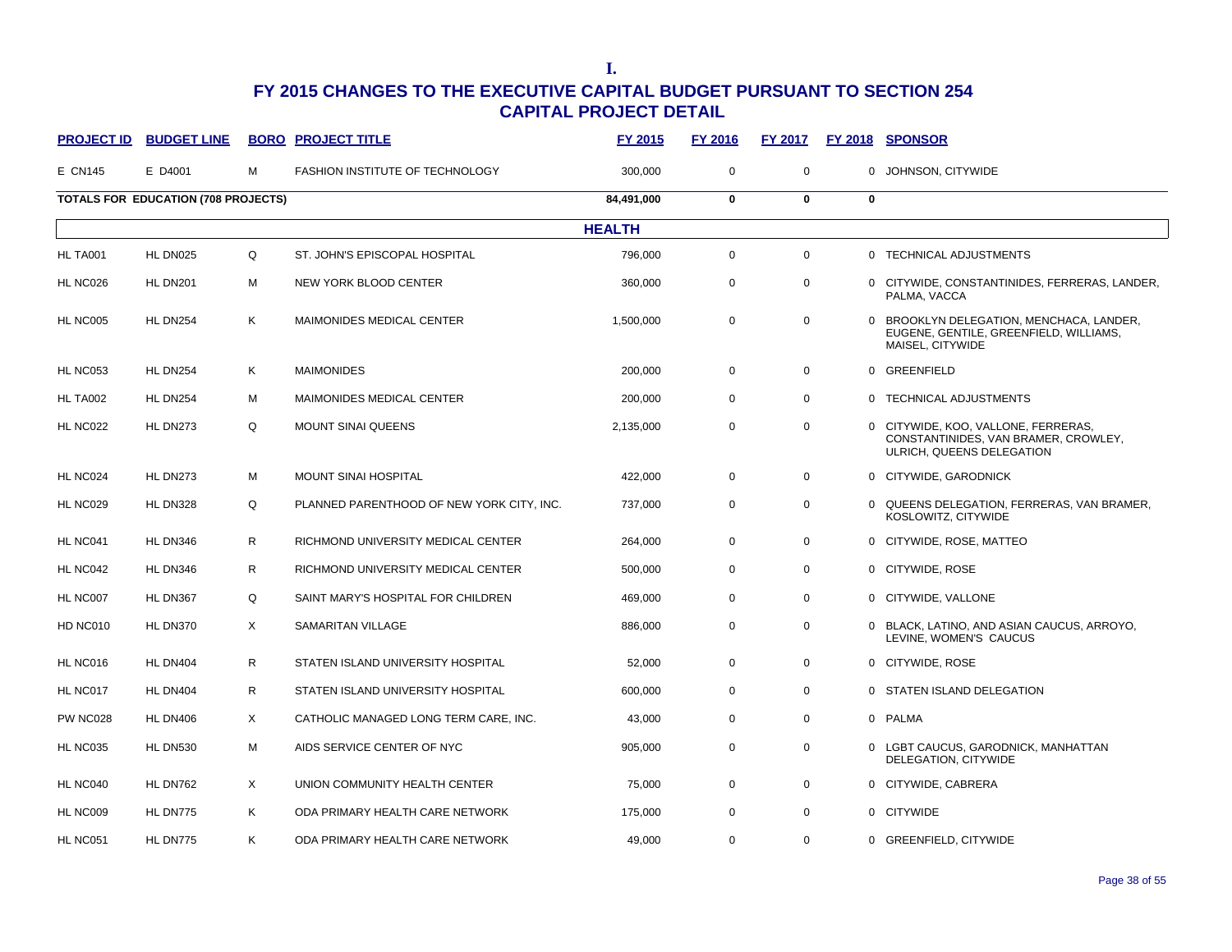I.

# FY 2015 CHANGES TO THE EXECUTIVE CAPITAL BUDGET PURSUANT TO SECTION 254
## CAPITAL PROJECT DETAIL

| PROJECT ID | BUDGET LINE | BORO | PROJECT TITLE | FY 2015 | FY 2016 | FY 2017 | FY 2018 | SPONSOR |
|---|---|---|---|---|---|---|---|---|
| E CN145 | E D4001 | M | FASHION INSTITUTE OF TECHNOLOGY | 300,000 | 0 | 0 | 0 | JOHNSON, CITYWIDE |
| **TOTALS FOR EDUCATION (708 PROJECTS)** | | | | **84,491,000** | **0** | **0** | **0** | |
| | | | **HEALTH** | | | | | |
| HL TA001 | HL DN025 | Q | ST. JOHN'S EPISCOPAL HOSPITAL | 796,000 | 0 | 0 | 0 | TECHNICAL ADJUSTMENTS |
| HL NC026 | HL DN201 | M | NEW YORK BLOOD CENTER | 360,000 | 0 | 0 | 0 | CITYWIDE, CONSTANTINIDES, FERRERAS, LANDER, PALMA, VACCA |
| HL NC005 | HL DN254 | K | MAIMONIDES MEDICAL CENTER | 1,500,000 | 0 | 0 | 0 | BROOKLYN DELEGATION, MENCHACA, LANDER, EUGENE, GENTILE, GREENFIELD, WILLIAMS, MAISEL, CITYWIDE |
| HL NC053 | HL DN254 | K | MAIMONIDES | 200,000 | 0 | 0 | 0 | GREENFIELD |
| HL TA002 | HL DN254 | M | MAIMONIDES MEDICAL CENTER | 200,000 | 0 | 0 | 0 | TECHNICAL ADJUSTMENTS |
| HL NC022 | HL DN273 | Q | MOUNT SINAI QUEENS | 2,135,000 | 0 | 0 | 0 | CITYWIDE, KOO, VALLONE, FERRERAS, CONSTANTINIDES, VAN BRAMER, CROWLEY, ULRICH, QUEENS DELEGATION |
| HL NC024 | HL DN273 | M | MOUNT SINAI HOSPITAL | 422,000 | 0 | 0 | 0 | CITYWIDE, GARODNICK |
| HL NC029 | HL DN328 | Q | PLANNED PARENTHOOD OF NEW YORK CITY, INC. | 737,000 | 0 | 0 | 0 | QUEENS DELEGATION, FERRERAS, VAN BRAMER, KOSLOWITZ, CITYWIDE |
| HL NC041 | HL DN346 | R | RICHMOND UNIVERSITY MEDICAL CENTER | 264,000 | 0 | 0 | 0 | CITYWIDE, ROSE, MATTEO |
| HL NC042 | HL DN346 | R | RICHMOND UNIVERSITY MEDICAL CENTER | 500,000 | 0 | 0 | 0 | CITYWIDE, ROSE |
| HL NC007 | HL DN367 | Q | SAINT MARY'S HOSPITAL FOR CHILDREN | 469,000 | 0 | 0 | 0 | CITYWIDE, VALLONE |
| HD NC010 | HL DN370 | X | SAMARITAN VILLAGE | 886,000 | 0 | 0 | 0 | BLACK, LATINO, AND ASIAN CAUCUS, ARROYO, LEVINE, WOMEN'S CAUCUS |
| HL NC016 | HL DN404 | R | STATEN ISLAND UNIVERSITY HOSPITAL | 52,000 | 0 | 0 | 0 | CITYWIDE, ROSE |
| HL NC017 | HL DN404 | R | STATEN ISLAND UNIVERSITY HOSPITAL | 600,000 | 0 | 0 | 0 | STATEN ISLAND DELEGATION |
| PW NC028 | HL DN406 | X | CATHOLIC MANAGED LONG TERM CARE, INC. | 43,000 | 0 | 0 | 0 | PALMA |
| HL NC035 | HL DN530 | M | AIDS SERVICE CENTER OF NYC | 905,000 | 0 | 0 | 0 | LGBT CAUCUS, GARODNICK, MANHATTAN DELEGATION, CITYWIDE |
| HL NC040 | HL DN762 | X | UNION COMMUNITY HEALTH CENTER | 75,000 | 0 | 0 | 0 | CITYWIDE, CABRERA |
| HL NC009 | HL DN775 | K | ODA PRIMARY HEALTH CARE NETWORK | 175,000 | 0 | 0 | 0 | CITYWIDE |
| HL NC051 | HL DN775 | K | ODA PRIMARY HEALTH CARE NETWORK | 49,000 | 0 | 0 | 0 | GREENFIELD, CITYWIDE |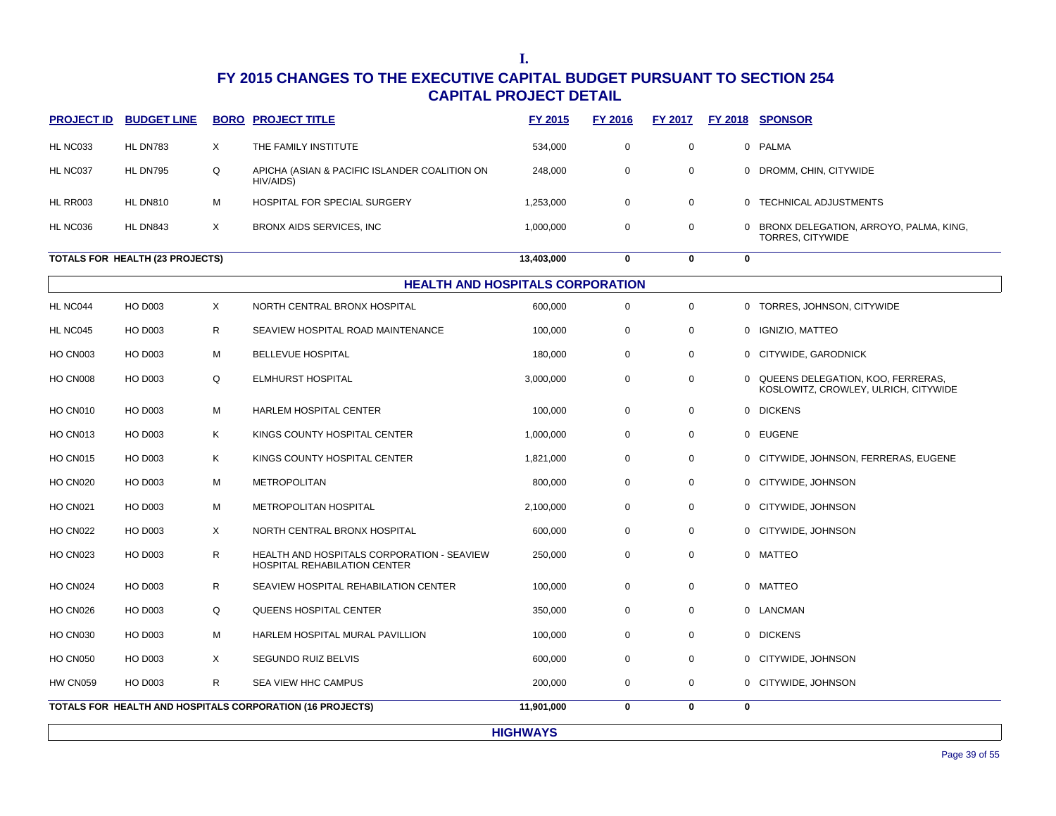I.

# FY 2015 CHANGES TO THE EXECUTIVE CAPITAL BUDGET PURSUANT TO SECTION 254
## CAPITAL PROJECT DETAIL

| PROJECT ID | BUDGET LINE | BORO | PROJECT TITLE | FY 2015 | FY 2016 | FY 2017 | FY 2018 | SPONSOR |
|---|---|---|---|---|---|---|---|---|
| HL NC033 | HL DN783 | X | THE FAMILY INSTITUTE | 534,000 | 0 | 0 | 0 | PALMA |
| HL NC037 | HL DN795 | Q | APICHA (ASIAN & PACIFIC ISLANDER COALITION ON HIV/AIDS) | 248,000 | 0 | 0 | 0 | DROMM, CHIN, CITYWIDE |
| HL RR003 | HL DN810 | M | HOSPITAL FOR SPECIAL SURGERY | 1,253,000 | 0 | 0 | 0 | TECHNICAL ADJUSTMENTS |
| HL NC036 | HL DN843 | X | BRONX AIDS SERVICES, INC | 1,000,000 | 0 | 0 | 0 | BRONX DELEGATION, ARROYO, PALMA, KING, TORRES, CITYWIDE |
| **TOTALS FOR HEALTH (23 PROJECTS)** | | | | **13,403,000** | **0** | **0** | **0** | |
| | | | **HEALTH AND HOSPITALS CORPORATION** | | | | | |
| HL NC044 | HO D003 | X | NORTH CENTRAL BRONX HOSPITAL | 600,000 | 0 | 0 | 0 | TORRES, JOHNSON, CITYWIDE |
| HL NC045 | HO D003 | R | SEAVIEW HOSPITAL ROAD MAINTENANCE | 100,000 | 0 | 0 | 0 | IGNIZIO, MATTEO |
| HO CN003 | HO D003 | M | BELLEVUE HOSPITAL | 180,000 | 0 | 0 | 0 | CITYWIDE, GARODNICK |
| HO CN008 | HO D003 | Q | ELMHURST HOSPITAL | 3,000,000 | 0 | 0 | 0 | QUEENS DELEGATION, KOO, FERRERAS, KOSLOWITZ, CROWLEY, ULRICH, CITYWIDE |
| HO CN010 | HO D003 | M | HARLEM HOSPITAL CENTER | 100,000 | 0 | 0 | 0 | DICKENS |
| HO CN013 | HO D003 | K | KINGS COUNTY HOSPITAL CENTER | 1,000,000 | 0 | 0 | 0 | EUGENE |
| HO CN015 | HO D003 | K | KINGS COUNTY HOSPITAL CENTER | 1,821,000 | 0 | 0 | 0 | CITYWIDE, JOHNSON, FERRERAS, EUGENE |
| HO CN020 | HO D003 | M | METROPOLITAN | 800,000 | 0 | 0 | 0 | CITYWIDE, JOHNSON |
| HO CN021 | HO D003 | M | METROPOLITAN HOSPITAL | 2,100,000 | 0 | 0 | 0 | CITYWIDE, JOHNSON |
| HO CN022 | HO D003 | X | NORTH CENTRAL BRONX HOSPITAL | 600,000 | 0 | 0 | 0 | CITYWIDE, JOHNSON |
| HO CN023 | HO D003 | R | HEALTH AND HOSPITALS CORPORATION - SEAVIEW HOSPITAL REHABILITATION CENTER | 250,000 | 0 | 0 | 0 | MATTEO |
| HO CN024 | HO D003 | R | SEAVIEW HOSPITAL REHABILITATION CENTER | 100,000 | 0 | 0 | 0 | MATTEO |
| HO CN026 | HO D003 | Q | QUEENS HOSPITAL CENTER | 350,000 | 0 | 0 | 0 | LANCMAN |
| HO CN030 | HO D003 | M | HARLEM HOSPITAL MURAL PAVILLION | 100,000 | 0 | 0 | 0 | DICKENS |
| HO CN050 | HO D003 | X | SEGUNDO RUIZ BELVIS | 600,000 | 0 | 0 | 0 | CITYWIDE, JOHNSON |
| HW CN059 | HO D003 | R | SEA VIEW HHC CAMPUS | 200,000 | 0 | 0 | 0 | CITYWIDE, JOHNSON |
| **TOTALS FOR HEALTH AND HOSPITALS CORPORATION (16 PROJECTS)** | | | | **11,901,000** | **0** | **0** | **0** | |
| | | | **HIGHWAYS** | | | | | |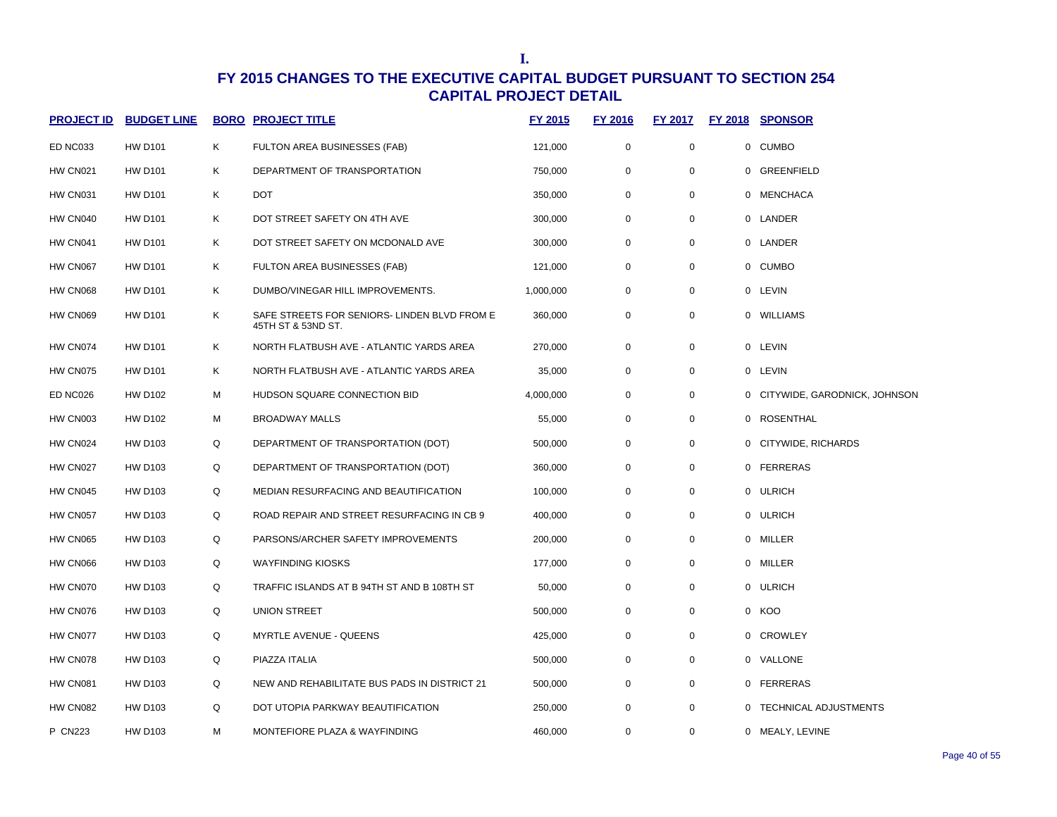**I.**

# FY 2015 CHANGES TO THE EXECUTIVE CAPITAL BUDGET PURSUANT TO SECTION 254

## CAPITAL PROJECT DETAIL

| PROJECT ID | BUDGET LINE | BORO | PROJECT TITLE | FY 2015 | FY 2016 | FY 2017 | FY 2018 | SPONSOR |
|---|---|---|---|---|---|---|---|---|
| ED NC033 | HW D101 | K | FULTON AREA BUSINESSES (FAB) | 121,000 | 0 | 0 | 0 | CUMBO |
| HW CN021 | HW D101 | K | DEPARTMENT OF TRANSPORTATION | 750,000 | 0 | 0 | 0 | GREENFIELD |
| HW CN031 | HW D101 | K | DOT | 350,000 | 0 | 0 | 0 | MENCHACA |
| HW CN040 | HW D101 | K | DOT STREET SAFETY ON 4TH AVE | 300,000 | 0 | 0 | 0 | LANDER |
| HW CN041 | HW D101 | K | DOT STREET SAFETY ON MCDONALD AVE | 300,000 | 0 | 0 | 0 | LANDER |
| HW CN067 | HW D101 | K | FULTON AREA BUSINESSES (FAB) | 121,000 | 0 | 0 | 0 | CUMBO |
| HW CN068 | HW D101 | K | DUMBO/VINEGAR HILL IMPROVEMENTS. | 1,000,000 | 0 | 0 | 0 | LEVIN |
| HW CN069 | HW D101 | K | SAFE STREETS FOR SENIORS- LINDEN BLVD FROM E 45TH ST & 53ND ST. | 360,000 | 0 | 0 | 0 | WILLIAMS |
| HW CN074 | HW D101 | K | NORTH FLATBUSH AVE - ATLANTIC YARDS AREA | 270,000 | 0 | 0 | 0 | LEVIN |
| HW CN075 | HW D101 | K | NORTH FLATBUSH AVE - ATLANTIC YARDS AREA | 35,000 | 0 | 0 | 0 | LEVIN |
| ED NC026 | HW D102 | M | HUDSON SQUARE CONNECTION BID | 4,000,000 | 0 | 0 | 0 | CITYWIDE, GARODNICK, JOHNSON |
| HW CN003 | HW D102 | M | BROADWAY MALLS | 55,000 | 0 | 0 | 0 | ROSENTHAL |
| HW CN024 | HW D103 | Q | DEPARTMENT OF TRANSPORTATION (DOT) | 500,000 | 0 | 0 | 0 | CITYWIDE, RICHARDS |
| HW CN027 | HW D103 | Q | DEPARTMENT OF TRANSPORTATION (DOT) | 360,000 | 0 | 0 | 0 | FERRERAS |
| HW CN045 | HW D103 | Q | MEDIAN RESURFACING AND BEAUTIFICATION | 100,000 | 0 | 0 | 0 | ULRICH |
| HW CN057 | HW D103 | Q | ROAD REPAIR AND STREET RESURFACING IN CB 9 | 400,000 | 0 | 0 | 0 | ULRICH |
| HW CN065 | HW D103 | Q | PARSONS/ARCHER SAFETY IMPROVEMENTS | 200,000 | 0 | 0 | 0 | MILLER |
| HW CN066 | HW D103 | Q | WAYFINDING KIOSKS | 177,000 | 0 | 0 | 0 | MILLER |
| HW CN070 | HW D103 | Q | TRAFFIC ISLANDS AT B 94TH ST AND B 108TH ST | 50,000 | 0 | 0 | 0 | ULRICH |
| HW CN076 | HW D103 | Q | UNION STREET | 500,000 | 0 | 0 | 0 | KOO |
| HW CN077 | HW D103 | Q | MYRTLE AVENUE - QUEENS | 425,000 | 0 | 0 | 0 | CROWLEY |
| HW CN078 | HW D103 | Q | PIAZZA ITALIA | 500,000 | 0 | 0 | 0 | VALLONE |
| HW CN081 | HW D103 | Q | NEW AND REHABILITATE BUS PADS IN DISTRICT 21 | 500,000 | 0 | 0 | 0 | FERRERAS |
| HW CN082 | HW D103 | Q | DOT UTOPIA PARKWAY BEAUTIFICATION | 250,000 | 0 | 0 | 0 | TECHNICAL ADJUSTMENTS |
| P CN223 | HW D103 | M | MONTEFIORE PLAZA & WAYFINDING | 460,000 | 0 | 0 | 0 | MEALY, LEVINE |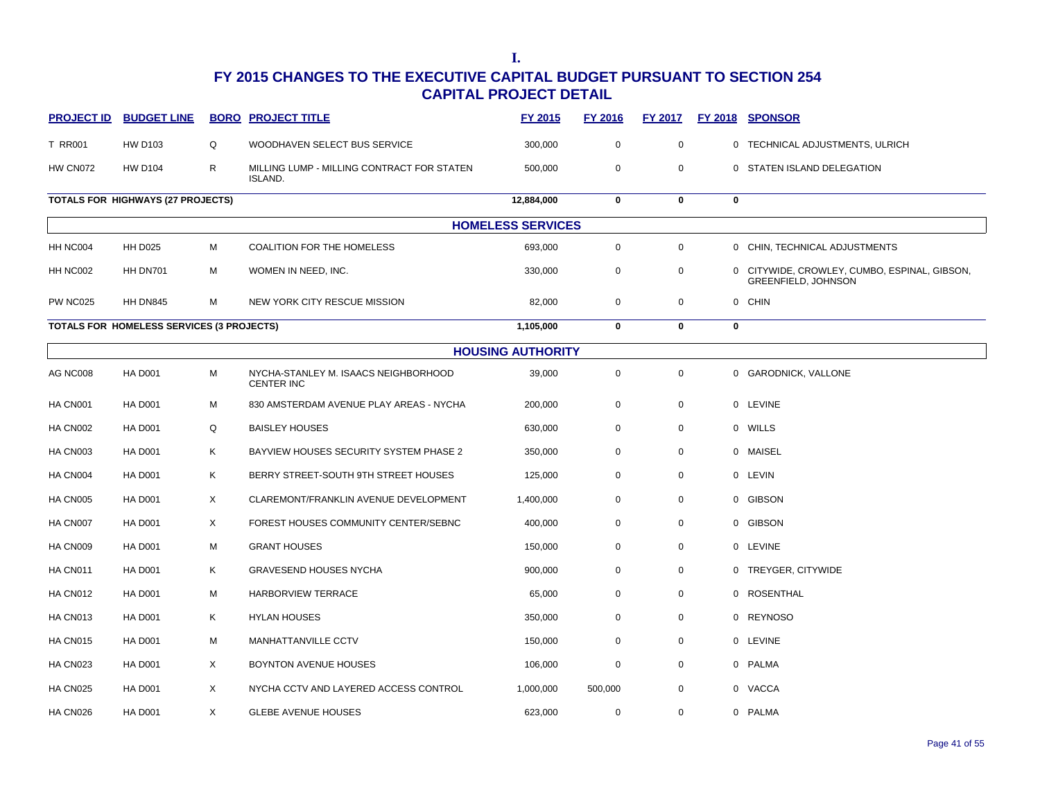I.

# FY 2015 CHANGES TO THE EXECUTIVE CAPITAL BUDGET PURSUANT TO SECTION 254
## CAPITAL PROJECT DETAIL

| PROJECT ID | BUDGET LINE | BORO | PROJECT TITLE | FY 2015 | FY 2016 | FY 2017 | FY 2018 | SPONSOR |
|---|---|---|---|---|---|---|---|---|
| T RR001 | HW D103 | Q | WOODHAVEN SELECT BUS SERVICE | 300,000 | 0 | 0 | 0 | TECHNICAL ADJUSTMENTS, ULRICH |
| HW CN072 | HW D104 | R | MILLING LUMP - MILLING CONTRACT FOR STATEN ISLAND. | 500,000 | 0 | 0 | 0 | STATEN ISLAND DELEGATION |
| **TOTALS FOR HIGHWAYS (27 PROJECTS)** | | | | **12,884,000** | **0** | **0** | **0** | |
| | | | **HOMELESS SERVICES** | | | | | |
| HH NC004 | HH D025 | M | COALITION FOR THE HOMELESS | 693,000 | 0 | 0 | 0 | CHIN, TECHNICAL ADJUSTMENTS |
| HH NC002 | HH DN701 | M | WOMEN IN NEED, INC. | 330,000 | 0 | 0 | 0 | CITYWIDE, CROWLEY, CUMBO, ESPINAL, GIBSON, GREENFIELD, JOHNSON |
| PW NC025 | HH DN845 | M | NEW YORK CITY RESCUE MISSION | 82,000 | 0 | 0 | 0 | CHIN |
| **TOTALS FOR HOMELESS SERVICES (3 PROJECTS)** | | | | **1,105,000** | **0** | **0** | **0** | |
| | | | **HOUSING AUTHORITY** | | | | | |
| AG NC008 | HA D001 | M | NYCHA-STANLEY M. ISAACS NEIGHBORHOOD CENTER INC | 39,000 | 0 | 0 | 0 | GARODNICK, VALLONE |
| HA CN001 | HA D001 | M | 830 AMSTERDAM AVENUE PLAY AREAS - NYCHA | 200,000 | 0 | 0 | 0 | LEVINE |
| HA CN002 | HA D001 | Q | BAISLEY HOUSES | 630,000 | 0 | 0 | 0 | WILLS |
| HA CN003 | HA D001 | K | BAYVIEW HOUSES SECURITY SYSTEM PHASE 2 | 350,000 | 0 | 0 | 0 | MAISEL |
| HA CN004 | HA D001 | K | BERRY STREET-SOUTH 9TH STREET HOUSES | 125,000 | 0 | 0 | 0 | LEVIN |
| HA CN005 | HA D001 | X | CLAREMONT/FRANKLIN AVENUE DEVELOPMENT | 1,400,000 | 0 | 0 | 0 | GIBSON |
| HA CN007 | HA D001 | X | FOREST HOUSES COMMUNITY CENTER/SEBNC | 400,000 | 0 | 0 | 0 | GIBSON |
| HA CN009 | HA D001 | M | GRANT HOUSES | 150,000 | 0 | 0 | 0 | LEVINE |
| HA CN011 | HA D001 | K | GRAVESEND HOUSES NYCHA | 900,000 | 0 | 0 | 0 | TREYGER, CITYWIDE |
| HA CN012 | HA D001 | M | HARBORVIEW TERRACE | 65,000 | 0 | 0 | 0 | ROSENTHAL |
| HA CN013 | HA D001 | K | HYLAN HOUSES | 350,000 | 0 | 0 | 0 | REYNOSO |
| HA CN015 | HA D001 | M | MANHATTANVILLE CCTV | 150,000 | 0 | 0 | 0 | LEVINE |
| HA CN023 | HA D001 | X | BOYNTON AVENUE HOUSES | 106,000 | 0 | 0 | 0 | PALMA |
| HA CN025 | HA D001 | X | NYCHA CCTV AND LAYERED ACCESS CONTROL | 1,000,000 | 500,000 | 0 | 0 | VACCA |
| HA CN026 | HA D001 | X | GLEBE AVENUE HOUSES | 623,000 | 0 | 0 | 0 | PALMA |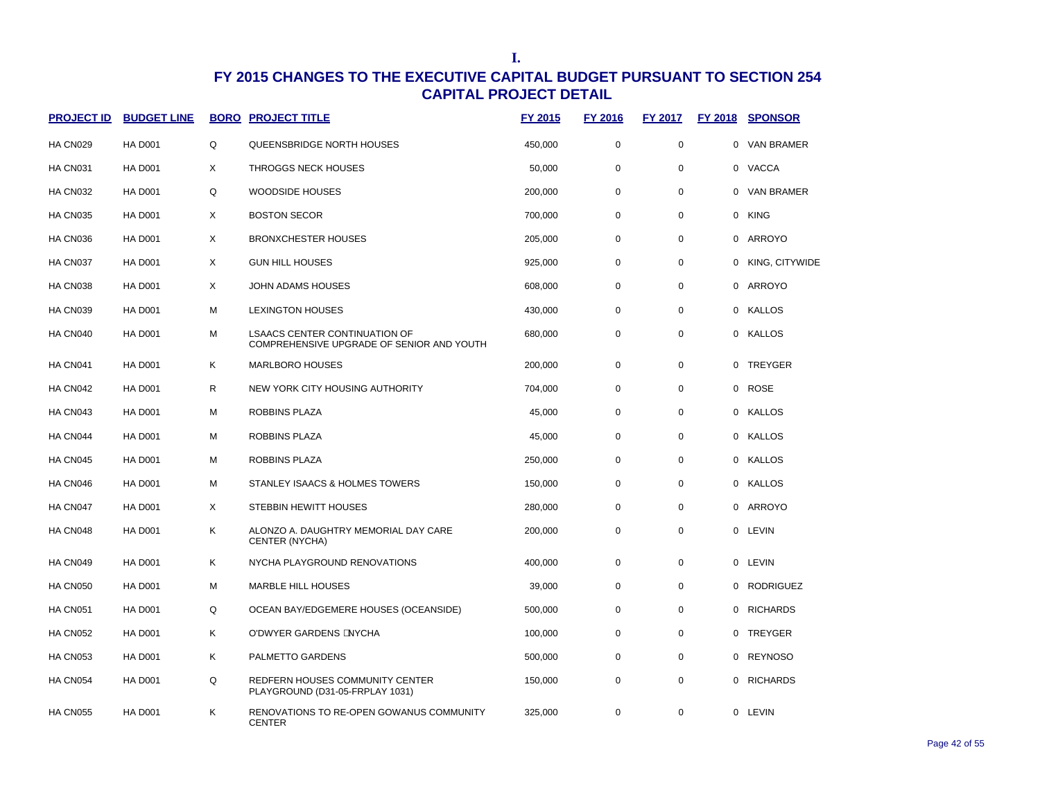I.

# FY 2015 CHANGES TO THE EXECUTIVE CAPITAL BUDGET PURSUANT TO SECTION 254
## CAPITAL PROJECT DETAIL

| PROJECT ID | BUDGET LINE | BORO | PROJECT TITLE | FY 2015 | FY 2016 | FY 2017 | FY 2018 | SPONSOR |
|---|---|---|---|---|---|---|---|---|
| HA CN029 | HA D001 | Q | QUEENSBRIDGE NORTH HOUSES | 450,000 | 0 | 0 | 0 | VAN BRAMER |
| HA CN031 | HA D001 | X | THROGGS NECK HOUSES | 50,000 | 0 | 0 | 0 | VACCA |
| HA CN032 | HA D001 | Q | WOODSIDE HOUSES | 200,000 | 0 | 0 | 0 | VAN BRAMER |
| HA CN035 | HA D001 | X | BOSTON SECOR | 700,000 | 0 | 0 | 0 | KING |
| HA CN036 | HA D001 | X | BRONXCHESTER HOUSES | 205,000 | 0 | 0 | 0 | ARROYO |
| HA CN037 | HA D001 | X | GUN HILL HOUSES | 925,000 | 0 | 0 | 0 | KING, CITYWIDE |
| HA CN038 | HA D001 | X | JOHN ADAMS HOUSES | 608,000 | 0 | 0 | 0 | ARROYO |
| HA CN039 | HA D001 | M | LEXINGTON HOUSES | 430,000 | 0 | 0 | 0 | KALLOS |
| HA CN040 | HA D001 | M | LSAACS CENTER CONTINUATION OF COMPREHENSIVE UPGRADE OF SENIOR AND YOUTH | 680,000 | 0 | 0 | 0 | KALLOS |
| HA CN041 | HA D001 | K | MARLBORO HOUSES | 200,000 | 0 | 0 | 0 | TREYGER |
| HA CN042 | HA D001 | R | NEW YORK CITY HOUSING AUTHORITY | 704,000 | 0 | 0 | 0 | ROSE |
| HA CN043 | HA D001 | M | ROBBINS PLAZA | 45,000 | 0 | 0 | 0 | KALLOS |
| HA CN044 | HA D001 | M | ROBBINS PLAZA | 45,000 | 0 | 0 | 0 | KALLOS |
| HA CN045 | HA D001 | M | ROBBINS PLAZA | 250,000 | 0 | 0 | 0 | KALLOS |
| HA CN046 | HA D001 | M | STANLEY ISAACS & HOLMES TOWERS | 150,000 | 0 | 0 | 0 | KALLOS |
| HA CN047 | HA D001 | X | STEBBIN HEWITT HOUSES | 280,000 | 0 | 0 | 0 | ARROYO |
| HA CN048 | HA D001 | K | ALONZO A. DAUGHTRY MEMORIAL DAY CARE CENTER (NYCHA) | 200,000 | 0 | 0 | 0 | LEVIN |
| HA CN049 | HA D001 | K | NYCHA PLAYGROUND RENOVATIONS | 400,000 | 0 | 0 | 0 | LEVIN |
| HA CN050 | HA D001 | M | MARBLE HILL HOUSES | 39,000 | 0 | 0 | 0 | RODRIGUEZ |
| HA CN051 | HA D001 | Q | OCEAN BAY/EDGEMERE HOUSES (OCEANSIDE) | 500,000 | 0 | 0 | 0 | RICHARDS |
| HA CN052 | HA D001 | K | O'DWYER GARDENS NYCHA | 100,000 | 0 | 0 | 0 | TREYGER |
| HA CN053 | HA D001 | K | PALMETTO GARDENS | 500,000 | 0 | 0 | 0 | REYNOSO |
| HA CN054 | HA D001 | Q | REDFERN HOUSES COMMUNITY CENTER PLAYGROUND (D31-05-FRPLAY 1031) | 150,000 | 0 | 0 | 0 | RICHARDS |
| HA CN055 | HA D001 | K | RENOVATIONS TO RE-OPEN GOWANUS COMMUNITY CENTER | 325,000 | 0 | 0 | 0 | LEVIN |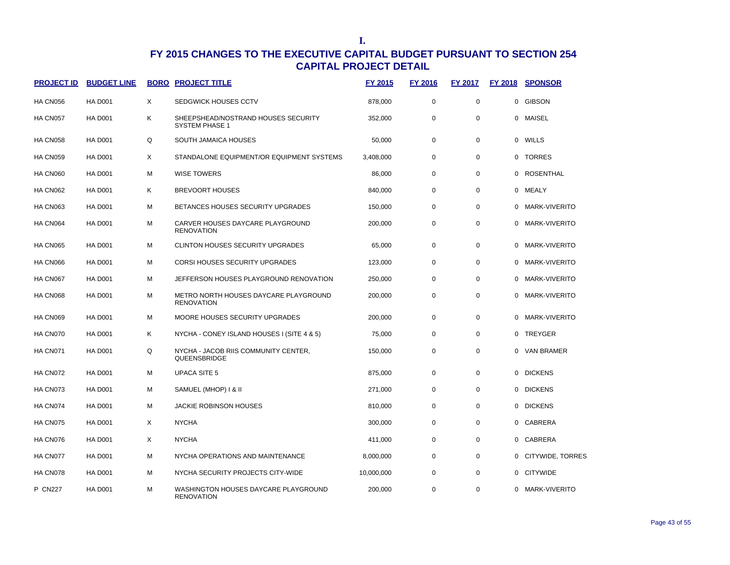**I.**

# FY 2015 CHANGES TO THE EXECUTIVE CAPITAL BUDGET PURSUANT TO SECTION 254
## CAPITAL PROJECT DETAIL

| PROJECT ID | BUDGET LINE | BORO | PROJECT TITLE | FY 2015 | FY 2016 | FY 2017 | FY 2018 | SPONSOR |
|---|---|---|---|---|---|---|---|---|
| HA CN056 | HA D001 | X | SEDGWICK HOUSES CCTV | 878,000 | 0 | 0 | 0 | GIBSON |
| HA CN057 | HA D001 | K | SHEEPSHEAD/NOSTRAND HOUSES SECURITY SYSTEM PHASE 1 | 352,000 | 0 | 0 | 0 | MAISEL |
| HA CN058 | HA D001 | Q | SOUTH JAMAICA HOUSES | 50,000 | 0 | 0 | 0 | WILLS |
| HA CN059 | HA D001 | X | STANDALONE EQUIPMENT/OR EQUIPMENT SYSTEMS | 3,408,000 | 0 | 0 | 0 | TORRES |
| HA CN060 | HA D001 | M | WISE TOWERS | 86,000 | 0 | 0 | 0 | ROSENTHAL |
| HA CN062 | HA D001 | K | BREVOORT HOUSES | 840,000 | 0 | 0 | 0 | MEALY |
| HA CN063 | HA D001 | M | BETANCES HOUSES SECURITY UPGRADES | 150,000 | 0 | 0 | 0 | MARK-VIVERITO |
| HA CN064 | HA D001 | M | CARVER HOUSES DAYCARE PLAYGROUND RENOVATION | 200,000 | 0 | 0 | 0 | MARK-VIVERITO |
| HA CN065 | HA D001 | M | CLINTON HOUSES SECURITY UPGRADES | 65,000 | 0 | 0 | 0 | MARK-VIVERITO |
| HA CN066 | HA D001 | M | CORSI HOUSES SECURITY UPGRADES | 123,000 | 0 | 0 | 0 | MARK-VIVERITO |
| HA CN067 | HA D001 | M | JEFFERSON HOUSES PLAYGROUND RENOVATION | 250,000 | 0 | 0 | 0 | MARK-VIVERITO |
| HA CN068 | HA D001 | M | METRO NORTH HOUSES DAYCARE PLAYGROUND RENOVATION | 200,000 | 0 | 0 | 0 | MARK-VIVERITO |
| HA CN069 | HA D001 | M | MOORE HOUSES SECURITY UPGRADES | 200,000 | 0 | 0 | 0 | MARK-VIVERITO |
| HA CN070 | HA D001 | K | NYCHA - CONEY ISLAND HOUSES I (SITE 4 & 5) | 75,000 | 0 | 0 | 0 | TREYGER |
| HA CN071 | HA D001 | Q | NYCHA - JACOB RIIS COMMUNITY CENTER, QUEENSBRIDGE | 150,000 | 0 | 0 | 0 | VAN BRAMER |
| HA CN072 | HA D001 | M | UPACA SITE 5 | 875,000 | 0 | 0 | 0 | DICKENS |
| HA CN073 | HA D001 | M | SAMUEL (MHOP) I & II | 271,000 | 0 | 0 | 0 | DICKENS |
| HA CN074 | HA D001 | M | JACKIE ROBINSON HOUSES | 810,000 | 0 | 0 | 0 | DICKENS |
| HA CN075 | HA D001 | X | NYCHA | 300,000 | 0 | 0 | 0 | CABRERA |
| HA CN076 | HA D001 | X | NYCHA | 411,000 | 0 | 0 | 0 | CABRERA |
| HA CN077 | HA D001 | M | NYCHA OPERATIONS AND MAINTENANCE | 8,000,000 | 0 | 0 | 0 | CITYWIDE, TORRES |
| HA CN078 | HA D001 | M | NYCHA SECURITY PROJECTS CITY-WIDE | 10,000,000 | 0 | 0 | 0 | CITYWIDE |
| P CN227 | HA D001 | M | WASHINGTON HOUSES DAYCARE PLAYGROUND RENOVATION | 200,000 | 0 | 0 | 0 | MARK-VIVERITO |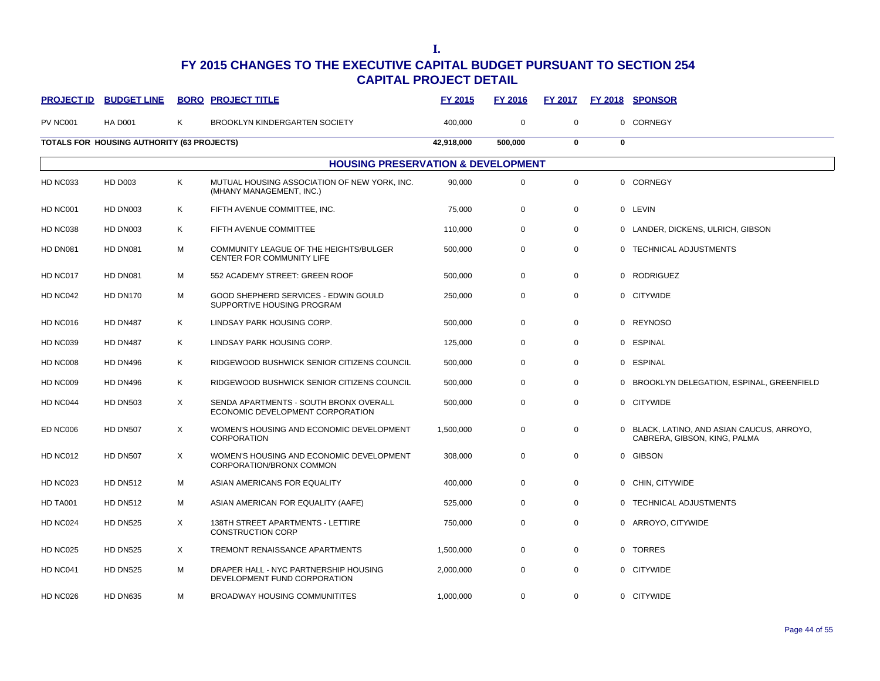I.

# FY 2015 CHANGES TO THE EXECUTIVE CAPITAL BUDGET PURSUANT TO SECTION 254

## CAPITAL PROJECT DETAIL

| PROJECT ID | BUDGET LINE | BORO | PROJECT TITLE | FY 2015 | FY 2016 | FY 2017 | FY 2018 | SPONSOR |
|---|---|---|---|---|---|---|---|---|
| PV NC001 | HA D001 | K | BROOKLYN KINDERGARTEN SOCIETY | 400,000 | 0 | 0 | 0 | CORNEGY |
| **TOTALS FOR HOUSING AUTHORITY (63 PROJECTS)** | | | | **42,918,000** | **500,000** | **0** | **0** | |
| | | | **HOUSING PRESERVATION & DEVELOPMENT** | | | | | |
| HD NC033 | HD D003 | K | MUTUAL HOUSING ASSOCIATION OF NEW YORK, INC. (MHANY MANAGEMENT, INC.) | 90,000 | 0 | 0 | 0 | CORNEGY |
| HD NC001 | HD DN003 | K | FIFTH AVENUE COMMITTEE, INC. | 75,000 | 0 | 0 | 0 | LEVIN |
| HD NC038 | HD DN003 | K | FIFTH AVENUE COMMITTEE | 110,000 | 0 | 0 | 0 | LANDER, DICKENS, ULRICH, GIBSON |
| HD DN081 | HD DN081 | M | COMMUNITY LEAGUE OF THE HEIGHTS/BULGER CENTER FOR COMMUNITY LIFE | 500,000 | 0 | 0 | 0 | TECHNICAL ADJUSTMENTS |
| HD NC017 | HD DN081 | M | 552 ACADEMY STREET: GREEN ROOF | 500,000 | 0 | 0 | 0 | RODRIGUEZ |
| HD NC042 | HD DN170 | M | GOOD SHEPHERD SERVICES - EDWIN GOULD SUPPORTIVE HOUSING PROGRAM | 250,000 | 0 | 0 | 0 | CITYWIDE |
| HD NC016 | HD DN487 | K | LINDSAY PARK HOUSING CORP. | 500,000 | 0 | 0 | 0 | REYNOSO |
| HD NC039 | HD DN487 | K | LINDSAY PARK HOUSING CORP. | 125,000 | 0 | 0 | 0 | ESPINAL |
| HD NC008 | HD DN496 | K | RIDGEWOOD BUSHWICK SENIOR CITIZENS COUNCIL | 500,000 | 0 | 0 | 0 | ESPINAL |
| HD NC009 | HD DN496 | K | RIDGEWOOD BUSHWICK SENIOR CITIZENS COUNCIL | 500,000 | 0 | 0 | 0 | BROOKLYN DELEGATION, ESPINAL, GREENFIELD |
| HD NC044 | HD DN503 | X | SENDA APARTMENTS - SOUTH BRONX OVERALL ECONOMIC DEVELOPMENT CORPORATION | 500,000 | 0 | 0 | 0 | CITYWIDE |
| ED NC006 | HD DN507 | X | WOMEN'S HOUSING AND ECONOMIC DEVELOPMENT CORPORATION | 1,500,000 | 0 | 0 | 0 | BLACK, LATINO, AND ASIAN CAUCUS, ARROYO, CABRERA, GIBSON, KING, PALMA |
| HD NC012 | HD DN507 | X | WOMEN'S HOUSING AND ECONOMIC DEVELOPMENT CORPORATION/BRONX COMMON | 308,000 | 0 | 0 | 0 | GIBSON |
| HD NC023 | HD DN512 | M | ASIAN AMERICANS FOR EQUALITY | 400,000 | 0 | 0 | 0 | CHIN, CITYWIDE |
| HD TA001 | HD DN512 | M | ASIAN AMERICAN FOR EQUALITY (AAFE) | 525,000 | 0 | 0 | 0 | TECHNICAL ADJUSTMENTS |
| HD NC024 | HD DN525 | X | 138TH STREET APARTMENTS - LETTIRE CONSTRUCTION CORP | 750,000 | 0 | 0 | 0 | ARROYO, CITYWIDE |
| HD NC025 | HD DN525 | X | TREMONT RENAISSANCE APARTMENTS | 1,500,000 | 0 | 0 | 0 | TORRES |
| HD NC041 | HD DN525 | M | DRAPER HALL - NYC PARTNERSHIP HOUSING DEVELOPMENT FUND CORPORATION | 2,000,000 | 0 | 0 | 0 | CITYWIDE |
| HD NC026 | HD DN635 | M | BROADWAY HOUSING COMMUNITITES | 1,000,000 | 0 | 0 | 0 | CITYWIDE |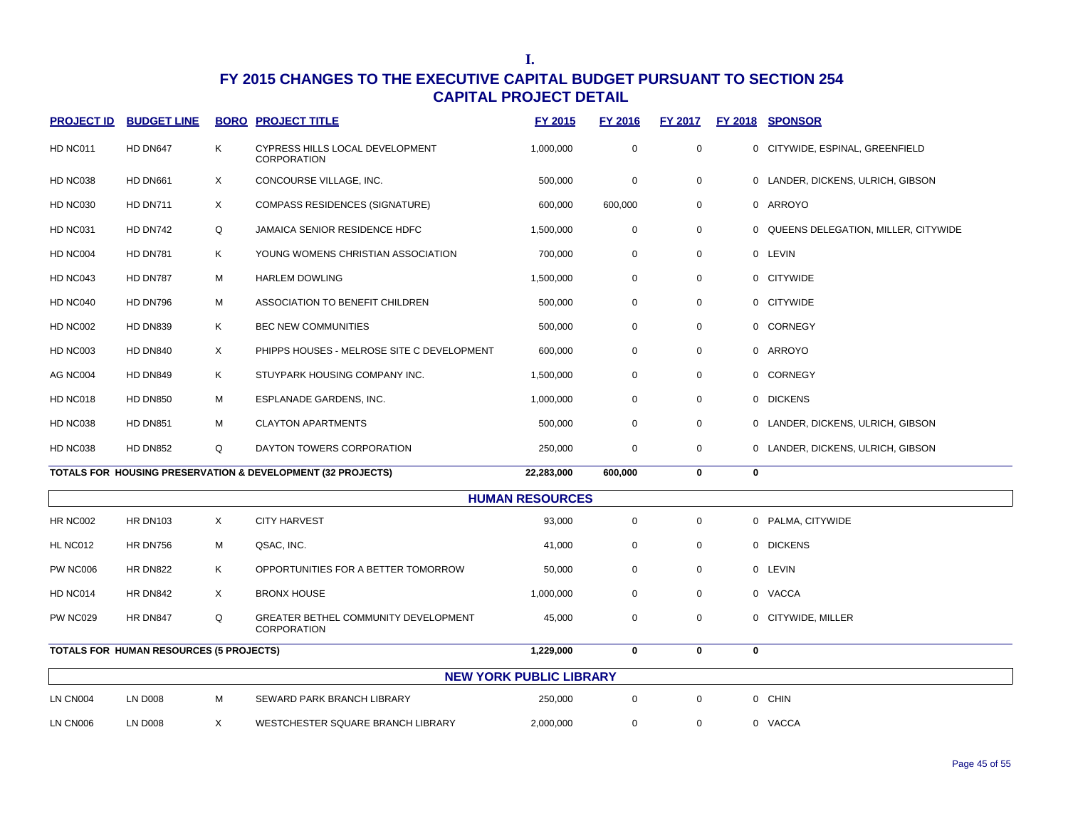**I.**

# FY 2015 CHANGES TO THE EXECUTIVE CAPITAL BUDGET PURSUANT TO SECTION 254
## CAPITAL PROJECT DETAIL

| PROJECT ID | BUDGET LINE | BORO | PROJECT TITLE | FY 2015 | FY 2016 | FY 2017 | FY 2018 | SPONSOR |
|---|---|---|---|---|---|---|---|---|
| HD NC011 | HD DN647 | K | CYPRESS HILLS LOCAL DEVELOPMENT CORPORATION | 1,000,000 | 0 | 0 | 0 | CITYWIDE, ESPINAL, GREENFIELD |
| HD NC038 | HD DN661 | X | CONCOURSE VILLAGE, INC. | 500,000 | 0 | 0 | 0 | LANDER, DICKENS, ULRICH, GIBSON |
| HD NC030 | HD DN711 | X | COMPASS RESIDENCES (SIGNATURE) | 600,000 | 600,000 | 0 | 0 | ARROYO |
| HD NC031 | HD DN742 | Q | JAMAICA SENIOR RESIDENCE HDFC | 1,500,000 | 0 | 0 | 0 | QUEENS DELEGATION, MILLER, CITYWIDE |
| HD NC004 | HD DN781 | K | YOUNG WOMENS CHRISTIAN ASSOCIATION | 700,000 | 0 | 0 | 0 | LEVIN |
| HD NC043 | HD DN787 | M | HARLEM DOWLING | 1,500,000 | 0 | 0 | 0 | CITYWIDE |
| HD NC040 | HD DN796 | M | ASSOCIATION TO BENEFIT CHILDREN | 500,000 | 0 | 0 | 0 | CITYWIDE |
| HD NC002 | HD DN839 | K | BEC NEW COMMUNITIES | 500,000 | 0 | 0 | 0 | CORNEGY |
| HD NC003 | HD DN840 | X | PHIPPS HOUSES - MELROSE SITE C DEVELOPMENT | 600,000 | 0 | 0 | 0 | ARROYO |
| AG NC004 | HD DN849 | K | STUYPARK HOUSING COMPANY INC. | 1,500,000 | 0 | 0 | 0 | CORNEGY |
| HD NC018 | HD DN850 | M | ESPLANADE GARDENS, INC. | 1,000,000 | 0 | 0 | 0 | DICKENS |
| HD NC038 | HD DN851 | M | CLAYTON APARTMENTS | 500,000 | 0 | 0 | 0 | LANDER, DICKENS, ULRICH, GIBSON |
| HD NC038 | HD DN852 | Q | DAYTON TOWERS CORPORATION | 250,000 | 0 | 0 | 0 | LANDER, DICKENS, ULRICH, GIBSON |
| **TOTALS FOR HOUSING PRESERVATION & DEVELOPMENT (32 PROJECTS)** | | | | **22,283,000** | **600,000** | **0** | **0** | |
| | | | **HUMAN RESOURCES** | | | | | |
| HR NC002 | HR DN103 | X | CITY HARVEST | 93,000 | 0 | 0 | 0 | PALMA, CITYWIDE |
| HL NC012 | HR DN756 | M | QSAC, INC. | 41,000 | 0 | 0 | 0 | DICKENS |
| PW NC006 | HR DN822 | K | OPPORTUNITIES FOR A BETTER TOMORROW | 50,000 | 0 | 0 | 0 | LEVIN |
| HD NC014 | HR DN842 | X | BRONX HOUSE | 1,000,000 | 0 | 0 | 0 | VACCA |
| PW NC029 | HR DN847 | Q | GREATER BETHEL COMMUNITY DEVELOPMENT CORPORATION | 45,000 | 0 | 0 | 0 | CITYWIDE, MILLER |
| **TOTALS FOR HUMAN RESOURCES (5 PROJECTS)** | | | | **1,229,000** | **0** | **0** | **0** | |
| | | | **NEW YORK PUBLIC LIBRARY** | | | | | |
| LN CN004 | LN D008 | M | SEWARD PARK BRANCH LIBRARY | 250,000 | 0 | 0 | 0 | CHIN |
| LN CN006 | LN D008 | X | WESTCHESTER SQUARE BRANCH LIBRARY | 2,000,000 | 0 | 0 | 0 | VACCA |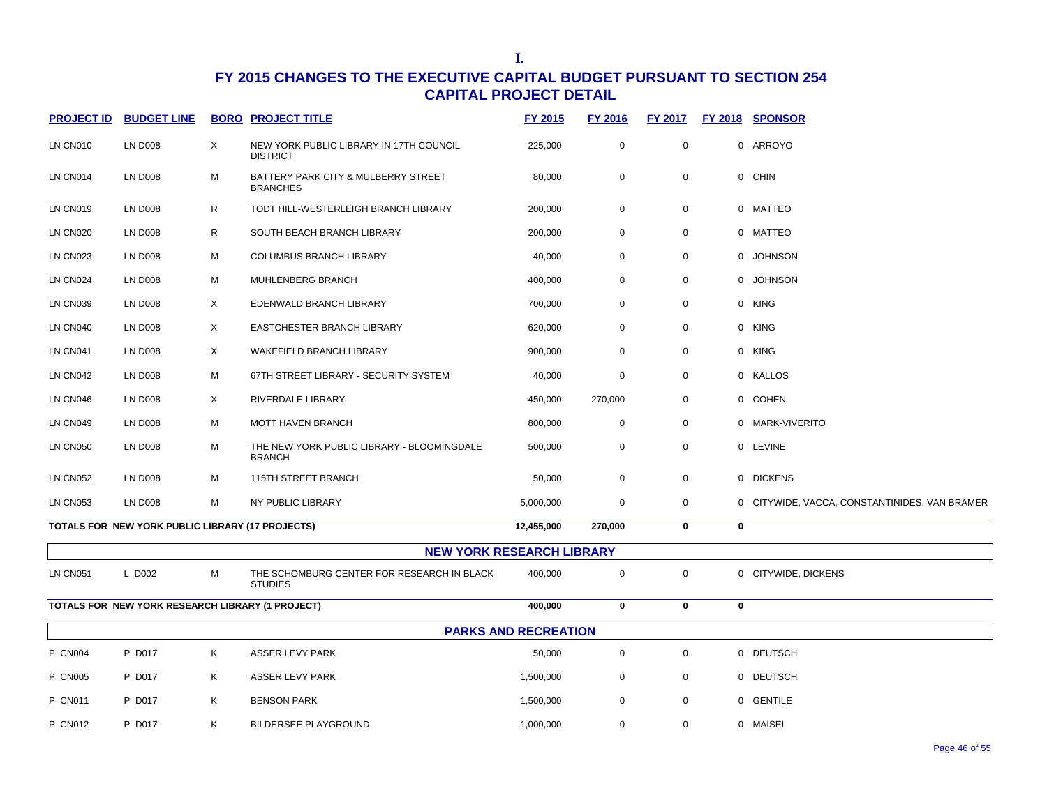**I.**

# FY 2015 CHANGES TO THE EXECUTIVE CAPITAL BUDGET PURSUANT TO SECTION 254
## CAPITAL PROJECT DETAIL

| PROJECT ID | BUDGET LINE | BORO | PROJECT TITLE | FY 2015 | FY 2016 | FY 2017 | FY 2018 | SPONSOR |
|---|---|---|---|---|---|---|---|---|
| LN CN010 | LN D008 | X | NEW YORK PUBLIC LIBRARY IN 17TH COUNCIL DISTRICT | 225,000 | 0 | 0 | 0 | ARROYO |
| LN CN014 | LN D008 | M | BATTERY PARK CITY & MULBERRY STREET BRANCHES | 80,000 | 0 | 0 | 0 | CHIN |
| LN CN019 | LN D008 | R | TODT HILL-WESTERLEIGH BRANCH LIBRARY | 200,000 | 0 | 0 | 0 | MATTEO |
| LN CN020 | LN D008 | R | SOUTH BEACH BRANCH LIBRARY | 200,000 | 0 | 0 | 0 | MATTEO |
| LN CN023 | LN D008 | M | COLUMBUS BRANCH LIBRARY | 40,000 | 0 | 0 | 0 | JOHNSON |
| LN CN024 | LN D008 | M | MUHLENBERG BRANCH | 400,000 | 0 | 0 | 0 | JOHNSON |
| LN CN039 | LN D008 | X | EDENWALD BRANCH LIBRARY | 700,000 | 0 | 0 | 0 | KING |
| LN CN040 | LN D008 | X | EASTCHESTER BRANCH LIBRARY | 620,000 | 0 | 0 | 0 | KING |
| LN CN041 | LN D008 | X | WAKEFIELD BRANCH LIBRARY | 900,000 | 0 | 0 | 0 | KING |
| LN CN042 | LN D008 | M | 67TH STREET LIBRARY - SECURITY SYSTEM | 40,000 | 0 | 0 | 0 | KALLOS |
| LN CN046 | LN D008 | X | RIVERDALE LIBRARY | 450,000 | 270,000 | 0 | 0 | COHEN |
| LN CN049 | LN D008 | M | MOTT HAVEN BRANCH | 800,000 | 0 | 0 | 0 | MARK-VIVERITO |
| LN CN050 | LN D008 | M | THE NEW YORK PUBLIC LIBRARY - BLOOMINGDALE BRANCH | 500,000 | 0 | 0 | 0 | LEVINE |
| LN CN052 | LN D008 | M | 115TH STREET BRANCH | 50,000 | 0 | 0 | 0 | DICKENS |
| LN CN053 | LN D008 | M | NY PUBLIC LIBRARY | 5,000,000 | 0 | 0 | 0 | CITYWIDE, VACCA, CONSTANTINIDES, VAN BRAMER |
| **TOTALS FOR NEW YORK PUBLIC LIBRARY (17 PROJECTS)** | | | | **12,455,000** | **270,000** | **0** | **0** | |
| | | | **NEW YORK RESEARCH LIBRARY** | | | | | |
| LN CN051 | L D002 | M | THE SCHOMBURG CENTER FOR RESEARCH IN BLACK STUDIES | 400,000 | 0 | 0 | 0 | CITYWIDE, DICKENS |
| **TOTALS FOR NEW YORK RESEARCH LIBRARY (1 PROJECT)** | | | | **400,000** | **0** | **0** | **0** | |
| | | | **PARKS AND RECREATION** | | | | | |
| P CN004 | P D017 | K | ASSER LEVY PARK | 50,000 | 0 | 0 | 0 | DEUTSCH |
| P CN005 | P D017 | K | ASSER LEVY PARK | 1,500,000 | 0 | 0 | 0 | DEUTSCH |
| P CN011 | P D017 | K | BENSON PARK | 1,500,000 | 0 | 0 | 0 | GENTILE |
| P CN012 | P D017 | K | BILDERSEE PLAYGROUND | 1,000,000 | 0 | 0 | 0 | MAISEL |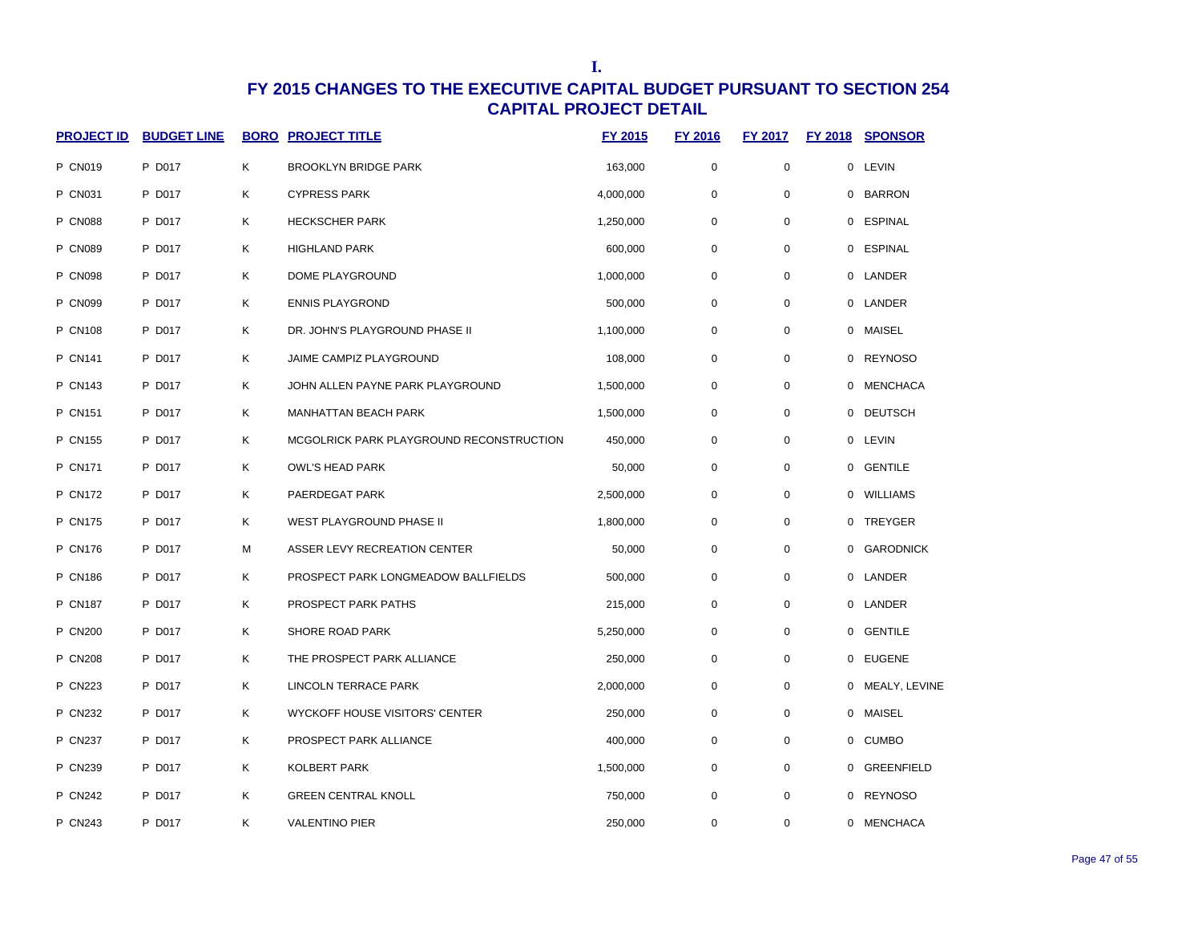I.

# FY 2015 CHANGES TO THE EXECUTIVE CAPITAL BUDGET PURSUANT TO SECTION 254
## CAPITAL PROJECT DETAIL

| PROJECT ID | BUDGET LINE | BORO | PROJECT TITLE | FY 2015 | FY 2016 | FY 2017 | FY 2018 | SPONSOR |
|---|---|---|---|---|---|---|---|---|
| P CN019 | P D017 | K | BROOKLYN BRIDGE PARK | 163,000 | 0 | 0 | 0 | LEVIN |
| P CN031 | P D017 | K | CYPRESS PARK | 4,000,000 | 0 | 0 | 0 | BARRON |
| P CN088 | P D017 | K | HECKSCHER PARK | 1,250,000 | 0 | 0 | 0 | ESPINAL |
| P CN089 | P D017 | K | HIGHLAND PARK | 600,000 | 0 | 0 | 0 | ESPINAL |
| P CN098 | P D017 | K | DOME PLAYGROUND | 1,000,000 | 0 | 0 | 0 | LANDER |
| P CN099 | P D017 | K | ENNIS PLAYGROND | 500,000 | 0 | 0 | 0 | LANDER |
| P CN108 | P D017 | K | DR. JOHN'S PLAYGROUND PHASE II | 1,100,000 | 0 | 0 | 0 | MAISEL |
| P CN141 | P D017 | K | JAIME CAMPIZ PLAYGROUND | 108,000 | 0 | 0 | 0 | REYNOSO |
| P CN143 | P D017 | K | JOHN ALLEN PAYNE PARK PLAYGROUND | 1,500,000 | 0 | 0 | 0 | MENCHACA |
| P CN151 | P D017 | K | MANHATTAN BEACH PARK | 1,500,000 | 0 | 0 | 0 | DEUTSCH |
| P CN155 | P D017 | K | MCGOLRICK PARK PLAYGROUND RECONSTRUCTION | 450,000 | 0 | 0 | 0 | LEVIN |
| P CN171 | P D017 | K | OWL'S HEAD PARK | 50,000 | 0 | 0 | 0 | GENTILE |
| P CN172 | P D017 | K | PAERDEGAT PARK | 2,500,000 | 0 | 0 | 0 | WILLIAMS |
| P CN175 | P D017 | K | WEST PLAYGROUND PHASE II | 1,800,000 | 0 | 0 | 0 | TREYGER |
| P CN176 | P D017 | M | ASSER LEVY RECREATION CENTER | 50,000 | 0 | 0 | 0 | GARODNICK |
| P CN186 | P D017 | K | PROSPECT PARK LONGMEADOW BALLFIELDS | 500,000 | 0 | 0 | 0 | LANDER |
| P CN187 | P D017 | K | PROSPECT PARK PATHS | 215,000 | 0 | 0 | 0 | LANDER |
| P CN200 | P D017 | K | SHORE ROAD PARK | 5,250,000 | 0 | 0 | 0 | GENTILE |
| P CN208 | P D017 | K | THE PROSPECT PARK ALLIANCE | 250,000 | 0 | 0 | 0 | EUGENE |
| P CN223 | P D017 | K | LINCOLN TERRACE PARK | 2,000,000 | 0 | 0 | 0 | MEALY, LEVINE |
| P CN232 | P D017 | K | WYCKOFF HOUSE VISITORS' CENTER | 250,000 | 0 | 0 | 0 | MAISEL |
| P CN237 | P D017 | K | PROSPECT PARK ALLIANCE | 400,000 | 0 | 0 | 0 | CUMBO |
| P CN239 | P D017 | K | KOLBERT PARK | 1,500,000 | 0 | 0 | 0 | GREENFIELD |
| P CN242 | P D017 | K | GREEN CENTRAL KNOLL | 750,000 | 0 | 0 | 0 | REYNOSO |
| P CN243 | P D017 | K | VALENTINO PIER | 250,000 | 0 | 0 | 0 | MENCHACA |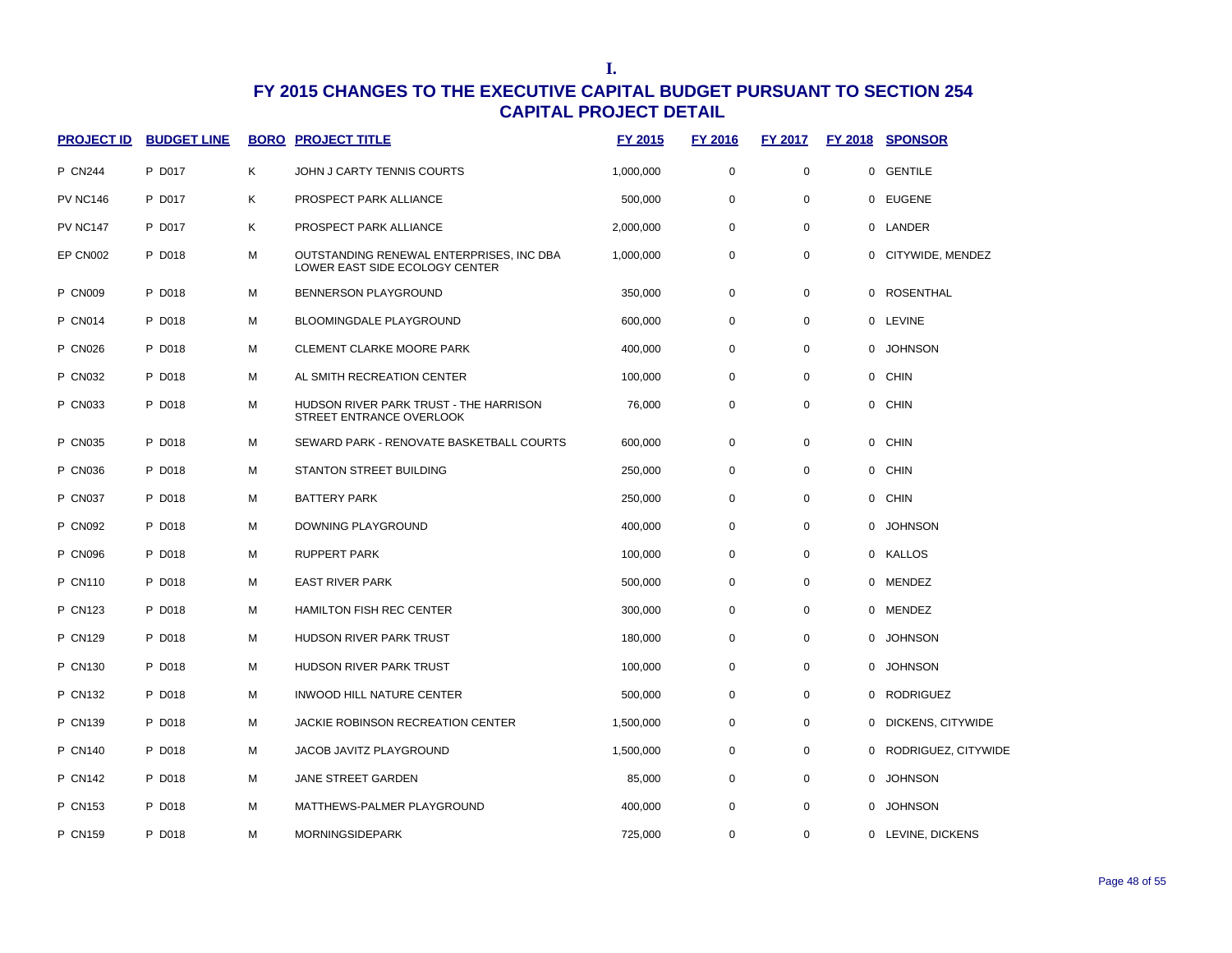I.

# FY 2015 CHANGES TO THE EXECUTIVE CAPITAL BUDGET PURSUANT TO SECTION 254

## CAPITAL PROJECT DETAIL

| PROJECT ID | BUDGET LINE | BORO | PROJECT TITLE | FY 2015 | FY 2016 | FY 2017 | FY 2018 | SPONSOR |
|---|---|---|---|---|---|---|---|---|
| P CN244 | P D017 | K | JOHN J CARTY TENNIS COURTS | 1,000,000 | 0 | 0 | 0 | GENTILE |
| PV NC146 | P D017 | K | PROSPECT PARK ALLIANCE | 500,000 | 0 | 0 | 0 | EUGENE |
| PV NC147 | P D017 | K | PROSPECT PARK ALLIANCE | 2,000,000 | 0 | 0 | 0 | LANDER |
| EP CN002 | P D018 | M | OUTSTANDING RENEWAL ENTERPRISES, INC DBA LOWER EAST SIDE ECOLOGY CENTER | 1,000,000 | 0 | 0 | 0 | CITYWIDE, MENDEZ |
| P CN009 | P D018 | M | BENNERSON PLAYGROUND | 350,000 | 0 | 0 | 0 | ROSENTHAL |
| P CN014 | P D018 | M | BLOOMINGDALE PLAYGROUND | 600,000 | 0 | 0 | 0 | LEVINE |
| P CN026 | P D018 | M | CLEMENT CLARKE MOORE PARK | 400,000 | 0 | 0 | 0 | JOHNSON |
| P CN032 | P D018 | M | AL SMITH RECREATION CENTER | 100,000 | 0 | 0 | 0 | CHIN |
| P CN033 | P D018 | M | HUDSON RIVER PARK TRUST - THE HARRISON STREET ENTRANCE OVERLOOK | 76,000 | 0 | 0 | 0 | CHIN |
| P CN035 | P D018 | M | SEWARD PARK - RENOVATE BASKETBALL COURTS | 600,000 | 0 | 0 | 0 | CHIN |
| P CN036 | P D018 | M | STANTON STREET BUILDING | 250,000 | 0 | 0 | 0 | CHIN |
| P CN037 | P D018 | M | BATTERY PARK | 250,000 | 0 | 0 | 0 | CHIN |
| P CN092 | P D018 | M | DOWNING PLAYGROUND | 400,000 | 0 | 0 | 0 | JOHNSON |
| P CN096 | P D018 | M | RUPPERT PARK | 100,000 | 0 | 0 | 0 | KALLOS |
| P CN110 | P D018 | M | EAST RIVER PARK | 500,000 | 0 | 0 | 0 | MENDEZ |
| P CN123 | P D018 | M | HAMILTON FISH REC CENTER | 300,000 | 0 | 0 | 0 | MENDEZ |
| P CN129 | P D018 | M | HUDSON RIVER PARK TRUST | 180,000 | 0 | 0 | 0 | JOHNSON |
| P CN130 | P D018 | M | HUDSON RIVER PARK TRUST | 100,000 | 0 | 0 | 0 | JOHNSON |
| P CN132 | P D018 | M | INWOOD HILL NATURE CENTER | 500,000 | 0 | 0 | 0 | RODRIGUEZ |
| P CN139 | P D018 | M | JACKIE ROBINSON RECREATION CENTER | 1,500,000 | 0 | 0 | 0 | DICKENS, CITYWIDE |
| P CN140 | P D018 | M | JACOB JAVITZ PLAYGROUND | 1,500,000 | 0 | 0 | 0 | RODRIGUEZ, CITYWIDE |
| P CN142 | P D018 | M | JANE STREET GARDEN | 85,000 | 0 | 0 | 0 | JOHNSON |
| P CN153 | P D018 | M | MATTHEWS-PALMER PLAYGROUND | 400,000 | 0 | 0 | 0 | JOHNSON |
| P CN159 | P D018 | M | MORNINGSIDEPARK | 725,000 | 0 | 0 | 0 | LEVINE, DICKENS |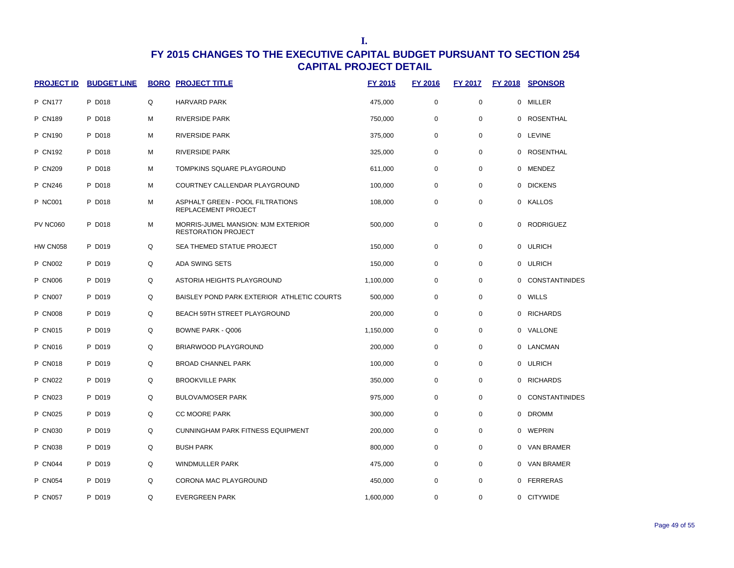I.

# FY 2015 CHANGES TO THE EXECUTIVE CAPITAL BUDGET PURSUANT TO SECTION 254
## CAPITAL PROJECT DETAIL

| PROJECT ID | BUDGET LINE | BORO | PROJECT TITLE | FY 2015 | FY 2016 | FY 2017 | FY 2018 | SPONSOR |
|---|---|---|---|---|---|---|---|---|
| P CN177 | P D018 | Q | HARVARD PARK | 475,000 | 0 | 0 | 0 | MILLER |
| P CN189 | P D018 | M | RIVERSIDE PARK | 750,000 | 0 | 0 | 0 | ROSENTHAL |
| P CN190 | P D018 | M | RIVERSIDE PARK | 375,000 | 0 | 0 | 0 | LEVINE |
| P CN192 | P D018 | M | RIVERSIDE PARK | 325,000 | 0 | 0 | 0 | ROSENTHAL |
| P CN209 | P D018 | M | TOMPKINS SQUARE PLAYGROUND | 611,000 | 0 | 0 | 0 | MENDEZ |
| P CN246 | P D018 | M | COURTNEY CALLENDAR PLAYGROUND | 100,000 | 0 | 0 | 0 | DICKENS |
| P NC001 | P D018 | M | ASPHALT GREEN - POOL FILTRATIONS REPLACEMENT PROJECT | 108,000 | 0 | 0 | 0 | KALLOS |
| PV NC060 | P D018 | M | MORRIS-JUMEL MANSION: MJM EXTERIOR RESTORATION PROJECT | 500,000 | 0 | 0 | 0 | RODRIGUEZ |
| HW CN058 | P D019 | Q | SEA THEMED STATUE PROJECT | 150,000 | 0 | 0 | 0 | ULRICH |
| P CN002 | P D019 | Q | ADA SWING SETS | 150,000 | 0 | 0 | 0 | ULRICH |
| P CN006 | P D019 | Q | ASTORIA HEIGHTS PLAYGROUND | 1,100,000 | 0 | 0 | 0 | CONSTANTINIDES |
| P CN007 | P D019 | Q | BAISLEY POND PARK EXTERIOR ATHLETIC COURTS | 500,000 | 0 | 0 | 0 | WILLS |
| P CN008 | P D019 | Q | BEACH 59TH STREET PLAYGROUND | 200,000 | 0 | 0 | 0 | RICHARDS |
| P CN015 | P D019 | Q | BOWNE PARK - Q006 | 1,150,000 | 0 | 0 | 0 | VALLONE |
| P CN016 | P D019 | Q | BRIARWOOD PLAYGROUND | 200,000 | 0 | 0 | 0 | LANCMAN |
| P CN018 | P D019 | Q | BROAD CHANNEL PARK | 100,000 | 0 | 0 | 0 | ULRICH |
| P CN022 | P D019 | Q | BROOKVILLE PARK | 350,000 | 0 | 0 | 0 | RICHARDS |
| P CN023 | P D019 | Q | BULOVA/MOSER PARK | 975,000 | 0 | 0 | 0 | CONSTANTINIDES |
| P CN025 | P D019 | Q | CC MOORE PARK | 300,000 | 0 | 0 | 0 | DROMM |
| P CN030 | P D019 | Q | CUNNINGHAM PARK FITNESS EQUIPMENT | 200,000 | 0 | 0 | 0 | WEPRIN |
| P CN038 | P D019 | Q | BUSH PARK | 800,000 | 0 | 0 | 0 | VAN BRAMER |
| P CN044 | P D019 | Q | WINDMULLER PARK | 475,000 | 0 | 0 | 0 | VAN BRAMER |
| P CN054 | P D019 | Q | CORONA MAC PLAYGROUND | 450,000 | 0 | 0 | 0 | FERRERAS |
| P CN057 | P D019 | Q | EVERGREEN PARK | 1,600,000 | 0 | 0 | 0 | CITYWIDE |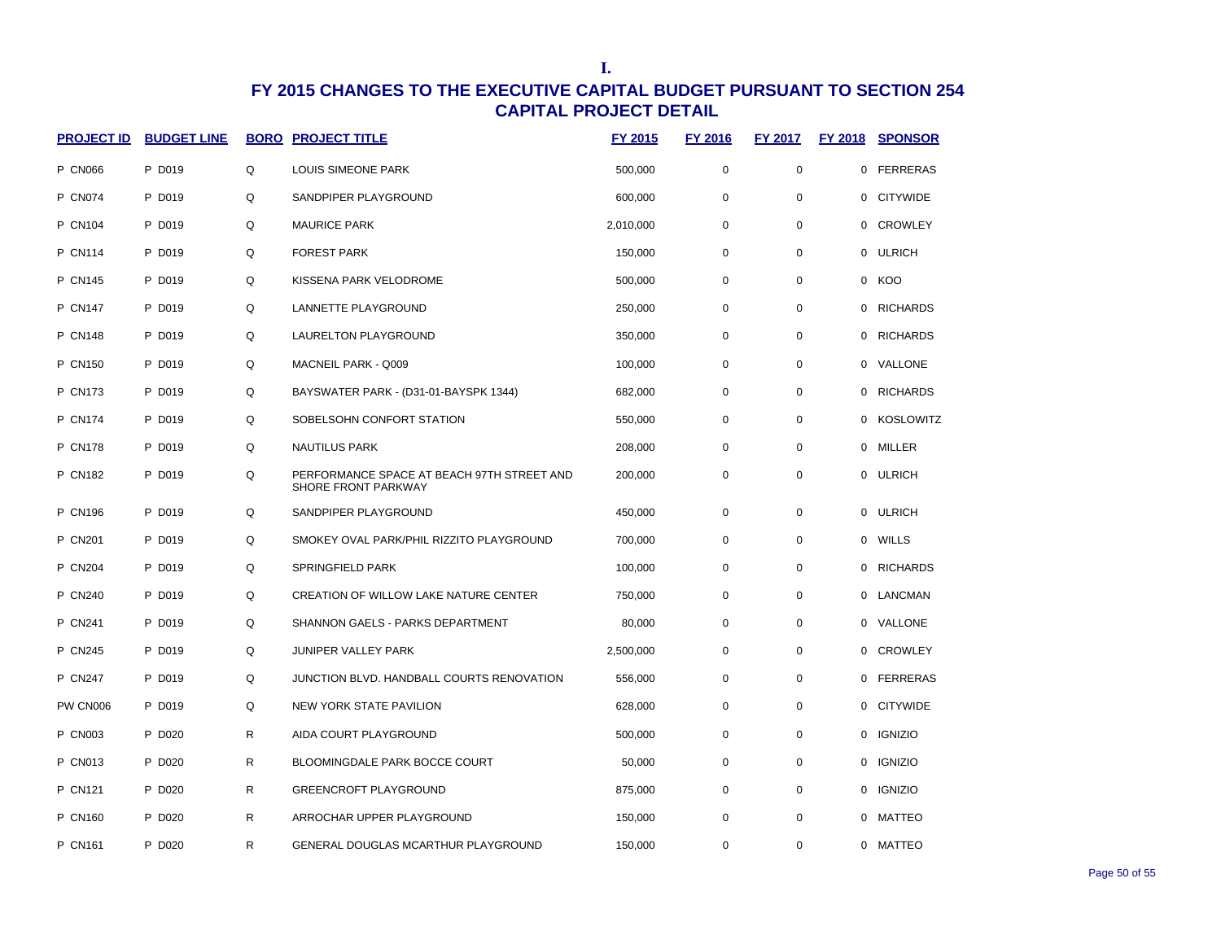I.

# FY 2015 CHANGES TO THE EXECUTIVE CAPITAL BUDGET PURSUANT TO SECTION 254
## CAPITAL PROJECT DETAIL

| PROJECT ID | BUDGET LINE | BORO | PROJECT TITLE | FY 2015 | FY 2016 | FY 2017 | FY 2018 | SPONSOR |
|---|---|---|---|---|---|---|---|---|
| P CN066 | P D019 | Q | LOUIS SIMEONE PARK | 500,000 | 0 | 0 | 0 | FERRERAS |
| P CN074 | P D019 | Q | SANDPIPER PLAYGROUND | 600,000 | 0 | 0 | 0 | CITYWIDE |
| P CN104 | P D019 | Q | MAURICE PARK | 2,010,000 | 0 | 0 | 0 | CROWLEY |
| P CN114 | P D019 | Q | FOREST PARK | 150,000 | 0 | 0 | 0 | ULRICH |
| P CN145 | P D019 | Q | KISSENA PARK VELODROME | 500,000 | 0 | 0 | 0 | KOO |
| P CN147 | P D019 | Q | LANNETTE PLAYGROUND | 250,000 | 0 | 0 | 0 | RICHARDS |
| P CN148 | P D019 | Q | LAURELTON PLAYGROUND | 350,000 | 0 | 0 | 0 | RICHARDS |
| P CN150 | P D019 | Q | MACNEIL PARK - Q009 | 100,000 | 0 | 0 | 0 | VALLONE |
| P CN173 | P D019 | Q | BAYSWATER PARK - (D31-01-BAYSPK 1344) | 682,000 | 0 | 0 | 0 | RICHARDS |
| P CN174 | P D019 | Q | SOBELSOHN CONFORT STATION | 550,000 | 0 | 0 | 0 | KOSLOWITZ |
| P CN178 | P D019 | Q | NAUTILUS PARK | 208,000 | 0 | 0 | 0 | MILLER |
| P CN182 | P D019 | Q | PERFORMANCE SPACE AT BEACH 97TH STREET AND SHORE FRONT PARKWAY | 200,000 | 0 | 0 | 0 | ULRICH |
| P CN196 | P D019 | Q | SANDPIPER PLAYGROUND | 450,000 | 0 | 0 | 0 | ULRICH |
| P CN201 | P D019 | Q | SMOKEY OVAL PARK/PHIL RIZZITO PLAYGROUND | 700,000 | 0 | 0 | 0 | WILLS |
| P CN204 | P D019 | Q | SPRINGFIELD PARK | 100,000 | 0 | 0 | 0 | RICHARDS |
| P CN240 | P D019 | Q | CREATION OF WILLOW LAKE NATURE CENTER | 750,000 | 0 | 0 | 0 | LANCMAN |
| P CN241 | P D019 | Q | SHANNON GAELS - PARKS DEPARTMENT | 80,000 | 0 | 0 | 0 | VALLONE |
| P CN245 | P D019 | Q | JUNIPER VALLEY PARK | 2,500,000 | 0 | 0 | 0 | CROWLEY |
| P CN247 | P D019 | Q | JUNCTION BLVD. HANDBALL COURTS RENOVATION | 556,000 | 0 | 0 | 0 | FERRERAS |
| PW CN006 | P D019 | Q | NEW YORK STATE PAVILION | 628,000 | 0 | 0 | 0 | CITYWIDE |
| P CN003 | P D020 | R | AIDA COURT PLAYGROUND | 500,000 | 0 | 0 | 0 | IGNIZIO |
| P CN013 | P D020 | R | BLOOMINGDALE PARK BOCCE COURT | 50,000 | 0 | 0 | 0 | IGNIZIO |
| P CN121 | P D020 | R | GREENCROFT PLAYGROUND | 875,000 | 0 | 0 | 0 | IGNIZIO |
| P CN160 | P D020 | R | ARROCHAR UPPER PLAYGROUND | 150,000 | 0 | 0 | 0 | MATTEO |
| P CN161 | P D020 | R | GENERAL DOUGLAS MCARTHUR PLAYGROUND | 150,000 | 0 | 0 | 0 | MATTEO |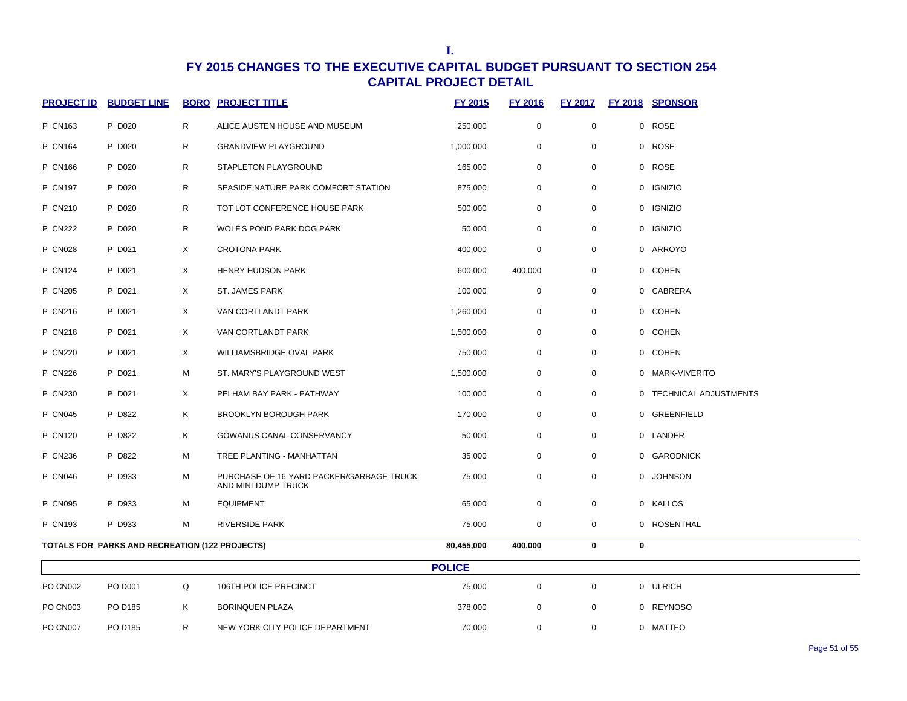**I.**

# FY 2015 CHANGES TO THE EXECUTIVE CAPITAL BUDGET PURSUANT TO SECTION 254
## CAPITAL PROJECT DETAIL

| PROJECT ID | BUDGET LINE | BORO | PROJECT TITLE | FY 2015 | FY 2016 | FY 2017 | FY 2018 | SPONSOR |
|---|---|---|---|---|---|---|---|---|
| P CN163 | P D020 | R | ALICE AUSTEN HOUSE AND MUSEUM | 250,000 | 0 | 0 | 0 | ROSE |
| P CN164 | P D020 | R | GRANDVIEW PLAYGROUND | 1,000,000 | 0 | 0 | 0 | ROSE |
| P CN166 | P D020 | R | STAPLETON PLAYGROUND | 165,000 | 0 | 0 | 0 | ROSE |
| P CN197 | P D020 | R | SEASIDE NATURE PARK COMFORT STATION | 875,000 | 0 | 0 | 0 | IGNIZIO |
| P CN210 | P D020 | R | TOT LOT CONFERENCE HOUSE PARK | 500,000 | 0 | 0 | 0 | IGNIZIO |
| P CN222 | P D020 | R | WOLF'S POND PARK DOG PARK | 50,000 | 0 | 0 | 0 | IGNIZIO |
| P CN028 | P D021 | X | CROTONA PARK | 400,000 | 0 | 0 | 0 | ARROYO |
| P CN124 | P D021 | X | HENRY HUDSON PARK | 600,000 | 400,000 | 0 | 0 | COHEN |
| P CN205 | P D021 | X | ST. JAMES PARK | 100,000 | 0 | 0 | 0 | CABRERA |
| P CN216 | P D021 | X | VAN CORTLANDT PARK | 1,260,000 | 0 | 0 | 0 | COHEN |
| P CN218 | P D021 | X | VAN CORTLANDT PARK | 1,500,000 | 0 | 0 | 0 | COHEN |
| P CN220 | P D021 | X | WILLIAMSBRIDGE OVAL PARK | 750,000 | 0 | 0 | 0 | COHEN |
| P CN226 | P D021 | M | ST. MARY'S PLAYGROUND WEST | 1,500,000 | 0 | 0 | 0 | MARK-VIVERITO |
| P CN230 | P D021 | X | PELHAM BAY PARK - PATHWAY | 100,000 | 0 | 0 | 0 | TECHNICAL ADJUSTMENTS |
| P CN045 | P D822 | K | BROOKLYN BOROUGH PARK | 170,000 | 0 | 0 | 0 | GREENFIELD |
| P CN120 | P D822 | K | GOWANUS CANAL CONSERVANCY | 50,000 | 0 | 0 | 0 | LANDER |
| P CN236 | P D822 | M | TREE PLANTING - MANHATTAN | 35,000 | 0 | 0 | 0 | GARODNICK |
| P CN046 | P D933 | M | PURCHASE OF 16-YARD PACKER/GARBAGE TRUCK AND MINI-DUMP TRUCK | 75,000 | 0 | 0 | 0 | JOHNSON |
| P CN095 | P D933 | M | EQUIPMENT | 65,000 | 0 | 0 | 0 | KALLOS |
| P CN193 | P D933 | M | RIVERSIDE PARK | 75,000 | 0 | 0 | 0 | ROSENTHAL |
| **TOTALS FOR PARKS AND RECREATION (122 PROJECTS)** | | | | **80,455,000** | **400,000** | **0** | **0** | |

### POLICE

| PROJECT ID | BUDGET LINE | BORO | PROJECT TITLE | FY 2015 | FY 2016 | FY 2017 | FY 2018 | SPONSOR |
|---|---|---|---|---|---|---|---|---|
| PO CN002 | PO D001 | Q | 106TH POLICE PRECINCT | 75,000 | 0 | 0 | 0 | ULRICH |
| PO CN003 | PO D185 | K | BORINQUEN PLAZA | 378,000 | 0 | 0 | 0 | REYNOSO |
| PO CN007 | PO D185 | R | NEW YORK CITY POLICE DEPARTMENT | 70,000 | 0 | 0 | 0 | MATTEO |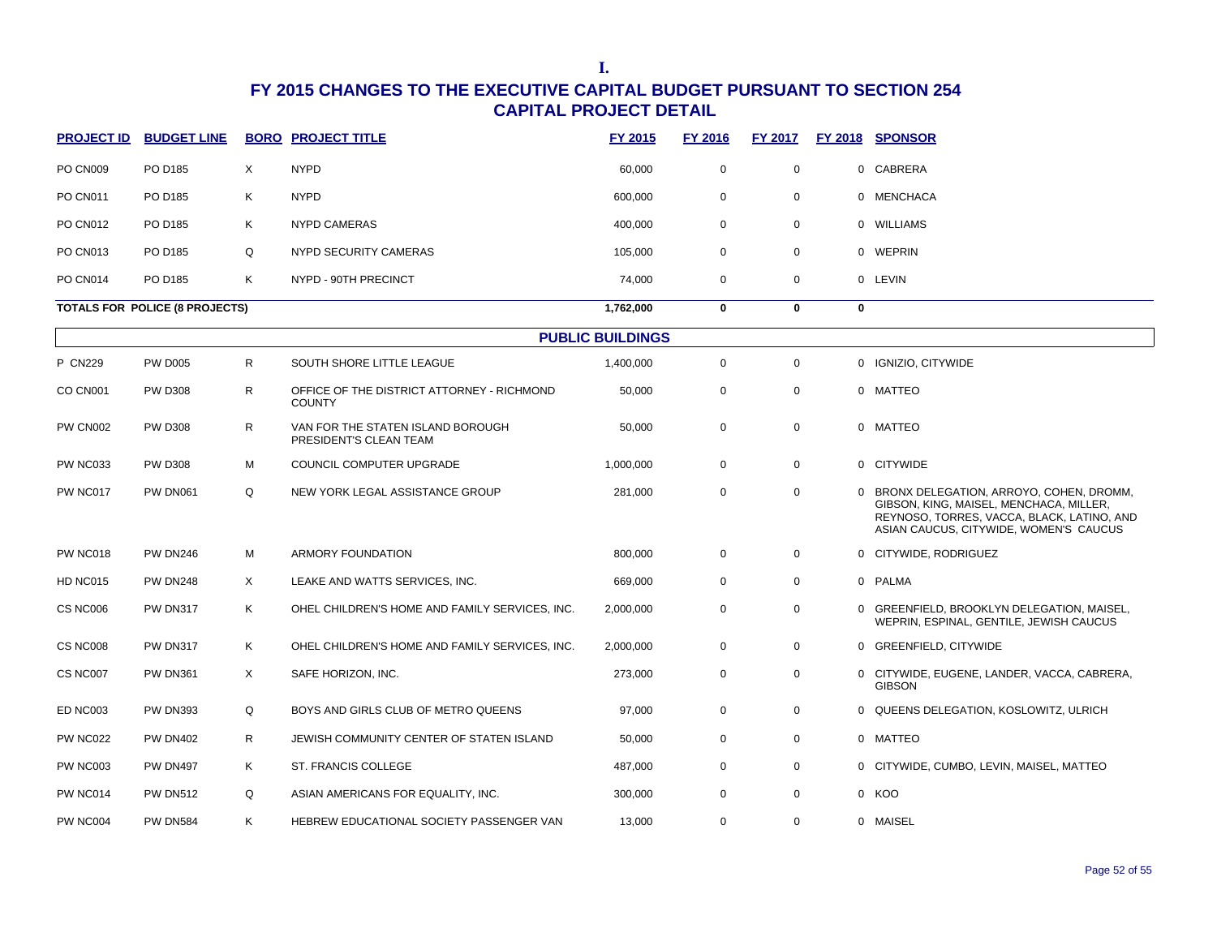I.

# FY 2015 CHANGES TO THE EXECUTIVE CAPITAL BUDGET PURSUANT TO SECTION 254
## CAPITAL PROJECT DETAIL

| PROJECT ID | BUDGET LINE | BORO | PROJECT TITLE | FY 2015 | FY 2016 | FY 2017 | FY 2018 | SPONSOR |
|---|---|---|---|---|---|---|---|---|
| PO CN009 | PO D185 | X | NYPD | 60,000 | 0 | 0 | 0 | CABRERA |
| PO CN011 | PO D185 | K | NYPD | 600,000 | 0 | 0 | 0 | MENCHACA |
| PO CN012 | PO D185 | K | NYPD CAMERAS | 400,000 | 0 | 0 | 0 | WILLIAMS |
| PO CN013 | PO D185 | Q | NYPD SECURITY CAMERAS | 105,000 | 0 | 0 | 0 | WEPRIN |
| PO CN014 | PO D185 | K | NYPD - 90TH PRECINCT | 74,000 | 0 | 0 | 0 | LEVIN |
| **TOTALS FOR POLICE (8 PROJECTS)** | | | | **1,762,000** | **0** | **0** | **0** | |
| | | | **PUBLIC BUILDINGS** | | | | | |
| P CN229 | PW D005 | R | SOUTH SHORE LITTLE LEAGUE | 1,400,000 | 0 | 0 | 0 | IGNIZIO, CITYWIDE |
| CO CN001 | PW D308 | R | OFFICE OF THE DISTRICT ATTORNEY - RICHMOND COUNTY | 50,000 | 0 | 0 | 0 | MATTEO |
| PW CN002 | PW D308 | R | VAN FOR THE STATEN ISLAND BOROUGH PRESIDENT'S CLEAN TEAM | 50,000 | 0 | 0 | 0 | MATTEO |
| PW NC033 | PW D308 | M | COUNCIL COMPUTER UPGRADE | 1,000,000 | 0 | 0 | 0 | CITYWIDE |
| PW NC017 | PW DN061 | Q | NEW YORK LEGAL ASSISTANCE GROUP | 281,000 | 0 | 0 | 0 | BRONX DELEGATION, ARROYO, COHEN, DROMM, GIBSON, KING, MAISEL, MENCHACA, MILLER, REYNOSO, TORRES, VACCA, BLACK, LATINO, AND ASIAN CAUCUS, CITYWIDE, WOMEN'S CAUCUS |
| PW NC018 | PW DN246 | M | ARMORY FOUNDATION | 800,000 | 0 | 0 | 0 | CITYWIDE, RODRIGUEZ |
| HD NC015 | PW DN248 | X | LEAKE AND WATTS SERVICES, INC. | 669,000 | 0 | 0 | 0 | PALMA |
| CS NC006 | PW DN317 | K | OHEL CHILDREN'S HOME AND FAMILY SERVICES, INC. | 2,000,000 | 0 | 0 | 0 | GREENFIELD, BROOKLYN DELEGATION, MAISEL, WEPRIN, ESPINAL, GENTILE, JEWISH CAUCUS |
| CS NC008 | PW DN317 | K | OHEL CHILDREN'S HOME AND FAMILY SERVICES, INC. | 2,000,000 | 0 | 0 | 0 | GREENFIELD, CITYWIDE |
| CS NC007 | PW DN361 | X | SAFE HORIZON, INC. | 273,000 | 0 | 0 | 0 | CITYWIDE, EUGENE, LANDER, VACCA, CABRERA, GIBSON |
| ED NC003 | PW DN393 | Q | BOYS AND GIRLS CLUB OF METRO QUEENS | 97,000 | 0 | 0 | 0 | QUEENS DELEGATION, KOSLOWITZ, ULRICH |
| PW NC022 | PW DN402 | R | JEWISH COMMUNITY CENTER OF STATEN ISLAND | 50,000 | 0 | 0 | 0 | MATTEO |
| PW NC003 | PW DN497 | K | ST. FRANCIS COLLEGE | 487,000 | 0 | 0 | 0 | CITYWIDE, CUMBO, LEVIN, MAISEL, MATTEO |
| PW NC014 | PW DN512 | Q | ASIAN AMERICANS FOR EQUALITY, INC. | 300,000 | 0 | 0 | 0 | KOO |
| PW NC004 | PW DN584 | K | HEBREW EDUCATIONAL SOCIETY PASSENGER VAN | 13,000 | 0 | 0 | 0 | MAISEL |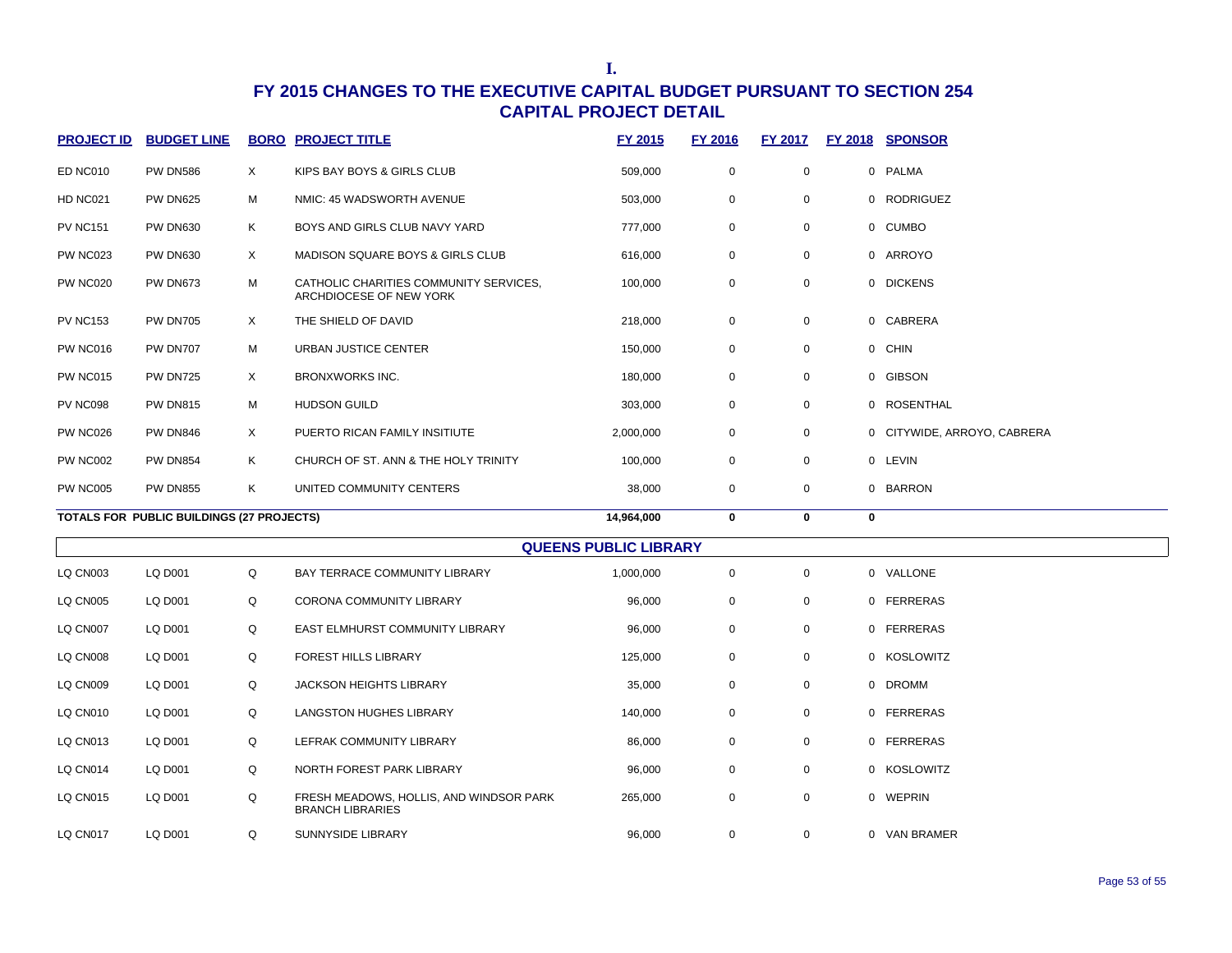I.

# FY 2015 CHANGES TO THE EXECUTIVE CAPITAL BUDGET PURSUANT TO SECTION 254
## CAPITAL PROJECT DETAIL

| PROJECT ID | BUDGET LINE | BORO | PROJECT TITLE | FY 2015 | FY 2016 | FY 2017 | FY 2018 | SPONSOR |
|---|---|---|---|---|---|---|---|---|
| ED NC010 | PW DN586 | X | KIPS BAY BOYS & GIRLS CLUB | 509,000 | 0 | 0 | 0 | PALMA |
| HD NC021 | PW DN625 | M | NMIC: 45 WADSWORTH AVENUE | 503,000 | 0 | 0 | 0 | RODRIGUEZ |
| PV NC151 | PW DN630 | K | BOYS AND GIRLS CLUB NAVY YARD | 777,000 | 0 | 0 | 0 | CUMBO |
| PW NC023 | PW DN630 | X | MADISON SQUARE BOYS & GIRLS CLUB | 616,000 | 0 | 0 | 0 | ARROYO |
| PW NC020 | PW DN673 | M | CATHOLIC CHARITIES COMMUNITY SERVICES, ARCHDIOCESE OF NEW YORK | 100,000 | 0 | 0 | 0 | DICKENS |
| PV NC153 | PW DN705 | X | THE SHIELD OF DAVID | 218,000 | 0 | 0 | 0 | CABRERA |
| PW NC016 | PW DN707 | M | URBAN JUSTICE CENTER | 150,000 | 0 | 0 | 0 | CHIN |
| PW NC015 | PW DN725 | X | BRONXWORKS INC. | 180,000 | 0 | 0 | 0 | GIBSON |
| PV NC098 | PW DN815 | M | HUDSON GUILD | 303,000 | 0 | 0 | 0 | ROSENTHAL |
| PW NC026 | PW DN846 | X | PUERTO RICAN FAMILY INSITIUTE | 2,000,000 | 0 | 0 | 0 | CITYWIDE, ARROYO, CABRERA |
| PW NC002 | PW DN854 | K | CHURCH OF ST. ANN & THE HOLY TRINITY | 100,000 | 0 | 0 | 0 | LEVIN |
| PW NC005 | PW DN855 | K | UNITED COMMUNITY CENTERS | 38,000 | 0 | 0 | 0 | BARRON |
| **TOTALS FOR PUBLIC BUILDINGS (27 PROJECTS)** | | | | **14,964,000** | **0** | **0** | **0** | |

### QUEENS PUBLIC LIBRARY

| PROJECT ID | BUDGET LINE | BORO | PROJECT TITLE | FY 2015 | FY 2016 | FY 2017 | FY 2018 | SPONSOR |
|---|---|---|---|---|---|---|---|---|
| LQ CN003 | LQ D001 | Q | BAY TERRACE COMMUNITY LIBRARY | 1,000,000 | 0 | 0 | 0 | VALLONE |
| LQ CN005 | LQ D001 | Q | CORONA COMMUNITY LIBRARY | 96,000 | 0 | 0 | 0 | FERRERAS |
| LQ CN007 | LQ D001 | Q | EAST ELMHURST COMMUNITY LIBRARY | 96,000 | 0 | 0 | 0 | FERRERAS |
| LQ CN008 | LQ D001 | Q | FOREST HILLS LIBRARY | 125,000 | 0 | 0 | 0 | KOSLOWITZ |
| LQ CN009 | LQ D001 | Q | JACKSON HEIGHTS LIBRARY | 35,000 | 0 | 0 | 0 | DROMM |
| LQ CN010 | LQ D001 | Q | LANGSTON HUGHES LIBRARY | 140,000 | 0 | 0 | 0 | FERRERAS |
| LQ CN013 | LQ D001 | Q | LEFRAK COMMUNITY LIBRARY | 86,000 | 0 | 0 | 0 | FERRERAS |
| LQ CN014 | LQ D001 | Q | NORTH FOREST PARK LIBRARY | 96,000 | 0 | 0 | 0 | KOSLOWITZ |
| LQ CN015 | LQ D001 | Q | FRESH MEADOWS, HOLLIS, AND WINDSOR PARK BRANCH LIBRARIES | 265,000 | 0 | 0 | 0 | WEPRIN |
| LQ CN017 | LQ D001 | Q | SUNNYSIDE LIBRARY | 96,000 | 0 | 0 | 0 | VAN BRAMER |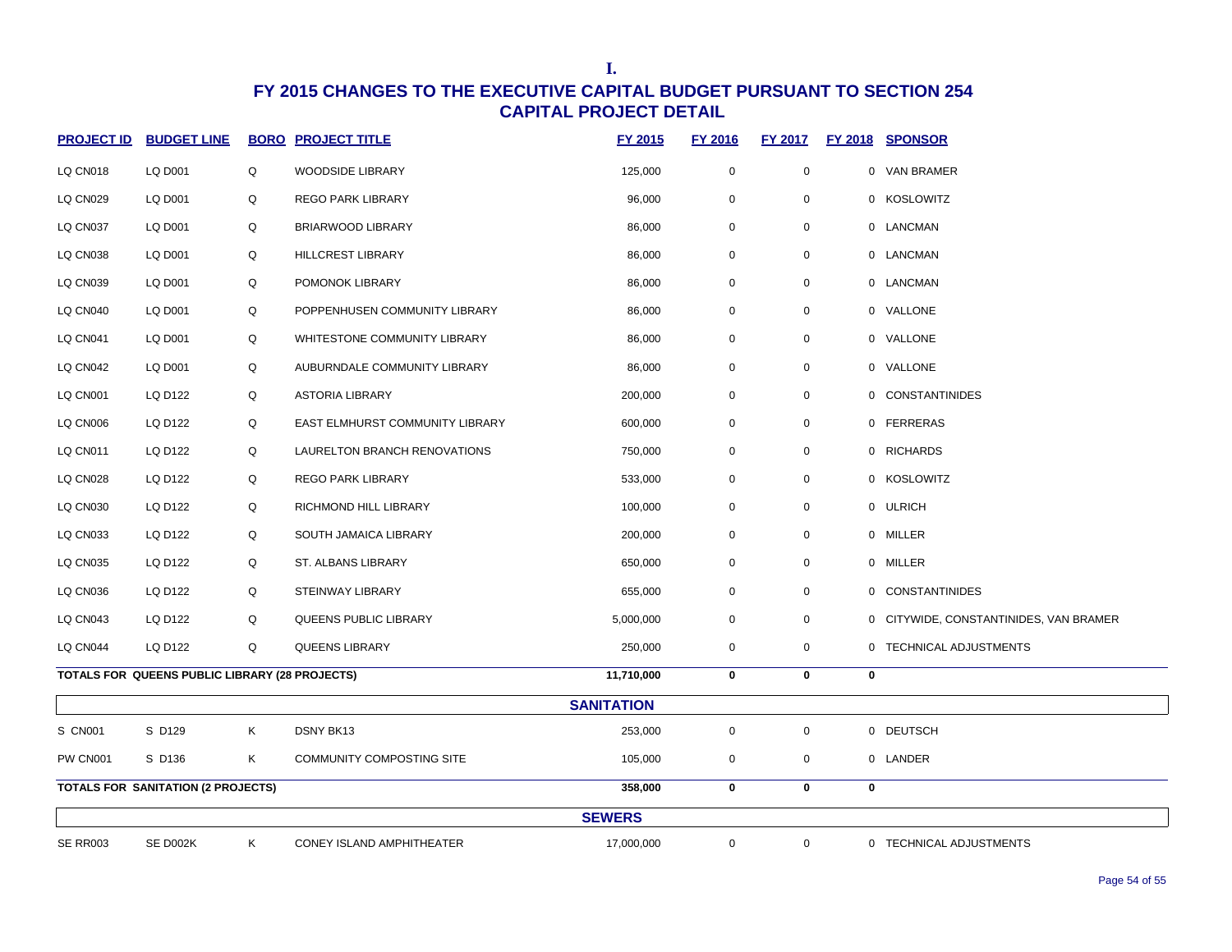I.

# FY 2015 CHANGES TO THE EXECUTIVE CAPITAL BUDGET PURSUANT TO SECTION 254
## CAPITAL PROJECT DETAIL

| PROJECT ID | BUDGET LINE | BORO | PROJECT TITLE | FY 2015 | FY 2016 | FY 2017 | FY 2018 | SPONSOR |
|---|---|---|---|---|---|---|---|---|
| LQ CN018 | LQ D001 | Q | WOODSIDE LIBRARY | 125,000 | 0 | 0 | 0 | VAN BRAMER |
| LQ CN029 | LQ D001 | Q | REGO PARK LIBRARY | 96,000 | 0 | 0 | 0 | KOSLOWITZ |
| LQ CN037 | LQ D001 | Q | BRIARWOOD LIBRARY | 86,000 | 0 | 0 | 0 | LANCMAN |
| LQ CN038 | LQ D001 | Q | HILLCREST LIBRARY | 86,000 | 0 | 0 | 0 | LANCMAN |
| LQ CN039 | LQ D001 | Q | POMONOK LIBRARY | 86,000 | 0 | 0 | 0 | LANCMAN |
| LQ CN040 | LQ D001 | Q | POPPENHUSEN COMMUNITY LIBRARY | 86,000 | 0 | 0 | 0 | VALLONE |
| LQ CN041 | LQ D001 | Q | WHITESTONE COMMUNITY LIBRARY | 86,000 | 0 | 0 | 0 | VALLONE |
| LQ CN042 | LQ D001 | Q | AUBURNDALE COMMUNITY LIBRARY | 86,000 | 0 | 0 | 0 | VALLONE |
| LQ CN001 | LQ D122 | Q | ASTORIA LIBRARY | 200,000 | 0 | 0 | 0 | CONSTANTINIDES |
| LQ CN006 | LQ D122 | Q | EAST ELMHURST COMMUNITY LIBRARY | 600,000 | 0 | 0 | 0 | FERRERAS |
| LQ CN011 | LQ D122 | Q | LAURELTON BRANCH RENOVATIONS | 750,000 | 0 | 0 | 0 | RICHARDS |
| LQ CN028 | LQ D122 | Q | REGO PARK LIBRARY | 533,000 | 0 | 0 | 0 | KOSLOWITZ |
| LQ CN030 | LQ D122 | Q | RICHMOND HILL LIBRARY | 100,000 | 0 | 0 | 0 | ULRICH |
| LQ CN033 | LQ D122 | Q | SOUTH JAMAICA LIBRARY | 200,000 | 0 | 0 | 0 | MILLER |
| LQ CN035 | LQ D122 | Q | ST. ALBANS LIBRARY | 650,000 | 0 | 0 | 0 | MILLER |
| LQ CN036 | LQ D122 | Q | STEINWAY LIBRARY | 655,000 | 0 | 0 | 0 | CONSTANTINIDES |
| LQ CN043 | LQ D122 | Q | QUEENS PUBLIC LIBRARY | 5,000,000 | 0 | 0 | 0 | CITYWIDE, CONSTANTINIDES, VAN BRAMER |
| LQ CN044 | LQ D122 | Q | QUEENS LIBRARY | 250,000 | 0 | 0 | 0 | TECHNICAL ADJUSTMENTS |
| **TOTALS FOR QUEENS PUBLIC LIBRARY (28 PROJECTS)** | | | | **11,710,000** | **0** | **0** | **0** | |
| | | | | **SANITATION** | | | | |
| S CN001 | S D129 | K | DSNY BK13 | 253,000 | 0 | 0 | 0 | DEUTSCH |
| PW CN001 | S D136 | K | COMMUNITY COMPOSTING SITE | 105,000 | 0 | 0 | 0 | LANDER |
| **TOTALS FOR SANITATION (2 PROJECTS)** | | | | **358,000** | **0** | **0** | **0** | |
| | | | | **SEWERS** | | | | |
| SE RR003 | SE D002K | K | CONEY ISLAND AMPHITHEATER | 17,000,000 | 0 | 0 | 0 | TECHNICAL ADJUSTMENTS |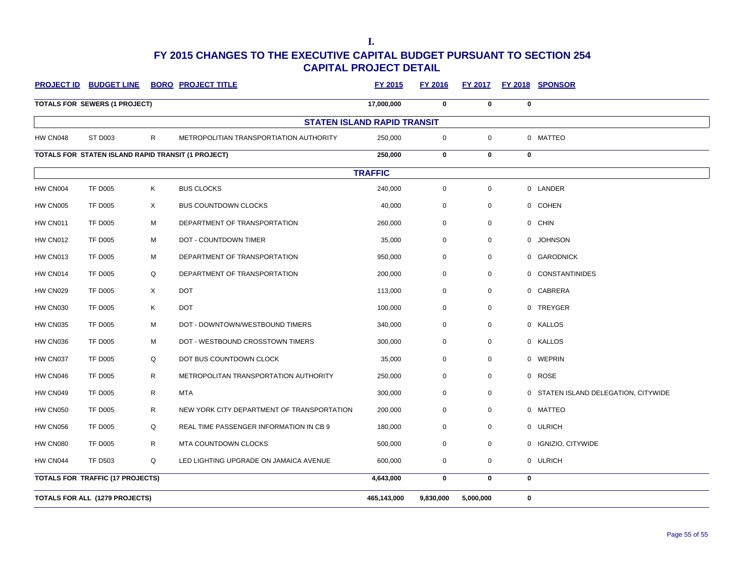# I.

## FY 2015 CHANGES TO THE EXECUTIVE CAPITAL BUDGET PURSUANT TO SECTION 254
## CAPITAL PROJECT DETAIL

| PROJECT ID | BUDGET LINE | BORO | PROJECT TITLE | FY 2015 | FY 2016 | FY 2017 | FY 2018 | SPONSOR |
|---|---|---|---|---|---|---|---|---|
| **TOTALS FOR SEWERS (1 PROJECT)** | | | | **17,000,000** | **0** | **0** | **0** | |
| | | | **STATEN ISLAND RAPID TRANSIT** | | | | | |
| HW CN048 | ST D003 | R | METROPOLITIAN TRANSPORTIATION AUTHORITY | 250,000 | 0 | 0 | 0 | MATTEO |
| **TOTALS FOR STATEN ISLAND RAPID TRANSIT (1 PROJECT)** | | | | **250,000** | **0** | **0** | **0** | |
| | | | **TRAFFIC** | | | | | |
| HW CN004 | TF D005 | K | BUS CLOCKS | 240,000 | 0 | 0 | 0 | LANDER |
| HW CN005 | TF D005 | X | BUS COUNTDOWN CLOCKS | 40,000 | 0 | 0 | 0 | COHEN |
| HW CN011 | TF D005 | M | DEPARTMENT OF TRANSPORTATION | 260,000 | 0 | 0 | 0 | CHIN |
| HW CN012 | TF D005 | M | DOT - COUNTDOWN TIMER | 35,000 | 0 | 0 | 0 | JOHNSON |
| HW CN013 | TF D005 | M | DEPARTMENT OF TRANSPORTATION | 950,000 | 0 | 0 | 0 | GARODNICK |
| HW CN014 | TF D005 | Q | DEPARTMENT OF TRANSPORTATION | 200,000 | 0 | 0 | 0 | CONSTANTINIDES |
| HW CN029 | TF D005 | X | DOT | 113,000 | 0 | 0 | 0 | CABRERA |
| HW CN030 | TF D005 | K | DOT | 100,000 | 0 | 0 | 0 | TREYGER |
| HW CN035 | TF D005 | M | DOT - DOWNTOWN/WESTBOUND TIMERS | 340,000 | 0 | 0 | 0 | KALLOS |
| HW CN036 | TF D005 | M | DOT - WESTBOUND CROSSTOWN TIMERS | 300,000 | 0 | 0 | 0 | KALLOS |
| HW CN037 | TF D005 | Q | DOT BUS COUNTDOWN CLOCK | 35,000 | 0 | 0 | 0 | WEPRIN |
| HW CN046 | TF D005 | R | METROPOLITAN TRANSPORTATION AUTHORITY | 250,000 | 0 | 0 | 0 | ROSE |
| HW CN049 | TF D005 | R | MTA | 300,000 | 0 | 0 | 0 | STATEN ISLAND DELEGATION, CITYWIDE |
| HW CN050 | TF D005 | R | NEW YORK CITY DEPARTMENT OF TRANSPORTATION | 200,000 | 0 | 0 | 0 | MATTEO |
| HW CN056 | TF D005 | Q | REAL TIME PASSENGER INFORMATION IN CB 9 | 180,000 | 0 | 0 | 0 | ULRICH |
| HW CN080 | TF D005 | R | MTA COUNTDOWN CLOCKS | 500,000 | 0 | 0 | 0 | IGNIZIO, CITYWIDE |
| HW CN044 | TF D503 | Q | LED LIGHTING UPGRADE ON JAMAICA AVENUE | 600,000 | 0 | 0 | 0 | ULRICH |
| **TOTALS FOR TRAFFIC (17 PROJECTS)** | | | | **4,643,000** | **0** | **0** | **0** | |
| **TOTALS FOR ALL (1279 PROJECTS)** | | | | **465,143,000** | **9,830,000** | **5,000,000** | **0** | |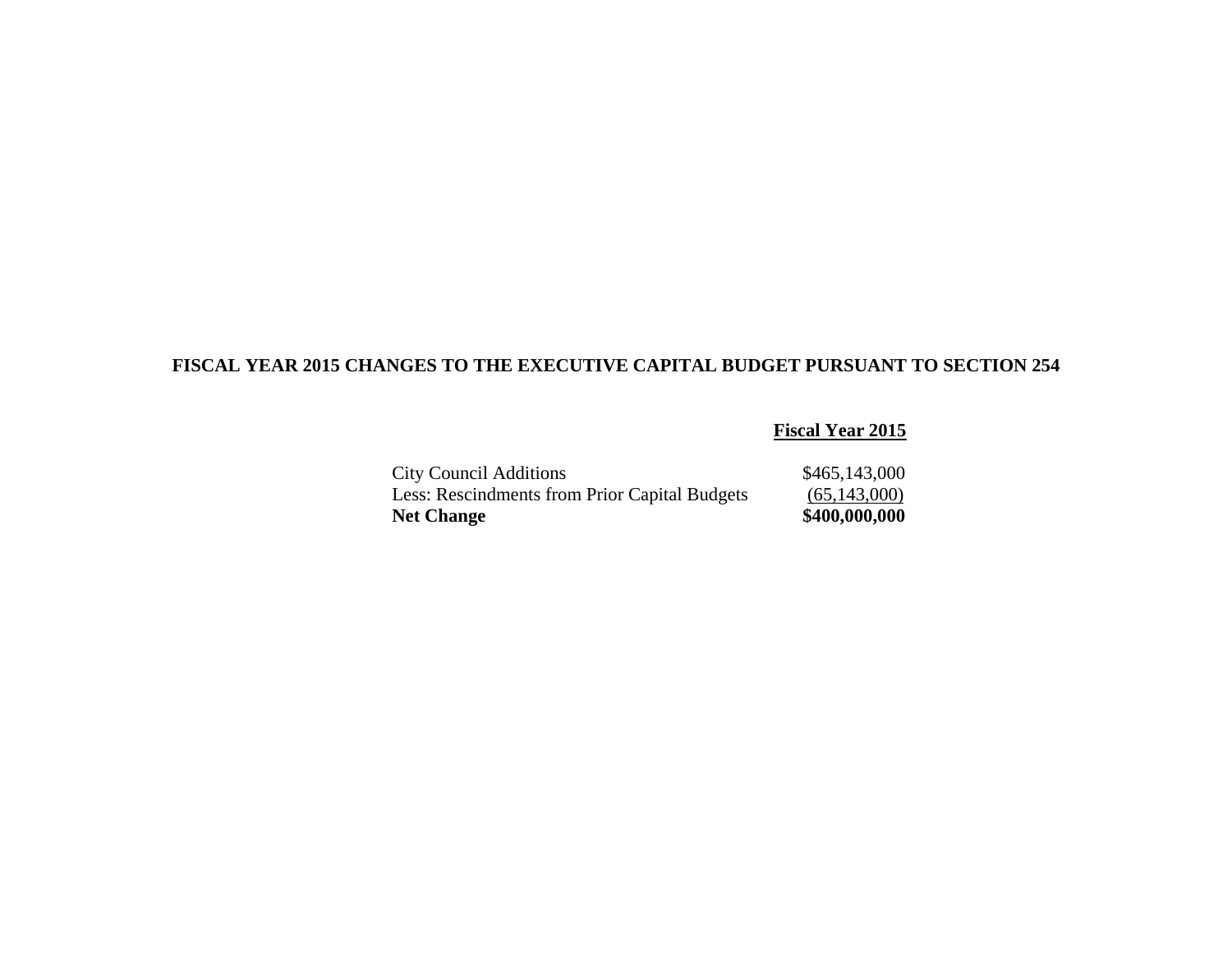## FISCAL YEAR 2015 CHANGES TO THE EXECUTIVE CAPITAL BUDGET PURSUANT TO SECTION 254

| | **Fiscal Year 2015** |
|---|---|
| City Council Additions | $465,143,000 |
| Less: Rescindments from Prior Capital Budgets | (65,143,000) |
| **Net Change** | **$400,000,000** |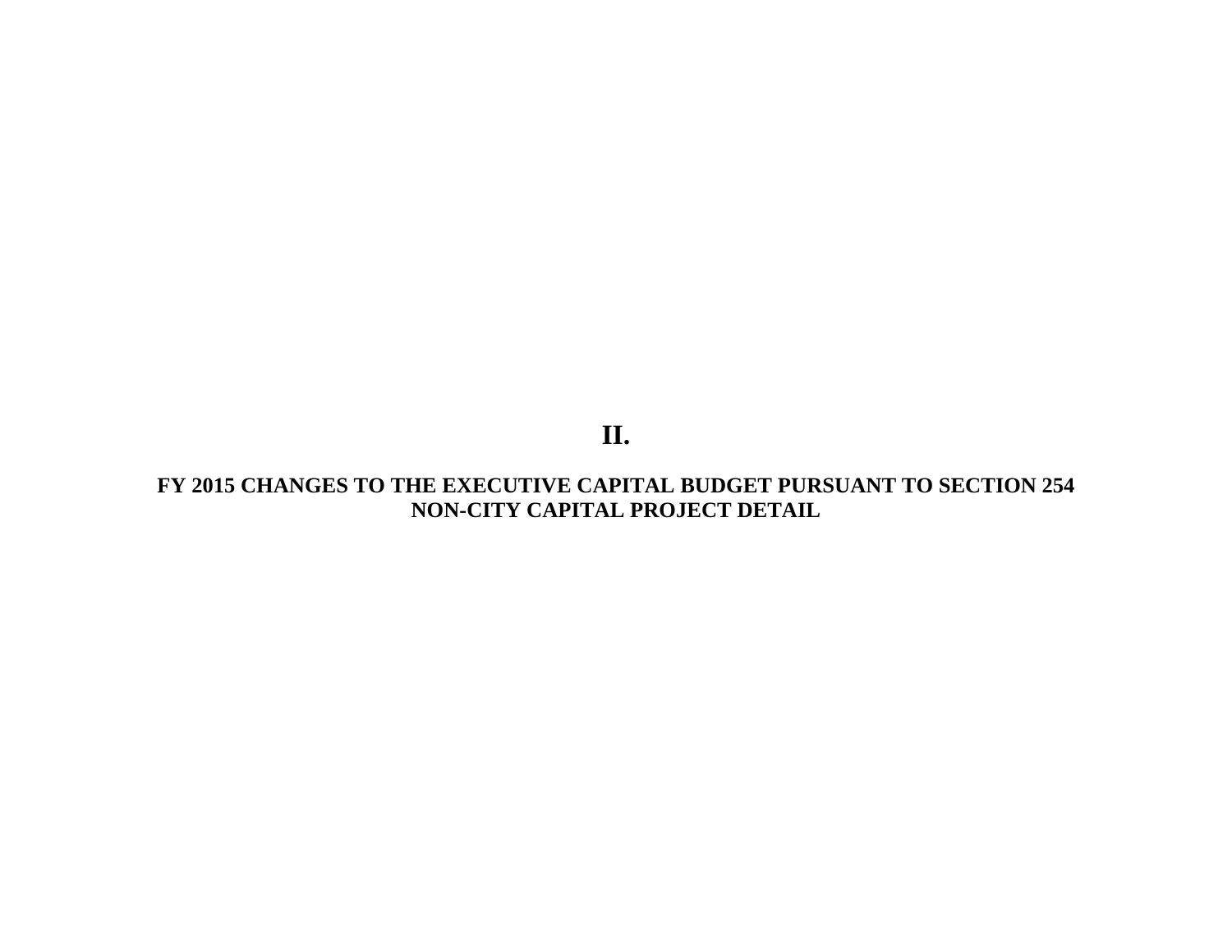# II.

## FY 2015 CHANGES TO THE EXECUTIVE CAPITAL BUDGET PURSUANT TO SECTION 254
## NON-CITY CAPITAL PROJECT DETAIL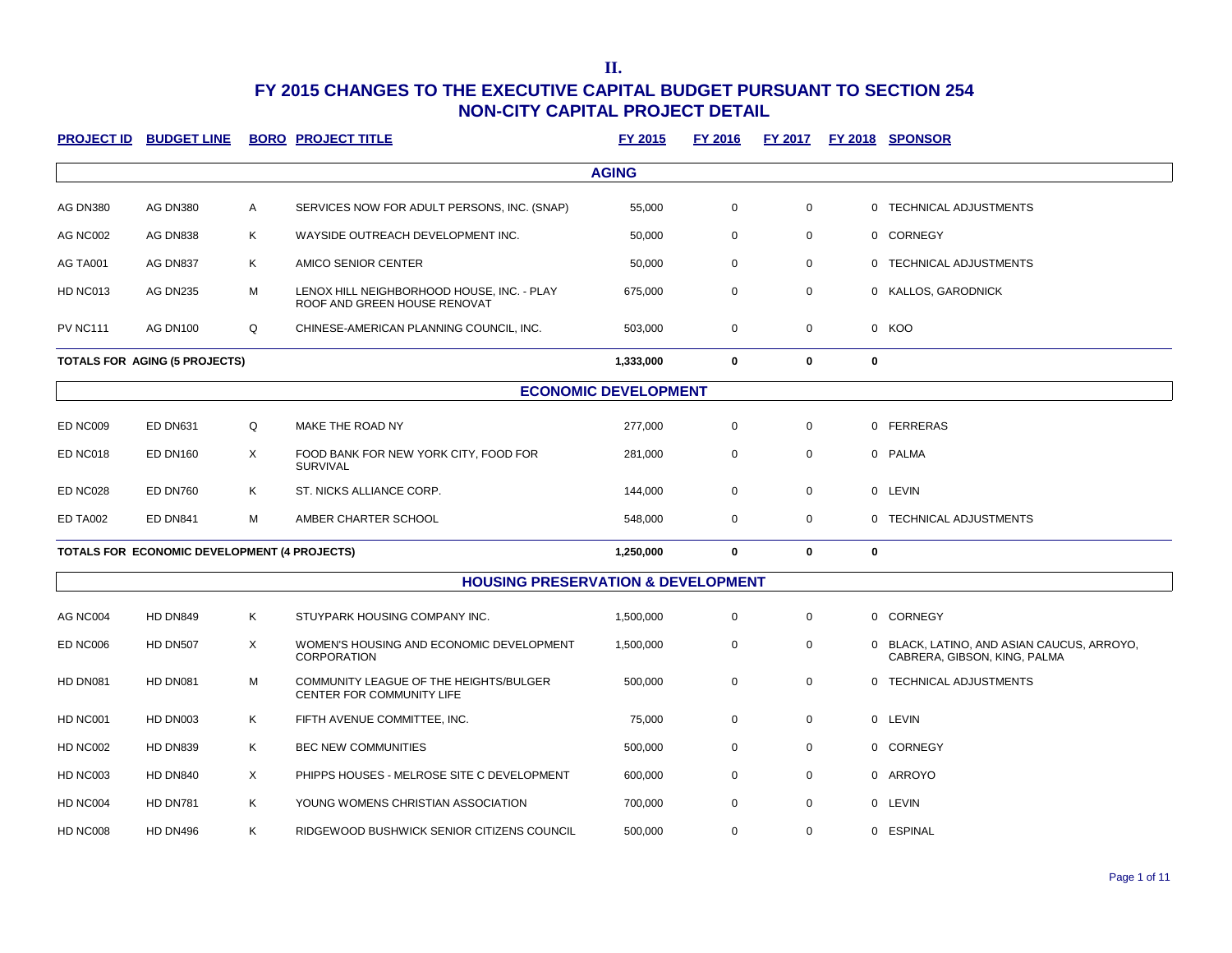# II.

## FY 2015 CHANGES TO THE EXECUTIVE CAPITAL BUDGET PURSUANT TO SECTION 254
## NON-CITY CAPITAL PROJECT DETAIL

| PROJECT ID | BUDGET LINE | BORO | PROJECT TITLE | FY 2015 | FY 2016 | FY 2017 | FY 2018 | SPONSOR |
|---|---|---|---|---|---|---|---|---|
| **AGING** | | | | | | | | |
| AG DN380 | AG DN380 | A | SERVICES NOW FOR ADULT PERSONS, INC. (SNAP) | 55,000 | 0 | 0 | 0 | TECHNICAL ADJUSTMENTS |
| AG NC002 | AG DN838 | K | WAYSIDE OUTREACH DEVELOPMENT INC. | 50,000 | 0 | 0 | 0 | CORNEGY |
| AG TA001 | AG DN837 | K | AMICO SENIOR CENTER | 50,000 | 0 | 0 | 0 | TECHNICAL ADJUSTMENTS |
| HD NC013 | AG DN235 | M | LENOX HILL NEIGHBORHOOD HOUSE, INC. - PLAY ROOF AND GREEN HOUSE RENOVAT | 675,000 | 0 | 0 | 0 | KALLOS, GARODNICK |
| PV NC111 | AG DN100 | Q | CHINESE-AMERICAN PLANNING COUNCIL, INC. | 503,000 | 0 | 0 | 0 | KOO |
| **TOTALS FOR AGING (5 PROJECTS)** | | | | **1,333,000** | **0** | **0** | **0** | |
| **ECONOMIC DEVELOPMENT** | | | | | | | | |
| ED NC009 | ED DN631 | Q | MAKE THE ROAD NY | 277,000 | 0 | 0 | 0 | FERRERAS |
| ED NC018 | ED DN160 | X | FOOD BANK FOR NEW YORK CITY, FOOD FOR SURVIVAL | 281,000 | 0 | 0 | 0 | PALMA |
| ED NC028 | ED DN760 | K | ST. NICKS ALLIANCE CORP. | 144,000 | 0 | 0 | 0 | LEVIN |
| ED TA002 | ED DN841 | M | AMBER CHARTER SCHOOL | 548,000 | 0 | 0 | 0 | TECHNICAL ADJUSTMENTS |
| **TOTALS FOR ECONOMIC DEVELOPMENT (4 PROJECTS)** | | | | **1,250,000** | **0** | **0** | **0** | |
| **HOUSING PRESERVATION & DEVELOPMENT** | | | | | | | | |
| AG NC004 | HD DN849 | K | STUYPARK HOUSING COMPANY INC. | 1,500,000 | 0 | 0 | 0 | CORNEGY |
| ED NC006 | HD DN507 | X | WOMEN'S HOUSING AND ECONOMIC DEVELOPMENT CORPORATION | 1,500,000 | 0 | 0 | 0 | BLACK, LATINO, AND ASIAN CAUCUS, ARROYO, CABRERA, GIBSON, KING, PALMA |
| HD DN081 | HD DN081 | M | COMMUNITY LEAGUE OF THE HEIGHTS/BULGER CENTER FOR COMMUNITY LIFE | 500,000 | 0 | 0 | 0 | TECHNICAL ADJUSTMENTS |
| HD NC001 | HD DN003 | K | FIFTH AVENUE COMMITTEE, INC. | 75,000 | 0 | 0 | 0 | LEVIN |
| HD NC002 | HD DN839 | K | BEC NEW COMMUNITIES | 500,000 | 0 | 0 | 0 | CORNEGY |
| HD NC003 | HD DN840 | X | PHIPPS HOUSES - MELROSE SITE C DEVELOPMENT | 600,000 | 0 | 0 | 0 | ARROYO |
| HD NC004 | HD DN781 | K | YOUNG WOMENS CHRISTIAN ASSOCIATION | 700,000 | 0 | 0 | 0 | LEVIN |
| HD NC008 | HD DN496 | K | RIDGEWOOD BUSHWICK SENIOR CITIZENS COUNCIL | 500,000 | 0 | 0 | 0 | ESPINAL |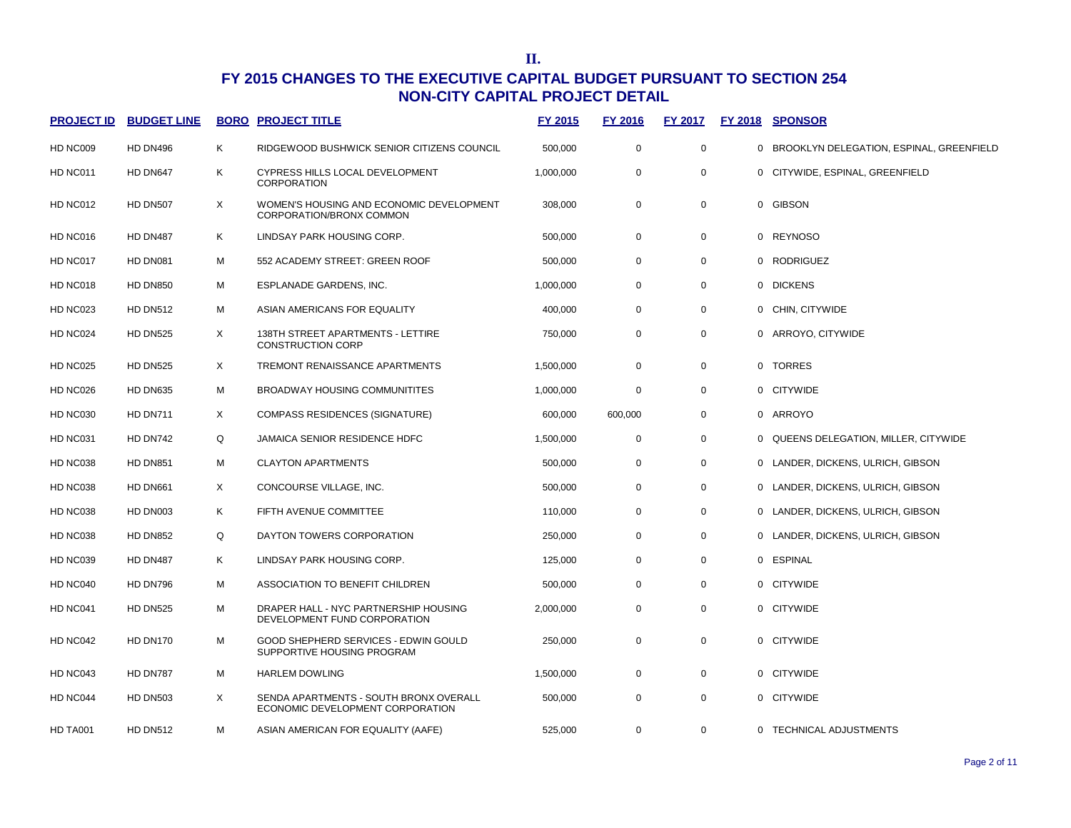# II.

## FY 2015 CHANGES TO THE EXECUTIVE CAPITAL BUDGET PURSUANT TO SECTION 254
## NON-CITY CAPITAL PROJECT DETAIL

| PROJECT ID | BUDGET LINE | BORO | PROJECT TITLE | FY 2015 | FY 2016 | FY 2017 | FY 2018 | SPONSOR |
|---|---|---|---|---|---|---|---|---|
| HD NC009 | HD DN496 | K | RIDGEWOOD BUSHWICK SENIOR CITIZENS COUNCIL | 500,000 | 0 | 0 | 0 | BROOKLYN DELEGATION, ESPINAL, GREENFIELD |
| HD NC011 | HD DN647 | K | CYPRESS HILLS LOCAL DEVELOPMENT CORPORATION | 1,000,000 | 0 | 0 | 0 | CITYWIDE, ESPINAL, GREENFIELD |
| HD NC012 | HD DN507 | X | WOMEN'S HOUSING AND ECONOMIC DEVELOPMENT CORPORATION/BRONX COMMON | 308,000 | 0 | 0 | 0 | GIBSON |
| HD NC016 | HD DN487 | K | LINDSAY PARK HOUSING CORP. | 500,000 | 0 | 0 | 0 | REYNOSO |
| HD NC017 | HD DN081 | M | 552 ACADEMY STREET: GREEN ROOF | 500,000 | 0 | 0 | 0 | RODRIGUEZ |
| HD NC018 | HD DN850 | M | ESPLANADE GARDENS, INC. | 1,000,000 | 0 | 0 | 0 | DICKENS |
| HD NC023 | HD DN512 | M | ASIAN AMERICANS FOR EQUALITY | 400,000 | 0 | 0 | 0 | CHIN, CITYWIDE |
| HD NC024 | HD DN525 | X | 138TH STREET APARTMENTS - LETTIRE CONSTRUCTION CORP | 750,000 | 0 | 0 | 0 | ARROYO, CITYWIDE |
| HD NC025 | HD DN525 | X | TREMONT RENAISSANCE APARTMENTS | 1,500,000 | 0 | 0 | 0 | TORRES |
| HD NC026 | HD DN635 | M | BROADWAY HOUSING COMMUNITITES | 1,000,000 | 0 | 0 | 0 | CITYWIDE |
| HD NC030 | HD DN711 | X | COMPASS RESIDENCES (SIGNATURE) | 600,000 | 600,000 | 0 | 0 | ARROYO |
| HD NC031 | HD DN742 | Q | JAMAICA SENIOR RESIDENCE HDFC | 1,500,000 | 0 | 0 | 0 | QUEENS DELEGATION, MILLER, CITYWIDE |
| HD NC038 | HD DN851 | M | CLAYTON APARTMENTS | 500,000 | 0 | 0 | 0 | LANDER, DICKENS, ULRICH, GIBSON |
| HD NC038 | HD DN661 | X | CONCOURSE VILLAGE, INC. | 500,000 | 0 | 0 | 0 | LANDER, DICKENS, ULRICH, GIBSON |
| HD NC038 | HD DN003 | K | FIFTH AVENUE COMMITTEE | 110,000 | 0 | 0 | 0 | LANDER, DICKENS, ULRICH, GIBSON |
| HD NC038 | HD DN852 | Q | DAYTON TOWERS CORPORATION | 250,000 | 0 | 0 | 0 | LANDER, DICKENS, ULRICH, GIBSON |
| HD NC039 | HD DN487 | K | LINDSAY PARK HOUSING CORP. | 125,000 | 0 | 0 | 0 | ESPINAL |
| HD NC040 | HD DN796 | M | ASSOCIATION TO BENEFIT CHILDREN | 500,000 | 0 | 0 | 0 | CITYWIDE |
| HD NC041 | HD DN525 | M | DRAPER HALL - NYC PARTNERSHIP HOUSING DEVELOPMENT FUND CORPORATION | 2,000,000 | 0 | 0 | 0 | CITYWIDE |
| HD NC042 | HD DN170 | M | GOOD SHEPHERD SERVICES - EDWIN GOULD SUPPORTIVE HOUSING PROGRAM | 250,000 | 0 | 0 | 0 | CITYWIDE |
| HD NC043 | HD DN787 | M | HARLEM DOWLING | 1,500,000 | 0 | 0 | 0 | CITYWIDE |
| HD NC044 | HD DN503 | X | SENDA APARTMENTS - SOUTH BRONX OVERALL ECONOMIC DEVELOPMENT CORPORATION | 500,000 | 0 | 0 | 0 | CITYWIDE |
| HD TA001 | HD DN512 | M | ASIAN AMERICAN FOR EQUALITY (AAFE) | 525,000 | 0 | 0 | 0 | TECHNICAL ADJUSTMENTS |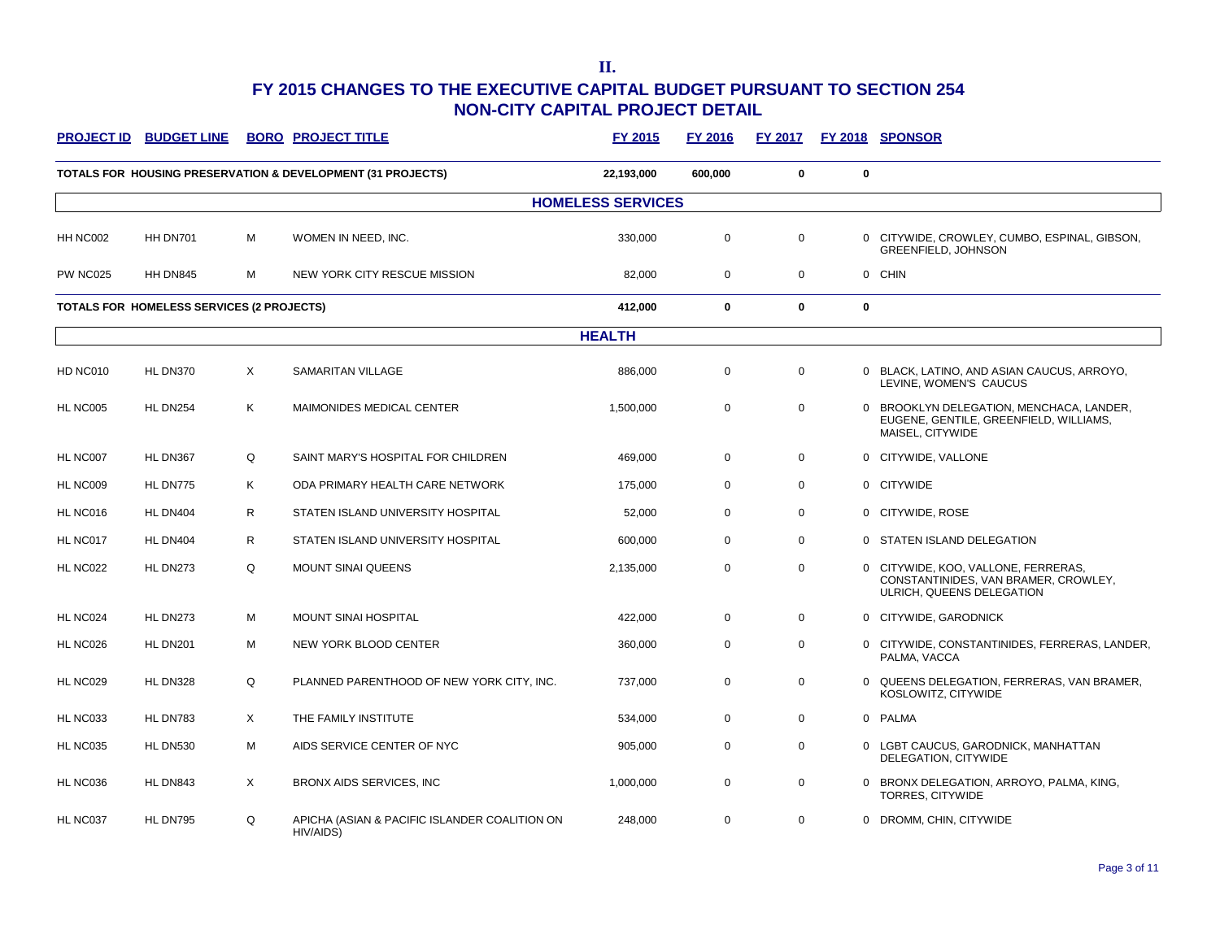# II.

## FY 2015 CHANGES TO THE EXECUTIVE CAPITAL BUDGET PURSUANT TO SECTION 254
## NON-CITY CAPITAL PROJECT DETAIL

| PROJECT ID | BUDGET LINE | BORO | PROJECT TITLE | FY 2015 | FY 2016 | FY 2017 | FY 2018 | SPONSOR |
|---|---|---|---|---|---|---|---|---|
| **TOTALS FOR HOUSING PRESERVATION & DEVELOPMENT (31 PROJECTS)** | | | | **22,193,000** | **600,000** | **0** | **0** | |
| | | | **HOMELESS SERVICES** | | | | | |
| HH NC002 | HH DN701 | M | WOMEN IN NEED, INC. | 330,000 | 0 | 0 | 0 | CITYWIDE, CROWLEY, CUMBO, ESPINAL, GIBSON, GREENFIELD, JOHNSON |
| PW NC025 | HH DN845 | M | NEW YORK CITY RESCUE MISSION | 82,000 | 0 | 0 | 0 | CHIN |
| **TOTALS FOR HOMELESS SERVICES (2 PROJECTS)** | | | | **412,000** | **0** | **0** | **0** | |
| | | | **HEALTH** | | | | | |
| HD NC010 | HL DN370 | X | SAMARITAN VILLAGE | 886,000 | 0 | 0 | 0 | BLACK, LATINO, AND ASIAN CAUCUS, ARROYO, LEVINE, WOMEN'S CAUCUS |
| HL NC005 | HL DN254 | K | MAIMONIDES MEDICAL CENTER | 1,500,000 | 0 | 0 | 0 | BROOKLYN DELEGATION, MENCHACA, LANDER, EUGENE, GENTILE, GREENFIELD, WILLIAMS, MAISEL, CITYWIDE |
| HL NC007 | HL DN367 | Q | SAINT MARY'S HOSPITAL FOR CHILDREN | 469,000 | 0 | 0 | 0 | CITYWIDE, VALLONE |
| HL NC009 | HL DN775 | K | ODA PRIMARY HEALTH CARE NETWORK | 175,000 | 0 | 0 | 0 | CITYWIDE |
| HL NC016 | HL DN404 | R | STATEN ISLAND UNIVERSITY HOSPITAL | 52,000 | 0 | 0 | 0 | CITYWIDE, ROSE |
| HL NC017 | HL DN404 | R | STATEN ISLAND UNIVERSITY HOSPITAL | 600,000 | 0 | 0 | 0 | STATEN ISLAND DELEGATION |
| HL NC022 | HL DN273 | Q | MOUNT SINAI QUEENS | 2,135,000 | 0 | 0 | 0 | CITYWIDE, KOO, VALLONE, FERRERAS, CONSTANTINIDES, VAN BRAMER, CROWLEY, ULRICH, QUEENS DELEGATION |
| HL NC024 | HL DN273 | M | MOUNT SINAI HOSPITAL | 422,000 | 0 | 0 | 0 | CITYWIDE, GARODNICK |
| HL NC026 | HL DN201 | M | NEW YORK BLOOD CENTER | 360,000 | 0 | 0 | 0 | CITYWIDE, CONSTANTINIDES, FERRERAS, LANDER, PALMA, VACCA |
| HL NC029 | HL DN328 | Q | PLANNED PARENTHOOD OF NEW YORK CITY, INC. | 737,000 | 0 | 0 | 0 | QUEENS DELEGATION, FERRERAS, VAN BRAMER, KOSLOWITZ, CITYWIDE |
| HL NC033 | HL DN783 | X | THE FAMILY INSTITUTE | 534,000 | 0 | 0 | 0 | PALMA |
| HL NC035 | HL DN530 | M | AIDS SERVICE CENTER OF NYC | 905,000 | 0 | 0 | 0 | LGBT CAUCUS, GARODNICK, MANHATTAN DELEGATION, CITYWIDE |
| HL NC036 | HL DN843 | X | BRONX AIDS SERVICES, INC | 1,000,000 | 0 | 0 | 0 | BRONX DELEGATION, ARROYO, PALMA, KING, TORRES, CITYWIDE |
| HL NC037 | HL DN795 | Q | APICHA (ASIAN & PACIFIC ISLANDER COALITION ON HIV/AIDS) | 248,000 | 0 | 0 | 0 | DROMM, CHIN, CITYWIDE |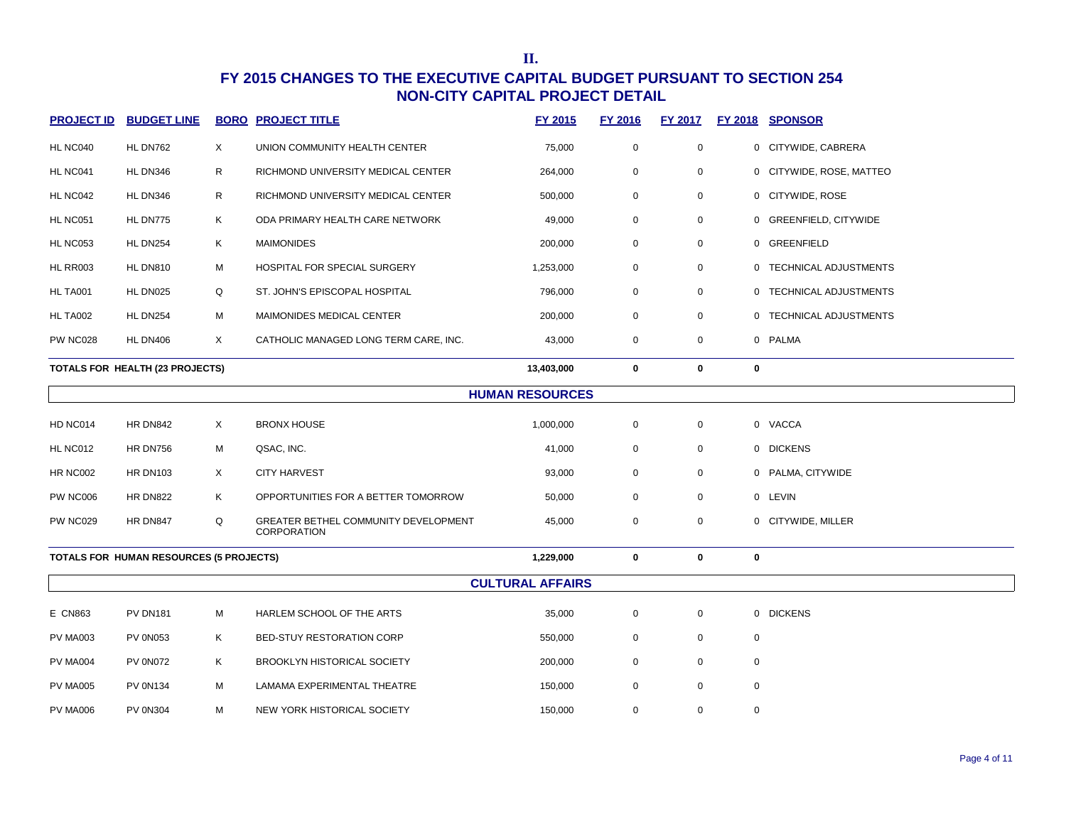# II.

## FY 2015 CHANGES TO THE EXECUTIVE CAPITAL BUDGET PURSUANT TO SECTION 254
## NON-CITY CAPITAL PROJECT DETAIL

| PROJECT ID | BUDGET LINE | BORO | PROJECT TITLE | FY 2015 | FY 2016 | FY 2017 | FY 2018 | SPONSOR |
|---|---|---|---|---|---|---|---|---|
| HL NC040 | HL DN762 | X | UNION COMMUNITY HEALTH CENTER | 75,000 | 0 | 0 | 0 | CITYWIDE, CABRERA |
| HL NC041 | HL DN346 | R | RICHMOND UNIVERSITY MEDICAL CENTER | 264,000 | 0 | 0 | 0 | CITYWIDE, ROSE, MATTEO |
| HL NC042 | HL DN346 | R | RICHMOND UNIVERSITY MEDICAL CENTER | 500,000 | 0 | 0 | 0 | CITYWIDE, ROSE |
| HL NC051 | HL DN775 | K | ODA PRIMARY HEALTH CARE NETWORK | 49,000 | 0 | 0 | 0 | GREENFIELD, CITYWIDE |
| HL NC053 | HL DN254 | K | MAIMONIDES | 200,000 | 0 | 0 | 0 | GREENFIELD |
| HL RR003 | HL DN810 | M | HOSPITAL FOR SPECIAL SURGERY | 1,253,000 | 0 | 0 | 0 | TECHNICAL ADJUSTMENTS |
| HL TA001 | HL DN025 | Q | ST. JOHN'S EPISCOPAL HOSPITAL | 796,000 | 0 | 0 | 0 | TECHNICAL ADJUSTMENTS |
| HL TA002 | HL DN254 | M | MAIMONIDES MEDICAL CENTER | 200,000 | 0 | 0 | 0 | TECHNICAL ADJUSTMENTS |
| PW NC028 | HL DN406 | X | CATHOLIC MANAGED LONG TERM CARE, INC. | 43,000 | 0 | 0 | 0 | PALMA |
| **TOTALS FOR HEALTH (23 PROJECTS)** | | | | **13,403,000** | **0** | **0** | **0** | |
| | | | **HUMAN RESOURCES** | | | | | |
| HD NC014 | HR DN842 | X | BRONX HOUSE | 1,000,000 | 0 | 0 | 0 | VACCA |
| HL NC012 | HR DN756 | M | QSAC, INC. | 41,000 | 0 | 0 | 0 | DICKENS |
| HR NC002 | HR DN103 | X | CITY HARVEST | 93,000 | 0 | 0 | 0 | PALMA, CITYWIDE |
| PW NC006 | HR DN822 | K | OPPORTUNITIES FOR A BETTER TOMORROW | 50,000 | 0 | 0 | 0 | LEVIN |
| PW NC029 | HR DN847 | Q | GREATER BETHEL COMMUNITY DEVELOPMENT CORPORATION | 45,000 | 0 | 0 | 0 | CITYWIDE, MILLER |
| **TOTALS FOR HUMAN RESOURCES (5 PROJECTS)** | | | | **1,229,000** | **0** | **0** | **0** | |
| | | | **CULTURAL AFFAIRS** | | | | | |
| E CN863 | PV DN181 | M | HARLEM SCHOOL OF THE ARTS | 35,000 | 0 | 0 | 0 | DICKENS |
| PV MA003 | PV 0N053 | K | BED-STUY RESTORATION CORP | 550,000 | 0 | 0 | 0 | |
| PV MA004 | PV 0N072 | K | BROOKLYN HISTORICAL SOCIETY | 200,000 | 0 | 0 | 0 | |
| PV MA005 | PV 0N134 | M | LAMAMA EXPERIMENTAL THEATRE | 150,000 | 0 | 0 | 0 | |
| PV MA006 | PV 0N304 | M | NEW YORK HISTORICAL SOCIETY | 150,000 | 0 | 0 | 0 | |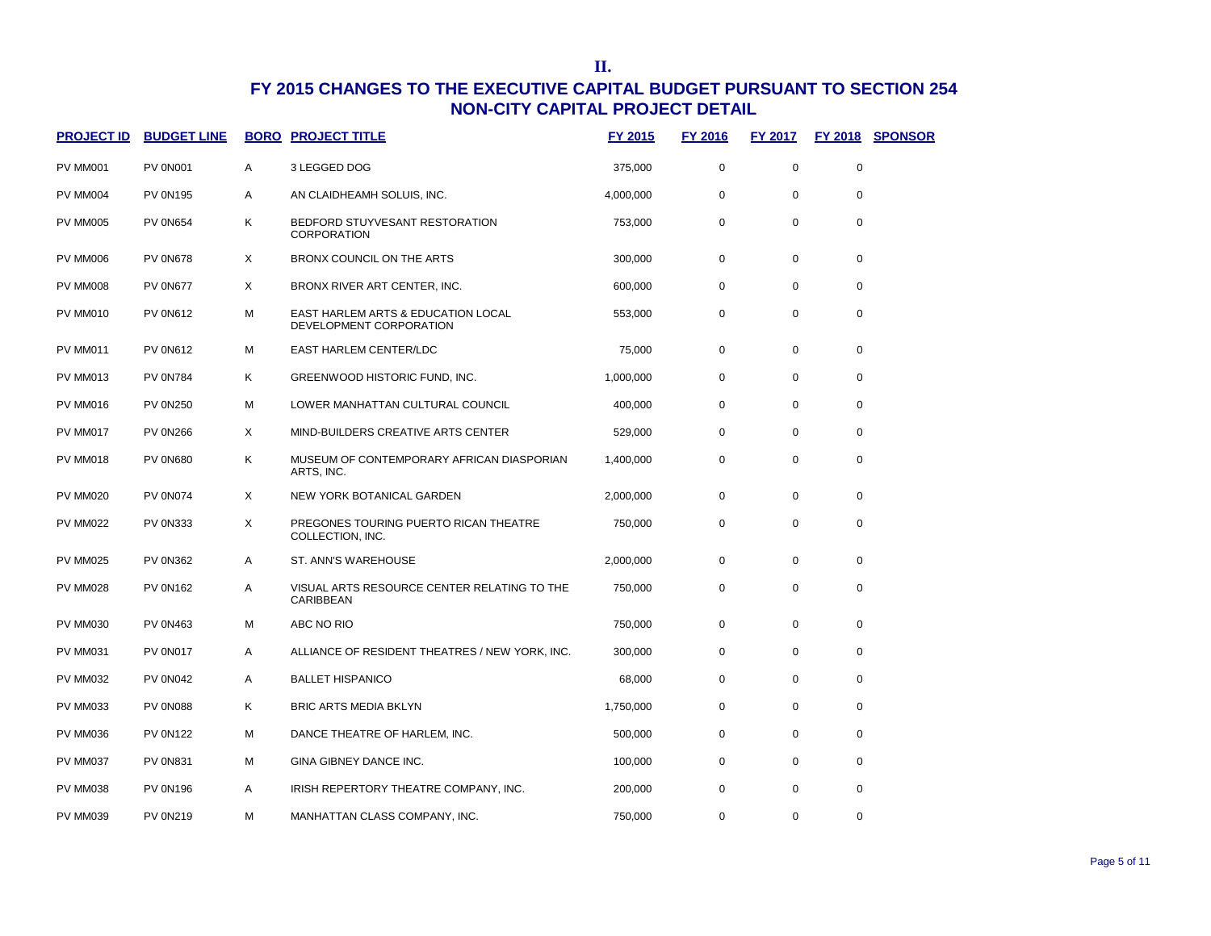**II.**

# FY 2015 CHANGES TO THE EXECUTIVE CAPITAL BUDGET PURSUANT TO SECTION 254
## NON-CITY CAPITAL PROJECT DETAIL

| PROJECT ID | BUDGET LINE | BORO | PROJECT TITLE | FY 2015 | FY 2016 | FY 2017 | FY 2018 | SPONSOR |
|---|---|---|---|---|---|---|---|---|
| PV MM001 | PV 0N001 | A | 3 LEGGED DOG | 375,000 | 0 | 0 | 0 | |
| PV MM004 | PV 0N195 | A | AN CLAIDHEAMH SOLUIS, INC. | 4,000,000 | 0 | 0 | 0 | |
| PV MM005 | PV 0N654 | K | BEDFORD STUYVESANT RESTORATION CORPORATION | 753,000 | 0 | 0 | 0 | |
| PV MM006 | PV 0N678 | X | BRONX COUNCIL ON THE ARTS | 300,000 | 0 | 0 | 0 | |
| PV MM008 | PV 0N677 | X | BRONX RIVER ART CENTER, INC. | 600,000 | 0 | 0 | 0 | |
| PV MM010 | PV 0N612 | M | EAST HARLEM ARTS & EDUCATION LOCAL DEVELOPMENT CORPORATION | 553,000 | 0 | 0 | 0 | |
| PV MM011 | PV 0N612 | M | EAST HARLEM CENTER/LDC | 75,000 | 0 | 0 | 0 | |
| PV MM013 | PV 0N784 | K | GREENWOOD HISTORIC FUND, INC. | 1,000,000 | 0 | 0 | 0 | |
| PV MM016 | PV 0N250 | M | LOWER MANHATTAN CULTURAL COUNCIL | 400,000 | 0 | 0 | 0 | |
| PV MM017 | PV 0N266 | X | MIND-BUILDERS CREATIVE ARTS CENTER | 529,000 | 0 | 0 | 0 | |
| PV MM018 | PV 0N680 | K | MUSEUM OF CONTEMPORARY AFRICAN DIASPORIAN ARTS, INC. | 1,400,000 | 0 | 0 | 0 | |
| PV MM020 | PV 0N074 | X | NEW YORK BOTANICAL GARDEN | 2,000,000 | 0 | 0 | 0 | |
| PV MM022 | PV 0N333 | X | PREGONES TOURING PUERTO RICAN THEATRE COLLECTION, INC. | 750,000 | 0 | 0 | 0 | |
| PV MM025 | PV 0N362 | A | ST. ANN'S WAREHOUSE | 2,000,000 | 0 | 0 | 0 | |
| PV MM028 | PV 0N162 | A | VISUAL ARTS RESOURCE CENTER RELATING TO THE CARIBBEAN | 750,000 | 0 | 0 | 0 | |
| PV MM030 | PV 0N463 | M | ABC NO RIO | 750,000 | 0 | 0 | 0 | |
| PV MM031 | PV 0N017 | A | ALLIANCE OF RESIDENT THEATRES / NEW YORK, INC. | 300,000 | 0 | 0 | 0 | |
| PV MM032 | PV 0N042 | A | BALLET HISPANICO | 68,000 | 0 | 0 | 0 | |
| PV MM033 | PV 0N088 | K | BRIC ARTS MEDIA BKLYN | 1,750,000 | 0 | 0 | 0 | |
| PV MM036 | PV 0N122 | M | DANCE THEATRE OF HARLEM, INC. | 500,000 | 0 | 0 | 0 | |
| PV MM037 | PV 0N831 | M | GINA GIBNEY DANCE INC. | 100,000 | 0 | 0 | 0 | |
| PV MM038 | PV 0N196 | A | IRISH REPERTORY THEATRE COMPANY, INC. | 200,000 | 0 | 0 | 0 | |
| PV MM039 | PV 0N219 | M | MANHATTAN CLASS COMPANY, INC. | 750,000 | 0 | 0 | 0 | |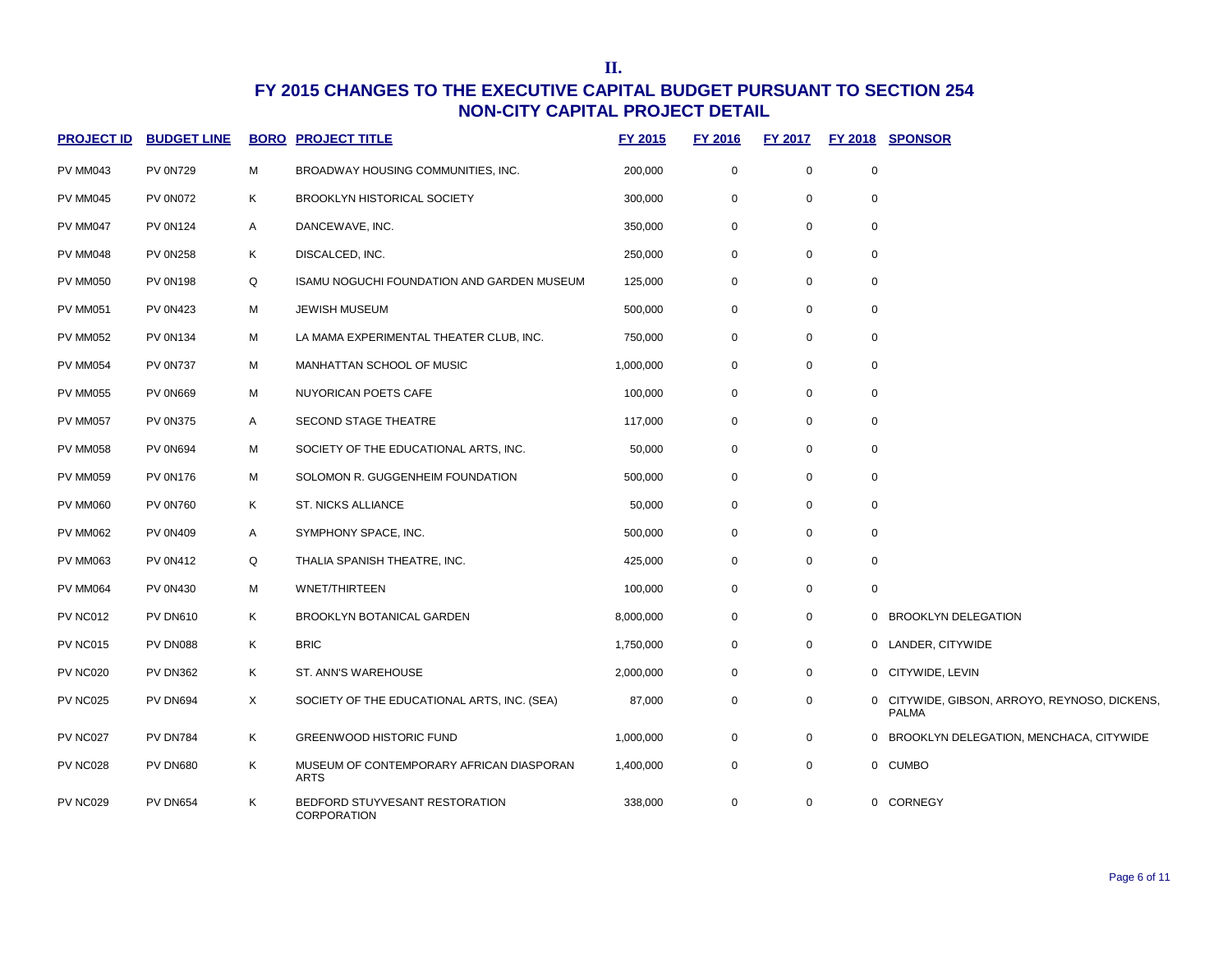# II.

## FY 2015 CHANGES TO THE EXECUTIVE CAPITAL BUDGET PURSUANT TO SECTION 254
## NON-CITY CAPITAL PROJECT DETAIL

| PROJECT ID | BUDGET LINE | BORO | PROJECT TITLE | FY 2015 | FY 2016 | FY 2017 | FY 2018 | SPONSOR |
|---|---|---|---|---|---|---|---|---|
| PV MM043 | PV 0N729 | M | BROADWAY HOUSING COMMUNITIES, INC. | 200,000 | 0 | 0 | 0 | |
| PV MM045 | PV 0N072 | K | BROOKLYN HISTORICAL SOCIETY | 300,000 | 0 | 0 | 0 | |
| PV MM047 | PV 0N124 | A | DANCEWAVE, INC. | 350,000 | 0 | 0 | 0 | |
| PV MM048 | PV 0N258 | K | DISCALCED, INC. | 250,000 | 0 | 0 | 0 | |
| PV MM050 | PV 0N198 | Q | ISAMU NOGUCHI FOUNDATION AND GARDEN MUSEUM | 125,000 | 0 | 0 | 0 | |
| PV MM051 | PV 0N423 | M | JEWISH MUSEUM | 500,000 | 0 | 0 | 0 | |
| PV MM052 | PV 0N134 | M | LA MAMA EXPERIMENTAL THEATER CLUB, INC. | 750,000 | 0 | 0 | 0 | |
| PV MM054 | PV 0N737 | M | MANHATTAN SCHOOL OF MUSIC | 1,000,000 | 0 | 0 | 0 | |
| PV MM055 | PV 0N669 | M | NUYORICAN POETS CAFE | 100,000 | 0 | 0 | 0 | |
| PV MM057 | PV 0N375 | A | SECOND STAGE THEATRE | 117,000 | 0 | 0 | 0 | |
| PV MM058 | PV 0N694 | M | SOCIETY OF THE EDUCATIONAL ARTS, INC. | 50,000 | 0 | 0 | 0 | |
| PV MM059 | PV 0N176 | M | SOLOMON R. GUGGENHEIM FOUNDATION | 500,000 | 0 | 0 | 0 | |
| PV MM060 | PV 0N760 | K | ST. NICKS ALLIANCE | 50,000 | 0 | 0 | 0 | |
| PV MM062 | PV 0N409 | A | SYMPHONY SPACE, INC. | 500,000 | 0 | 0 | 0 | |
| PV MM063 | PV 0N412 | Q | THALIA SPANISH THEATRE, INC. | 425,000 | 0 | 0 | 0 | |
| PV MM064 | PV 0N430 | M | WNET/THIRTEEN | 100,000 | 0 | 0 | 0 | |
| PV NC012 | PV DN610 | K | BROOKLYN BOTANICAL GARDEN | 8,000,000 | 0 | 0 | 0 | BROOKLYN DELEGATION |
| PV NC015 | PV DN088 | K | BRIC | 1,750,000 | 0 | 0 | 0 | LANDER, CITYWIDE |
| PV NC020 | PV DN362 | K | ST. ANN'S WAREHOUSE | 2,000,000 | 0 | 0 | 0 | CITYWIDE, LEVIN |
| PV NC025 | PV DN694 | X | SOCIETY OF THE EDUCATIONAL ARTS, INC. (SEA) | 87,000 | 0 | 0 | 0 | CITYWIDE, GIBSON, ARROYO, REYNOSO, DICKENS, PALMA |
| PV NC027 | PV DN784 | K | GREENWOOD HISTORIC FUND | 1,000,000 | 0 | 0 | 0 | BROOKLYN DELEGATION, MENCHACA, CITYWIDE |
| PV NC028 | PV DN680 | K | MUSEUM OF CONTEMPORARY AFRICAN DIASPORAN ARTS | 1,400,000 | 0 | 0 | 0 | CUMBO |
| PV NC029 | PV DN654 | K | BEDFORD STUYVESANT RESTORATION CORPORATION | 338,000 | 0 | 0 | 0 | CORNEGY |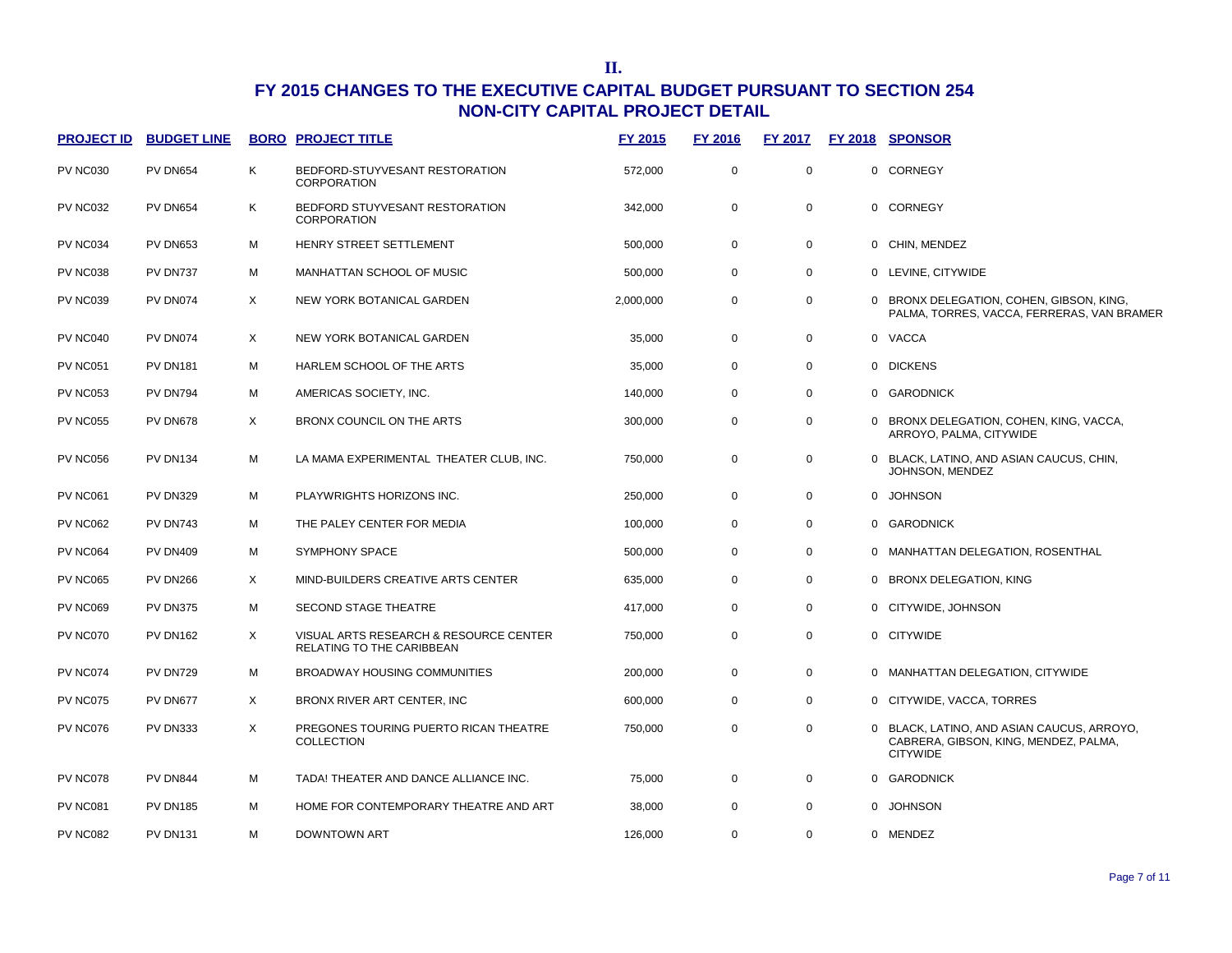II.

# FY 2015 CHANGES TO THE EXECUTIVE CAPITAL BUDGET PURSUANT TO SECTION 254
## NON-CITY CAPITAL PROJECT DETAIL

| PROJECT ID | BUDGET LINE | BORO | PROJECT TITLE | FY 2015 | FY 2016 | FY 2017 | FY 2018 | SPONSOR |
|---|---|---|---|---|---|---|---|---|
| PV NC030 | PV DN654 | K | BEDFORD-STUYVESANT RESTORATION CORPORATION | 572,000 | 0 | 0 | 0 | CORNEGY |
| PV NC032 | PV DN654 | K | BEDFORD STUYVESANT RESTORATION CORPORATION | 342,000 | 0 | 0 | 0 | CORNEGY |
| PV NC034 | PV DN653 | M | HENRY STREET SETTLEMENT | 500,000 | 0 | 0 | 0 | CHIN, MENDEZ |
| PV NC038 | PV DN737 | M | MANHATTAN SCHOOL OF MUSIC | 500,000 | 0 | 0 | 0 | LEVINE, CITYWIDE |
| PV NC039 | PV DN074 | X | NEW YORK BOTANICAL GARDEN | 2,000,000 | 0 | 0 | 0 | BRONX DELEGATION, COHEN, GIBSON, KING, PALMA, TORRES, VACCA, FERRERAS, VAN BRAMER |
| PV NC040 | PV DN074 | X | NEW YORK BOTANICAL GARDEN | 35,000 | 0 | 0 | 0 | VACCA |
| PV NC051 | PV DN181 | M | HARLEM SCHOOL OF THE ARTS | 35,000 | 0 | 0 | 0 | DICKENS |
| PV NC053 | PV DN794 | M | AMERICAS SOCIETY, INC. | 140,000 | 0 | 0 | 0 | GARODNICK |
| PV NC055 | PV DN678 | X | BRONX COUNCIL ON THE ARTS | 300,000 | 0 | 0 | 0 | BRONX DELEGATION, COHEN, KING, VACCA, ARROYO, PALMA, CITYWIDE |
| PV NC056 | PV DN134 | M | LA MAMA EXPERIMENTAL THEATER CLUB, INC. | 750,000 | 0 | 0 | 0 | BLACK, LATINO, AND ASIAN CAUCUS, CHIN, JOHNSON, MENDEZ |
| PV NC061 | PV DN329 | M | PLAYWRIGHTS HORIZONS INC. | 250,000 | 0 | 0 | 0 | JOHNSON |
| PV NC062 | PV DN743 | M | THE PALEY CENTER FOR MEDIA | 100,000 | 0 | 0 | 0 | GARODNICK |
| PV NC064 | PV DN409 | M | SYMPHONY SPACE | 500,000 | 0 | 0 | 0 | MANHATTAN DELEGATION, ROSENTHAL |
| PV NC065 | PV DN266 | X | MIND-BUILDERS CREATIVE ARTS CENTER | 635,000 | 0 | 0 | 0 | BRONX DELEGATION, KING |
| PV NC069 | PV DN375 | M | SECOND STAGE THEATRE | 417,000 | 0 | 0 | 0 | CITYWIDE, JOHNSON |
| PV NC070 | PV DN162 | X | VISUAL ARTS RESEARCH & RESOURCE CENTER RELATING TO THE CARIBBEAN | 750,000 | 0 | 0 | 0 | CITYWIDE |
| PV NC074 | PV DN729 | M | BROADWAY HOUSING COMMUNITIES | 200,000 | 0 | 0 | 0 | MANHATTAN DELEGATION, CITYWIDE |
| PV NC075 | PV DN677 | X | BRONX RIVER ART CENTER, INC | 600,000 | 0 | 0 | 0 | CITYWIDE, VACCA, TORRES |
| PV NC076 | PV DN333 | X | PREGONES TOURING PUERTO RICAN THEATRE COLLECTION | 750,000 | 0 | 0 | 0 | BLACK, LATINO, AND ASIAN CAUCUS, ARROYO, CABRERA, GIBSON, KING, MENDEZ, PALMA, CITYWIDE |
| PV NC078 | PV DN844 | M | TADA! THEATER AND DANCE ALLIANCE INC. | 75,000 | 0 | 0 | 0 | GARODNICK |
| PV NC081 | PV DN185 | M | HOME FOR CONTEMPORARY THEATRE AND ART | 38,000 | 0 | 0 | 0 | JOHNSON |
| PV NC082 | PV DN131 | M | DOWNTOWN ART | 126,000 | 0 | 0 | 0 | MENDEZ |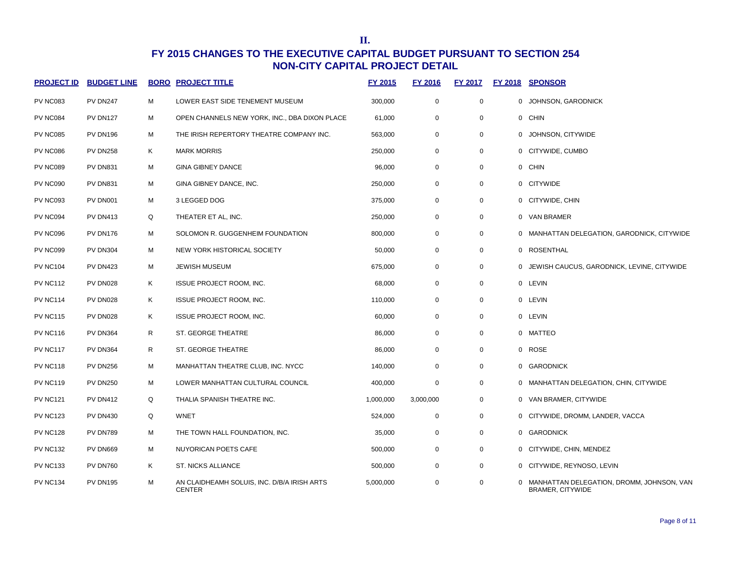II.

# FY 2015 CHANGES TO THE EXECUTIVE CAPITAL BUDGET PURSUANT TO SECTION 254

## NON-CITY CAPITAL PROJECT DETAIL

| PROJECT ID | BUDGET LINE | BORO | PROJECT TITLE | FY 2015 | FY 2016 | FY 2017 | FY 2018 | SPONSOR |
|---|---|---|---|---|---|---|---|---|
| PV NC083 | PV DN247 | M | LOWER EAST SIDE TENEMENT MUSEUM | 300,000 | 0 | 0 | 0 | JOHNSON, GARODNICK |
| PV NC084 | PV DN127 | M | OPEN CHANNELS NEW YORK, INC., DBA DIXON PLACE | 61,000 | 0 | 0 | 0 | CHIN |
| PV NC085 | PV DN196 | M | THE IRISH REPERTORY THEATRE COMPANY INC. | 563,000 | 0 | 0 | 0 | JOHNSON, CITYWIDE |
| PV NC086 | PV DN258 | K | MARK MORRIS | 250,000 | 0 | 0 | 0 | CITYWIDE, CUMBO |
| PV NC089 | PV DN831 | M | GINA GIBNEY DANCE | 96,000 | 0 | 0 | 0 | CHIN |
| PV NC090 | PV DN831 | M | GINA GIBNEY DANCE, INC. | 250,000 | 0 | 0 | 0 | CITYWIDE |
| PV NC093 | PV DN001 | M | 3 LEGGED DOG | 375,000 | 0 | 0 | 0 | CITYWIDE, CHIN |
| PV NC094 | PV DN413 | Q | THEATER ET AL, INC. | 250,000 | 0 | 0 | 0 | VAN BRAMER |
| PV NC096 | PV DN176 | M | SOLOMON R. GUGGENHEIM FOUNDATION | 800,000 | 0 | 0 | 0 | MANHATTAN DELEGATION, GARODNICK, CITYWIDE |
| PV NC099 | PV DN304 | M | NEW YORK HISTORICAL SOCIETY | 50,000 | 0 | 0 | 0 | ROSENTHAL |
| PV NC104 | PV DN423 | M | JEWISH MUSEUM | 675,000 | 0 | 0 | 0 | JEWISH CAUCUS, GARODNICK, LEVINE, CITYWIDE |
| PV NC112 | PV DN028 | K | ISSUE PROJECT ROOM, INC. | 68,000 | 0 | 0 | 0 | LEVIN |
| PV NC114 | PV DN028 | K | ISSUE PROJECT ROOM, INC. | 110,000 | 0 | 0 | 0 | LEVIN |
| PV NC115 | PV DN028 | K | ISSUE PROJECT ROOM, INC. | 60,000 | 0 | 0 | 0 | LEVIN |
| PV NC116 | PV DN364 | R | ST. GEORGE THEATRE | 86,000 | 0 | 0 | 0 | MATTEO |
| PV NC117 | PV DN364 | R | ST. GEORGE THEATRE | 86,000 | 0 | 0 | 0 | ROSE |
| PV NC118 | PV DN256 | M | MANHATTAN THEATRE CLUB, INC. NYCC | 140,000 | 0 | 0 | 0 | GARODNICK |
| PV NC119 | PV DN250 | M | LOWER MANHATTAN CULTURAL COUNCIL | 400,000 | 0 | 0 | 0 | MANHATTAN DELEGATION, CHIN, CITYWIDE |
| PV NC121 | PV DN412 | Q | THALIA SPANISH THEATRE INC. | 1,000,000 | 3,000,000 | 0 | 0 | VAN BRAMER, CITYWIDE |
| PV NC123 | PV DN430 | Q | WNET | 524,000 | 0 | 0 | 0 | CITYWIDE, DROMM, LANDER, VACCA |
| PV NC128 | PV DN789 | M | THE TOWN HALL FOUNDATION, INC. | 35,000 | 0 | 0 | 0 | GARODNICK |
| PV NC132 | PV DN669 | M | NUYORICAN POETS CAFE | 500,000 | 0 | 0 | 0 | CITYWIDE, CHIN, MENDEZ |
| PV NC133 | PV DN760 | K | ST. NICKS ALLIANCE | 500,000 | 0 | 0 | 0 | CITYWIDE, REYNOSO, LEVIN |
| PV NC134 | PV DN195 | M | AN CLAIDHEAMH SOLUIS, INC. D/B/A IRISH ARTS CENTER | 5,000,000 | 0 | 0 | 0 | MANHATTAN DELEGATION, DROMM, JOHNSON, VAN BRAMER, CITYWIDE |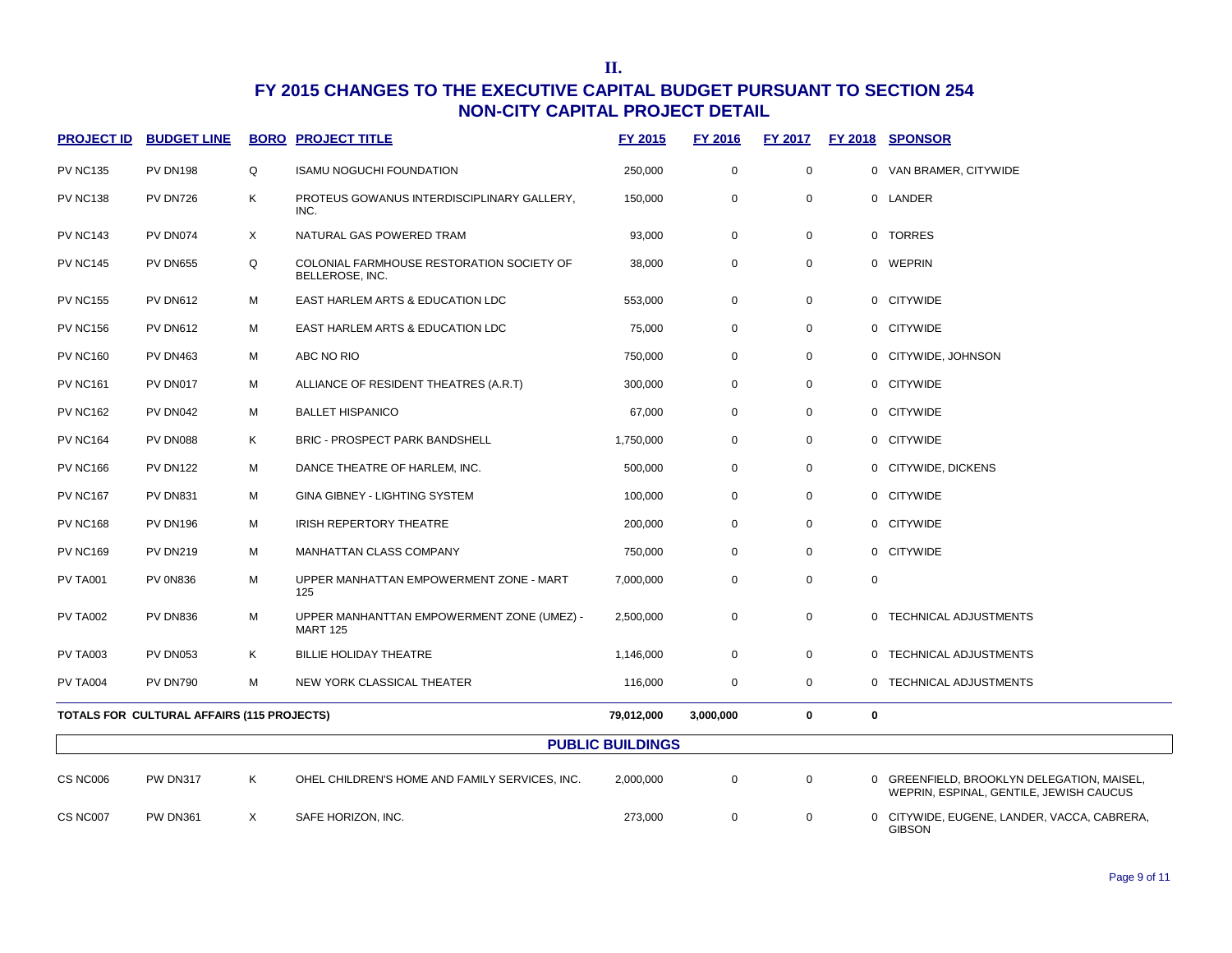# II.

## FY 2015 CHANGES TO THE EXECUTIVE CAPITAL BUDGET PURSUANT TO SECTION 254
## NON-CITY CAPITAL PROJECT DETAIL

| PROJECT ID | BUDGET LINE | BORO | PROJECT TITLE | FY 2015 | FY 2016 | FY 2017 | FY 2018 | SPONSOR |
|---|---|---|---|---|---|---|---|---|
| PV NC135 | PV DN198 | Q | ISAMU NOGUCHI FOUNDATION | 250,000 | 0 | 0 | 0 | VAN BRAMER, CITYWIDE |
| PV NC138 | PV DN726 | K | PROTEUS GOWANUS INTERDISCIPLINARY GALLERY, INC. | 150,000 | 0 | 0 | 0 | LANDER |
| PV NC143 | PV DN074 | X | NATURAL GAS POWERED TRAM | 93,000 | 0 | 0 | 0 | TORRES |
| PV NC145 | PV DN655 | Q | COLONIAL FARMHOUSE RESTORATION SOCIETY OF BELLEROSE, INC. | 38,000 | 0 | 0 | 0 | WEPRIN |
| PV NC155 | PV DN612 | M | EAST HARLEM ARTS & EDUCATION LDC | 553,000 | 0 | 0 | 0 | CITYWIDE |
| PV NC156 | PV DN612 | M | EAST HARLEM ARTS & EDUCATION LDC | 75,000 | 0 | 0 | 0 | CITYWIDE |
| PV NC160 | PV DN463 | M | ABC NO RIO | 750,000 | 0 | 0 | 0 | CITYWIDE, JOHNSON |
| PV NC161 | PV DN017 | M | ALLIANCE OF RESIDENT THEATRES (A.R.T) | 300,000 | 0 | 0 | 0 | CITYWIDE |
| PV NC162 | PV DN042 | M | BALLET HISPANICO | 67,000 | 0 | 0 | 0 | CITYWIDE |
| PV NC164 | PV DN088 | K | BRIC - PROSPECT PARK BANDSHELL | 1,750,000 | 0 | 0 | 0 | CITYWIDE |
| PV NC166 | PV DN122 | M | DANCE THEATRE OF HARLEM, INC. | 500,000 | 0 | 0 | 0 | CITYWIDE, DICKENS |
| PV NC167 | PV DN831 | M | GINA GIBNEY - LIGHTING SYSTEM | 100,000 | 0 | 0 | 0 | CITYWIDE |
| PV NC168 | PV DN196 | M | IRISH REPERTORY THEATRE | 200,000 | 0 | 0 | 0 | CITYWIDE |
| PV NC169 | PV DN219 | M | MANHATTAN CLASS COMPANY | 750,000 | 0 | 0 | 0 | CITYWIDE |
| PV TA001 | PV 0N836 | M | UPPER MANHATTAN EMPOWERMENT ZONE - MART 125 | 7,000,000 | 0 | 0 | 0 | |
| PV TA002 | PV DN836 | M | UPPER MANHANTTAN EMPOWERMENT ZONE (UMEZ) - MART 125 | 2,500,000 | 0 | 0 | 0 | TECHNICAL ADJUSTMENTS |
| PV TA003 | PV DN053 | K | BILLIE HOLIDAY THEATRE | 1,146,000 | 0 | 0 | 0 | TECHNICAL ADJUSTMENTS |
| PV TA004 | PV DN790 | M | NEW YORK CLASSICAL THEATER | 116,000 | 0 | 0 | 0 | TECHNICAL ADJUSTMENTS |
| **TOTALS FOR CULTURAL AFFAIRS (115 PROJECTS)** | | | | **79,012,000** | **3,000,000** | **0** | **0** | |

### PUBLIC BUILDINGS

| PROJECT ID | BUDGET LINE | BORO | PROJECT TITLE | FY 2015 | FY 2016 | FY 2017 | FY 2018 | SPONSOR |
|---|---|---|---|---|---|---|---|---|
| CS NC006 | PW DN317 | K | OHEL CHILDREN'S HOME AND FAMILY SERVICES, INC. | 2,000,000 | 0 | 0 | 0 | GREENFIELD, BROOKLYN DELEGATION, MAISEL, WEPRIN, ESPINAL, GENTILE, JEWISH CAUCUS |
| CS NC007 | PW DN361 | X | SAFE HORIZON, INC. | 273,000 | 0 | 0 | 0 | CITYWIDE, EUGENE, LANDER, VACCA, CABRERA, GIBSON |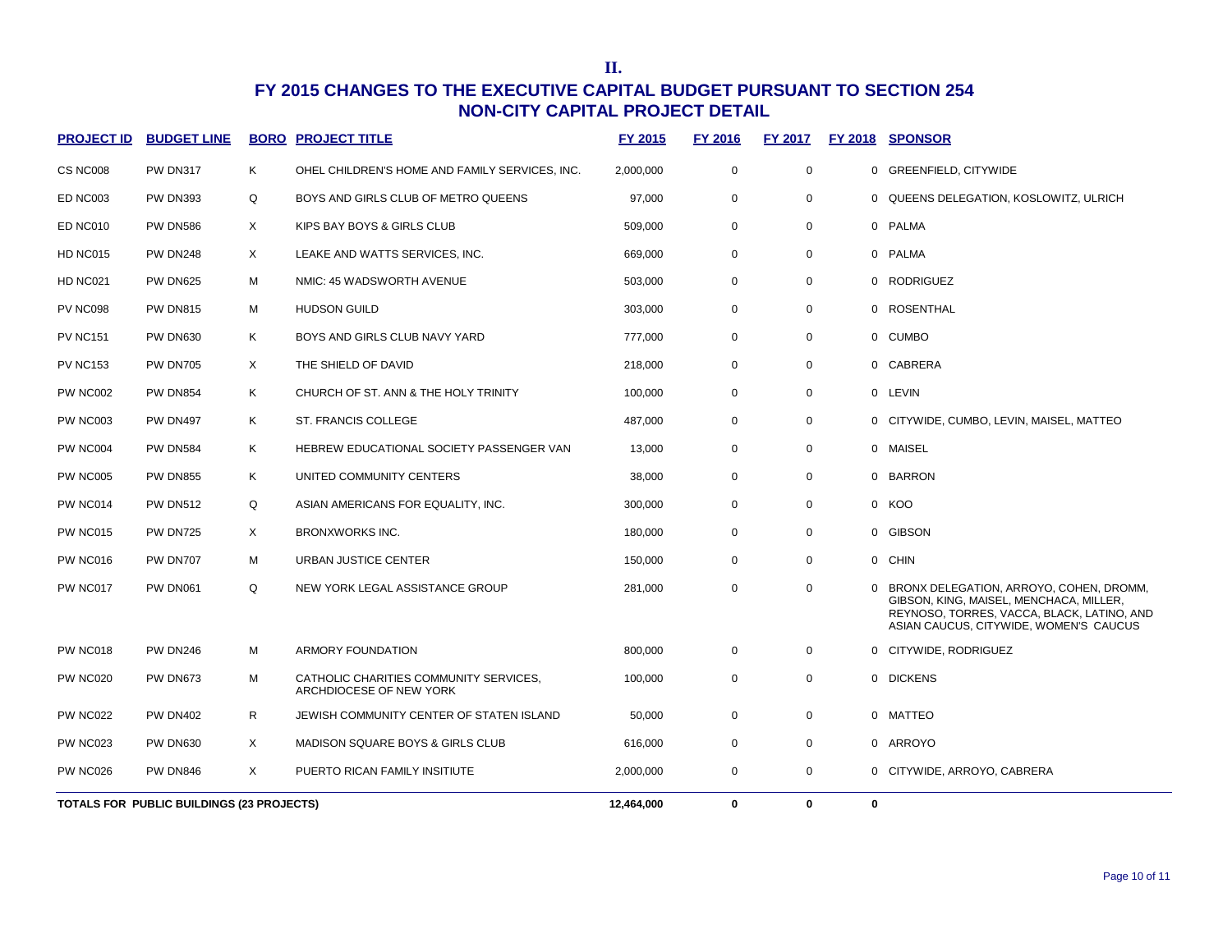**II.**

# FY 2015 CHANGES TO THE EXECUTIVE CAPITAL BUDGET PURSUANT TO SECTION 254
## NON-CITY CAPITAL PROJECT DETAIL

| PROJECT ID | BUDGET LINE | BORO | PROJECT TITLE | FY 2015 | FY 2016 | FY 2017 | FY 2018 | SPONSOR |
|---|---|---|---|---|---|---|---|---|
| CS NC008 | PW DN317 | K | OHEL CHILDREN'S HOME AND FAMILY SERVICES, INC. | 2,000,000 | 0 | 0 | 0 | GREENFIELD, CITYWIDE |
| ED NC003 | PW DN393 | Q | BOYS AND GIRLS CLUB OF METRO QUEENS | 97,000 | 0 | 0 | 0 | QUEENS DELEGATION, KOSLOWITZ, ULRICH |
| ED NC010 | PW DN586 | X | KIPS BAY BOYS & GIRLS CLUB | 509,000 | 0 | 0 | 0 | PALMA |
| HD NC015 | PW DN248 | X | LEAKE AND WATTS SERVICES, INC. | 669,000 | 0 | 0 | 0 | PALMA |
| HD NC021 | PW DN625 | M | NMIC: 45 WADSWORTH AVENUE | 503,000 | 0 | 0 | 0 | RODRIGUEZ |
| PV NC098 | PW DN815 | M | HUDSON GUILD | 303,000 | 0 | 0 | 0 | ROSENTHAL |
| PV NC151 | PW DN630 | K | BOYS AND GIRLS CLUB NAVY YARD | 777,000 | 0 | 0 | 0 | CUMBO |
| PV NC153 | PW DN705 | X | THE SHIELD OF DAVID | 218,000 | 0 | 0 | 0 | CABRERA |
| PW NC002 | PW DN854 | K | CHURCH OF ST. ANN & THE HOLY TRINITY | 100,000 | 0 | 0 | 0 | LEVIN |
| PW NC003 | PW DN497 | K | ST. FRANCIS COLLEGE | 487,000 | 0 | 0 | 0 | CITYWIDE, CUMBO, LEVIN, MAISEL, MATTEO |
| PW NC004 | PW DN584 | K | HEBREW EDUCATIONAL SOCIETY PASSENGER VAN | 13,000 | 0 | 0 | 0 | MAISEL |
| PW NC005 | PW DN855 | K | UNITED COMMUNITY CENTERS | 38,000 | 0 | 0 | 0 | BARRON |
| PW NC014 | PW DN512 | Q | ASIAN AMERICANS FOR EQUALITY, INC. | 300,000 | 0 | 0 | 0 | KOO |
| PW NC015 | PW DN725 | X | BRONXWORKS INC. | 180,000 | 0 | 0 | 0 | GIBSON |
| PW NC016 | PW DN707 | M | URBAN JUSTICE CENTER | 150,000 | 0 | 0 | 0 | CHIN |
| PW NC017 | PW DN061 | Q | NEW YORK LEGAL ASSISTANCE GROUP | 281,000 | 0 | 0 | 0 | BRONX DELEGATION, ARROYO, COHEN, DROMM, GIBSON, KING, MAISEL, MENCHACA, MILLER, REYNOSO, TORRES, VACCA, BLACK, LATINO, AND ASIAN CAUCUS, CITYWIDE, WOMEN'S CAUCUS |
| PW NC018 | PW DN246 | M | ARMORY FOUNDATION | 800,000 | 0 | 0 | 0 | CITYWIDE, RODRIGUEZ |
| PW NC020 | PW DN673 | M | CATHOLIC CHARITIES COMMUNITY SERVICES, ARCHDIOCESE OF NEW YORK | 100,000 | 0 | 0 | 0 | DICKENS |
| PW NC022 | PW DN402 | R | JEWISH COMMUNITY CENTER OF STATEN ISLAND | 50,000 | 0 | 0 | 0 | MATTEO |
| PW NC023 | PW DN630 | X | MADISON SQUARE BOYS & GIRLS CLUB | 616,000 | 0 | 0 | 0 | ARROYO |
| PW NC026 | PW DN846 | X | PUERTO RICAN FAMILY INSITIUTE | 2,000,000 | 0 | 0 | 0 | CITYWIDE, ARROYO, CABRERA |
| **TOTALS FOR PUBLIC BUILDINGS (23 PROJECTS)** | | | | **12,464,000** | **0** | **0** | **0** | |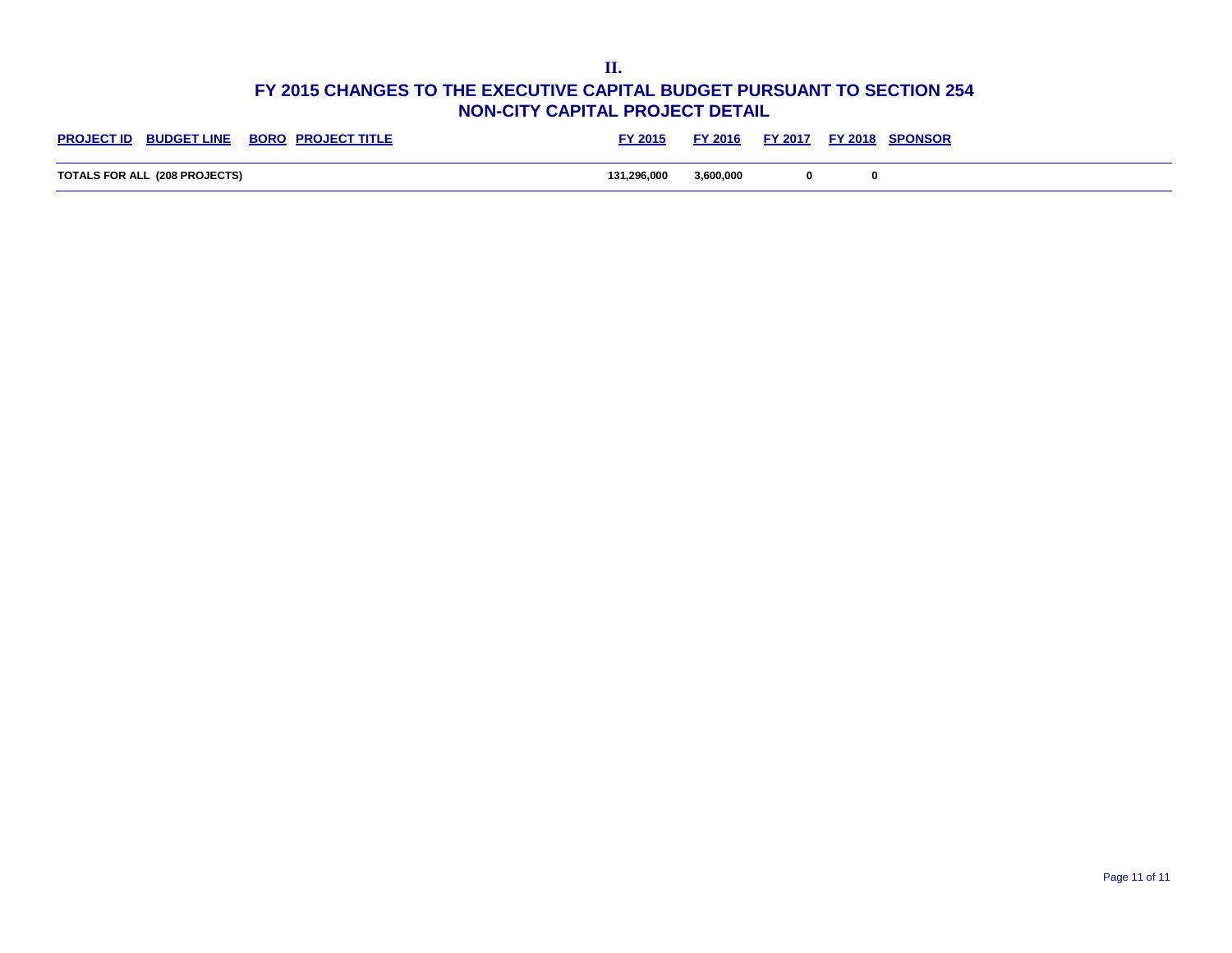# II.

## FY 2015 CHANGES TO THE EXECUTIVE CAPITAL BUDGET PURSUANT TO SECTION 254

## NON-CITY CAPITAL PROJECT DETAIL

| PROJECT ID | BUDGET LINE | BORO | PROJECT TITLE | FY 2015 | FY 2016 | FY 2017 | FY 2018 | SPONSOR |
|---|---|---|---|---|---|---|---|---|
| **TOTALS FOR ALL (208 PROJECTS)** | | | | **131,296,000** | **3,600,000** | **0** | **0** | |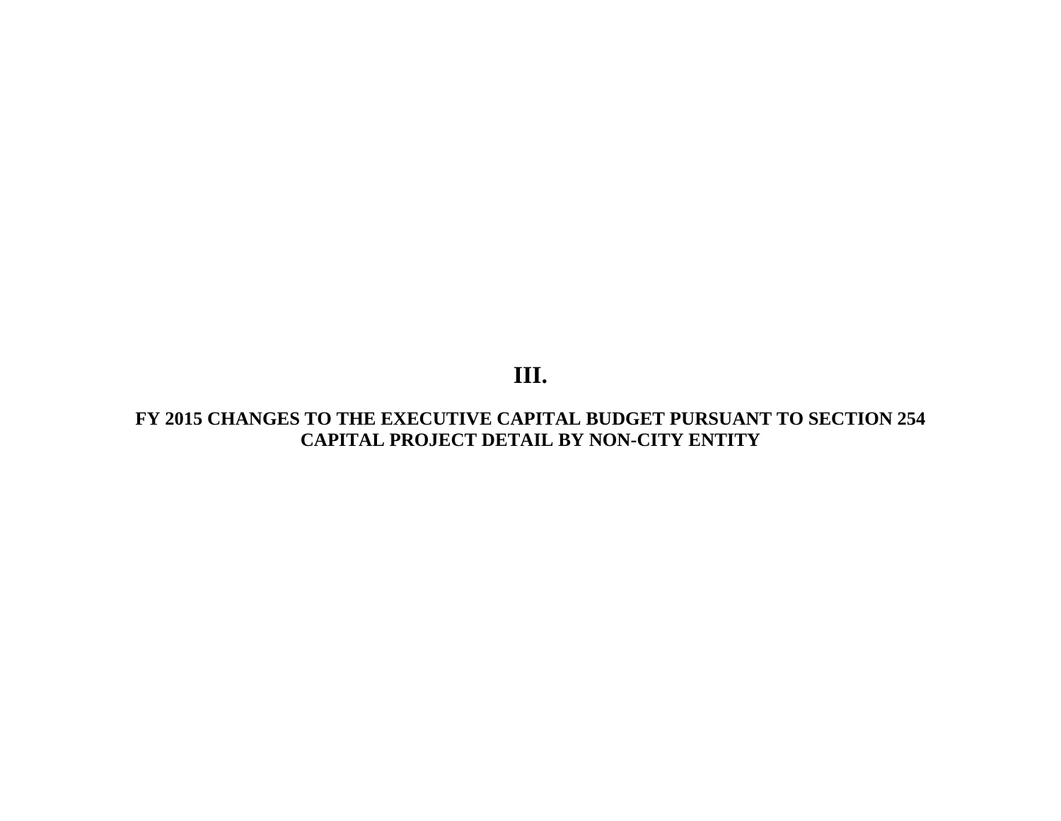# III.

## FY 2015 CHANGES TO THE EXECUTIVE CAPITAL BUDGET PURSUANT TO SECTION 254 CAPITAL PROJECT DETAIL BY NON-CITY ENTITY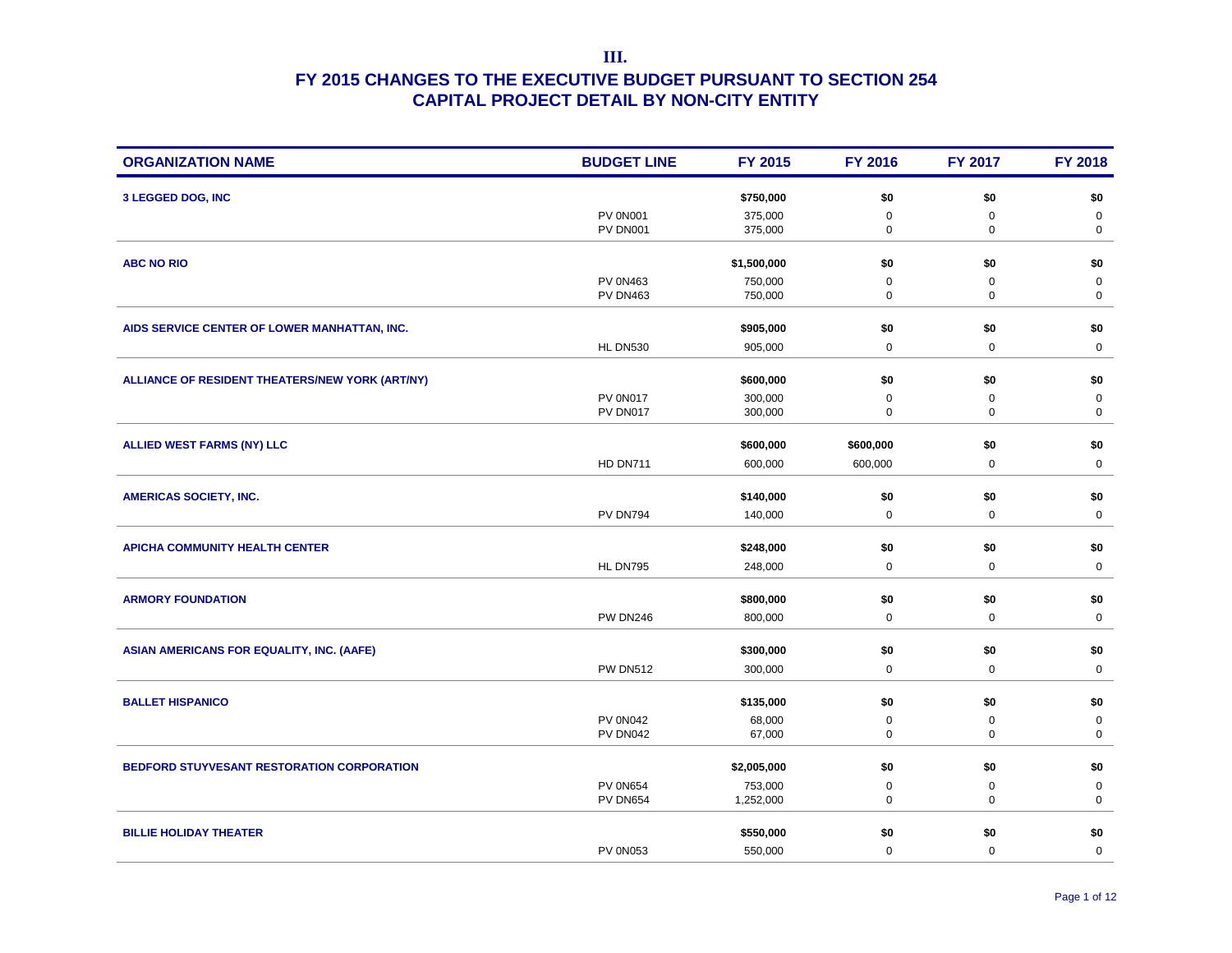# III.

## FY 2015 CHANGES TO THE EXECUTIVE BUDGET PURSUANT TO SECTION 254
## CAPITAL PROJECT DETAIL BY NON-CITY ENTITY

| ORGANIZATION NAME | BUDGET LINE | FY 2015 | FY 2016 | FY 2017 | FY 2018 |
|---|---|---|---|---|---|
| **3 LEGGED DOG, INC** | | **$750,000** | **$0** | **$0** | **$0** |
| | PV 0N001 | 375,000 | 0 | 0 | 0 |
| | PV DN001 | 375,000 | 0 | 0 | 0 |
| **ABC NO RIO** | | **$1,500,000** | **$0** | **$0** | **$0** |
| | PV 0N463 | 750,000 | 0 | 0 | 0 |
| | PV DN463 | 750,000 | 0 | 0 | 0 |
| **AIDS SERVICE CENTER OF LOWER MANHATTAN, INC.** | | **$905,000** | **$0** | **$0** | **$0** |
| | HL DN530 | 905,000 | 0 | 0 | 0 |
| **ALLIANCE OF RESIDENT THEATERS/NEW YORK (ART/NY)** | | **$600,000** | **$0** | **$0** | **$0** |
| | PV 0N017 | 300,000 | 0 | 0 | 0 |
| | PV DN017 | 300,000 | 0 | 0 | 0 |
| **ALLIED WEST FARMS (NY) LLC** | | **$600,000** | **$600,000** | **$0** | **$0** |
| | HD DN711 | 600,000 | 600,000 | 0 | 0 |
| **AMERICAS SOCIETY, INC.** | | **$140,000** | **$0** | **$0** | **$0** |
| | PV DN794 | 140,000 | 0 | 0 | 0 |
| **APICHA COMMUNITY HEALTH CENTER** | | **$248,000** | **$0** | **$0** | **$0** |
| | HL DN795 | 248,000 | 0 | 0 | 0 |
| **ARMORY FOUNDATION** | | **$800,000** | **$0** | **$0** | **$0** |
| | PW DN246 | 800,000 | 0 | 0 | 0 |
| **ASIAN AMERICANS FOR EQUALITY, INC. (AAFE)** | | **$300,000** | **$0** | **$0** | **$0** |
| | PW DN512 | 300,000 | 0 | 0 | 0 |
| **BALLET HISPANICO** | | **$135,000** | **$0** | **$0** | **$0** |
| | PV 0N042 | 68,000 | 0 | 0 | 0 |
| | PV DN042 | 67,000 | 0 | 0 | 0 |
| **BEDFORD STUYVESANT RESTORATION CORPORATION** | | **$2,005,000** | **$0** | **$0** | **$0** |
| | PV 0N654 | 753,000 | 0 | 0 | 0 |
| | PV DN654 | 1,252,000 | 0 | 0 | 0 |
| **BILLIE HOLIDAY THEATER** | | **$550,000** | **$0** | **$0** | **$0** |
| | PV 0N053 | 550,000 | 0 | 0 | 0 |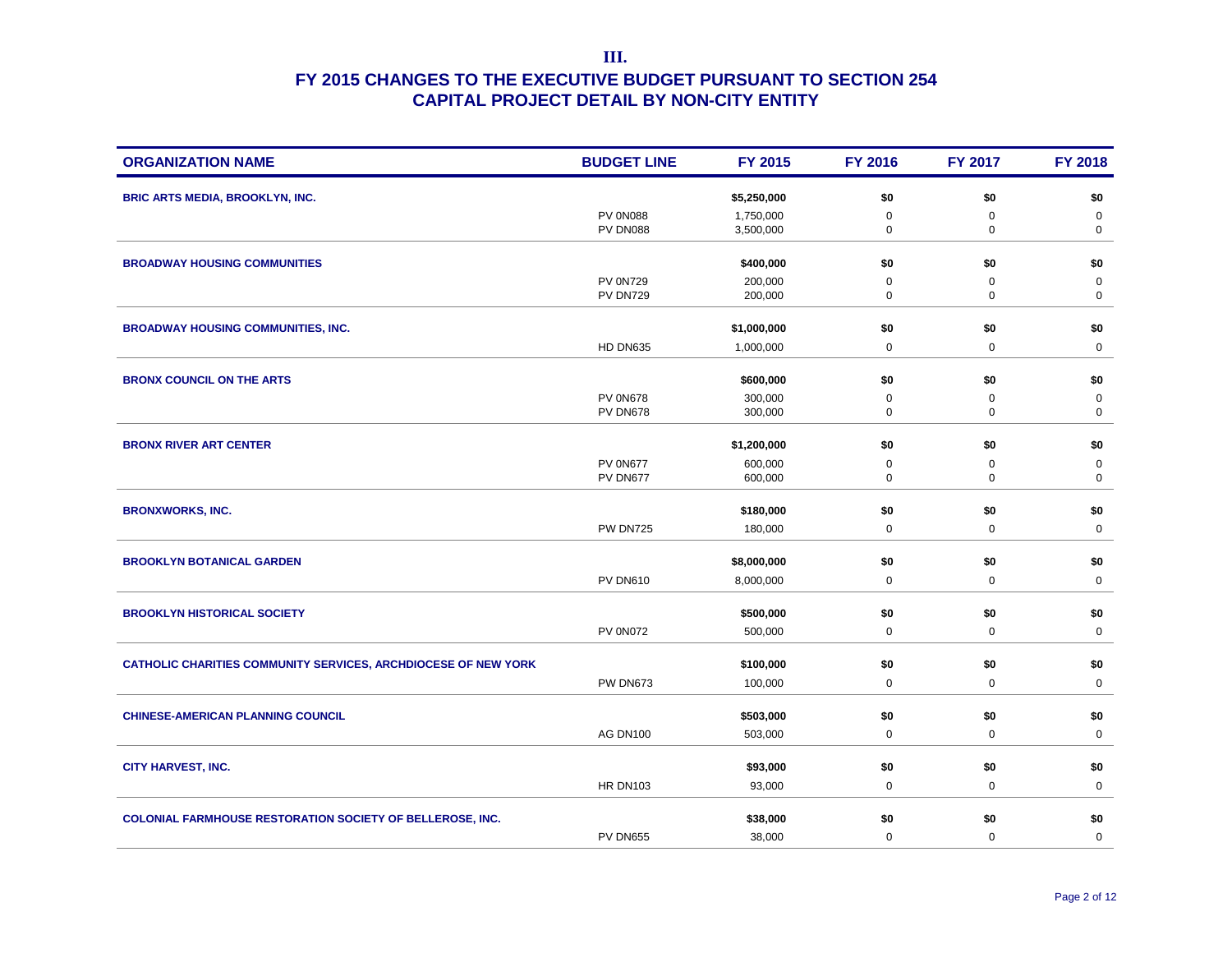# III.

## FY 2015 CHANGES TO THE EXECUTIVE BUDGET PURSUANT TO SECTION 254
## CAPITAL PROJECT DETAIL BY NON-CITY ENTITY

| ORGANIZATION NAME | BUDGET LINE | FY 2015 | FY 2016 | FY 2017 | FY 2018 |
|---|---|---|---|---|---|
| **BRIC ARTS MEDIA, BROOKLYN, INC.** | | **$5,250,000** | **$0** | **$0** | **$0** |
| | PV 0N088 | 1,750,000 | 0 | 0 | 0 |
| | PV DN088 | 3,500,000 | 0 | 0 | 0 |
| **BROADWAY HOUSING COMMUNITIES** | | **$400,000** | **$0** | **$0** | **$0** |
| | PV 0N729 | 200,000 | 0 | 0 | 0 |
| | PV DN729 | 200,000 | 0 | 0 | 0 |
| **BROADWAY HOUSING COMMUNITIES, INC.** | | **$1,000,000** | **$0** | **$0** | **$0** |
| | HD DN635 | 1,000,000 | 0 | 0 | 0 |
| **BRONX COUNCIL ON THE ARTS** | | **$600,000** | **$0** | **$0** | **$0** |
| | PV 0N678 | 300,000 | 0 | 0 | 0 |
| | PV DN678 | 300,000 | 0 | 0 | 0 |
| **BRONX RIVER ART CENTER** | | **$1,200,000** | **$0** | **$0** | **$0** |
| | PV 0N677 | 600,000 | 0 | 0 | 0 |
| | PV DN677 | 600,000 | 0 | 0 | 0 |
| **BRONXWORKS, INC.** | | **$180,000** | **$0** | **$0** | **$0** |
| | PW DN725 | 180,000 | 0 | 0 | 0 |
| **BROOKLYN BOTANICAL GARDEN** | | **$8,000,000** | **$0** | **$0** | **$0** |
| | PV DN610 | 8,000,000 | 0 | 0 | 0 |
| **BROOKLYN HISTORICAL SOCIETY** | | **$500,000** | **$0** | **$0** | **$0** |
| | PV 0N072 | 500,000 | 0 | 0 | 0 |
| **CATHOLIC CHARITIES COMMUNITY SERVICES, ARCHDIOCESE OF NEW YORK** | | **$100,000** | **$0** | **$0** | **$0** |
| | PW DN673 | 100,000 | 0 | 0 | 0 |
| **CHINESE-AMERICAN PLANNING COUNCIL** | | **$503,000** | **$0** | **$0** | **$0** |
| | AG DN100 | 503,000 | 0 | 0 | 0 |
| **CITY HARVEST, INC.** | | **$93,000** | **$0** | **$0** | **$0** |
| | HR DN103 | 93,000 | 0 | 0 | 0 |
| **COLONIAL FARMHOUSE RESTORATION SOCIETY OF BELLEROSE, INC.** | | **$38,000** | **$0** | **$0** | **$0** |
| | PV DN655 | 38,000 | 0 | 0 | 0 |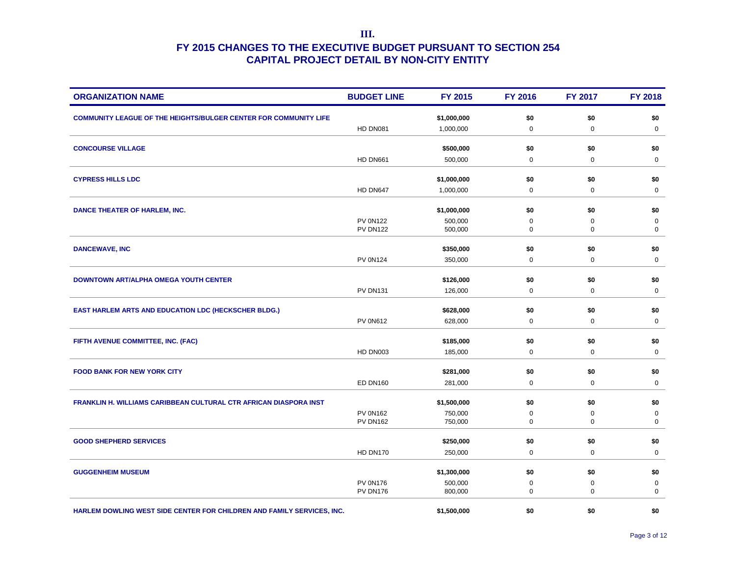# III.

## FY 2015 CHANGES TO THE EXECUTIVE BUDGET PURSUANT TO SECTION 254
## CAPITAL PROJECT DETAIL BY NON-CITY ENTITY

| ORGANIZATION NAME | BUDGET LINE | FY 2015 | FY 2016 | FY 2017 | FY 2018 |
|---|---|---|---|---|---|
| **COMMUNITY LEAGUE OF THE HEIGHTS/BULGER CENTER FOR COMMUNITY LIFE** | | **$1,000,000** | **$0** | **$0** | **$0** |
| | HD DN081 | 1,000,000 | 0 | 0 | 0 |
| **CONCOURSE VILLAGE** | | **$500,000** | **$0** | **$0** | **$0** |
| | HD DN661 | 500,000 | 0 | 0 | 0 |
| **CYPRESS HILLS LDC** | | **$1,000,000** | **$0** | **$0** | **$0** |
| | HD DN647 | 1,000,000 | 0 | 0 | 0 |
| **DANCE THEATER OF HARLEM, INC.** | | **$1,000,000** | **$0** | **$0** | **$0** |
| | PV 0N122 | 500,000 | 0 | 0 | 0 |
| | PV DN122 | 500,000 | 0 | 0 | 0 |
| **DANCEWAVE, INC** | | **$350,000** | **$0** | **$0** | **$0** |
| | PV 0N124 | 350,000 | 0 | 0 | 0 |
| **DOWNTOWN ART/ALPHA OMEGA YOUTH CENTER** | | **$126,000** | **$0** | **$0** | **$0** |
| | PV DN131 | 126,000 | 0 | 0 | 0 |
| **EAST HARLEM ARTS AND EDUCATION LDC (HECKSCHER BLDG.)** | | **$628,000** | **$0** | **$0** | **$0** |
| | PV 0N612 | 628,000 | 0 | 0 | 0 |
| **FIFTH AVENUE COMMITTEE, INC. (FAC)** | | **$185,000** | **$0** | **$0** | **$0** |
| | HD DN003 | 185,000 | 0 | 0 | 0 |
| **FOOD BANK FOR NEW YORK CITY** | | **$281,000** | **$0** | **$0** | **$0** |
| | ED DN160 | 281,000 | 0 | 0 | 0 |
| **FRANKLIN H. WILLIAMS CARIBBEAN CULTURAL CTR AFRICAN DIASPORA INST** | | **$1,500,000** | **$0** | **$0** | **$0** |
| | PV 0N162 | 750,000 | 0 | 0 | 0 |
| | PV DN162 | 750,000 | 0 | 0 | 0 |
| **GOOD SHEPHERD SERVICES** | | **$250,000** | **$0** | **$0** | **$0** |
| | HD DN170 | 250,000 | 0 | 0 | 0 |
| **GUGGENHEIM MUSEUM** | | **$1,300,000** | **$0** | **$0** | **$0** |
| | PV 0N176 | 500,000 | 0 | 0 | 0 |
| | PV DN176 | 800,000 | 0 | 0 | 0 |
| **HARLEM DOWLING WEST SIDE CENTER FOR CHILDREN AND FAMILY SERVICES, INC.** | | **$1,500,000** | **$0** | **$0** | **$0** |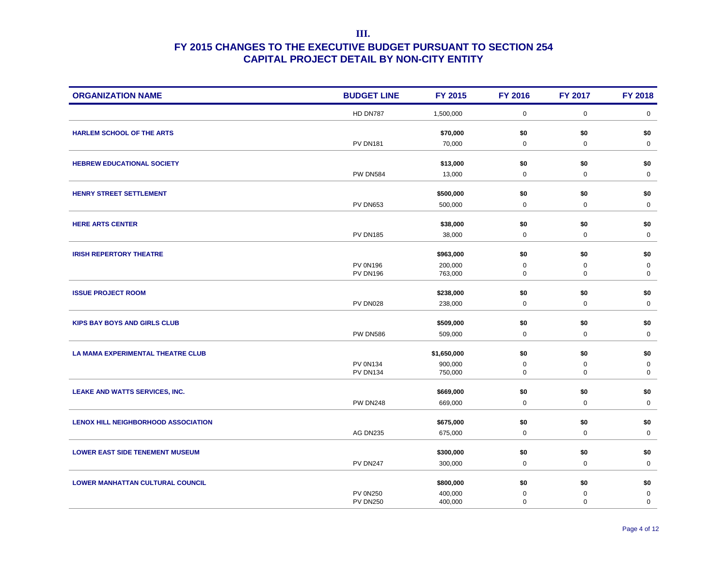# III.

## FY 2015 CHANGES TO THE EXECUTIVE BUDGET PURSUANT TO SECTION 254
## CAPITAL PROJECT DETAIL BY NON-CITY ENTITY

| ORGANIZATION NAME | BUDGET LINE | FY 2015 | FY 2016 | FY 2017 | FY 2018 |
|---|---|---|---|---|---|
| | HD DN787 | 1,500,000 | 0 | 0 | 0 |
| **HARLEM SCHOOL OF THE ARTS** | | **$70,000** | **$0** | **$0** | **$0** |
| | PV DN181 | 70,000 | 0 | 0 | 0 |
| **HEBREW EDUCATIONAL SOCIETY** | | **$13,000** | **$0** | **$0** | **$0** |
| | PW DN584 | 13,000 | 0 | 0 | 0 |
| **HENRY STREET SETTLEMENT** | | **$500,000** | **$0** | **$0** | **$0** |
| | PV DN653 | 500,000 | 0 | 0 | 0 |
| **HERE ARTS CENTER** | | **$38,000** | **$0** | **$0** | **$0** |
| | PV DN185 | 38,000 | 0 | 0 | 0 |
| **IRISH REPERTORY THEATRE** | | **$963,000** | **$0** | **$0** | **$0** |
| | PV 0N196 | 200,000 | 0 | 0 | 0 |
| | PV DN196 | 763,000 | 0 | 0 | 0 |
| **ISSUE PROJECT ROOM** | | **$238,000** | **$0** | **$0** | **$0** |
| | PV DN028 | 238,000 | 0 | 0 | 0 |
| **KIPS BAY BOYS AND GIRLS CLUB** | | **$509,000** | **$0** | **$0** | **$0** |
| | PW DN586 | 509,000 | 0 | 0 | 0 |
| **LA MAMA EXPERIMENTAL THEATRE CLUB** | | **$1,650,000** | **$0** | **$0** | **$0** |
| | PV 0N134 | 900,000 | 0 | 0 | 0 |
| | PV DN134 | 750,000 | 0 | 0 | 0 |
| **LEAKE AND WATTS SERVICES, INC.** | | **$669,000** | **$0** | **$0** | **$0** |
| | PW DN248 | 669,000 | 0 | 0 | 0 |
| **LENOX HILL NEIGHBORHOOD ASSOCIATION** | | **$675,000** | **$0** | **$0** | **$0** |
| | AG DN235 | 675,000 | 0 | 0 | 0 |
| **LOWER EAST SIDE TENEMENT MUSEUM** | | **$300,000** | **$0** | **$0** | **$0** |
| | PV DN247 | 300,000 | 0 | 0 | 0 |
| **LOWER MANHATTAN CULTURAL COUNCIL** | | **$800,000** | **$0** | **$0** | **$0** |
| | PV 0N250 | 400,000 | 0 | 0 | 0 |
| | PV DN250 | 400,000 | 0 | 0 | 0 |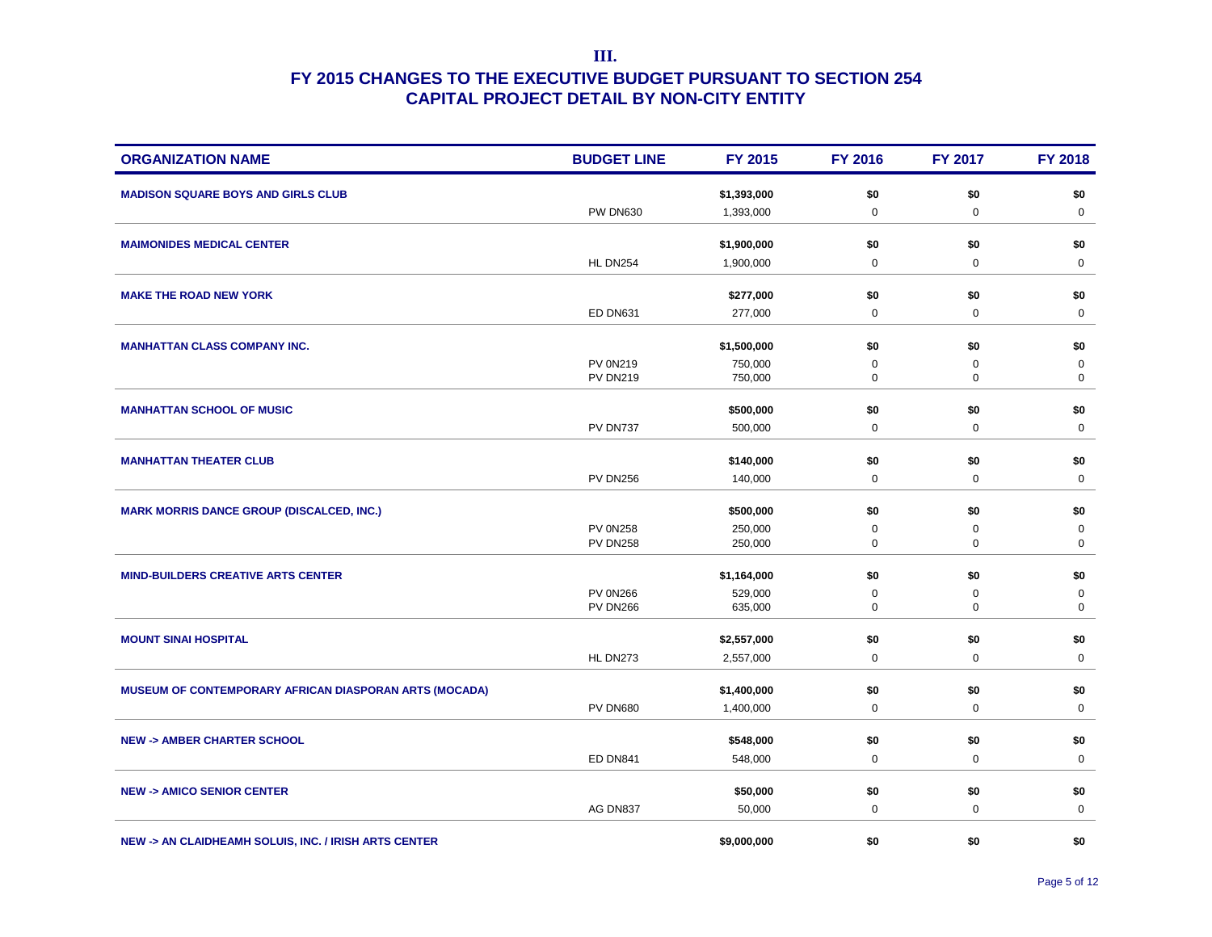# III.

## FY 2015 CHANGES TO THE EXECUTIVE BUDGET PURSUANT TO SECTION 254
## CAPITAL PROJECT DETAIL BY NON-CITY ENTITY

| ORGANIZATION NAME | BUDGET LINE | FY 2015 | FY 2016 | FY 2017 | FY 2018 |
|---|---|---|---|---|---|
| **MADISON SQUARE BOYS AND GIRLS CLUB** | | **$1,393,000** | **$0** | **$0** | **$0** |
| | PW DN630 | 1,393,000 | 0 | 0 | 0 |
| **MAIMONIDES MEDICAL CENTER** | | **$1,900,000** | **$0** | **$0** | **$0** |
| | HL DN254 | 1,900,000 | 0 | 0 | 0 |
| **MAKE THE ROAD NEW YORK** | | **$277,000** | **$0** | **$0** | **$0** |
| | ED DN631 | 277,000 | 0 | 0 | 0 |
| **MANHATTAN CLASS COMPANY INC.** | | **$1,500,000** | **$0** | **$0** | **$0** |
| | PV 0N219 | 750,000 | 0 | 0 | 0 |
| | PV DN219 | 750,000 | 0 | 0 | 0 |
| **MANHATTAN SCHOOL OF MUSIC** | | **$500,000** | **$0** | **$0** | **$0** |
| | PV DN737 | 500,000 | 0 | 0 | 0 |
| **MANHATTAN THEATER CLUB** | | **$140,000** | **$0** | **$0** | **$0** |
| | PV DN256 | 140,000 | 0 | 0 | 0 |
| **MARK MORRIS DANCE GROUP (DISCALCED, INC.)** | | **$500,000** | **$0** | **$0** | **$0** |
| | PV 0N258 | 250,000 | 0 | 0 | 0 |
| | PV DN258 | 250,000 | 0 | 0 | 0 |
| **MIND-BUILDERS CREATIVE ARTS CENTER** | | **$1,164,000** | **$0** | **$0** | **$0** |
| | PV 0N266 | 529,000 | 0 | 0 | 0 |
| | PV DN266 | 635,000 | 0 | 0 | 0 |
| **MOUNT SINAI HOSPITAL** | | **$2,557,000** | **$0** | **$0** | **$0** |
| | HL DN273 | 2,557,000 | 0 | 0 | 0 |
| **MUSEUM OF CONTEMPORARY AFRICAN DIASPORAN ARTS (MOCADA)** | | **$1,400,000** | **$0** | **$0** | **$0** |
| | PV DN680 | 1,400,000 | 0 | 0 | 0 |
| **NEW -> AMBER CHARTER SCHOOL** | | **$548,000** | **$0** | **$0** | **$0** |
| | ED DN841 | 548,000 | 0 | 0 | 0 |
| **NEW -> AMICO SENIOR CENTER** | | **$50,000** | **$0** | **$0** | **$0** |
| | AG DN837 | 50,000 | 0 | 0 | 0 |
| **NEW -> AN CLAIDHEAMH SOLUIS, INC. / IRISH ARTS CENTER** | | **$9,000,000** | **$0** | **$0** | **$0** |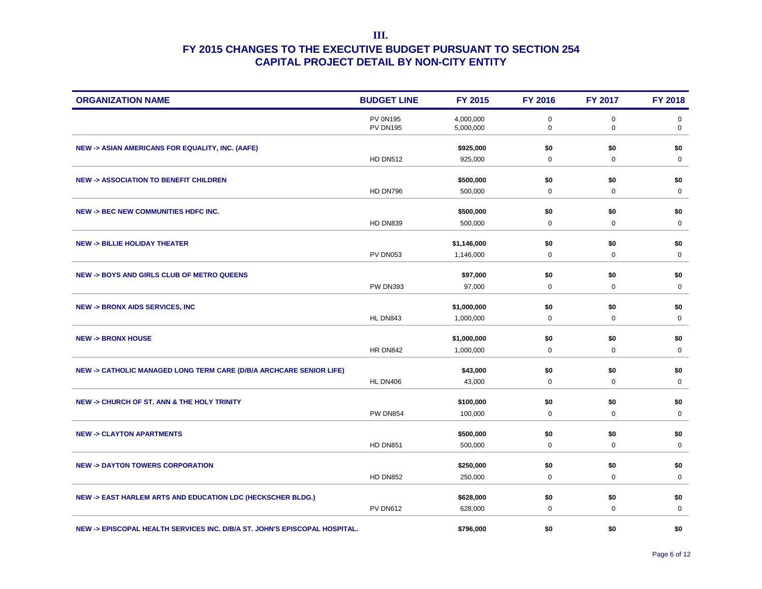# III.

## FY 2015 CHANGES TO THE EXECUTIVE BUDGET PURSUANT TO SECTION 254
## CAPITAL PROJECT DETAIL BY NON-CITY ENTITY

| ORGANIZATION NAME | BUDGET LINE | FY 2015 | FY 2016 | FY 2017 | FY 2018 |
|---|---|---|---|---|---|
| | PV 0N195 | 4,000,000 | 0 | 0 | 0 |
| | PV DN195 | 5,000,000 | 0 | 0 | 0 |
| **NEW -> ASIAN AMERICANS FOR EQUALITY, INC. (AAFE)** | | **$925,000** | **$0** | **$0** | **$0** |
| | HD DN512 | 925,000 | 0 | 0 | 0 |
| **NEW -> ASSOCIATION TO BENEFIT CHILDREN** | | **$500,000** | **$0** | **$0** | **$0** |
| | HD DN796 | 500,000 | 0 | 0 | 0 |
| **NEW -> BEC NEW COMMUNITIES HDFC INC.** | | **$500,000** | **$0** | **$0** | **$0** |
| | HD DN839 | 500,000 | 0 | 0 | 0 |
| **NEW -> BILLIE HOLIDAY THEATER** | | **$1,146,000** | **$0** | **$0** | **$0** |
| | PV DN053 | 1,146,000 | 0 | 0 | 0 |
| **NEW -> BOYS AND GIRLS CLUB OF METRO QUEENS** | | **$97,000** | **$0** | **$0** | **$0** |
| | PW DN393 | 97,000 | 0 | 0 | 0 |
| **NEW -> BRONX AIDS SERVICES, INC** | | **$1,000,000** | **$0** | **$0** | **$0** |
| | HL DN843 | 1,000,000 | 0 | 0 | 0 |
| **NEW -> BRONX HOUSE** | | **$1,000,000** | **$0** | **$0** | **$0** |
| | HR DN842 | 1,000,000 | 0 | 0 | 0 |
| **NEW -> CATHOLIC MANAGED LONG TERM CARE (D/B/A ARCHCARE SENIOR LIFE)** | | **$43,000** | **$0** | **$0** | **$0** |
| | HL DN406 | 43,000 | 0 | 0 | 0 |
| **NEW -> CHURCH OF ST. ANN & THE HOLY TRINITY** | | **$100,000** | **$0** | **$0** | **$0** |
| | PW DN854 | 100,000 | 0 | 0 | 0 |
| **NEW -> CLAYTON APARTMENTS** | | **$500,000** | **$0** | **$0** | **$0** |
| | HD DN851 | 500,000 | 0 | 0 | 0 |
| **NEW -> DAYTON TOWERS CORPORATION** | | **$250,000** | **$0** | **$0** | **$0** |
| | HD DN852 | 250,000 | 0 | 0 | 0 |
| **NEW -> EAST HARLEM ARTS AND EDUCATION LDC (HECKSCHER BLDG.)** | | **$628,000** | **$0** | **$0** | **$0** |
| | PV DN612 | 628,000 | 0 | 0 | 0 |
| **NEW -> EPISCOPAL HEALTH SERVICES INC. D/B/A ST. JOHN'S EPISCOPAL HOSPITAL.** | | **$796,000** | **$0** | **$0** | **$0** |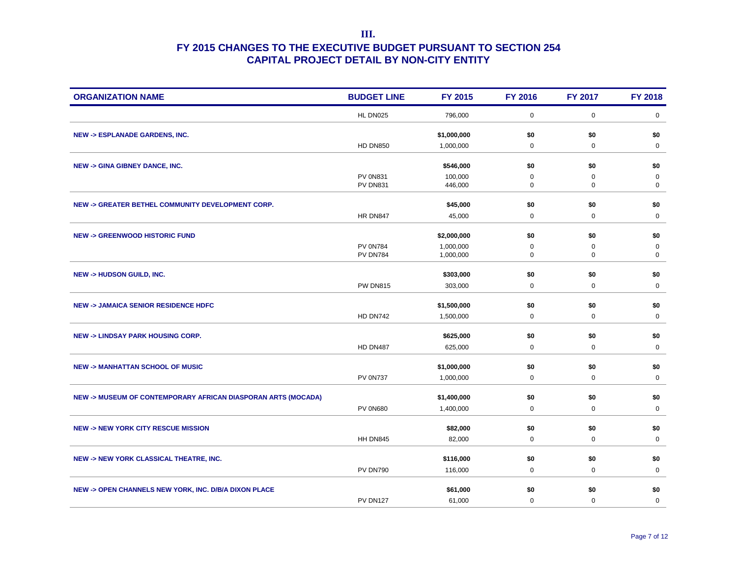III.

# FY 2015 CHANGES TO THE EXECUTIVE BUDGET PURSUANT TO SECTION 254
## CAPITAL PROJECT DETAIL BY NON-CITY ENTITY

| ORGANIZATION NAME | BUDGET LINE | FY 2015 | FY 2016 | FY 2017 | FY 2018 |
|---|---|---|---|---|---|
| | HL DN025 | 796,000 | 0 | 0 | 0 |
| **NEW -> ESPLANADE GARDENS, INC.** | | **$1,000,000** | **$0** | **$0** | **$0** |
| | HD DN850 | 1,000,000 | 0 | 0 | 0 |
| **NEW -> GINA GIBNEY DANCE, INC.** | | **$546,000** | **$0** | **$0** | **$0** |
| | PV 0N831 | 100,000 | 0 | 0 | 0 |
| | PV DN831 | 446,000 | 0 | 0 | 0 |
| **NEW -> GREATER BETHEL COMMUNITY DEVELOPMENT CORP.** | | **$45,000** | **$0** | **$0** | **$0** |
| | HR DN847 | 45,000 | 0 | 0 | 0 |
| **NEW -> GREENWOOD HISTORIC FUND** | | **$2,000,000** | **$0** | **$0** | **$0** |
| | PV 0N784 | 1,000,000 | 0 | 0 | 0 |
| | PV DN784 | 1,000,000 | 0 | 0 | 0 |
| **NEW -> HUDSON GUILD, INC.** | | **$303,000** | **$0** | **$0** | **$0** |
| | PW DN815 | 303,000 | 0 | 0 | 0 |
| **NEW -> JAMAICA SENIOR RESIDENCE HDFC** | | **$1,500,000** | **$0** | **$0** | **$0** |
| | HD DN742 | 1,500,000 | 0 | 0 | 0 |
| **NEW -> LINDSAY PARK HOUSING CORP.** | | **$625,000** | **$0** | **$0** | **$0** |
| | HD DN487 | 625,000 | 0 | 0 | 0 |
| **NEW -> MANHATTAN SCHOOL OF MUSIC** | | **$1,000,000** | **$0** | **$0** | **$0** |
| | PV 0N737 | 1,000,000 | 0 | 0 | 0 |
| **NEW -> MUSEUM OF CONTEMPORARY AFRICAN DIASPORAN ARTS (MOCADA)** | | **$1,400,000** | **$0** | **$0** | **$0** |
| | PV 0N680 | 1,400,000 | 0 | 0 | 0 |
| **NEW -> NEW YORK CITY RESCUE MISSION** | | **$82,000** | **$0** | **$0** | **$0** |
| | HH DN845 | 82,000 | 0 | 0 | 0 |
| **NEW -> NEW YORK CLASSICAL THEATRE, INC.** | | **$116,000** | **$0** | **$0** | **$0** |
| | PV DN790 | 116,000 | 0 | 0 | 0 |
| **NEW -> OPEN CHANNELS NEW YORK, INC. D/B/A DIXON PLACE** | | **$61,000** | **$0** | **$0** | **$0** |
| | PV DN127 | 61,000 | 0 | 0 | 0 |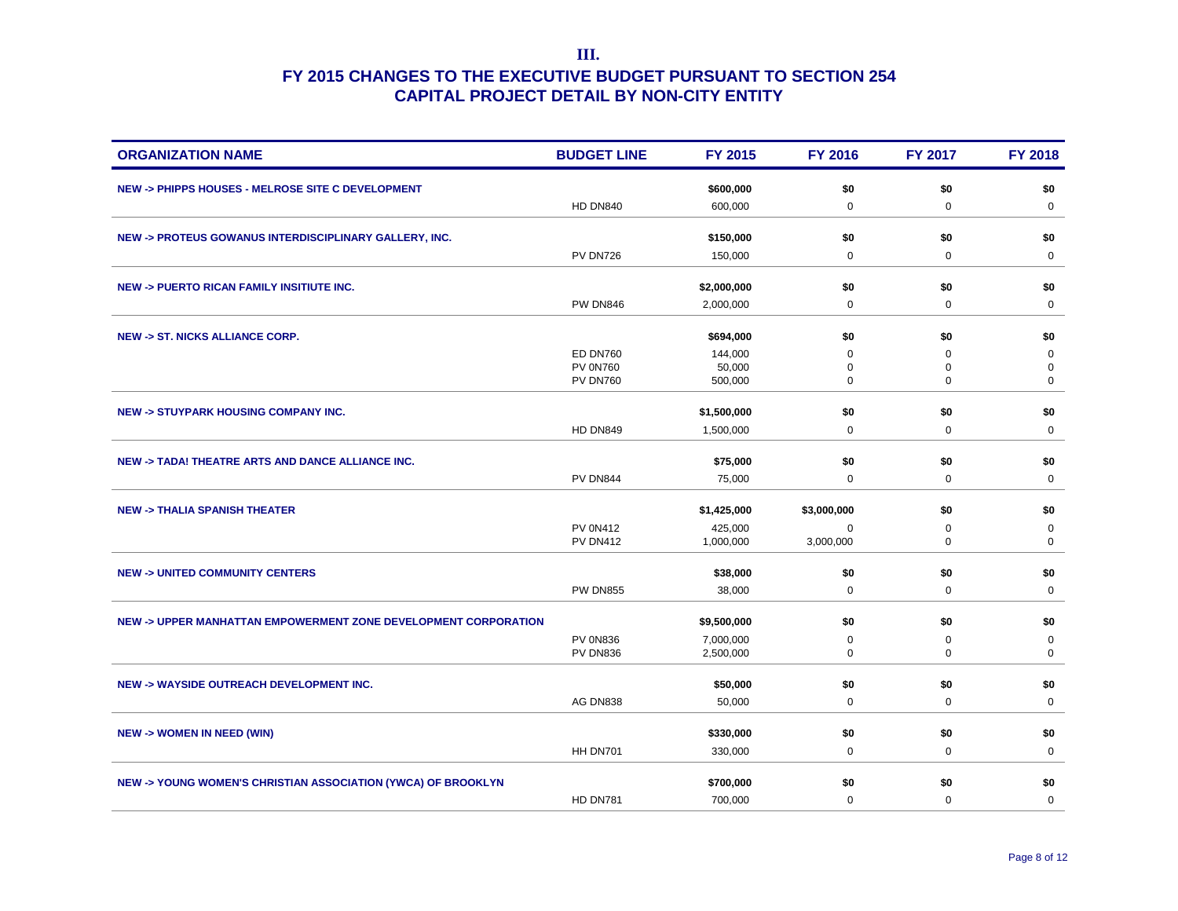# III.

## FY 2015 CHANGES TO THE EXECUTIVE BUDGET PURSUANT TO SECTION 254
## CAPITAL PROJECT DETAIL BY NON-CITY ENTITY

| ORGANIZATION NAME | BUDGET LINE | FY 2015 | FY 2016 | FY 2017 | FY 2018 |
|---|---|---|---|---|---|
| **NEW -> PHIPPS HOUSES - MELROSE SITE C DEVELOPMENT** | | **$600,000** | **$0** | **$0** | **$0** |
| | HD DN840 | 600,000 | 0 | 0 | 0 |
| **NEW -> PROTEUS GOWANUS INTERDISCIPLINARY GALLERY, INC.** | | **$150,000** | **$0** | **$0** | **$0** |
| | PV DN726 | 150,000 | 0 | 0 | 0 |
| **NEW -> PUERTO RICAN FAMILY INSITIUTE INC.** | | **$2,000,000** | **$0** | **$0** | **$0** |
| | PW DN846 | 2,000,000 | 0 | 0 | 0 |
| **NEW -> ST. NICKS ALLIANCE CORP.** | | **$694,000** | **$0** | **$0** | **$0** |
| | ED DN760 | 144,000 | 0 | 0 | 0 |
| | PV 0N760 | 50,000 | 0 | 0 | 0 |
| | PV DN760 | 500,000 | 0 | 0 | 0 |
| **NEW -> STUYPARK HOUSING COMPANY INC.** | | **$1,500,000** | **$0** | **$0** | **$0** |
| | HD DN849 | 1,500,000 | 0 | 0 | 0 |
| **NEW -> TADA! THEATRE ARTS AND DANCE ALLIANCE INC.** | | **$75,000** | **$0** | **$0** | **$0** |
| | PV DN844 | 75,000 | 0 | 0 | 0 |
| **NEW -> THALIA SPANISH THEATER** | | **$1,425,000** | **$3,000,000** | **$0** | **$0** |
| | PV 0N412 | 425,000 | 0 | 0 | 0 |
| | PV DN412 | 1,000,000 | 3,000,000 | 0 | 0 |
| **NEW -> UNITED COMMUNITY CENTERS** | | **$38,000** | **$0** | **$0** | **$0** |
| | PW DN855 | 38,000 | 0 | 0 | 0 |
| **NEW -> UPPER MANHATTAN EMPOWERMENT ZONE DEVELOPMENT CORPORATION** | | **$9,500,000** | **$0** | **$0** | **$0** |
| | PV 0N836 | 7,000,000 | 0 | 0 | 0 |
| | PV DN836 | 2,500,000 | 0 | 0 | 0 |
| **NEW -> WAYSIDE OUTREACH DEVELOPMENT INC.** | | **$50,000** | **$0** | **$0** | **$0** |
| | AG DN838 | 50,000 | 0 | 0 | 0 |
| **NEW -> WOMEN IN NEED (WIN)** | | **$330,000** | **$0** | **$0** | **$0** |
| | HH DN701 | 330,000 | 0 | 0 | 0 |
| **NEW -> YOUNG WOMEN'S CHRISTIAN ASSOCIATION (YWCA) OF BROOKLYN** | | **$700,000** | **$0** | **$0** | **$0** |
| | HD DN781 | 700,000 | 0 | 0 | 0 |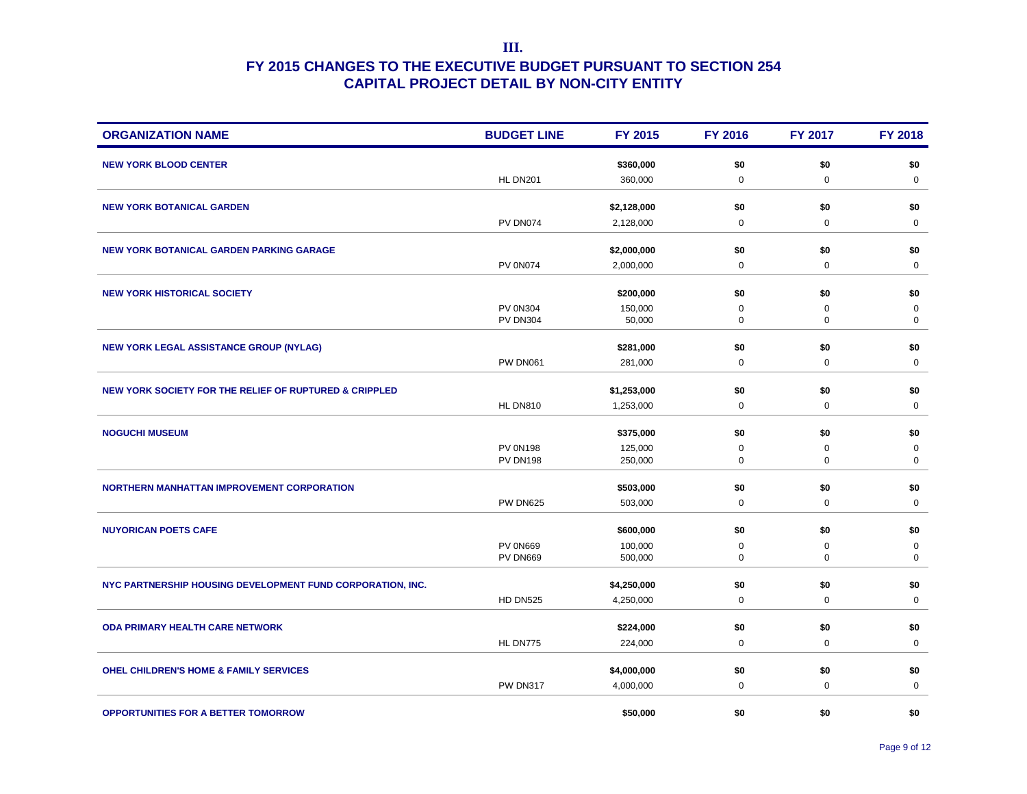# III.

## FY 2015 CHANGES TO THE EXECUTIVE BUDGET PURSUANT TO SECTION 254
## CAPITAL PROJECT DETAIL BY NON-CITY ENTITY

| ORGANIZATION NAME | BUDGET LINE | FY 2015 | FY 2016 | FY 2017 | FY 2018 |
|---|---|---|---|---|---|
| **NEW YORK BLOOD CENTER** | | **$360,000** | **$0** | **$0** | **$0** |
| | HL DN201 | 360,000 | 0 | 0 | 0 |
| **NEW YORK BOTANICAL GARDEN** | | **$2,128,000** | **$0** | **$0** | **$0** |
| | PV DN074 | 2,128,000 | 0 | 0 | 0 |
| **NEW YORK BOTANICAL GARDEN PARKING GARAGE** | | **$2,000,000** | **$0** | **$0** | **$0** |
| | PV 0N074 | 2,000,000 | 0 | 0 | 0 |
| **NEW YORK HISTORICAL SOCIETY** | | **$200,000** | **$0** | **$0** | **$0** |
| | PV 0N304 | 150,000 | 0 | 0 | 0 |
| | PV DN304 | 50,000 | 0 | 0 | 0 |
| **NEW YORK LEGAL ASSISTANCE GROUP (NYLAG)** | | **$281,000** | **$0** | **$0** | **$0** |
| | PW DN061 | 281,000 | 0 | 0 | 0 |
| **NEW YORK SOCIETY FOR THE RELIEF OF RUPTURED & CRIPPLED** | | **$1,253,000** | **$0** | **$0** | **$0** |
| | HL DN810 | 1,253,000 | 0 | 0 | 0 |
| **NOGUCHI MUSEUM** | | **$375,000** | **$0** | **$0** | **$0** |
| | PV 0N198 | 125,000 | 0 | 0 | 0 |
| | PV DN198 | 250,000 | 0 | 0 | 0 |
| **NORTHERN MANHATTAN IMPROVEMENT CORPORATION** | | **$503,000** | **$0** | **$0** | **$0** |
| | PW DN625 | 503,000 | 0 | 0 | 0 |
| **NUYORICAN POETS CAFE** | | **$600,000** | **$0** | **$0** | **$0** |
| | PV 0N669 | 100,000 | 0 | 0 | 0 |
| | PV DN669 | 500,000 | 0 | 0 | 0 |
| **NYC PARTNERSHIP HOUSING DEVELOPMENT FUND CORPORATION, INC.** | | **$4,250,000** | **$0** | **$0** | **$0** |
| | HD DN525 | 4,250,000 | 0 | 0 | 0 |
| **ODA PRIMARY HEALTH CARE NETWORK** | | **$224,000** | **$0** | **$0** | **$0** |
| | HL DN775 | 224,000 | 0 | 0 | 0 |
| **OHEL CHILDREN'S HOME & FAMILY SERVICES** | | **$4,000,000** | **$0** | **$0** | **$0** |
| | PW DN317 | 4,000,000 | 0 | 0 | 0 |
| **OPPORTUNITIES FOR A BETTER TOMORROW** | | **$50,000** | **$0** | **$0** | **$0** |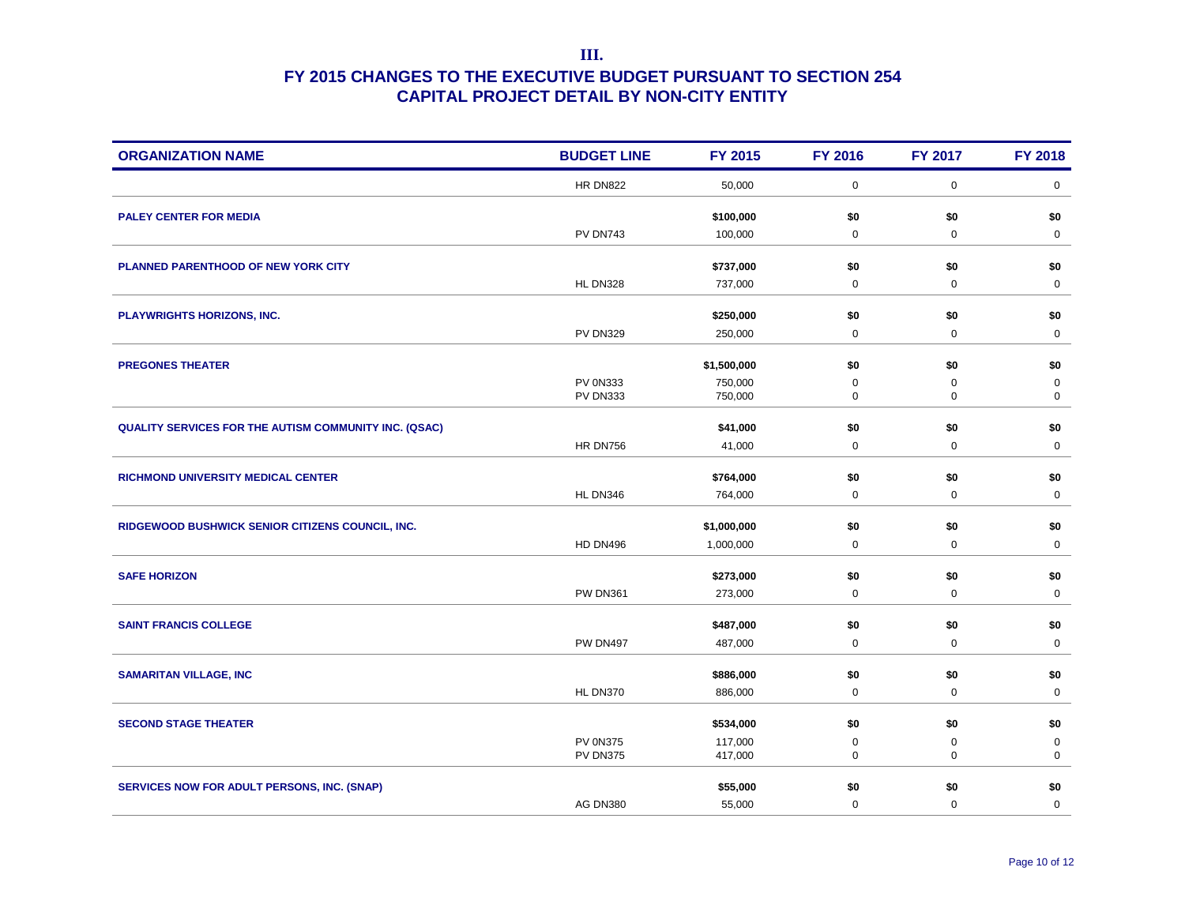**III.**

# FY 2015 CHANGES TO THE EXECUTIVE BUDGET PURSUANT TO SECTION 254
## CAPITAL PROJECT DETAIL BY NON-CITY ENTITY

| ORGANIZATION NAME | BUDGET LINE | FY 2015 | FY 2016 | FY 2017 | FY 2018 |
|---|---|---|---|---|---|
| | HR DN822 | 50,000 | 0 | 0 | 0 |
| **PALEY CENTER FOR MEDIA** | | **$100,000** | **$0** | **$0** | **$0** |
| | PV DN743 | 100,000 | 0 | 0 | 0 |
| **PLANNED PARENTHOOD OF NEW YORK CITY** | | **$737,000** | **$0** | **$0** | **$0** |
| | HL DN328 | 737,000 | 0 | 0 | 0 |
| **PLAYWRIGHTS HORIZONS, INC.** | | **$250,000** | **$0** | **$0** | **$0** |
| | PV DN329 | 250,000 | 0 | 0 | 0 |
| **PREGONES THEATER** | | **$1,500,000** | **$0** | **$0** | **$0** |
| | PV 0N333 | 750,000 | 0 | 0 | 0 |
| | PV DN333 | 750,000 | 0 | 0 | 0 |
| **QUALITY SERVICES FOR THE AUTISM COMMUNITY INC. (QSAC)** | | **$41,000** | **$0** | **$0** | **$0** |
| | HR DN756 | 41,000 | 0 | 0 | 0 |
| **RICHMOND UNIVERSITY MEDICAL CENTER** | | **$764,000** | **$0** | **$0** | **$0** |
| | HL DN346 | 764,000 | 0 | 0 | 0 |
| **RIDGEWOOD BUSHWICK SENIOR CITIZENS COUNCIL, INC.** | | **$1,000,000** | **$0** | **$0** | **$0** |
| | HD DN496 | 1,000,000 | 0 | 0 | 0 |
| **SAFE HORIZON** | | **$273,000** | **$0** | **$0** | **$0** |
| | PW DN361 | 273,000 | 0 | 0 | 0 |
| **SAINT FRANCIS COLLEGE** | | **$487,000** | **$0** | **$0** | **$0** |
| | PW DN497 | 487,000 | 0 | 0 | 0 |
| **SAMARITAN VILLAGE, INC** | | **$886,000** | **$0** | **$0** | **$0** |
| | HL DN370 | 886,000 | 0 | 0 | 0 |
| **SECOND STAGE THEATER** | | **$534,000** | **$0** | **$0** | **$0** |
| | PV 0N375 | 117,000 | 0 | 0 | 0 |
| | PV DN375 | 417,000 | 0 | 0 | 0 |
| **SERVICES NOW FOR ADULT PERSONS, INC. (SNAP)** | | **$55,000** | **$0** | **$0** | **$0** |
| | AG DN380 | 55,000 | 0 | 0 | 0 |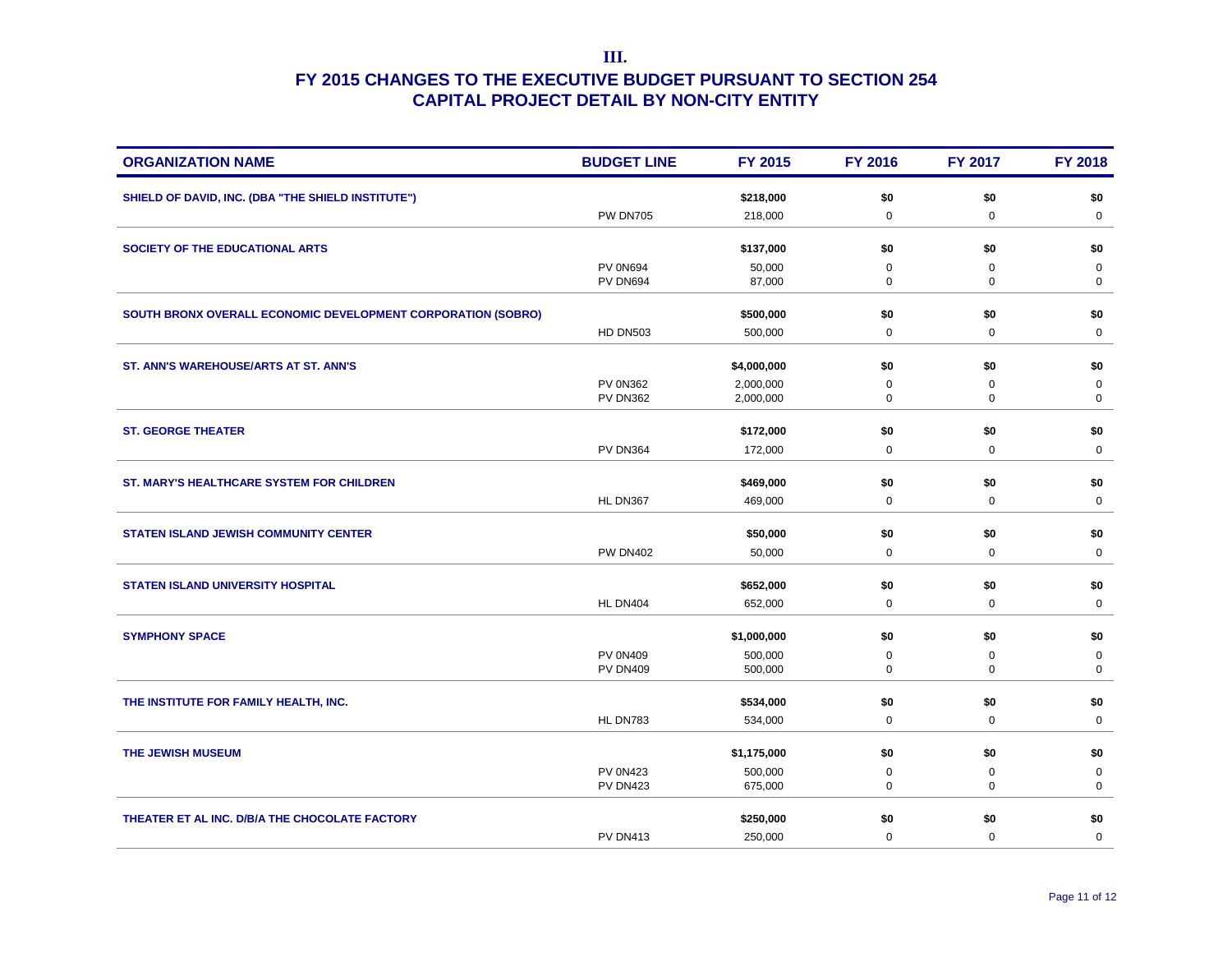# III.

# FY 2015 CHANGES TO THE EXECUTIVE BUDGET PURSUANT TO SECTION 254
## CAPITAL PROJECT DETAIL BY NON-CITY ENTITY

| ORGANIZATION NAME | BUDGET LINE | FY 2015 | FY 2016 | FY 2017 | FY 2018 |
|---|---|---|---|---|---|
| **SHIELD OF DAVID, INC. (DBA "THE SHIELD INSTITUTE")** | | **$218,000** | **$0** | **$0** | **$0** |
| | PW DN705 | 218,000 | 0 | 0 | 0 |
| **SOCIETY OF THE EDUCATIONAL ARTS** | | **$137,000** | **$0** | **$0** | **$0** |
| | PV 0N694 | 50,000 | 0 | 0 | 0 |
| | PV DN694 | 87,000 | 0 | 0 | 0 |
| **SOUTH BRONX OVERALL ECONOMIC DEVELOPMENT CORPORATION (SOBRO)** | | **$500,000** | **$0** | **$0** | **$0** |
| | HD DN503 | 500,000 | 0 | 0 | 0 |
| **ST. ANN'S WAREHOUSE/ARTS AT ST. ANN'S** | | **$4,000,000** | **$0** | **$0** | **$0** |
| | PV 0N362 | 2,000,000 | 0 | 0 | 0 |
| | PV DN362 | 2,000,000 | 0 | 0 | 0 |
| **ST. GEORGE THEATER** | | **$172,000** | **$0** | **$0** | **$0** |
| | PV DN364 | 172,000 | 0 | 0 | 0 |
| **ST. MARY'S HEALTHCARE SYSTEM FOR CHILDREN** | | **$469,000** | **$0** | **$0** | **$0** |
| | HL DN367 | 469,000 | 0 | 0 | 0 |
| **STATEN ISLAND JEWISH COMMUNITY CENTER** | | **$50,000** | **$0** | **$0** | **$0** |
| | PW DN402 | 50,000 | 0 | 0 | 0 |
| **STATEN ISLAND UNIVERSITY HOSPITAL** | | **$652,000** | **$0** | **$0** | **$0** |
| | HL DN404 | 652,000 | 0 | 0 | 0 |
| **SYMPHONY SPACE** | | **$1,000,000** | **$0** | **$0** | **$0** |
| | PV 0N409 | 500,000 | 0 | 0 | 0 |
| | PV DN409 | 500,000 | 0 | 0 | 0 |
| **THE INSTITUTE FOR FAMILY HEALTH, INC.** | | **$534,000** | **$0** | **$0** | **$0** |
| | HL DN783 | 534,000 | 0 | 0 | 0 |
| **THE JEWISH MUSEUM** | | **$1,175,000** | **$0** | **$0** | **$0** |
| | PV 0N423 | 500,000 | 0 | 0 | 0 |
| | PV DN423 | 675,000 | 0 | 0 | 0 |
| **THEATER ET AL INC. D/B/A THE CHOCOLATE FACTORY** | | **$250,000** | **$0** | **$0** | **$0** |
| | PV DN413 | 250,000 | 0 | 0 | 0 |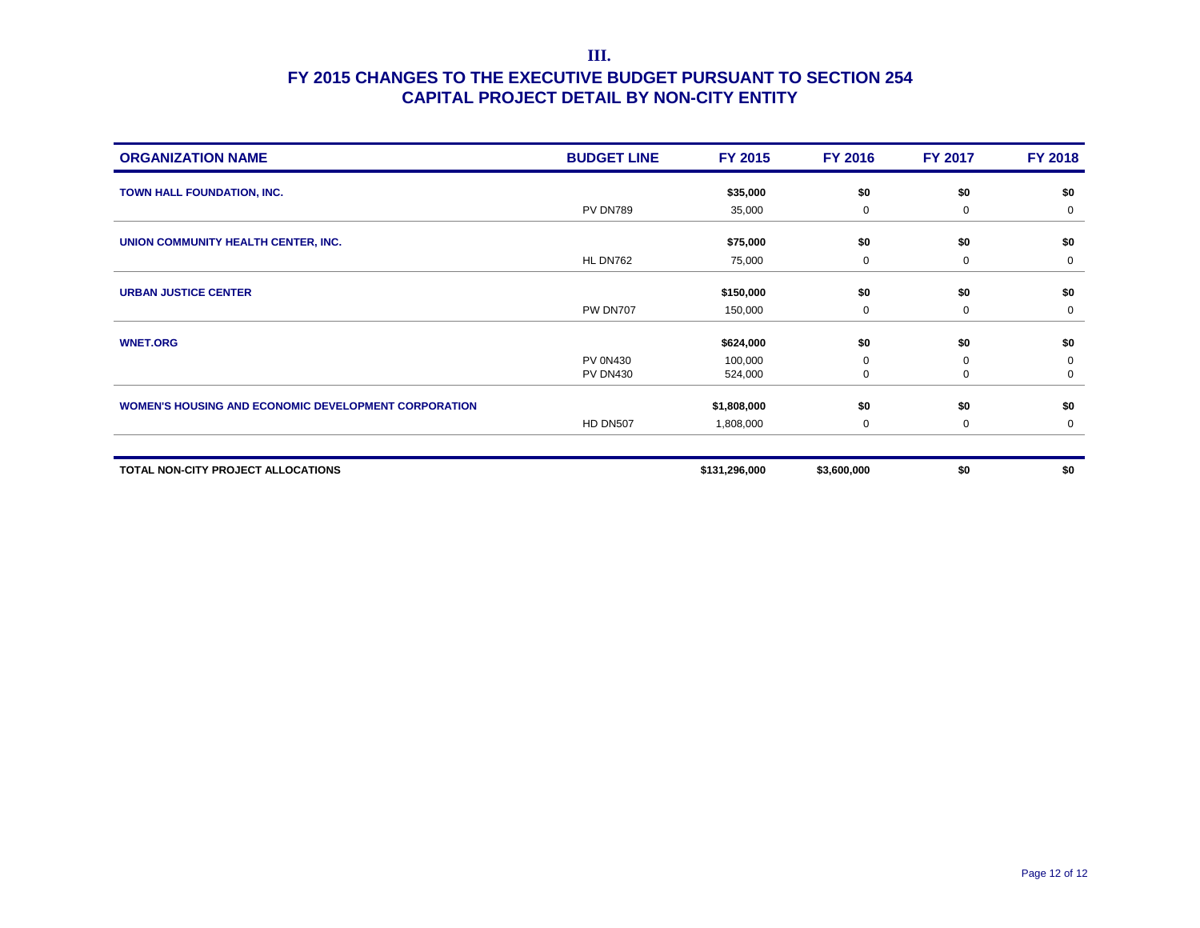# III.

## FY 2015 CHANGES TO THE EXECUTIVE BUDGET PURSUANT TO SECTION 254
## CAPITAL PROJECT DETAIL BY NON-CITY ENTITY

| ORGANIZATION NAME | BUDGET LINE | FY 2015 | FY 2016 | FY 2017 | FY 2018 |
|---|---|---|---|---|---|
| **TOWN HALL FOUNDATION, INC.** | | **$35,000** | **$0** | **$0** | **$0** |
| | PV DN789 | 35,000 | 0 | 0 | 0 |
| **UNION COMMUNITY HEALTH CENTER, INC.** | | **$75,000** | **$0** | **$0** | **$0** |
| | HL DN762 | 75,000 | 0 | 0 | 0 |
| **URBAN JUSTICE CENTER** | | **$150,000** | **$0** | **$0** | **$0** |
| | PW DN707 | 150,000 | 0 | 0 | 0 |
| **WNET.ORG** | | **$624,000** | **$0** | **$0** | **$0** |
| | PV 0N430 | 100,000 | 0 | 0 | 0 |
| | PV DN430 | 524,000 | 0 | 0 | 0 |
| **WOMEN'S HOUSING AND ECONOMIC DEVELOPMENT CORPORATION** | | **$1,808,000** | **$0** | **$0** | **$0** |
| | HD DN507 | 1,808,000 | 0 | 0 | 0 |
| **TOTAL NON-CITY PROJECT ALLOCATIONS** | | **$131,296,000** | **$3,600,000** | **$0** | **$0** |